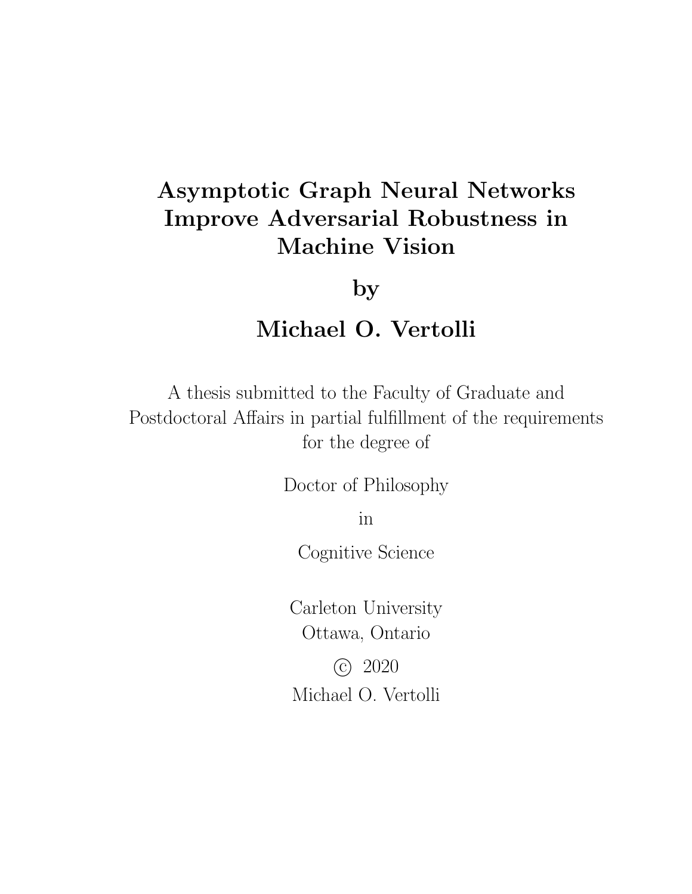# Asymptotic Graph Neural Networks Improve Adversarial Robustness in Machine Vision

**by**

**Michael O. Vertolli**

A thesis submitted to the Faculty of Graduate and Postdoctoral Affairs in partial fulfillment of the requirements for the degree of

Doctor of Philosophy

in

Cognitive Science

Carleton University
Ottawa, Ontario

© 2020
Michael O. Vertolli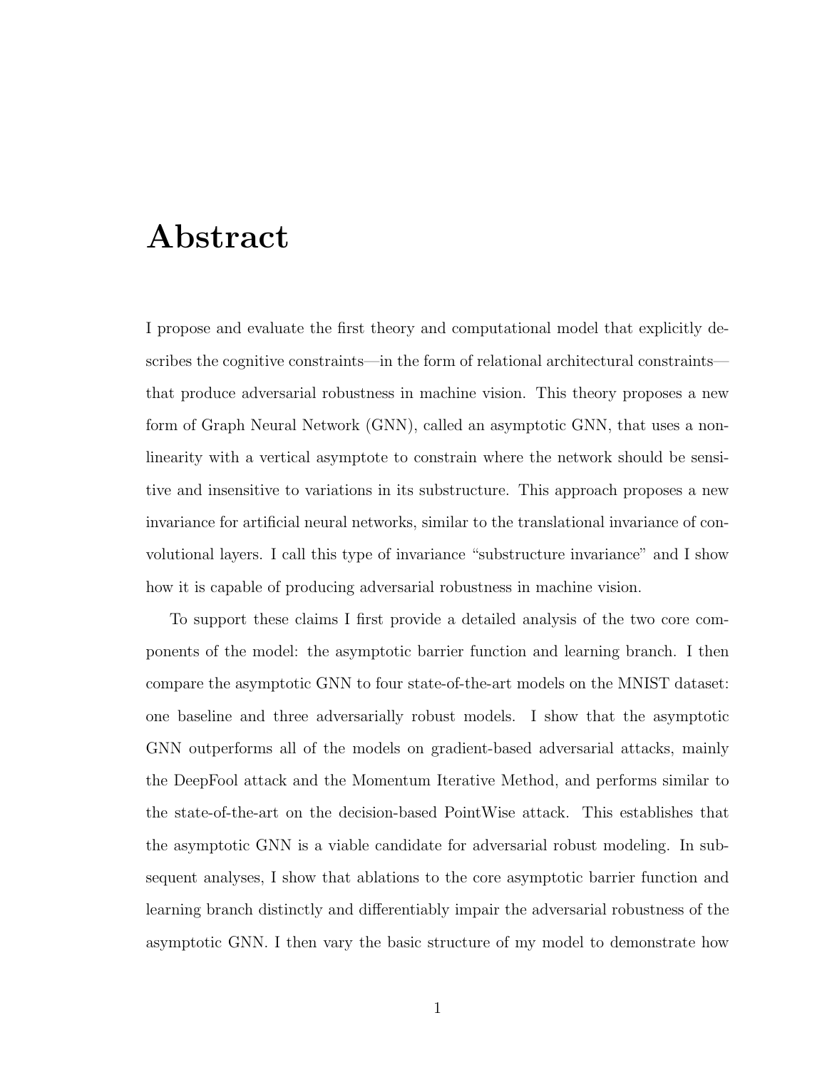# Abstract

I propose and evaluate the first theory and computational model that explicitly describes the cognitive constraints—in the form of relational architectural constraints—that produce adversarial robustness in machine vision. This theory proposes a new form of Graph Neural Network (GNN), called an asymptotic GNN, that uses a non-linearity with a vertical asymptote to constrain where the network should be sensitive and insensitive to variations in its substructure. This approach proposes a new invariance for artificial neural networks, similar to the translational invariance of convolutional layers. I call this type of invariance "substructure invariance" and I show how it is capable of producing adversarial robustness in machine vision.

To support these claims I first provide a detailed analysis of the two core components of the model: the asymptotic barrier function and learning branch. I then compare the asymptotic GNN to four state-of-the-art models on the MNIST dataset: one baseline and three adversarially robust models. I show that the asymptotic GNN outperforms all of the models on gradient-based adversarial attacks, mainly the DeepFool attack and the Momentum Iterative Method, and performs similar to the state-of-the-art on the decision-based PointWise attack. This establishes that the asymptotic GNN is a viable candidate for adversarial robust modeling. In subsequent analyses, I show that ablations to the core asymptotic barrier function and learning branch distinctly and differentiably impair the adversarial robustness of the asymptotic GNN. I then vary the basic structure of my model to demonstrate how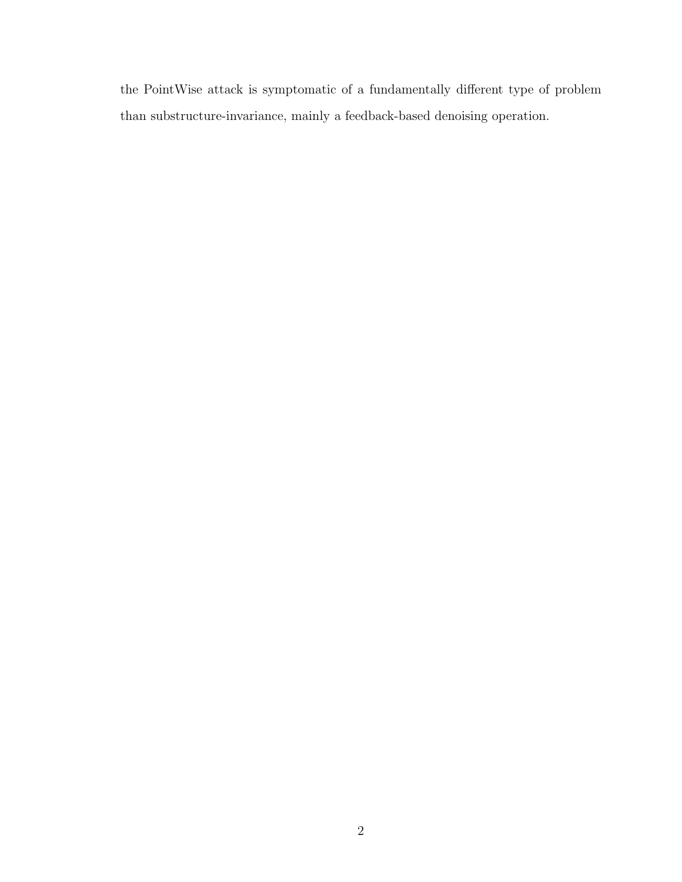the PointWise attack is symptomatic of a fundamentally different type of problem than substructure-invariance, mainly a feedback-based denoising operation.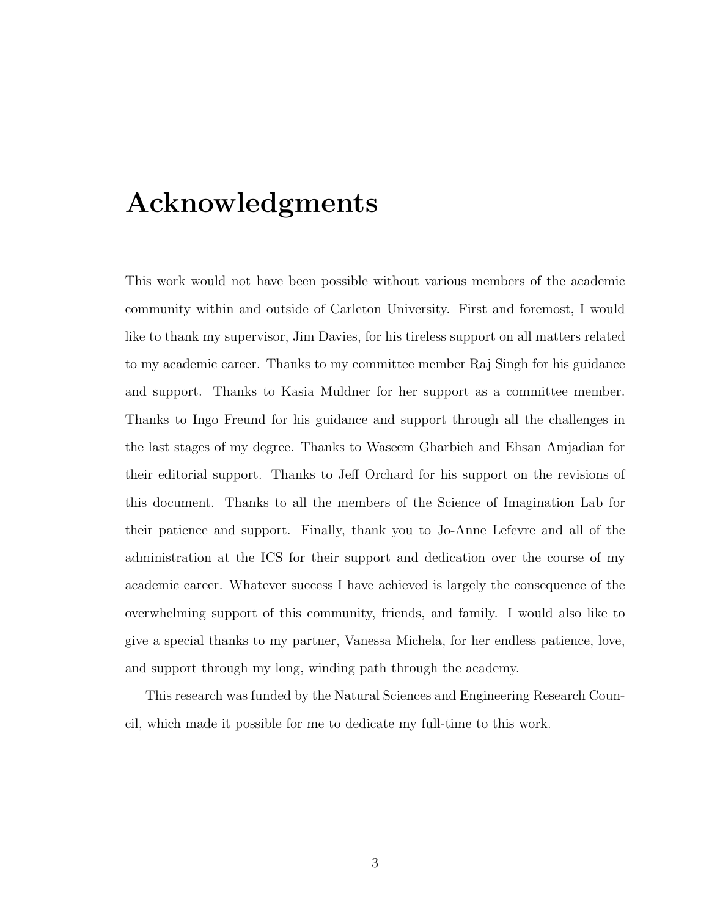# Acknowledgments

This work would not have been possible without various members of the academic community within and outside of Carleton University. First and foremost, I would like to thank my supervisor, Jim Davies, for his tireless support on all matters related to my academic career. Thanks to my committee member Raj Singh for his guidance and support. Thanks to Kasia Muldner for her support as a committee member. Thanks to Ingo Freund for his guidance and support through all the challenges in the last stages of my degree. Thanks to Waseem Gharbieh and Ehsan Amjadian for their editorial support. Thanks to Jeff Orchard for his support on the revisions of this document. Thanks to all the members of the Science of Imagination Lab for their patience and support. Finally, thank you to Jo-Anne Lefevre and all of the administration at the ICS for their support and dedication over the course of my academic career. Whatever success I have achieved is largely the consequence of the overwhelming support of this community, friends, and family. I would also like to give a special thanks to my partner, Vanessa Michela, for her endless patience, love, and support through my long, winding path through the academy.

This research was funded by the Natural Sciences and Engineering Research Council, which made it possible for me to dedicate my full-time to this work.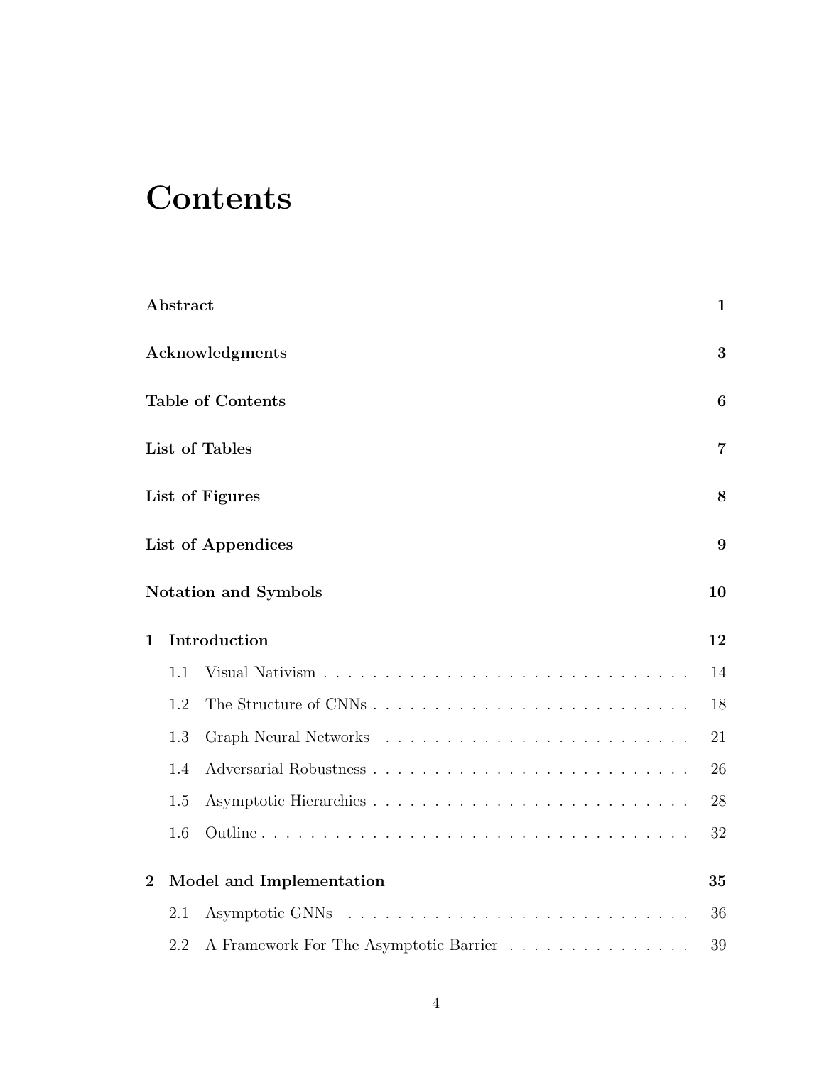# Contents

**Abstract** **1**

**Acknowledgments** **3**

**Table of Contents** **6**

**List of Tables** **7**

**List of Figures** **8**

**List of Appendices** **9**

**Notation and Symbols** **10**

**1 Introduction** **12**

- 1.1 Visual Nativism . . . . . . . . . . . . . . . . . . . . . . . . . . . . . . 14
- 1.2 The Structure of CNNs . . . . . . . . . . . . . . . . . . . . . . . . . . 18
- 1.3 Graph Neural Networks . . . . . . . . . . . . . . . . . . . . . . . . . . 21
- 1.4 Adversarial Robustness . . . . . . . . . . . . . . . . . . . . . . . . . . 26
- 1.5 Asymptotic Hierarchies . . . . . . . . . . . . . . . . . . . . . . . . . . 28
- 1.6 Outline . . . . . . . . . . . . . . . . . . . . . . . . . . . . . . . . . . 32

**2 Model and Implementation** **35**

- 2.1 Asymptotic GNNs . . . . . . . . . . . . . . . . . . . . . . . . . . . . 36
- 2.2 A Framework For The Asymptotic Barrier . . . . . . . . . . . . . . . 39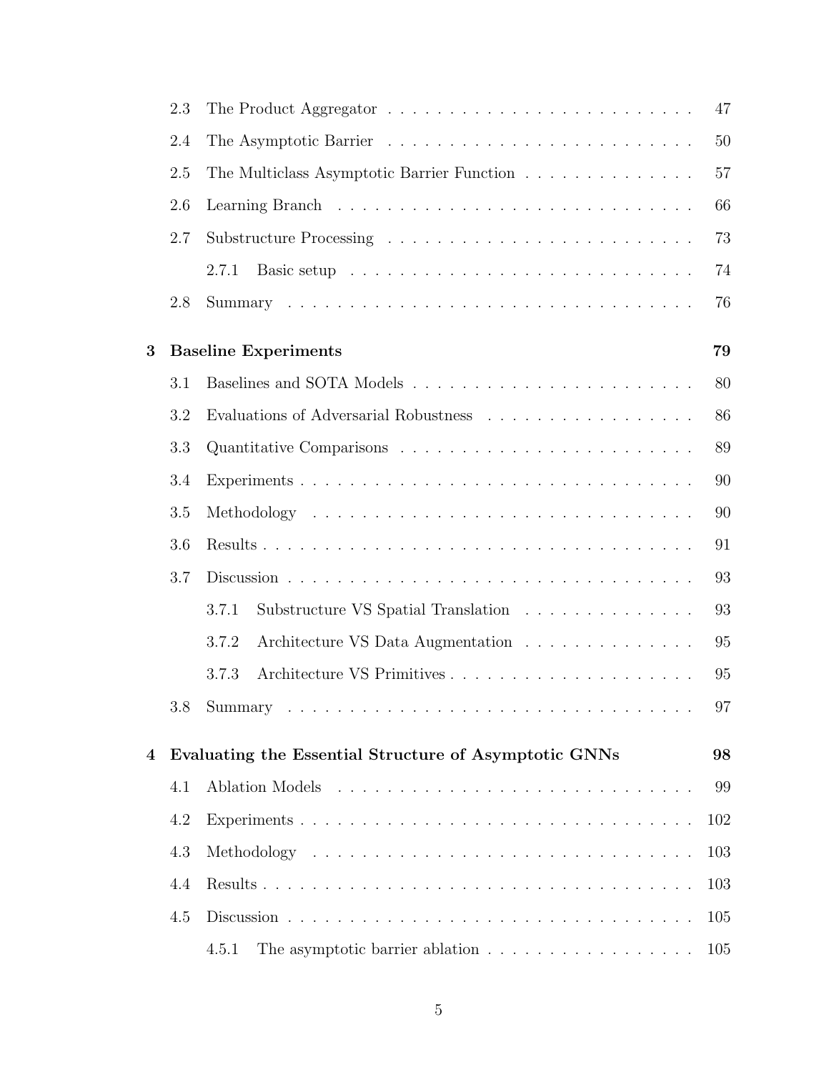2.3 The Product Aggregator . . . . . . . . . . . . . . . . . . . . . . . . . 47

2.4 The Asymptotic Barrier . . . . . . . . . . . . . . . . . . . . . . . . . 50

2.5 The Multiclass Asymptotic Barrier Function . . . . . . . . . . . . . . 57

2.6 Learning Branch . . . . . . . . . . . . . . . . . . . . . . . . . . . . . 66

2.7 Substructure Processing . . . . . . . . . . . . . . . . . . . . . . . . . 73

2.7.1 Basic setup . . . . . . . . . . . . . . . . . . . . . . . . . . . . 74

2.8 Summary . . . . . . . . . . . . . . . . . . . . . . . . . . . . . . . . . 76

**3 Baseline Experiments** **79**

3.1 Baselines and SOTA Models . . . . . . . . . . . . . . . . . . . . . . . 80

3.2 Evaluations of Adversarial Robustness . . . . . . . . . . . . . . . . . 86

3.3 Quantitative Comparisons . . . . . . . . . . . . . . . . . . . . . . . . 89

3.4 Experiments . . . . . . . . . . . . . . . . . . . . . . . . . . . . . . . . 90

3.5 Methodology . . . . . . . . . . . . . . . . . . . . . . . . . . . . . . . 90

3.6 Results . . . . . . . . . . . . . . . . . . . . . . . . . . . . . . . . . . . 91

3.7 Discussion . . . . . . . . . . . . . . . . . . . . . . . . . . . . . . . . . 93

3.7.1 Substructure VS Spatial Translation . . . . . . . . . . . . . . 93

3.7.2 Architecture VS Data Augmentation . . . . . . . . . . . . . . 95

3.7.3 Architecture VS Primitives . . . . . . . . . . . . . . . . . . . . 95

3.8 Summary . . . . . . . . . . . . . . . . . . . . . . . . . . . . . . . . . 97

**4 Evaluating the Essential Structure of Asymptotic GNNs** **98**

4.1 Ablation Models . . . . . . . . . . . . . . . . . . . . . . . . . . . . . 99

4.2 Experiments . . . . . . . . . . . . . . . . . . . . . . . . . . . . . . . . 102

4.3 Methodology . . . . . . . . . . . . . . . . . . . . . . . . . . . . . . . 103

4.4 Results . . . . . . . . . . . . . . . . . . . . . . . . . . . . . . . . . . . 103

4.5 Discussion . . . . . . . . . . . . . . . . . . . . . . . . . . . . . . . . . 105

4.5.1 The asymptotic barrier ablation . . . . . . . . . . . . . . . . . 105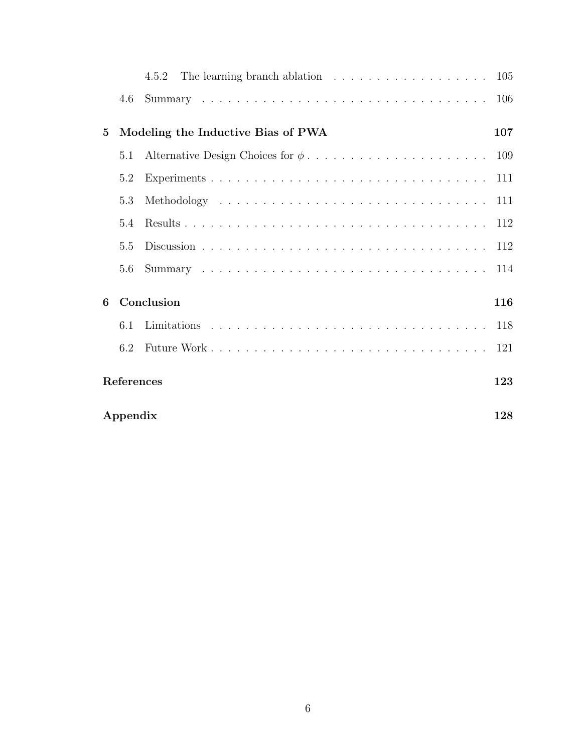4.5.2 The learning branch ablation . . . . . . . . . . . . . . . . . . . 105

4.6 Summary . . . . . . . . . . . . . . . . . . . . . . . . . . . . . . . . . 106

**5 Modeling the Inductive Bias of PWA 107**

5.1 Alternative Design Choices for $\phi$ . . . . . . . . . . . . . . . . . . . . . 109

5.2 Experiments . . . . . . . . . . . . . . . . . . . . . . . . . . . . . . . . . 111

5.3 Methodology . . . . . . . . . . . . . . . . . . . . . . . . . . . . . . . . 111

5.4 Results . . . . . . . . . . . . . . . . . . . . . . . . . . . . . . . . . . . 112

5.5 Discussion . . . . . . . . . . . . . . . . . . . . . . . . . . . . . . . . . 112

5.6 Summary . . . . . . . . . . . . . . . . . . . . . . . . . . . . . . . . . 114

**6 Conclusion 116**

6.1 Limitations . . . . . . . . . . . . . . . . . . . . . . . . . . . . . . . . . 118

6.2 Future Work . . . . . . . . . . . . . . . . . . . . . . . . . . . . . . . . 121

**References 123**

**Appendix 128**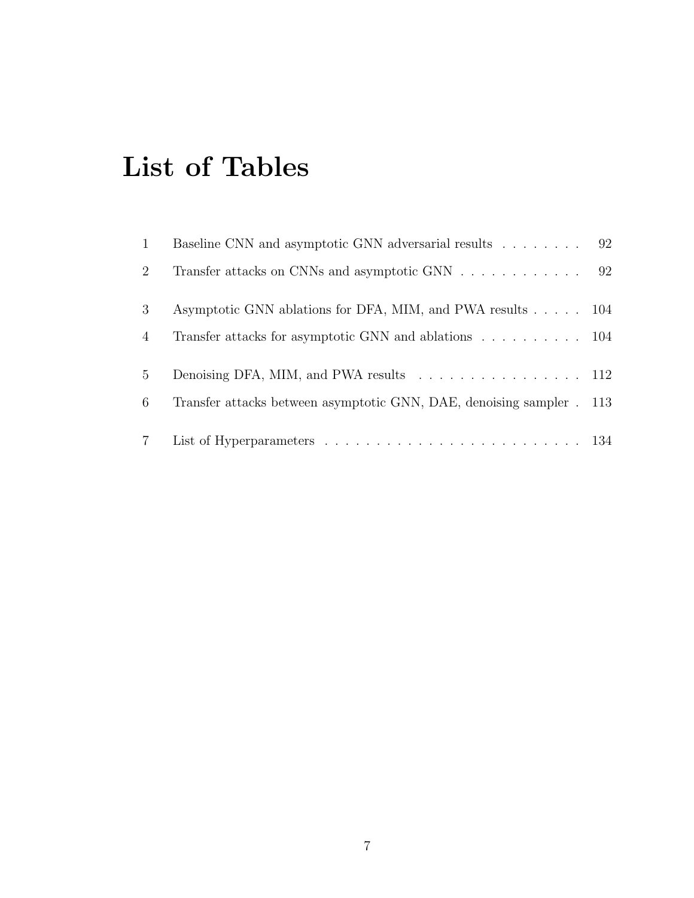# List of Tables

| | | |
|---|---|---|
| 1 | Baseline CNN and asymptotic GNN adversarial results | 92 |
| 2 | Transfer attacks on CNNs and asymptotic GNN | 92 |
| 3 | Asymptotic GNN ablations for DFA, MIM, and PWA results | 104 |
| 4 | Transfer attacks for asymptotic GNN and ablations | 104 |
| 5 | Denoising DFA, MIM, and PWA results | 112 |
| 6 | Transfer attacks between asymptotic GNN, DAE, denoising sampler | 113 |
| 7 | List of Hyperparameters | 134 |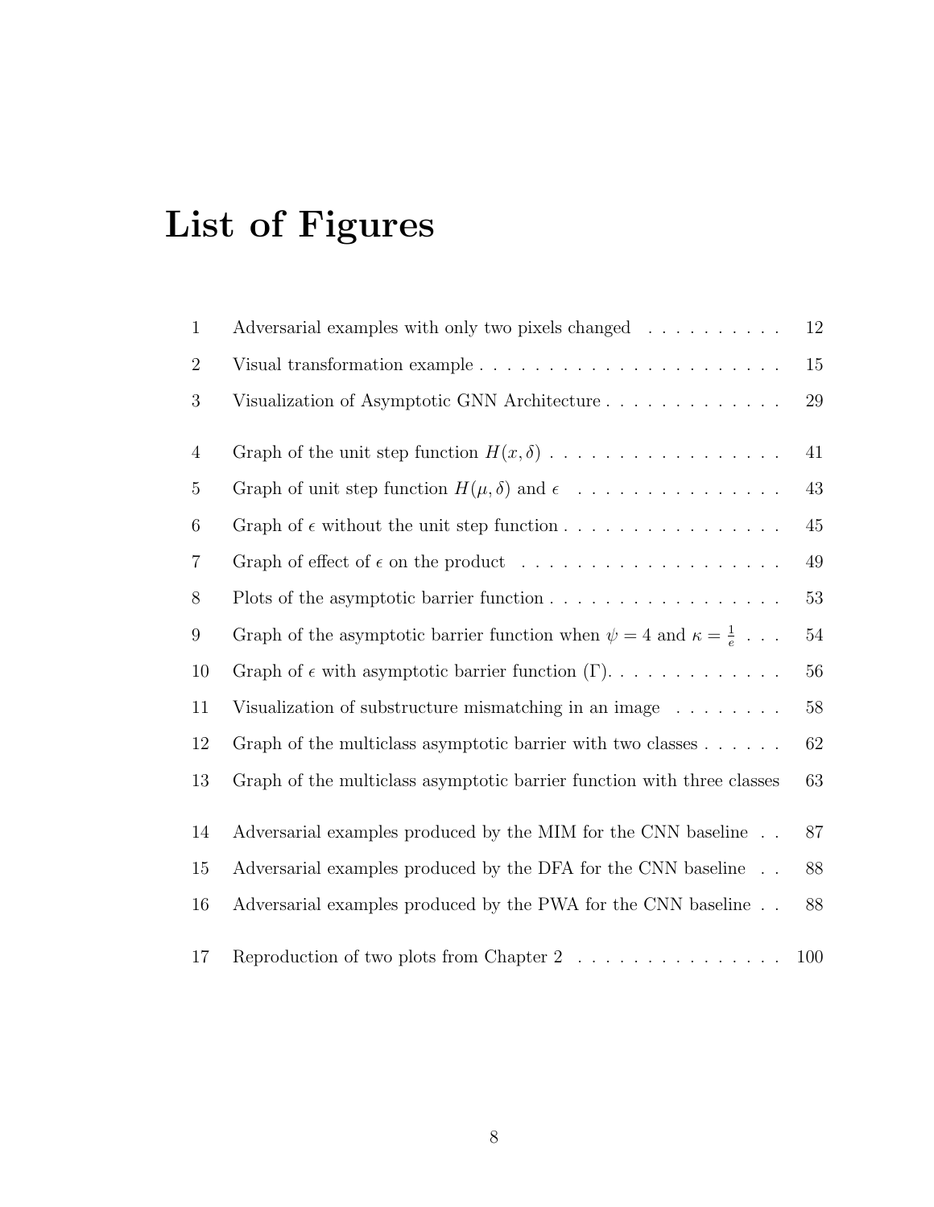# List of Figures

| | | |
|---|---|---|
| 1 | Adversarial examples with only two pixels changed | 12 |
| 2 | Visual transformation example | 15 |
| 3 | Visualization of Asymptotic GNN Architecture | 29 |
| 4 | Graph of the unit step function $H(x, \delta)$ | 41 |
| 5 | Graph of unit step function $H(\mu, \delta)$ and $\epsilon$ | 43 |
| 6 | Graph of $\epsilon$ without the unit step function | 45 |
| 7 | Graph of effect of $\epsilon$ on the product | 49 |
| 8 | Plots of the asymptotic barrier function | 53 |
| 9 | Graph of the asymptotic barrier function when $\psi = 4$ and $\kappa = \frac{1}{e}$ | 54 |
| 10 | Graph of $\epsilon$ with asymptotic barrier function ($\Gamma$). | 56 |
| 11 | Visualization of substructure mismatching in an image | 58 |
| 12 | Graph of the multiclass asymptotic barrier with two classes | 62 |
| 13 | Graph of the multiclass asymptotic barrier function with three classes | 63 |
| 14 | Adversarial examples produced by the MIM for the CNN baseline | 87 |
| 15 | Adversarial examples produced by the DFA for the CNN baseline | 88 |
| 16 | Adversarial examples produced by the PWA for the CNN baseline | 88 |
| 17 | Reproduction of two plots from Chapter 2 | 100 |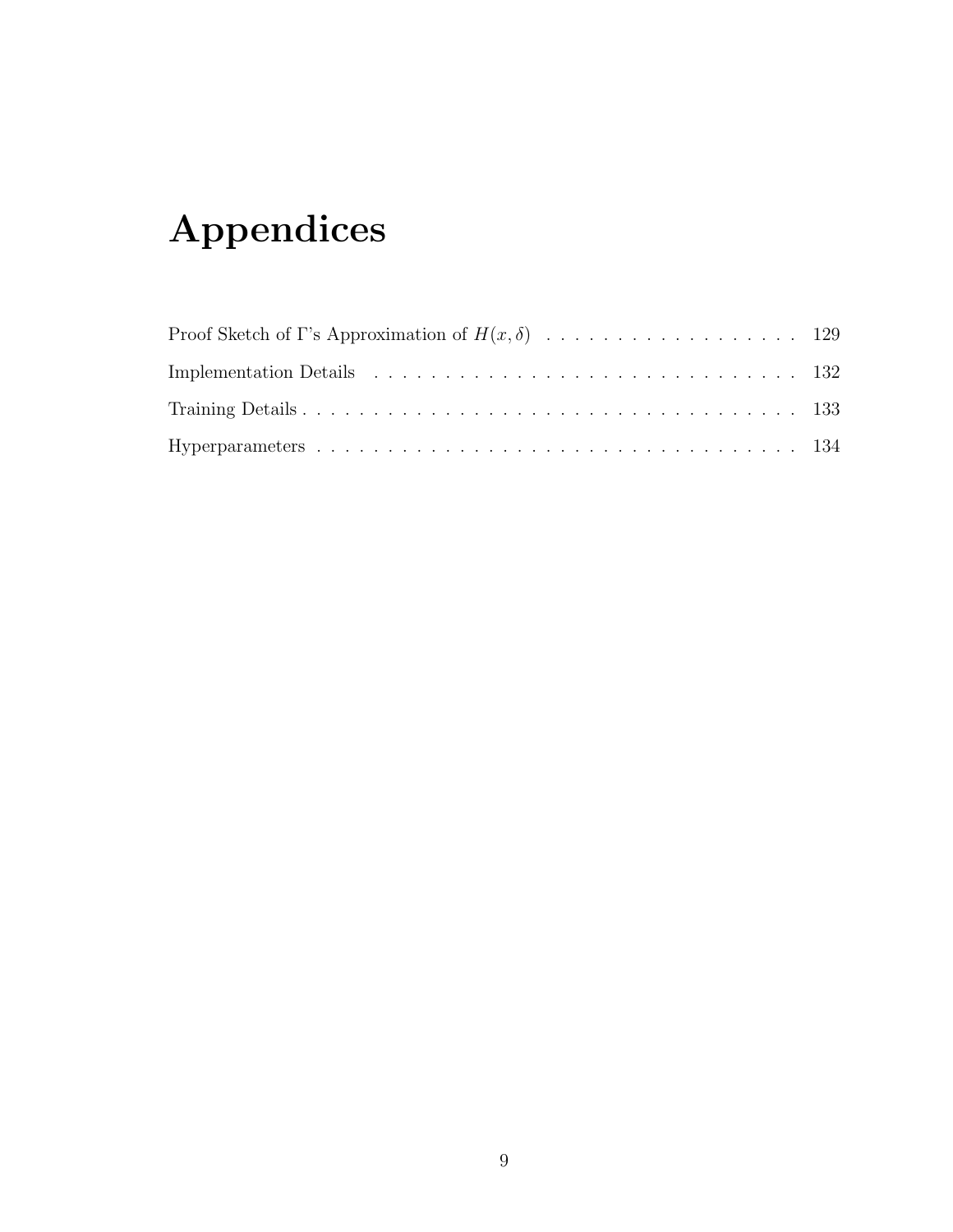# Appendices

Proof Sketch of Γ's Approximation of $H(x, \delta)$ . . . . . . . . . . . . . . . . . . 129

Implementation Details . . . . . . . . . . . . . . . . . . . . . . . . . . . . . . . 132

Training Details . . . . . . . . . . . . . . . . . . . . . . . . . . . . . . . . . . 133

Hyperparameters . . . . . . . . . . . . . . . . . . . . . . . . . . . . . . . . . 134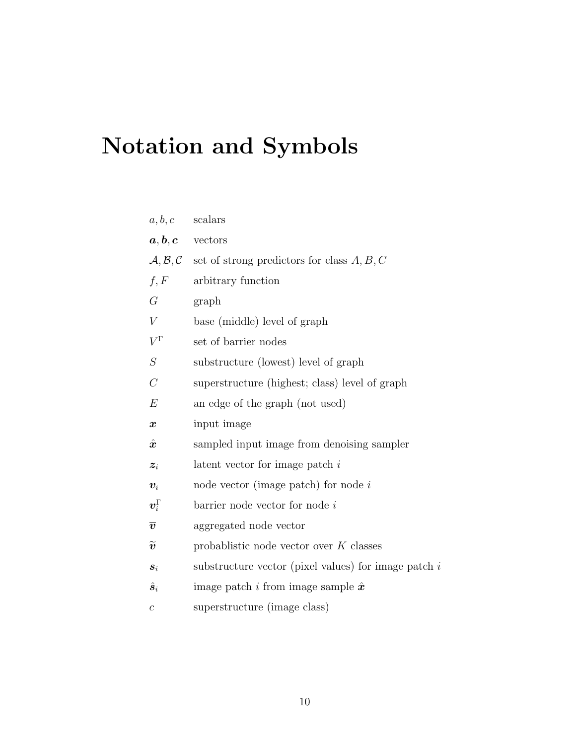# Notation and Symbols

| | |
|---|---|
| $a, b, c$ | scalars |
| $\boldsymbol{a}, \boldsymbol{b}, \boldsymbol{c}$ | vectors |
| $\mathcal{A}, \mathcal{B}, \mathcal{C}$ | set of strong predictors for class $A, B, C$ |
| $f, F$ | arbitrary function |
| $G$ | graph |
| $V$ | base (middle) level of graph |
| $V^{\Gamma}$ | set of barrier nodes |
| $S$ | substructure (lowest) level of graph |
| $C$ | superstructure (highest; class) level of graph |
| $E$ | an edge of the graph (not used) |
| $\boldsymbol{x}$ | input image |
| $\hat{\boldsymbol{x}}$ | sampled input image from denoising sampler |
| $\boldsymbol{z}_i$ | latent vector for image patch $i$ |
| $\boldsymbol{v}_i$ | node vector (image patch) for node $i$ |
| $\boldsymbol{v}_i^{\Gamma}$ | barrier node vector for node $i$ |
| $\overline{\boldsymbol{v}}$ | aggregated node vector |
| $\widetilde{\boldsymbol{v}}$ | probablistic node vector over $K$ classes |
| $\boldsymbol{s}_i$ | substructure vector (pixel values) for image patch $i$ |
| $\hat{\boldsymbol{s}}_i$ | image patch $i$ from image sample $\hat{\boldsymbol{x}}$ |
| $c$ | superstructure (image class) |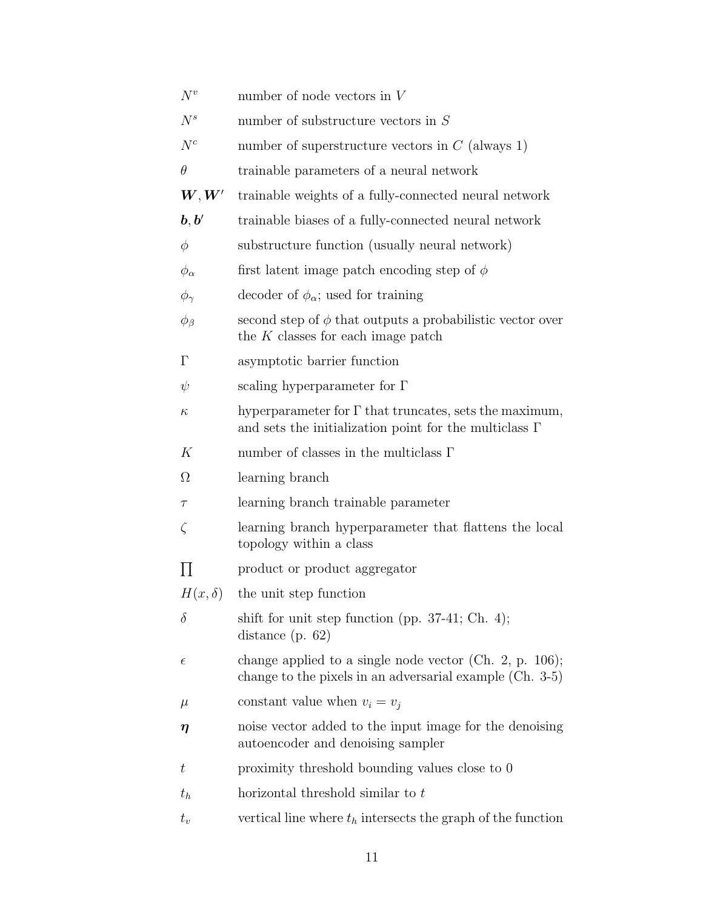| | |
|---|---|
| $N^v$ | number of node vectors in $V$ |
| $N^s$ | number of substructure vectors in $S$ |
| $N^c$ | number of superstructure vectors in $C$ (always 1) |
| $\theta$ | trainable parameters of a neural network |
| $\boldsymbol{W}, \boldsymbol{W}'$ | trainable weights of a fully-connected neural network |
| $\boldsymbol{b}, \boldsymbol{b}'$ | trainable biases of a fully-connected neural network |
| $\phi$ | substructure function (usually neural network) |
| $\phi_\alpha$ | first latent image patch encoding step of $\phi$ |
| $\phi_\gamma$ | decoder of $\phi_\alpha$; used for training |
| $\phi_\beta$ | second step of $\phi$ that outputs a probabilistic vector over the $K$ classes for each image patch |
| $\Gamma$ | asymptotic barrier function |
| $\psi$ | scaling hyperparameter for $\Gamma$ |
| $\kappa$ | hyperparameter for $\Gamma$ that truncates, sets the maximum, and sets the initialization point for the multiclass $\Gamma$ |
| $K$ | number of classes in the multiclass $\Gamma$ |
| $\Omega$ | learning branch |
| $\tau$ | learning branch trainable parameter |
| $\zeta$ | learning branch hyperparameter that flattens the local topology within a class |
| $\prod$ | product or product aggregator |
| $H(x, \delta)$ | the unit step function |
| $\delta$ | shift for unit step function (pp. 37-41; Ch. 4); distance (p. 62) |
| $\epsilon$ | change applied to a single node vector (Ch. 2, p. 106); change to the pixels in an adversarial example (Ch. 3-5) |
| $\mu$ | constant value when $v_i = v_j$ |
| $\boldsymbol{\eta}$ | noise vector added to the input image for the denoising autoencoder and denoising sampler |
| $t$ | proximity threshold bounding values close to 0 |
| $t_h$ | horizontal threshold similar to $t$ |
| $t_v$ | vertical line where $t_h$ intersects the graph of the function |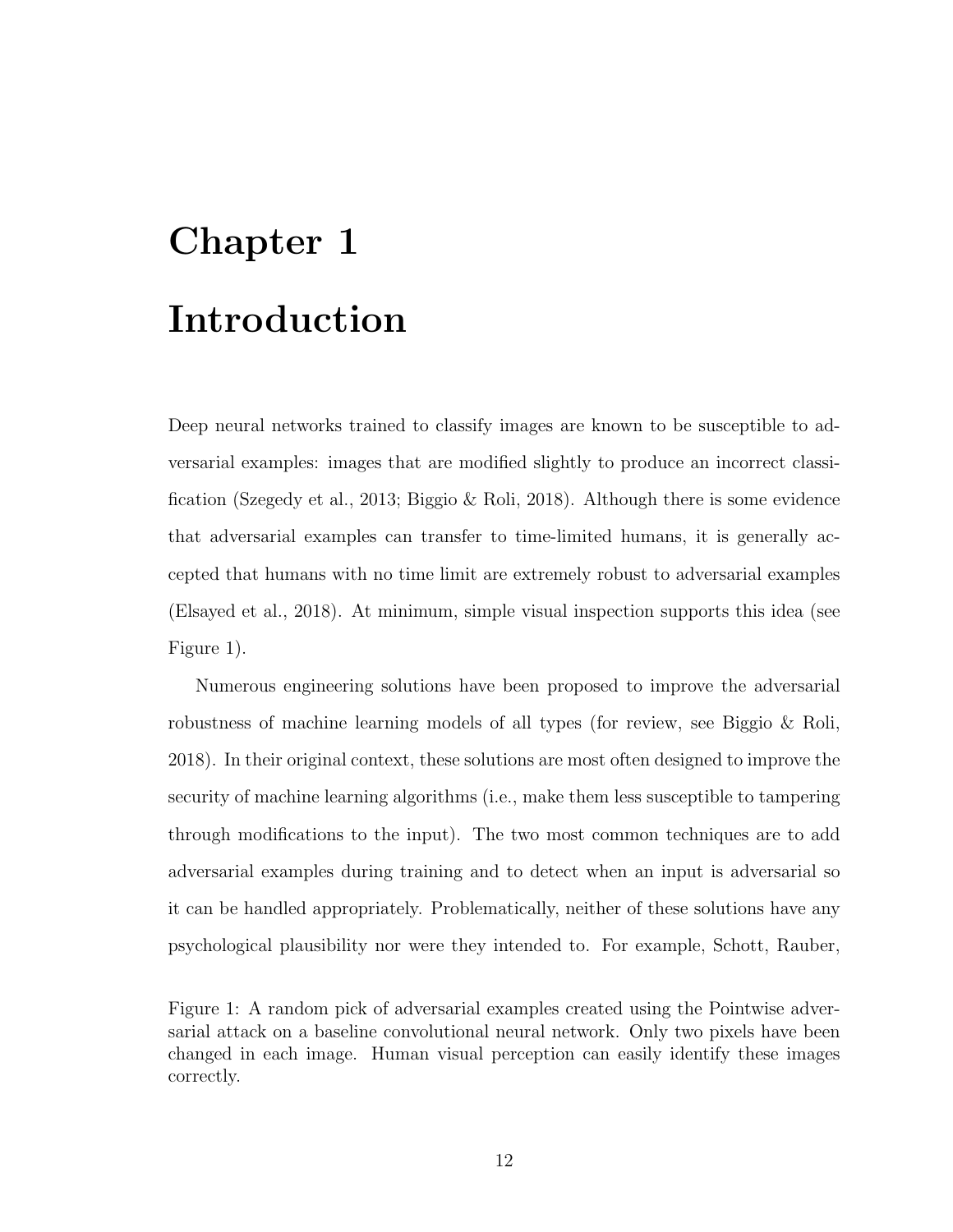# Chapter 1

# Introduction

Deep neural networks trained to classify images are known to be susceptible to adversarial examples: images that are modified slightly to produce an incorrect classification (Szegedy et al., 2013; Biggio & Roli, 2018). Although there is some evidence that adversarial examples can transfer to time-limited humans, it is generally accepted that humans with no time limit are extremely robust to adversarial examples (Elsayed et al., 2018). At minimum, simple visual inspection supports this idea (see Figure 1).

Numerous engineering solutions have been proposed to improve the adversarial robustness of machine learning models of all types (for review, see Biggio & Roli, 2018). In their original context, these solutions are most often designed to improve the security of machine learning algorithms (i.e., make them less susceptible to tampering through modifications to the input). The two most common techniques are to add adversarial examples during training and to detect when an input is adversarial so it can be handled appropriately. Problematically, neither of these solutions have any psychological plausibility nor were they intended to. For example, Schott, Rauber,

Figure 1: A random pick of adversarial examples created using the Pointwise adversarial attack on a baseline convolutional neural network. Only two pixels have been changed in each image. Human visual perception can easily identify these images correctly.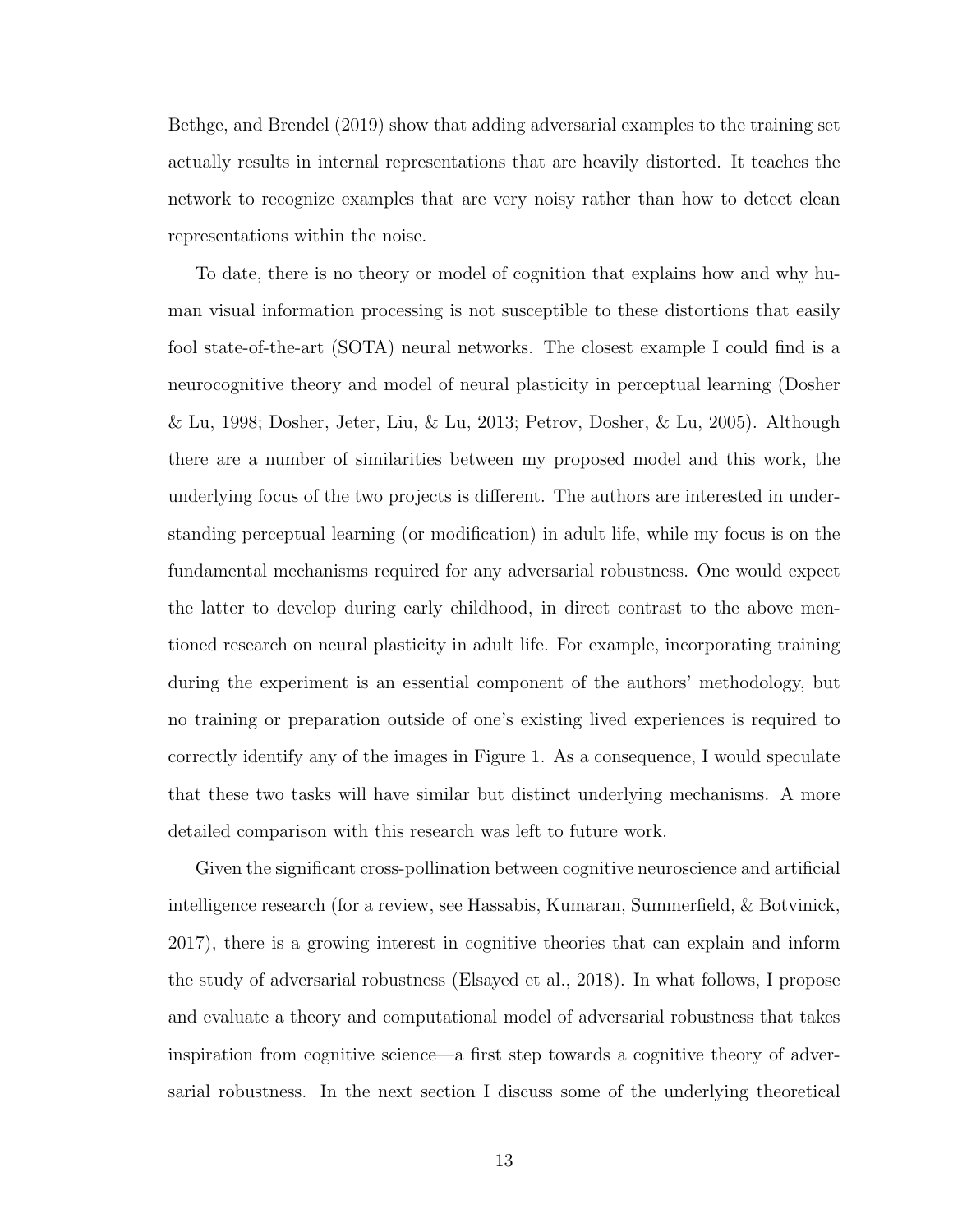Bethge, and Brendel (2019) show that adding adversarial examples to the training set actually results in internal representations that are heavily distorted. It teaches the network to recognize examples that are very noisy rather than how to detect clean representations within the noise.

To date, there is no theory or model of cognition that explains how and why human visual information processing is not susceptible to these distortions that easily fool state-of-the-art (SOTA) neural networks. The closest example I could find is a neurocognitive theory and model of neural plasticity in perceptual learning (Dosher & Lu, 1998; Dosher, Jeter, Liu, & Lu, 2013; Petrov, Dosher, & Lu, 2005). Although there are a number of similarities between my proposed model and this work, the underlying focus of the two projects is different. The authors are interested in understanding perceptual learning (or modification) in adult life, while my focus is on the fundamental mechanisms required for any adversarial robustness. One would expect the latter to develop during early childhood, in direct contrast to the above mentioned research on neural plasticity in adult life. For example, incorporating training during the experiment is an essential component of the authors' methodology, but no training or preparation outside of one's existing lived experiences is required to correctly identify any of the images in Figure 1. As a consequence, I would speculate that these two tasks will have similar but distinct underlying mechanisms. A more detailed comparison with this research was left to future work.

Given the significant cross-pollination between cognitive neuroscience and artificial intelligence research (for a review, see Hassabis, Kumaran, Summerfield, & Botvinick, 2017), there is a growing interest in cognitive theories that can explain and inform the study of adversarial robustness (Elsayed et al., 2018). In what follows, I propose and evaluate a theory and computational model of adversarial robustness that takes inspiration from cognitive science—a first step towards a cognitive theory of adversarial robustness. In the next section I discuss some of the underlying theoretical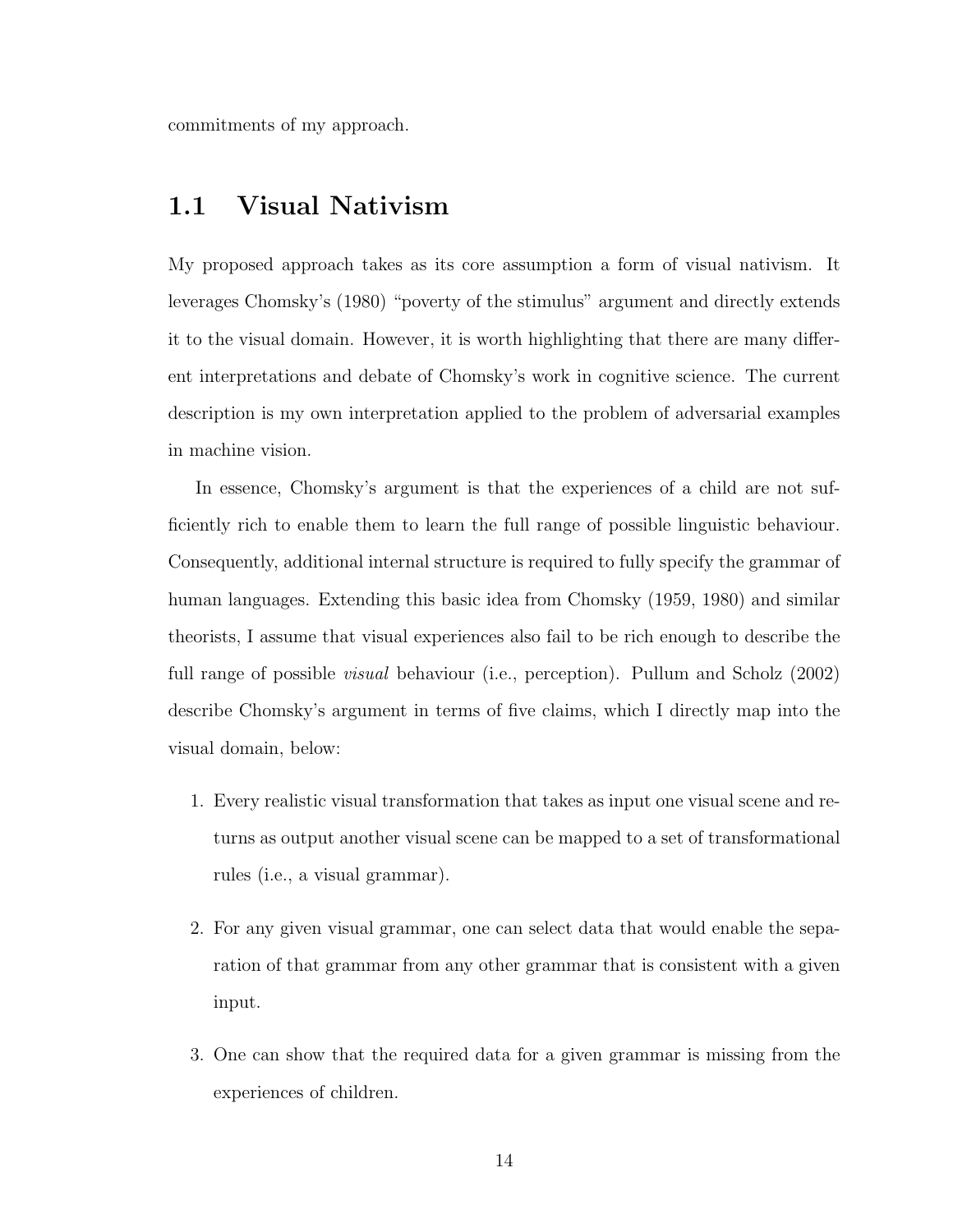commitments of my approach.

## 1.1 Visual Nativism

My proposed approach takes as its core assumption a form of visual nativism. It leverages Chomsky's (1980) "poverty of the stimulus" argument and directly extends it to the visual domain. However, it is worth highlighting that there are many different interpretations and debate of Chomsky's work in cognitive science. The current description is my own interpretation applied to the problem of adversarial examples in machine vision.

In essence, Chomsky's argument is that the experiences of a child are not sufficiently rich to enable them to learn the full range of possible linguistic behaviour. Consequently, additional internal structure is required to fully specify the grammar of human languages. Extending this basic idea from Chomsky (1959, 1980) and similar theorists, I assume that visual experiences also fail to be rich enough to describe the full range of possible *visual* behaviour (i.e., perception). Pullum and Scholz (2002) describe Chomsky's argument in terms of five claims, which I directly map into the visual domain, below:

1. Every realistic visual transformation that takes as input one visual scene and returns as output another visual scene can be mapped to a set of transformational rules (i.e., a visual grammar).

2. For any given visual grammar, one can select data that would enable the separation of that grammar from any other grammar that is consistent with a given input.

3. One can show that the required data for a given grammar is missing from the experiences of children.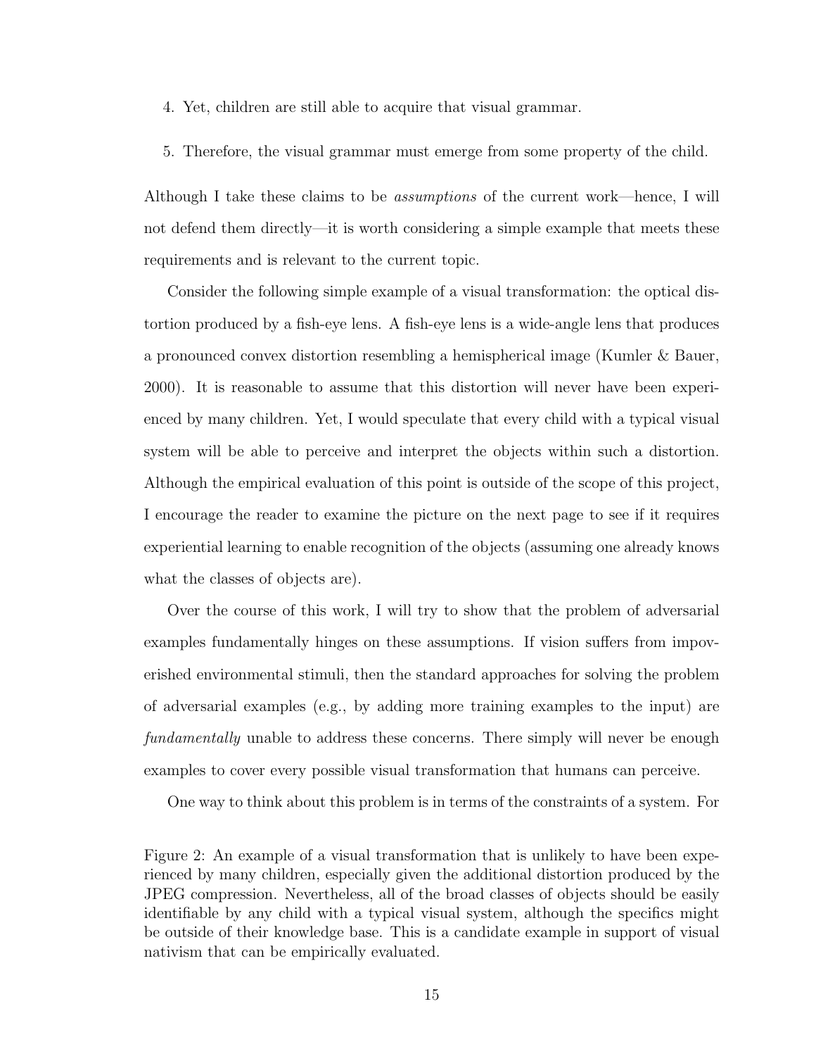4. Yet, children are still able to acquire that visual grammar.

5. Therefore, the visual grammar must emerge from some property of the child.

Although I take these claims to be *assumptions* of the current work—hence, I will not defend them directly—it is worth considering a simple example that meets these requirements and is relevant to the current topic.

Consider the following simple example of a visual transformation: the optical distortion produced by a fish-eye lens. A fish-eye lens is a wide-angle lens that produces a pronounced convex distortion resembling a hemispherical image (Kumler & Bauer, 2000). It is reasonable to assume that this distortion will never have been experienced by many children. Yet, I would speculate that every child with a typical visual system will be able to perceive and interpret the objects within such a distortion. Although the empirical evaluation of this point is outside of the scope of this project, I encourage the reader to examine the picture on the next page to see if it requires experiential learning to enable recognition of the objects (assuming one already knows what the classes of objects are).

Over the course of this work, I will try to show that the problem of adversarial examples fundamentally hinges on these assumptions. If vision suffers from impoverished environmental stimuli, then the standard approaches for solving the problem of adversarial examples (e.g., by adding more training examples to the input) are *fundamentally* unable to address these concerns. There simply will never be enough examples to cover every possible visual transformation that humans can perceive.

One way to think about this problem is in terms of the constraints of a system. For

Figure 2: An example of a visual transformation that is unlikely to have been experienced by many children, especially given the additional distortion produced by the JPEG compression. Nevertheless, all of the broad classes of objects should be easily identifiable by any child with a typical visual system, although the specifics might be outside of their knowledge base. This is a candidate example in support of visual nativism that can be empirically evaluated.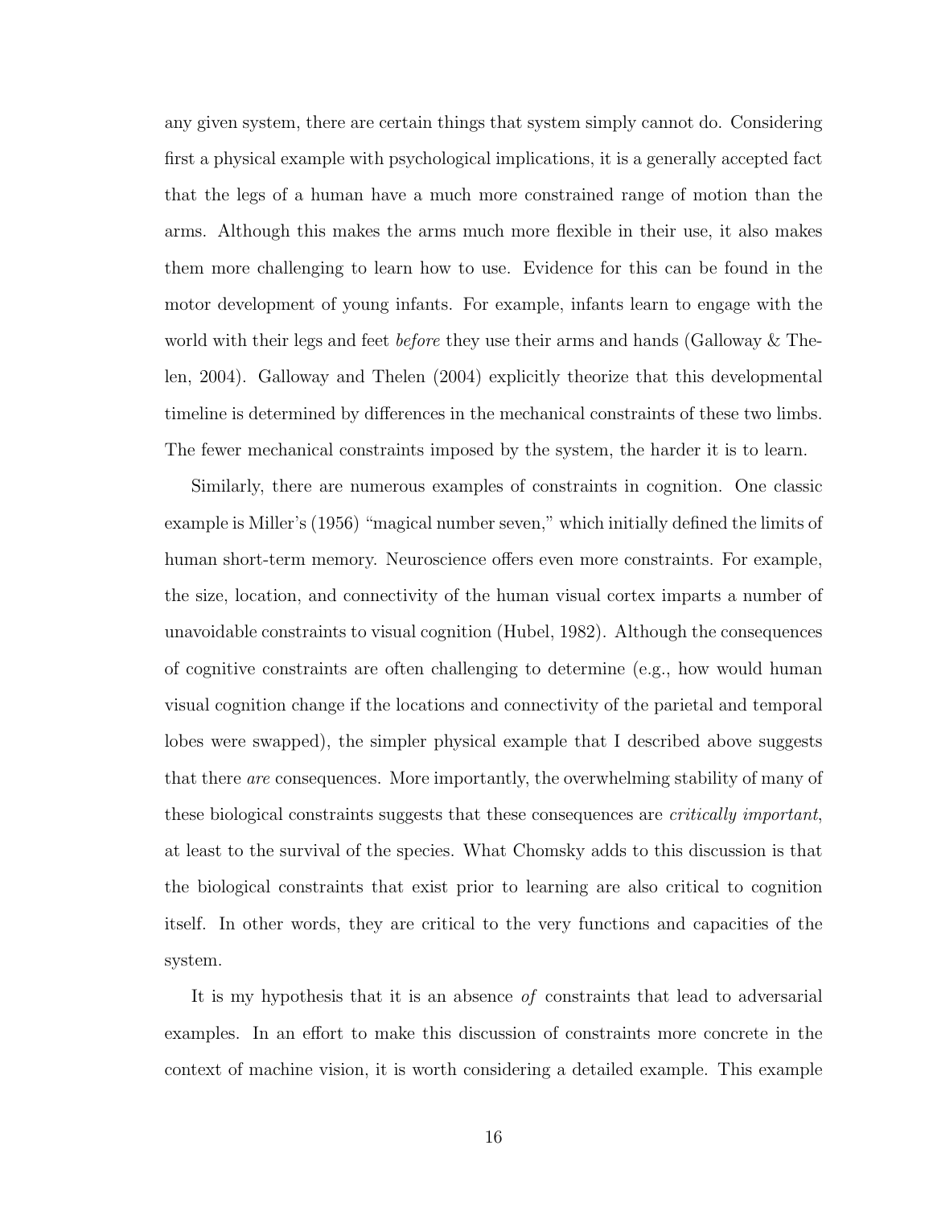any given system, there are certain things that system simply cannot do. Considering first a physical example with psychological implications, it is a generally accepted fact that the legs of a human have a much more constrained range of motion than the arms. Although this makes the arms much more flexible in their use, it also makes them more challenging to learn how to use. Evidence for this can be found in the motor development of young infants. For example, infants learn to engage with the world with their legs and feet *before* they use their arms and hands (Galloway & Thelen, 2004). Galloway and Thelen (2004) explicitly theorize that this developmental timeline is determined by differences in the mechanical constraints of these two limbs. The fewer mechanical constraints imposed by the system, the harder it is to learn.

Similarly, there are numerous examples of constraints in cognition. One classic example is Miller's (1956) "magical number seven," which initially defined the limits of human short-term memory. Neuroscience offers even more constraints. For example, the size, location, and connectivity of the human visual cortex imparts a number of unavoidable constraints to visual cognition (Hubel, 1982). Although the consequences of cognitive constraints are often challenging to determine (e.g., how would human visual cognition change if the locations and connectivity of the parietal and temporal lobes were swapped), the simpler physical example that I described above suggests that there *are* consequences. More importantly, the overwhelming stability of many of these biological constraints suggests that these consequences are *critically important*, at least to the survival of the species. What Chomsky adds to this discussion is that the biological constraints that exist prior to learning are also critical to cognition itself. In other words, they are critical to the very functions and capacities of the system.

It is my hypothesis that it is an absence *of* constraints that lead to adversarial examples. In an effort to make this discussion of constraints more concrete in the context of machine vision, it is worth considering a detailed example. This example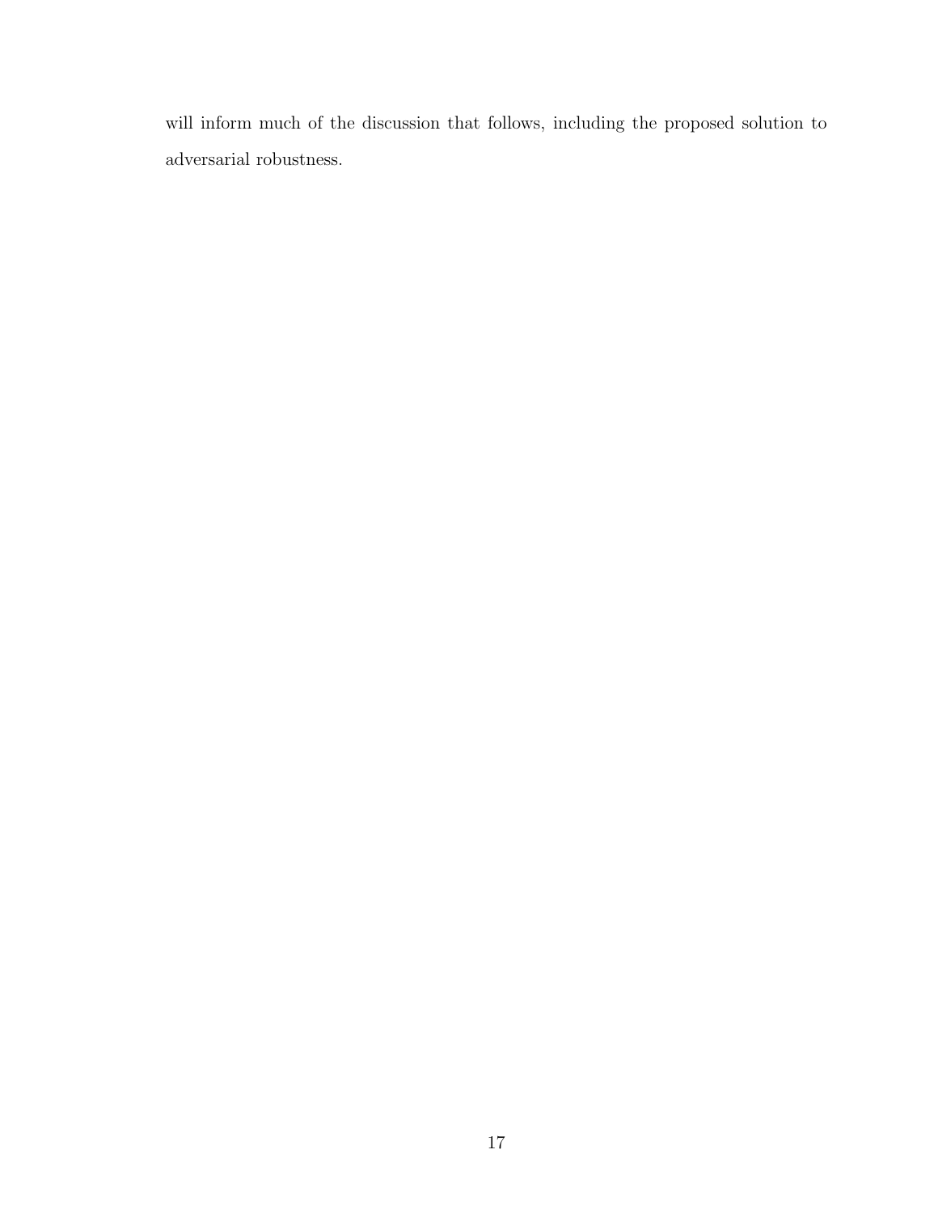will inform much of the discussion that follows, including the proposed solution to adversarial robustness.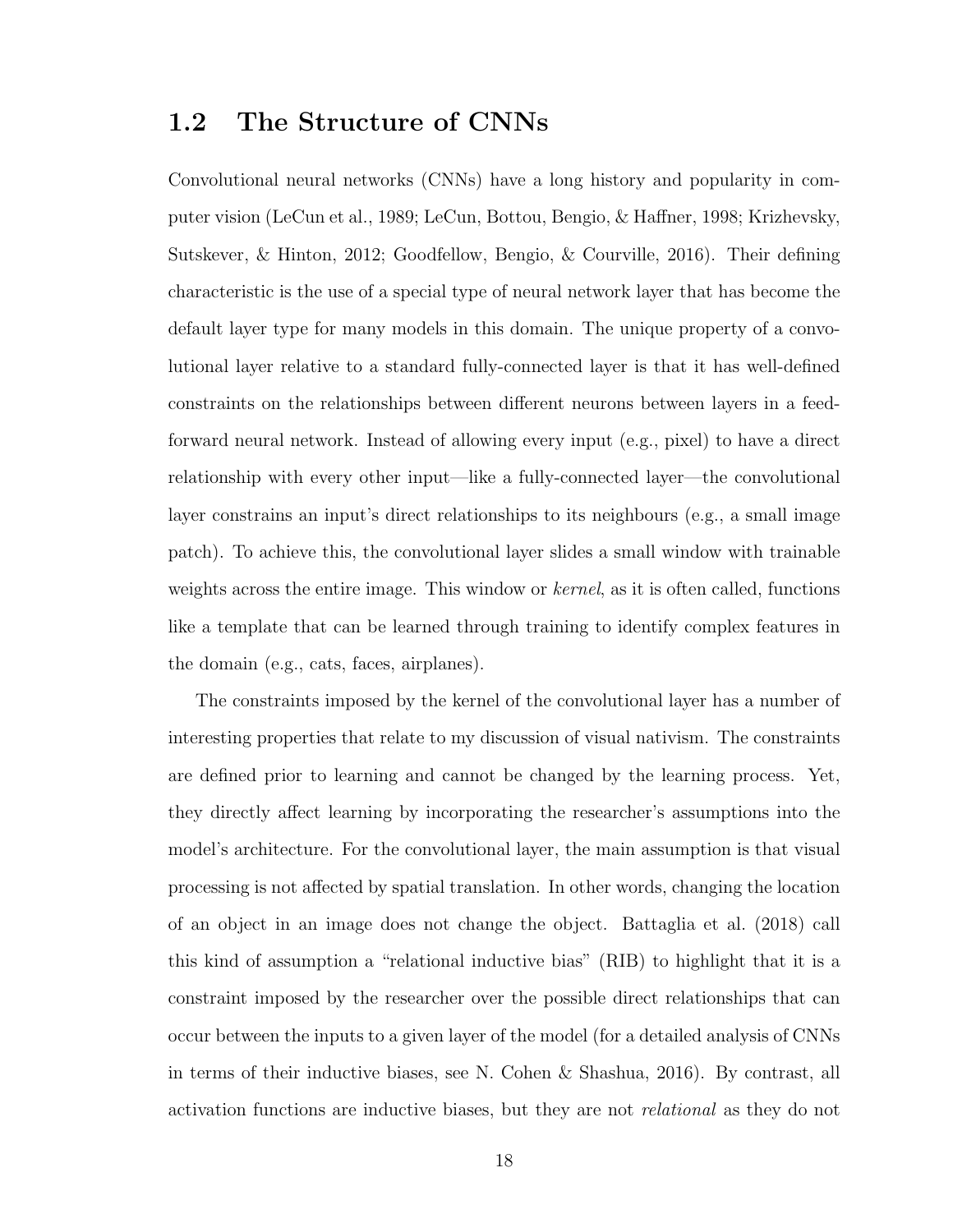## 1.2 The Structure of CNNs

Convolutional neural networks (CNNs) have a long history and popularity in computer vision (LeCun et al., 1989; LeCun, Bottou, Bengio, & Haffner, 1998; Krizhevsky, Sutskever, & Hinton, 2012; Goodfellow, Bengio, & Courville, 2016). Their defining characteristic is the use of a special type of neural network layer that has become the default layer type for many models in this domain. The unique property of a convolutional layer relative to a standard fully-connected layer is that it has well-defined constraints on the relationships between different neurons between layers in a feed-forward neural network. Instead of allowing every input (e.g., pixel) to have a direct relationship with every other input—like a fully-connected layer—the convolutional layer constrains an input's direct relationships to its neighbours (e.g., a small image patch). To achieve this, the convolutional layer slides a small window with trainable weights across the entire image. This window or *kernel*, as it is often called, functions like a template that can be learned through training to identify complex features in the domain (e.g., cats, faces, airplanes).

The constraints imposed by the kernel of the convolutional layer has a number of interesting properties that relate to my discussion of visual nativism. The constraints are defined prior to learning and cannot be changed by the learning process. Yet, they directly affect learning by incorporating the researcher's assumptions into the model's architecture. For the convolutional layer, the main assumption is that visual processing is not affected by spatial translation. In other words, changing the location of an object in an image does not change the object. Battaglia et al. (2018) call this kind of assumption a "relational inductive bias" (RIB) to highlight that it is a constraint imposed by the researcher over the possible direct relationships that can occur between the inputs to a given layer of the model (for a detailed analysis of CNNs in terms of their inductive biases, see N. Cohen & Shashua, 2016). By contrast, all activation functions are inductive biases, but they are not *relational* as they do not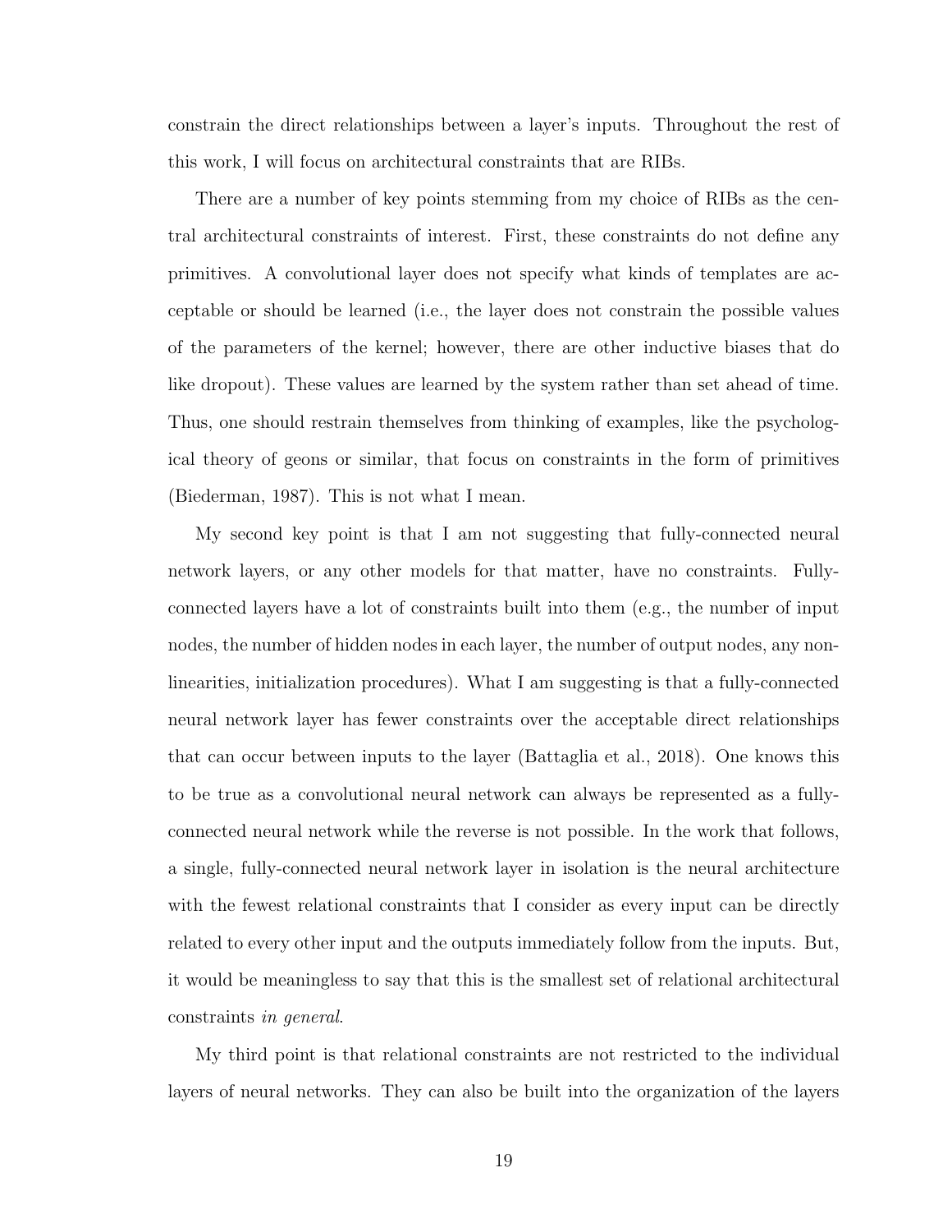constrain the direct relationships between a layer's inputs. Throughout the rest of this work, I will focus on architectural constraints that are RIBs.

There are a number of key points stemming from my choice of RIBs as the central architectural constraints of interest. First, these constraints do not define any primitives. A convolutional layer does not specify what kinds of templates are acceptable or should be learned (i.e., the layer does not constrain the possible values of the parameters of the kernel; however, there are other inductive biases that do like dropout). These values are learned by the system rather than set ahead of time. Thus, one should restrain themselves from thinking of examples, like the psychological theory of geons or similar, that focus on constraints in the form of primitives (Biederman, 1987). This is not what I mean.

My second key point is that I am not suggesting that fully-connected neural network layers, or any other models for that matter, have no constraints. Fully-connected layers have a lot of constraints built into them (e.g., the number of input nodes, the number of hidden nodes in each layer, the number of output nodes, any non-linearities, initialization procedures). What I am suggesting is that a fully-connected neural network layer has fewer constraints over the acceptable direct relationships that can occur between inputs to the layer (Battaglia et al., 2018). One knows this to be true as a convolutional neural network can always be represented as a fully-connected neural network while the reverse is not possible. In the work that follows, a single, fully-connected neural network layer in isolation is the neural architecture with the fewest relational constraints that I consider as every input can be directly related to every other input and the outputs immediately follow from the inputs. But, it would be meaningless to say that this is the smallest set of relational architectural constraints *in general*.

My third point is that relational constraints are not restricted to the individual layers of neural networks. They can also be built into the organization of the layers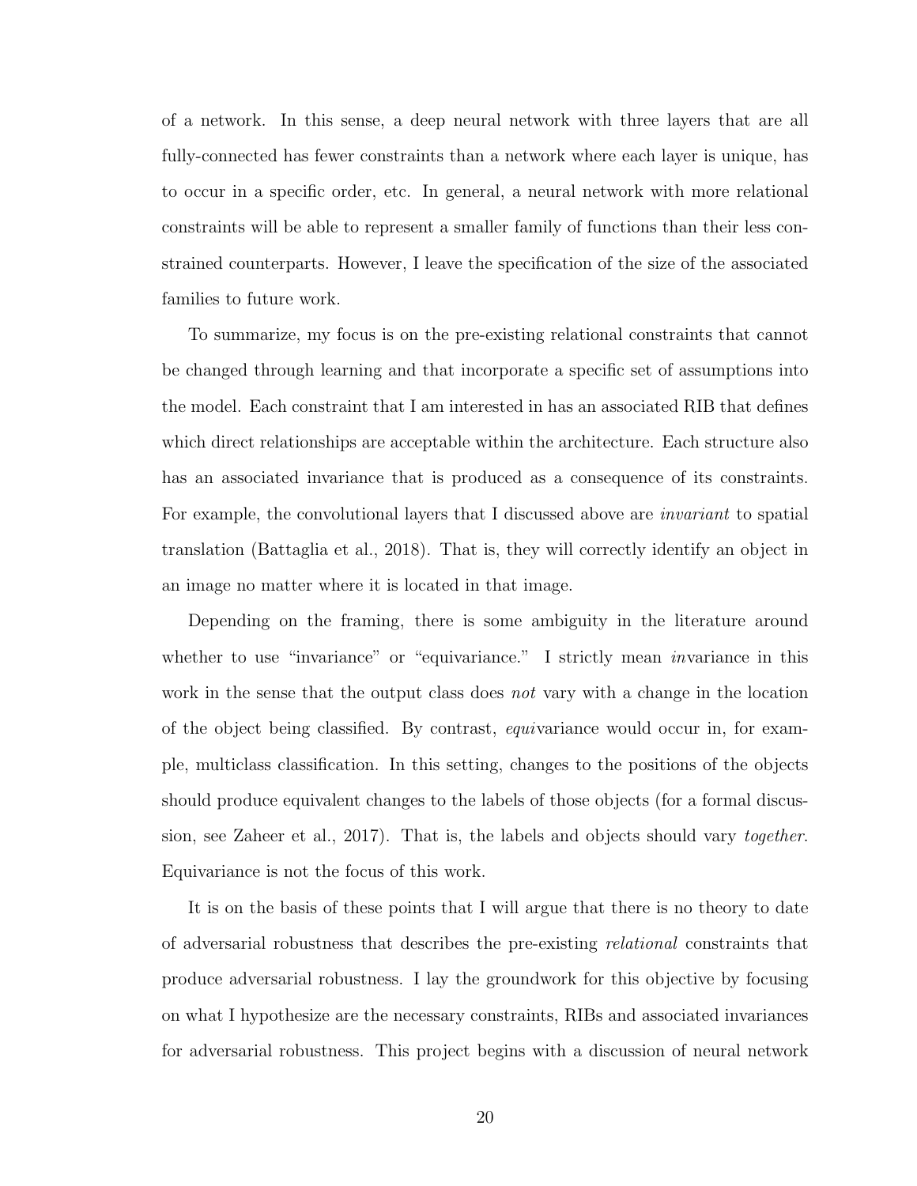of a network. In this sense, a deep neural network with three layers that are all fully-connected has fewer constraints than a network where each layer is unique, has to occur in a specific order, etc. In general, a neural network with more relational constraints will be able to represent a smaller family of functions than their less constrained counterparts. However, I leave the specification of the size of the associated families to future work.

To summarize, my focus is on the pre-existing relational constraints that cannot be changed through learning and that incorporate a specific set of assumptions into the model. Each constraint that I am interested in has an associated RIB that defines which direct relationships are acceptable within the architecture. Each structure also has an associated invariance that is produced as a consequence of its constraints. For example, the convolutional layers that I discussed above are *invariant* to spatial translation (Battaglia et al., 2018). That is, they will correctly identify an object in an image no matter where it is located in that image.

Depending on the framing, there is some ambiguity in the literature around whether to use "invariance" or "equivariance." I strictly mean *in*variance in this work in the sense that the output class does *not* vary with a change in the location of the object being classified. By contrast, *equi*variance would occur in, for example, multiclass classification. In this setting, changes to the positions of the objects should produce equivalent changes to the labels of those objects (for a formal discussion, see Zaheer et al., 2017). That is, the labels and objects should vary *together*. Equivariance is not the focus of this work.

It is on the basis of these points that I will argue that there is no theory to date of adversarial robustness that describes the pre-existing *relational* constraints that produce adversarial robustness. I lay the groundwork for this objective by focusing on what I hypothesize are the necessary constraints, RIBs and associated invariances for adversarial robustness. This project begins with a discussion of neural network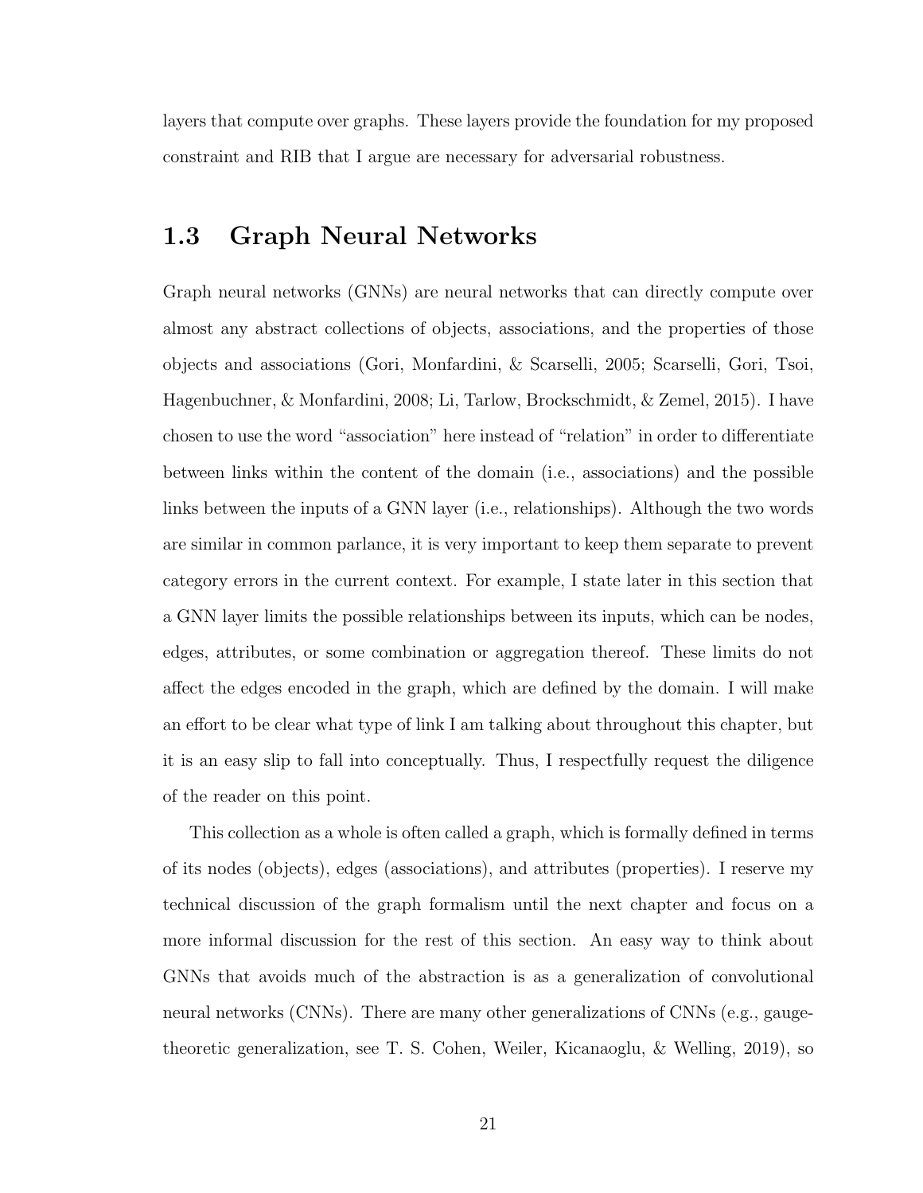layers that compute over graphs. These layers provide the foundation for my proposed constraint and RIB that I argue are necessary for adversarial robustness.

## 1.3 Graph Neural Networks

Graph neural networks (GNNs) are neural networks that can directly compute over almost any abstract collections of objects, associations, and the properties of those objects and associations (Gori, Monfardini, & Scarselli, 2005; Scarselli, Gori, Tsoi, Hagenbuchner, & Monfardini, 2008; Li, Tarlow, Brockschmidt, & Zemel, 2015). I have chosen to use the word "association" here instead of "relation" in order to differentiate between links within the content of the domain (i.e., associations) and the possible links between the inputs of a GNN layer (i.e., relationships). Although the two words are similar in common parlance, it is very important to keep them separate to prevent category errors in the current context. For example, I state later in this section that a GNN layer limits the possible relationships between its inputs, which can be nodes, edges, attributes, or some combination or aggregation thereof. These limits do not affect the edges encoded in the graph, which are defined by the domain. I will make an effort to be clear what type of link I am talking about throughout this chapter, but it is an easy slip to fall into conceptually. Thus, I respectfully request the diligence of the reader on this point.

This collection as a whole is often called a graph, which is formally defined in terms of its nodes (objects), edges (associations), and attributes (properties). I reserve my technical discussion of the graph formalism until the next chapter and focus on a more informal discussion for the rest of this section. An easy way to think about GNNs that avoids much of the abstraction is as a generalization of convolutional neural networks (CNNs). There are many other generalizations of CNNs (e.g., gauge-theoretic generalization, see T. S. Cohen, Weiler, Kicanaoglu, & Welling, 2019), so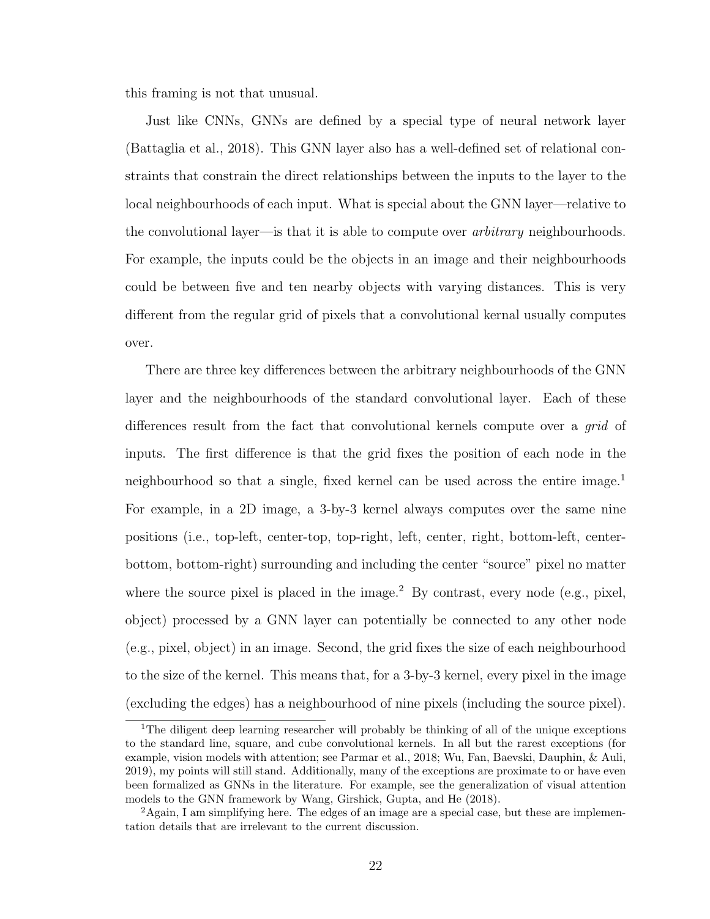this framing is not that unusual.

Just like CNNs, GNNs are defined by a special type of neural network layer (Battaglia et al., 2018). This GNN layer also has a well-defined set of relational constraints that constrain the direct relationships between the inputs to the layer to the local neighbourhoods of each input. What is special about the GNN layer—relative to the convolutional layer—is that it is able to compute over *arbitrary* neighbourhoods. For example, the inputs could be the objects in an image and their neighbourhoods could be between five and ten nearby objects with varying distances. This is very different from the regular grid of pixels that a convolutional kernal usually computes over.

There are three key differences between the arbitrary neighbourhoods of the GNN layer and the neighbourhoods of the standard convolutional layer. Each of these differences result from the fact that convolutional kernels compute over a *grid* of inputs. The first difference is that the grid fixes the position of each node in the neighbourhood so that a single, fixed kernel can be used across the entire image.[1] For example, in a 2D image, a 3-by-3 kernel always computes over the same nine positions (i.e., top-left, center-top, top-right, left, center, right, bottom-left, center-bottom, bottom-right) surrounding and including the center "source" pixel no matter where the source pixel is placed in the image.[2] By contrast, every node (e.g., pixel, object) processed by a GNN layer can potentially be connected to any other node (e.g., pixel, object) in an image. Second, the grid fixes the size of each neighbourhood to the size of the kernel. This means that, for a 3-by-3 kernel, every pixel in the image (excluding the edges) has a neighbourhood of nine pixels (including the source pixel).

[1] The diligent deep learning researcher will probably be thinking of all of the unique exceptions to the standard line, square, and cube convolutional kernels. In all but the rarest exceptions (for example, vision models with attention; see Parmar et al., 2018; Wu, Fan, Baevski, Dauphin, & Auli, 2019), my points will still stand. Additionally, many of the exceptions are proximate to or have even been formalized as GNNs in the literature. For example, see the generalization of visual attention models to the GNN framework by Wang, Girshick, Gupta, and He (2018).

[2] Again, I am simplifying here. The edges of an image are a special case, but these are implementation details that are irrelevant to the current discussion.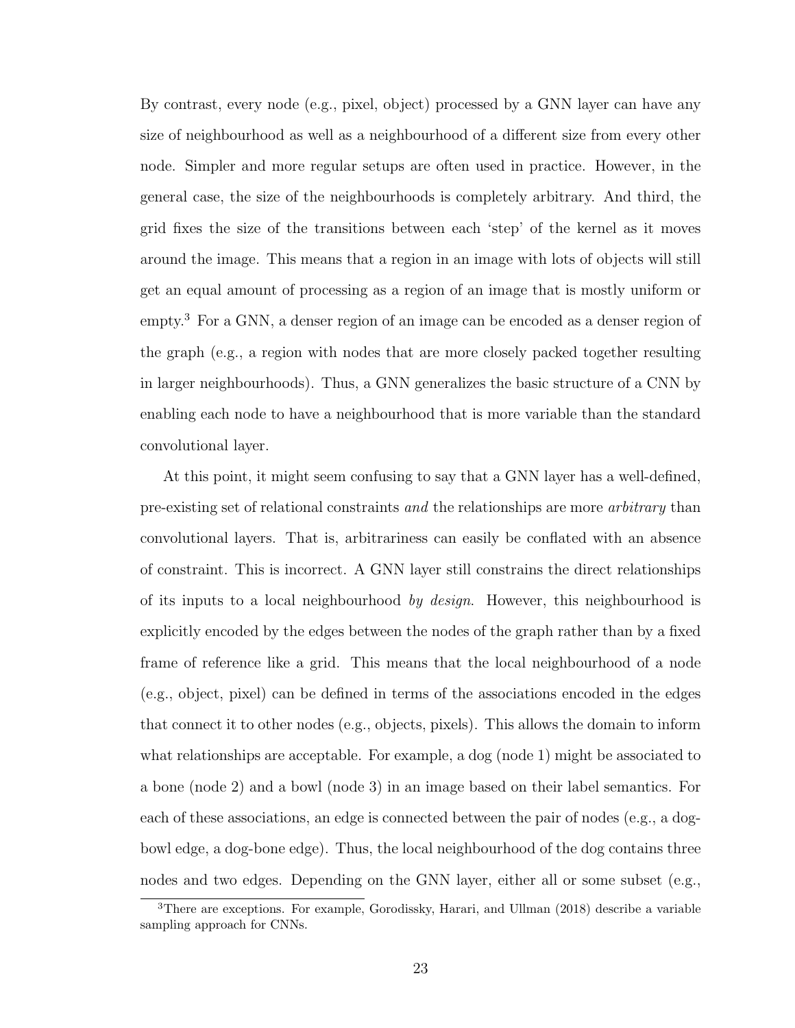By contrast, every node (e.g., pixel, object) processed by a GNN layer can have any size of neighbourhood as well as a neighbourhood of a different size from every other node. Simpler and more regular setups are often used in practice. However, in the general case, the size of the neighbourhoods is completely arbitrary. And third, the grid fixes the size of the transitions between each 'step' of the kernel as it moves around the image. This means that a region in an image with lots of objects will still get an equal amount of processing as a region of an image that is mostly uniform or empty.[3] For a GNN, a denser region of an image can be encoded as a denser region of the graph (e.g., a region with nodes that are more closely packed together resulting in larger neighbourhoods). Thus, a GNN generalizes the basic structure of a CNN by enabling each node to have a neighbourhood that is more variable than the standard convolutional layer.

At this point, it might seem confusing to say that a GNN layer has a well-defined, pre-existing set of relational constraints *and* the relationships are more *arbitrary* than convolutional layers. That is, arbitrariness can easily be conflated with an absence of constraint. This is incorrect. A GNN layer still constrains the direct relationships of its inputs to a local neighbourhood *by design*. However, this neighbourhood is explicitly encoded by the edges between the nodes of the graph rather than by a fixed frame of reference like a grid. This means that the local neighbourhood of a node (e.g., object, pixel) can be defined in terms of the associations encoded in the edges that connect it to other nodes (e.g., objects, pixels). This allows the domain to inform what relationships are acceptable. For example, a dog (node 1) might be associated to a bone (node 2) and a bowl (node 3) in an image based on their label semantics. For each of these associations, an edge is connected between the pair of nodes (e.g., a dog-bowl edge, a dog-bone edge). Thus, the local neighbourhood of the dog contains three nodes and two edges. Depending on the GNN layer, either all or some subset (e.g.,

[3] There are exceptions. For example, Gorodissky, Harari, and Ullman (2018) describe a variable sampling approach for CNNs.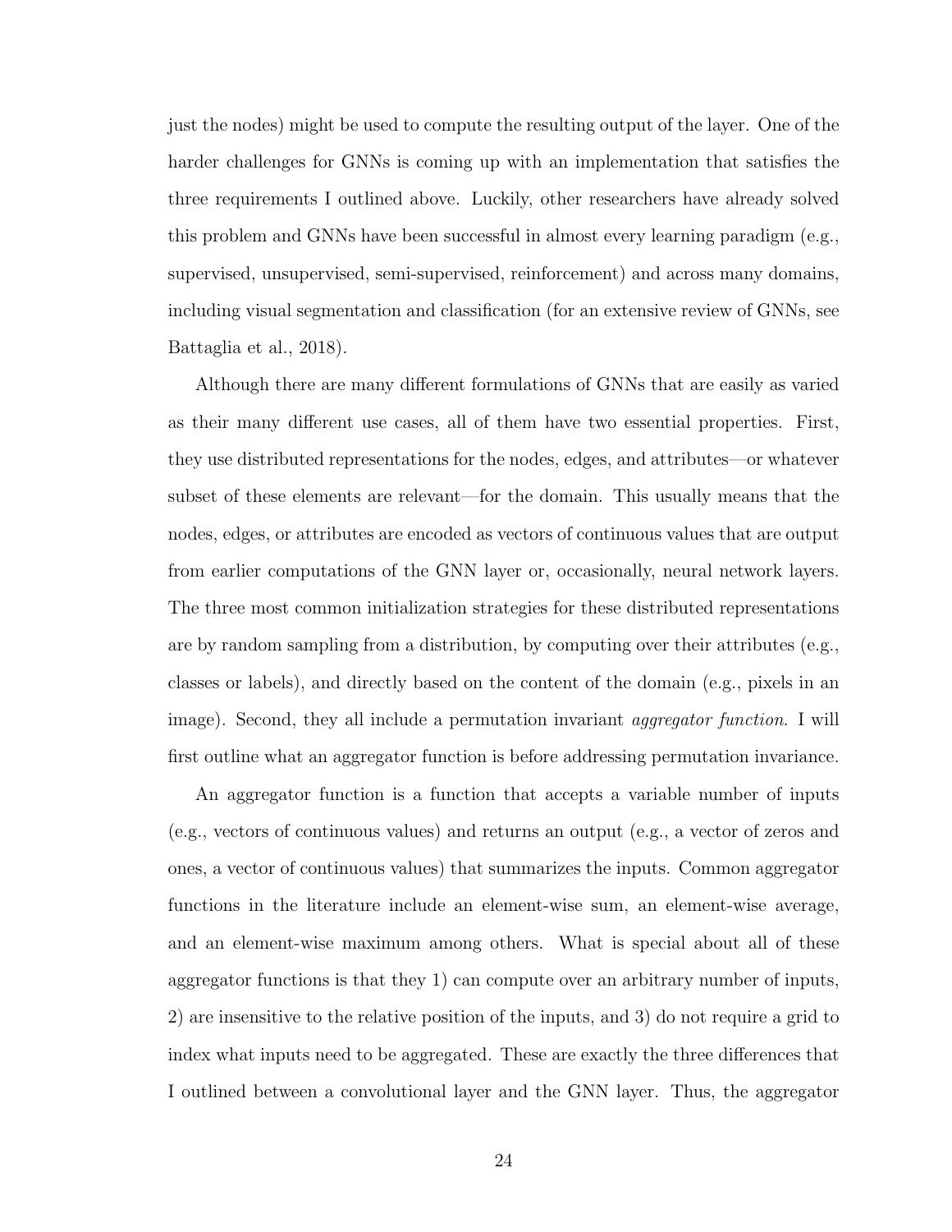just the nodes) might be used to compute the resulting output of the layer. One of the harder challenges for GNNs is coming up with an implementation that satisfies the three requirements I outlined above. Luckily, other researchers have already solved this problem and GNNs have been successful in almost every learning paradigm (e.g., supervised, unsupervised, semi-supervised, reinforcement) and across many domains, including visual segmentation and classification (for an extensive review of GNNs, see Battaglia et al., 2018).

Although there are many different formulations of GNNs that are easily as varied as their many different use cases, all of them have two essential properties. First, they use distributed representations for the nodes, edges, and attributes—or whatever subset of these elements are relevant—for the domain. This usually means that the nodes, edges, or attributes are encoded as vectors of continuous values that are output from earlier computations of the GNN layer or, occasionally, neural network layers. The three most common initialization strategies for these distributed representations are by random sampling from a distribution, by computing over their attributes (e.g., classes or labels), and directly based on the content of the domain (e.g., pixels in an image). Second, they all include a permutation invariant *aggregator function*. I will first outline what an aggregator function is before addressing permutation invariance.

An aggregator function is a function that accepts a variable number of inputs (e.g., vectors of continuous values) and returns an output (e.g., a vector of zeros and ones, a vector of continuous values) that summarizes the inputs. Common aggregator functions in the literature include an element-wise sum, an element-wise average, and an element-wise maximum among others. What is special about all of these aggregator functions is that they 1) can compute over an arbitrary number of inputs, 2) are insensitive to the relative position of the inputs, and 3) do not require a grid to index what inputs need to be aggregated. These are exactly the three differences that I outlined between a convolutional layer and the GNN layer. Thus, the aggregator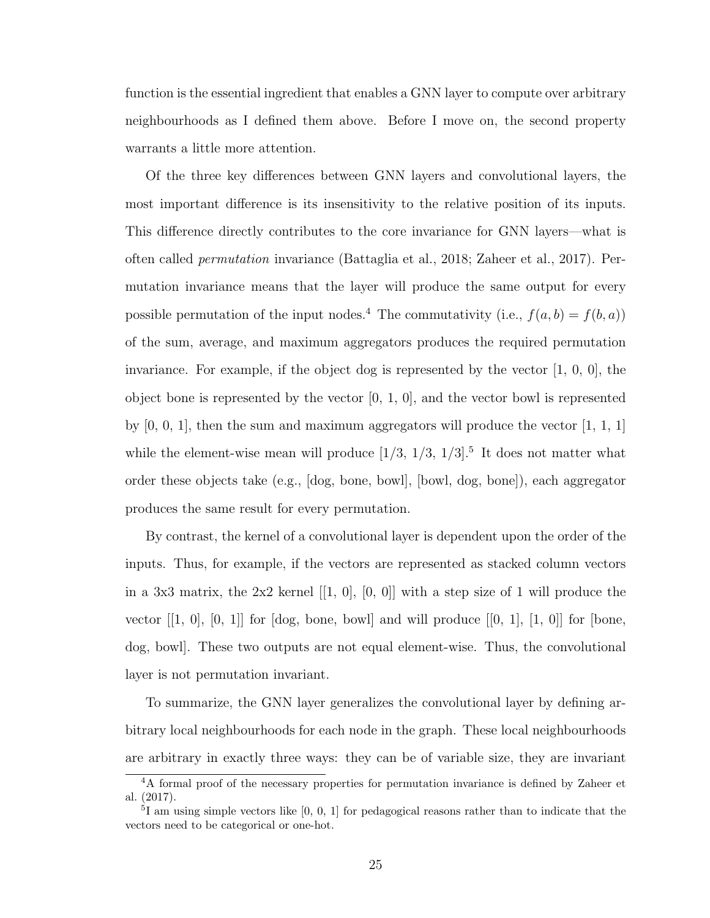function is the essential ingredient that enables a GNN layer to compute over arbitrary neighbourhoods as I defined them above. Before I move on, the second property warrants a little more attention.

Of the three key differences between GNN layers and convolutional layers, the most important difference is its insensitivity to the relative position of its inputs. This difference directly contributes to the core invariance for GNN layers—what is often called *permutation* invariance (Battaglia et al., 2018; Zaheer et al., 2017). Permutation invariance means that the layer will produce the same output for every possible permutation of the input nodes.[4] The commutativity (i.e., $f(a, b) = f(b, a)$) of the sum, average, and maximum aggregators produces the required permutation invariance. For example, if the object dog is represented by the vector [1, 0, 0], the object bone is represented by the vector [0, 1, 0], and the vector bowl is represented by [0, 0, 1], then the sum and maximum aggregators will produce the vector [1, 1, 1] while the element-wise mean will produce [1/3, 1/3, 1/3].[5] It does not matter what order these objects take (e.g., [dog, bone, bowl], [bowl, dog, bone]), each aggregator produces the same result for every permutation.

By contrast, the kernel of a convolutional layer is dependent upon the order of the inputs. Thus, for example, if the vectors are represented as stacked column vectors in a 3x3 matrix, the 2x2 kernel [[1, 0], [0, 0]] with a step size of 1 will produce the vector [[1, 0], [0, 1]] for [dog, bone, bowl] and will produce [[0, 1], [1, 0]] for [bone, dog, bowl]. These two outputs are not equal element-wise. Thus, the convolutional layer is not permutation invariant.

To summarize, the GNN layer generalizes the convolutional layer by defining arbitrary local neighbourhoods for each node in the graph. These local neighbourhoods are arbitrary in exactly three ways: they can be of variable size, they are invariant

[4] A formal proof of the necessary properties for permutation invariance is defined by Zaheer et al. (2017).

[5] I am using simple vectors like [0, 0, 1] for pedagogical reasons rather than to indicate that the vectors need to be categorical or one-hot.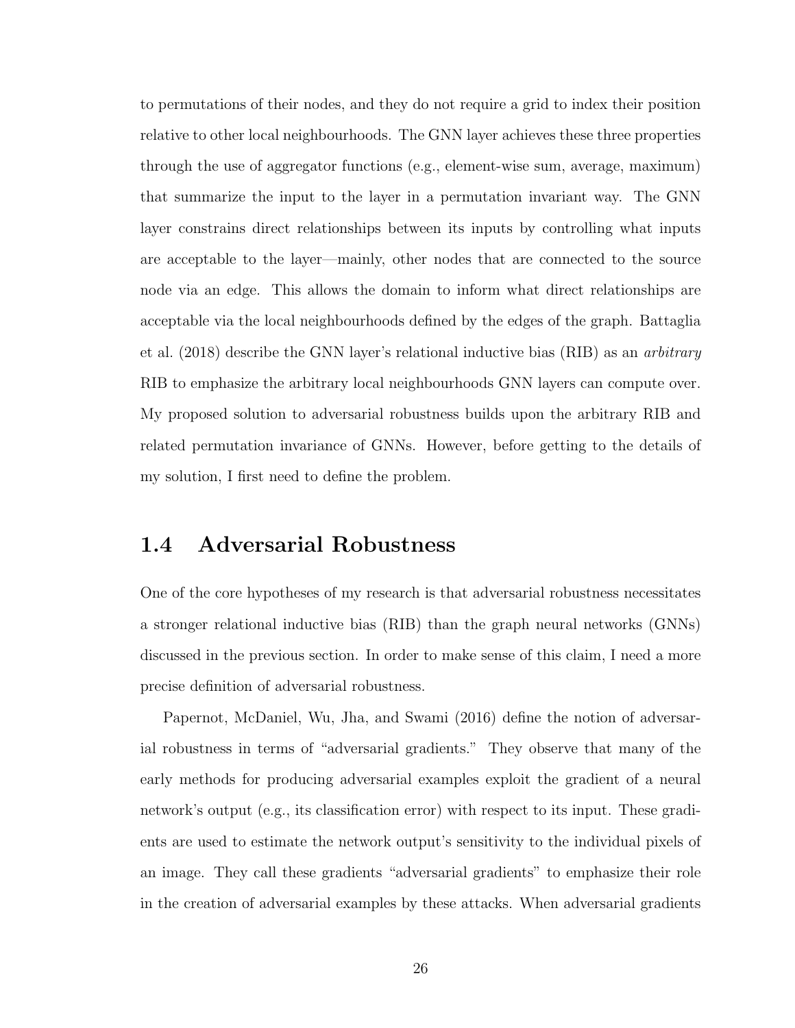to permutations of their nodes, and they do not require a grid to index their position relative to other local neighbourhoods. The GNN layer achieves these three properties through the use of aggregator functions (e.g., element-wise sum, average, maximum) that summarize the input to the layer in a permutation invariant way. The GNN layer constrains direct relationships between its inputs by controlling what inputs are acceptable to the layer—mainly, other nodes that are connected to the source node via an edge. This allows the domain to inform what direct relationships are acceptable via the local neighbourhoods defined by the edges of the graph. Battaglia et al. (2018) describe the GNN layer's relational inductive bias (RIB) as an *arbitrary* RIB to emphasize the arbitrary local neighbourhoods GNN layers can compute over. My proposed solution to adversarial robustness builds upon the arbitrary RIB and related permutation invariance of GNNs. However, before getting to the details of my solution, I first need to define the problem.

## 1.4 Adversarial Robustness

One of the core hypotheses of my research is that adversarial robustness necessitates a stronger relational inductive bias (RIB) than the graph neural networks (GNNs) discussed in the previous section. In order to make sense of this claim, I need a more precise definition of adversarial robustness.

Papernot, McDaniel, Wu, Jha, and Swami (2016) define the notion of adversarial robustness in terms of "adversarial gradients." They observe that many of the early methods for producing adversarial examples exploit the gradient of a neural network's output (e.g., its classification error) with respect to its input. These gradients are used to estimate the network output's sensitivity to the individual pixels of an image. They call these gradients "adversarial gradients" to emphasize their role in the creation of adversarial examples by these attacks. When adversarial gradients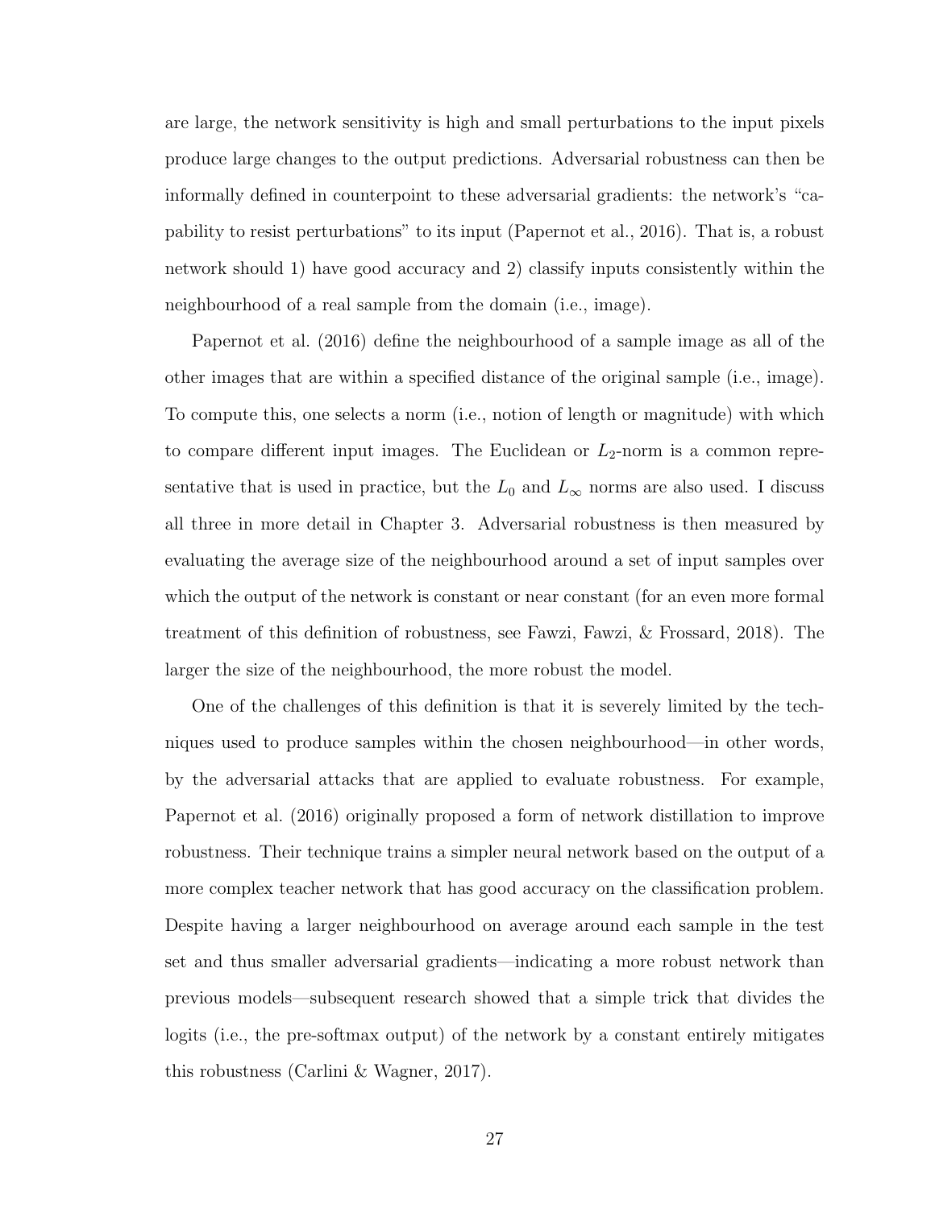are large, the network sensitivity is high and small perturbations to the input pixels produce large changes to the output predictions. Adversarial robustness can then be informally defined in counterpoint to these adversarial gradients: the network's "capability to resist perturbations" to its input (Papernot et al., 2016). That is, a robust network should 1) have good accuracy and 2) classify inputs consistently within the neighbourhood of a real sample from the domain (i.e., image).

Papernot et al. (2016) define the neighbourhood of a sample image as all of the other images that are within a specified distance of the original sample (i.e., image). To compute this, one selects a norm (i.e., notion of length or magnitude) with which to compare different input images. The Euclidean or $L_2$-norm is a common representative that is used in practice, but the $L_0$ and $L_\infty$ norms are also used. I discuss all three in more detail in Chapter 3. Adversarial robustness is then measured by evaluating the average size of the neighbourhood around a set of input samples over which the output of the network is constant or near constant (for an even more formal treatment of this definition of robustness, see Fawzi, Fawzi, & Frossard, 2018). The larger the size of the neighbourhood, the more robust the model.

One of the challenges of this definition is that it is severely limited by the techniques used to produce samples within the chosen neighbourhood—in other words, by the adversarial attacks that are applied to evaluate robustness. For example, Papernot et al. (2016) originally proposed a form of network distillation to improve robustness. Their technique trains a simpler neural network based on the output of a more complex teacher network that has good accuracy on the classification problem. Despite having a larger neighbourhood on average around each sample in the test set and thus smaller adversarial gradients—indicating a more robust network than previous models—subsequent research showed that a simple trick that divides the logits (i.e., the pre-softmax output) of the network by a constant entirely mitigates this robustness (Carlini & Wagner, 2017).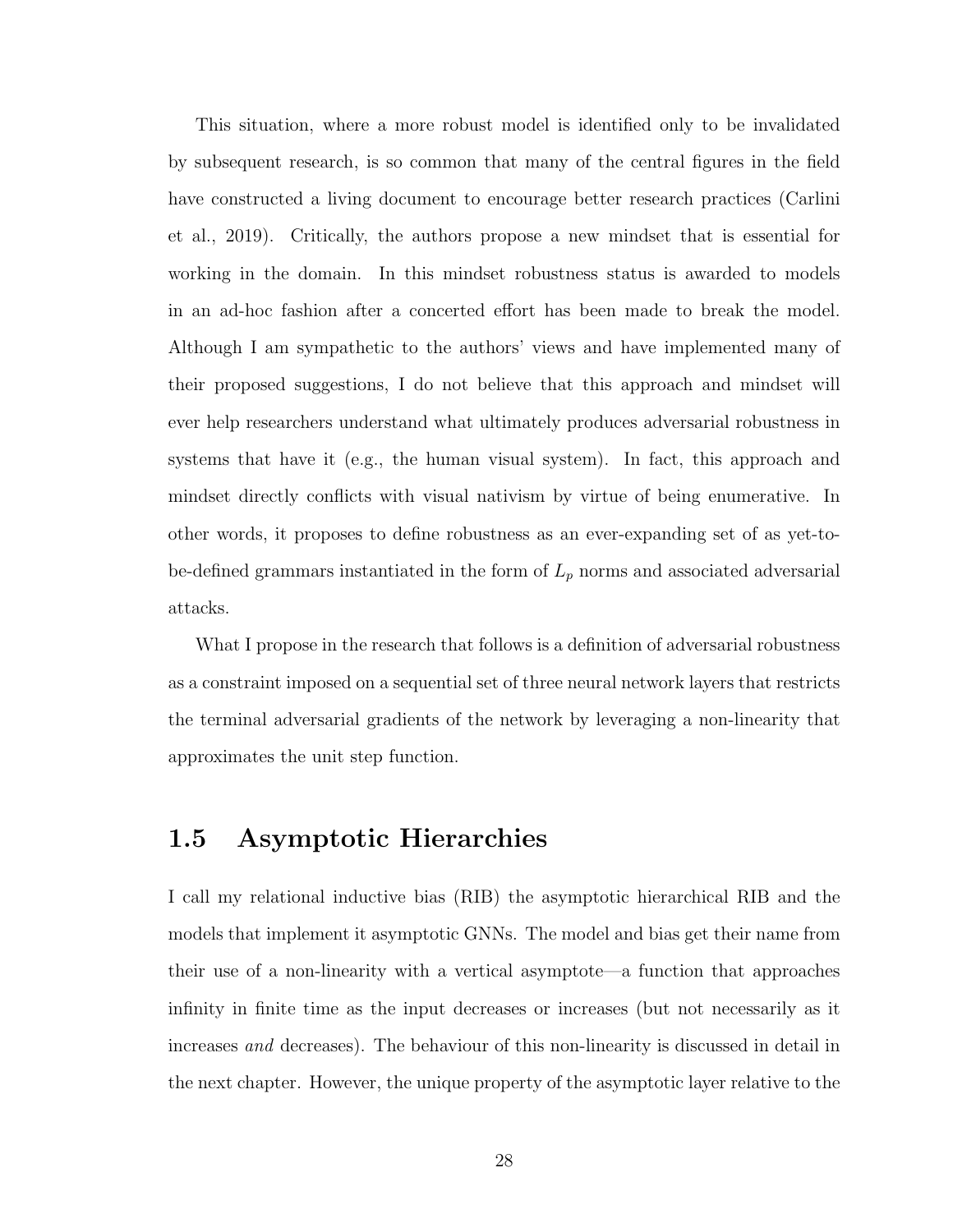This situation, where a more robust model is identified only to be invalidated by subsequent research, is so common that many of the central figures in the field have constructed a living document to encourage better research practices (Carlini et al., 2019). Critically, the authors propose a new mindset that is essential for working in the domain. In this mindset robustness status is awarded to models in an ad-hoc fashion after a concerted effort has been made to break the model. Although I am sympathetic to the authors' views and have implemented many of their proposed suggestions, I do not believe that this approach and mindset will ever help researchers understand what ultimately produces adversarial robustness in systems that have it (e.g., the human visual system). In fact, this approach and mindset directly conflicts with visual nativism by virtue of being enumerative. In other words, it proposes to define robustness as an ever-expanding set of as yet-to-be-defined grammars instantiated in the form of $L_p$ norms and associated adversarial attacks.

What I propose in the research that follows is a definition of adversarial robustness as a constraint imposed on a sequential set of three neural network layers that restricts the terminal adversarial gradients of the network by leveraging a non-linearity that approximates the unit step function.

## 1.5 Asymptotic Hierarchies

I call my relational inductive bias (RIB) the asymptotic hierarchical RIB and the models that implement it asymptotic GNNs. The model and bias get their name from their use of a non-linearity with a vertical asymptote—a function that approaches infinity in finite time as the input decreases or increases (but not necessarily as it increases *and* decreases). The behaviour of this non-linearity is discussed in detail in the next chapter. However, the unique property of the asymptotic layer relative to the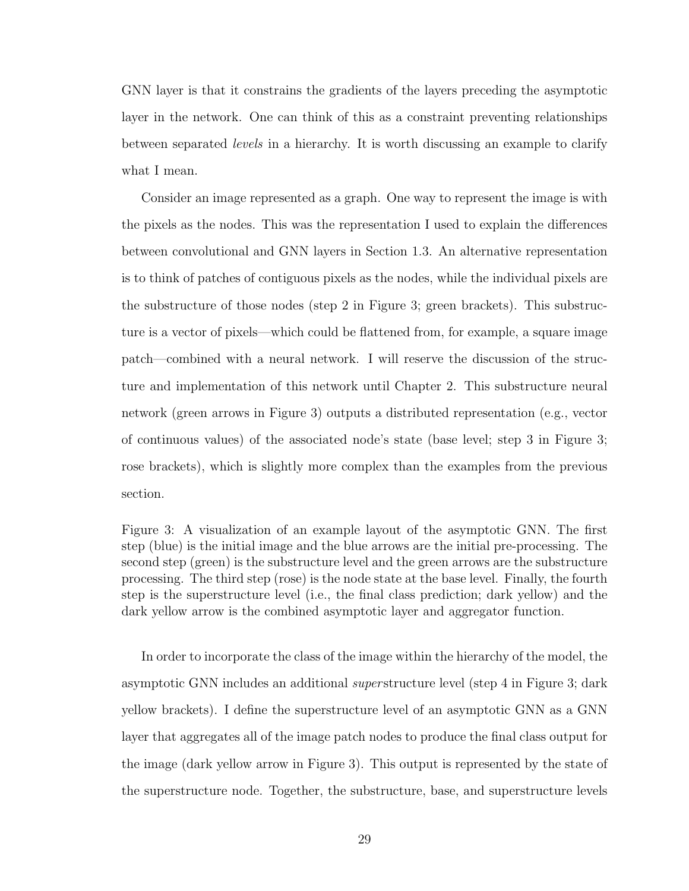GNN layer is that it constrains the gradients of the layers preceding the asymptotic layer in the network. One can think of this as a constraint preventing relationships between separated *levels* in a hierarchy. It is worth discussing an example to clarify what I mean.

Consider an image represented as a graph. One way to represent the image is with the pixels as the nodes. This was the representation I used to explain the differences between convolutional and GNN layers in Section 1.3. An alternative representation is to think of patches of contiguous pixels as the nodes, while the individual pixels are the substructure of those nodes (step 2 in Figure 3; green brackets). This substructure is a vector of pixels—which could be flattened from, for example, a square image patch—combined with a neural network. I will reserve the discussion of the structure and implementation of this network until Chapter 2. This substructure neural network (green arrows in Figure 3) outputs a distributed representation (e.g., vector of continuous values) of the associated node's state (base level; step 3 in Figure 3; rose brackets), which is slightly more complex than the examples from the previous section.

Figure 3: A visualization of an example layout of the asymptotic GNN. The first step (blue) is the initial image and the blue arrows are the initial pre-processing. The second step (green) is the substructure level and the green arrows are the substructure processing. The third step (rose) is the node state at the base level. Finally, the fourth step is the superstructure level (i.e., the final class prediction; dark yellow) and the dark yellow arrow is the combined asymptotic layer and aggregator function.

In order to incorporate the class of the image within the hierarchy of the model, the asymptotic GNN includes an additional *super*structure level (step 4 in Figure 3; dark yellow brackets). I define the superstructure level of an asymptotic GNN as a GNN layer that aggregates all of the image patch nodes to produce the final class output for the image (dark yellow arrow in Figure 3). This output is represented by the state of the superstructure node. Together, the substructure, base, and superstructure levels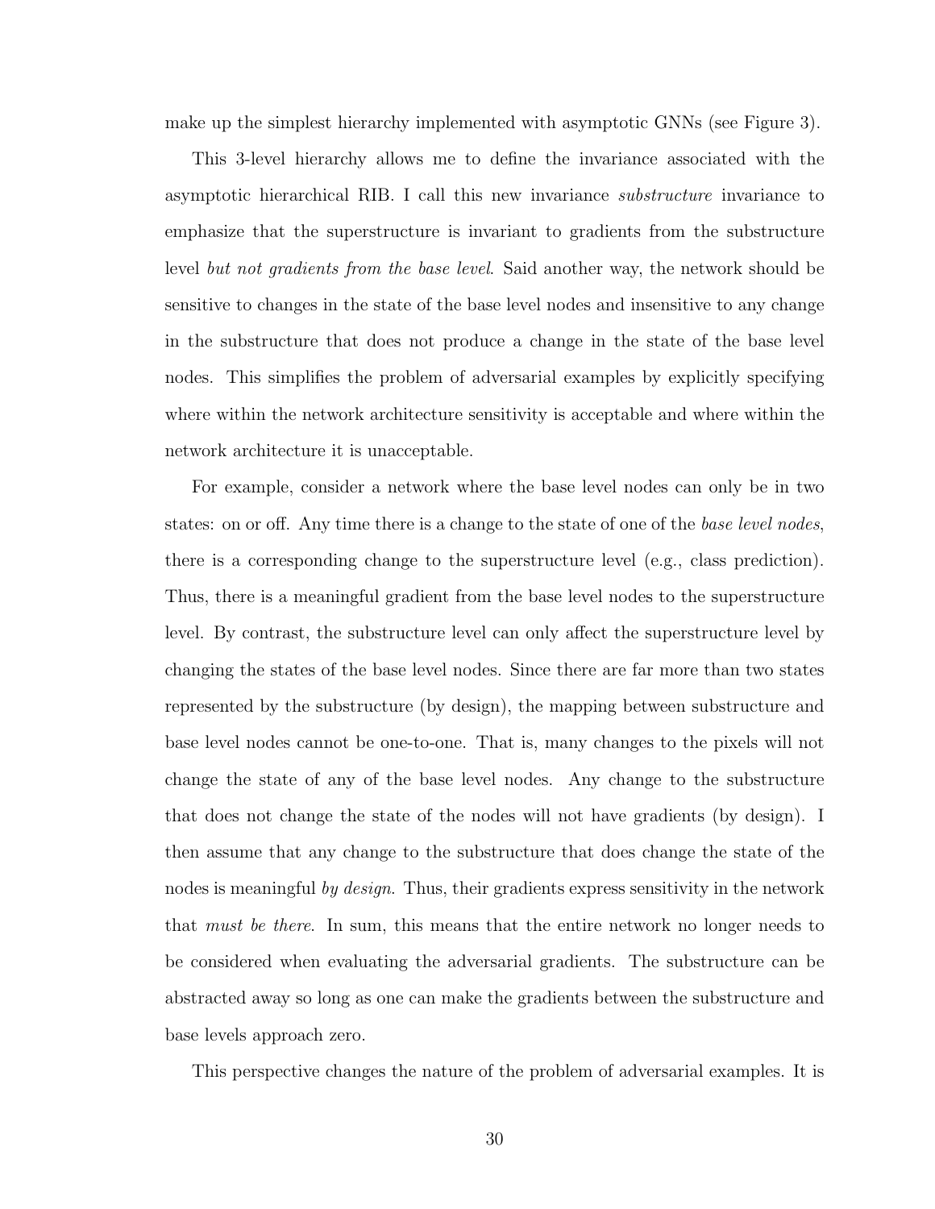make up the simplest hierarchy implemented with asymptotic GNNs (see Figure 3).

This 3-level hierarchy allows me to define the invariance associated with the asymptotic hierarchical RIB. I call this new invariance *substructure* invariance to emphasize that the superstructure is invariant to gradients from the substructure level *but not gradients from the base level*. Said another way, the network should be sensitive to changes in the state of the base level nodes and insensitive to any change in the substructure that does not produce a change in the state of the base level nodes. This simplifies the problem of adversarial examples by explicitly specifying where within the network architecture sensitivity is acceptable and where within the network architecture it is unacceptable.

For example, consider a network where the base level nodes can only be in two states: on or off. Any time there is a change to the state of one of the *base level nodes*, there is a corresponding change to the superstructure level (e.g., class prediction). Thus, there is a meaningful gradient from the base level nodes to the superstructure level. By contrast, the substructure level can only affect the superstructure level by changing the states of the base level nodes. Since there are far more than two states represented by the substructure (by design), the mapping between substructure and base level nodes cannot be one-to-one. That is, many changes to the pixels will not change the state of any of the base level nodes. Any change to the substructure that does not change the state of the nodes will not have gradients (by design). I then assume that any change to the substructure that does change the state of the nodes is meaningful *by design*. Thus, their gradients express sensitivity in the network that *must be there*. In sum, this means that the entire network no longer needs to be considered when evaluating the adversarial gradients. The substructure can be abstracted away so long as one can make the gradients between the substructure and base levels approach zero.

This perspective changes the nature of the problem of adversarial examples. It is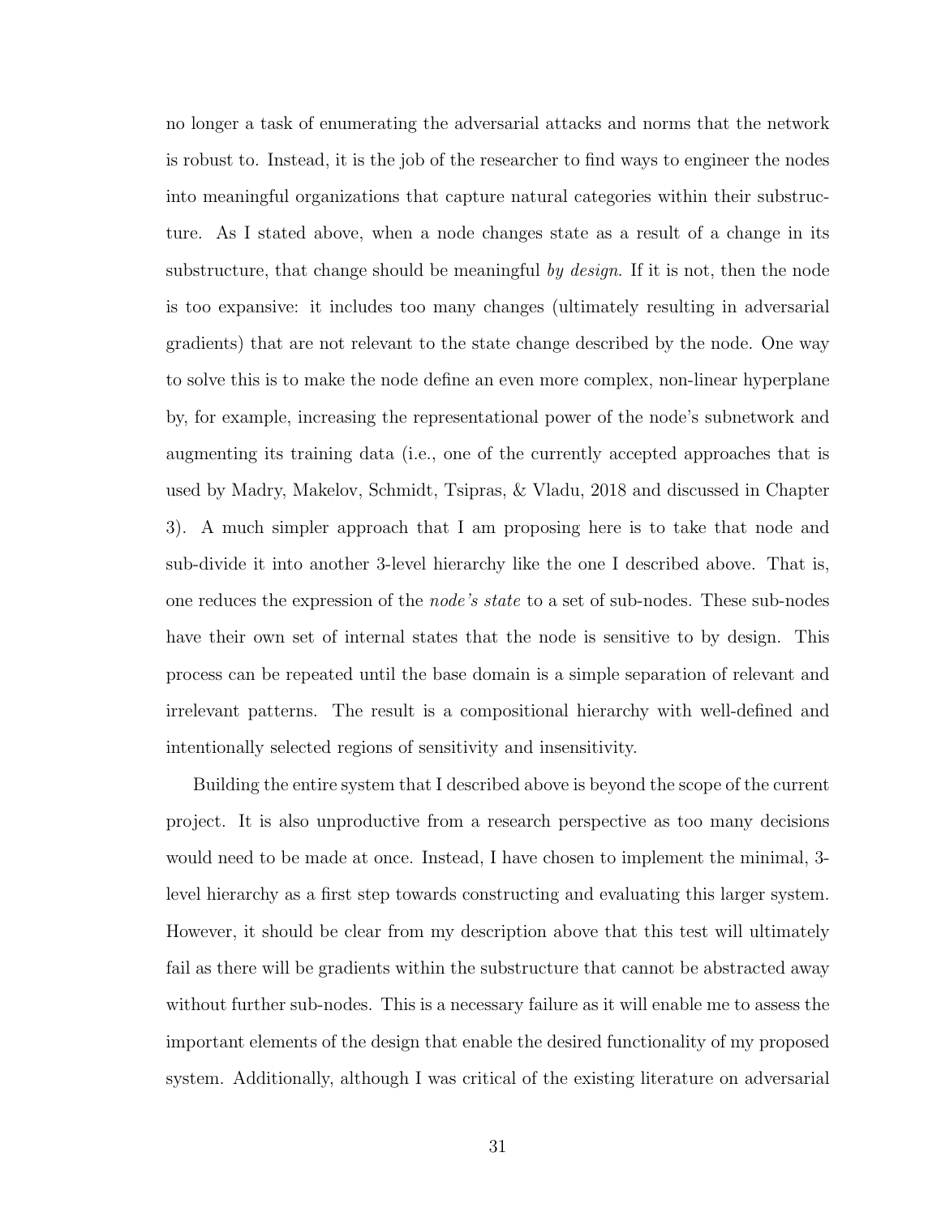no longer a task of enumerating the adversarial attacks and norms that the network is robust to. Instead, it is the job of the researcher to find ways to engineer the nodes into meaningful organizations that capture natural categories within their substructure. As I stated above, when a node changes state as a result of a change in its substructure, that change should be meaningful *by design*. If it is not, then the node is too expansive: it includes too many changes (ultimately resulting in adversarial gradients) that are not relevant to the state change described by the node. One way to solve this is to make the node define an even more complex, non-linear hyperplane by, for example, increasing the representational power of the node's subnetwork and augmenting its training data (i.e., one of the currently accepted approaches that is used by Madry, Makelov, Schmidt, Tsipras, & Vladu, 2018 and discussed in Chapter 3). A much simpler approach that I am proposing here is to take that node and sub-divide it into another 3-level hierarchy like the one I described above. That is, one reduces the expression of the *node's state* to a set of sub-nodes. These sub-nodes have their own set of internal states that the node is sensitive to by design. This process can be repeated until the base domain is a simple separation of relevant and irrelevant patterns. The result is a compositional hierarchy with well-defined and intentionally selected regions of sensitivity and insensitivity.

Building the entire system that I described above is beyond the scope of the current project. It is also unproductive from a research perspective as too many decisions would need to be made at once. Instead, I have chosen to implement the minimal, 3-level hierarchy as a first step towards constructing and evaluating this larger system. However, it should be clear from my description above that this test will ultimately fail as there will be gradients within the substructure that cannot be abstracted away without further sub-nodes. This is a necessary failure as it will enable me to assess the important elements of the design that enable the desired functionality of my proposed system. Additionally, although I was critical of the existing literature on adversarial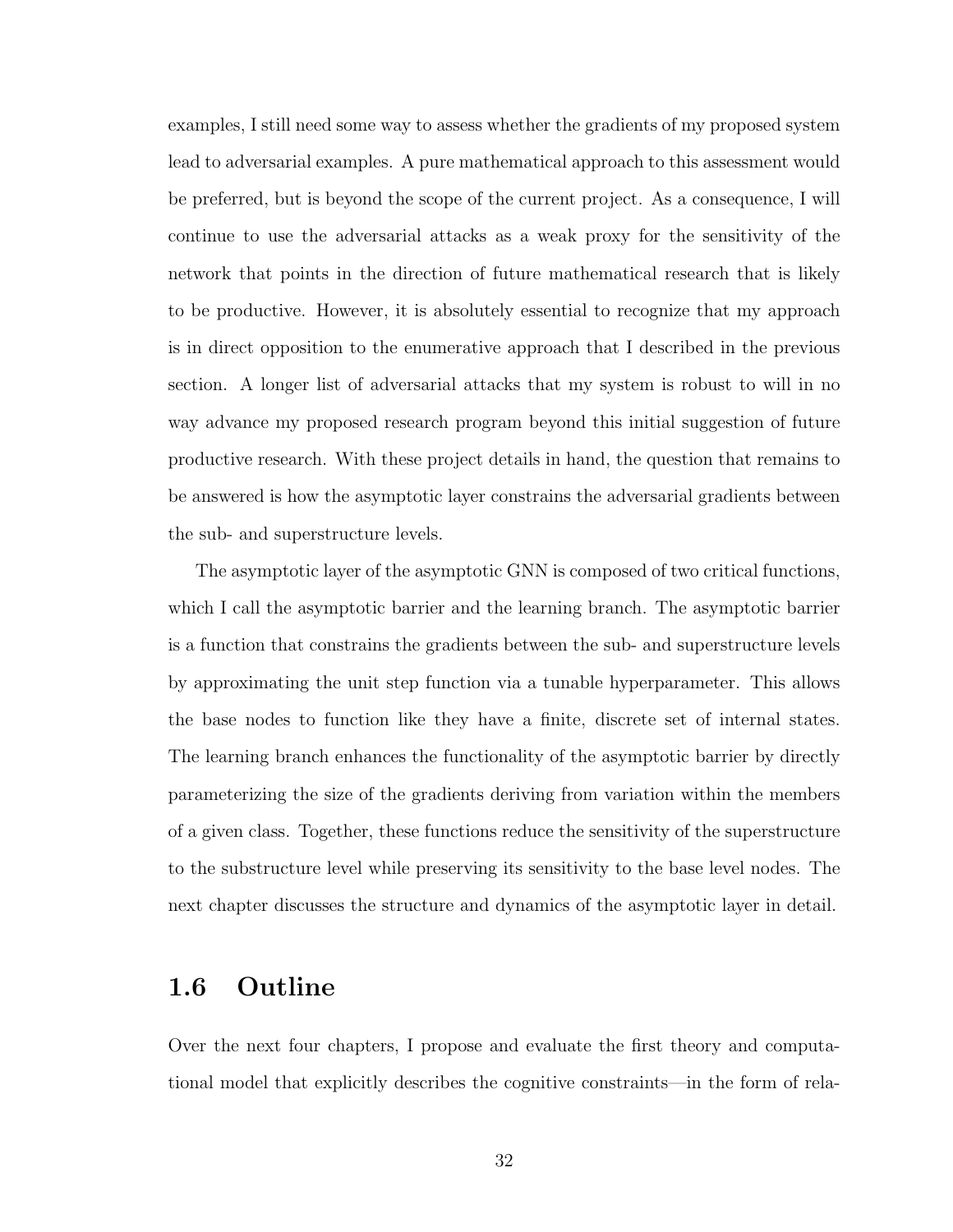examples, I still need some way to assess whether the gradients of my proposed system lead to adversarial examples. A pure mathematical approach to this assessment would be preferred, but is beyond the scope of the current project. As a consequence, I will continue to use the adversarial attacks as a weak proxy for the sensitivity of the network that points in the direction of future mathematical research that is likely to be productive. However, it is absolutely essential to recognize that my approach is in direct opposition to the enumerative approach that I described in the previous section. A longer list of adversarial attacks that my system is robust to will in no way advance my proposed research program beyond this initial suggestion of future productive research. With these project details in hand, the question that remains to be answered is how the asymptotic layer constrains the adversarial gradients between the sub- and superstructure levels.

The asymptotic layer of the asymptotic GNN is composed of two critical functions, which I call the asymptotic barrier and the learning branch. The asymptotic barrier is a function that constrains the gradients between the sub- and superstructure levels by approximating the unit step function via a tunable hyperparameter. This allows the base nodes to function like they have a finite, discrete set of internal states. The learning branch enhances the functionality of the asymptotic barrier by directly parameterizing the size of the gradients deriving from variation within the members of a given class. Together, these functions reduce the sensitivity of the superstructure to the substructure level while preserving its sensitivity to the base level nodes. The next chapter discusses the structure and dynamics of the asymptotic layer in detail.

## 1.6 Outline

Over the next four chapters, I propose and evaluate the first theory and computational model that explicitly describes the cognitive constraints—in the form of rela-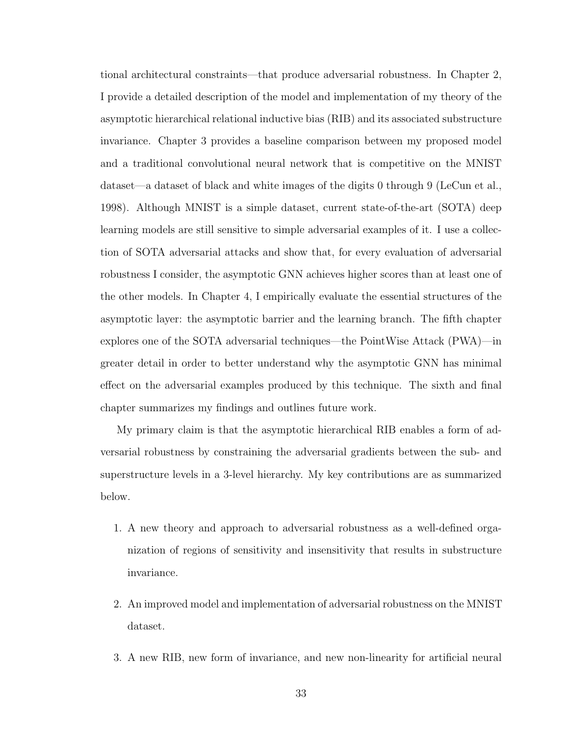tional architectural constraints—that produce adversarial robustness. In Chapter 2, I provide a detailed description of the model and implementation of my theory of the asymptotic hierarchical relational inductive bias (RIB) and its associated substructure invariance. Chapter 3 provides a baseline comparison between my proposed model and a traditional convolutional neural network that is competitive on the MNIST dataset—a dataset of black and white images of the digits 0 through 9 (LeCun et al., 1998). Although MNIST is a simple dataset, current state-of-the-art (SOTA) deep learning models are still sensitive to simple adversarial examples of it. I use a collection of SOTA adversarial attacks and show that, for every evaluation of adversarial robustness I consider, the asymptotic GNN achieves higher scores than at least one of the other models. In Chapter 4, I empirically evaluate the essential structures of the asymptotic layer: the asymptotic barrier and the learning branch. The fifth chapter explores one of the SOTA adversarial techniques—the PointWise Attack (PWA)—in greater detail in order to better understand why the asymptotic GNN has minimal effect on the adversarial examples produced by this technique. The sixth and final chapter summarizes my findings and outlines future work.

My primary claim is that the asymptotic hierarchical RIB enables a form of adversarial robustness by constraining the adversarial gradients between the sub- and superstructure levels in a 3-level hierarchy. My key contributions are as summarized below.

1. A new theory and approach to adversarial robustness as a well-defined organization of regions of sensitivity and insensitivity that results in substructure invariance.
2. An improved model and implementation of adversarial robustness on the MNIST dataset.
3. A new RIB, new form of invariance, and new non-linearity for artificial neural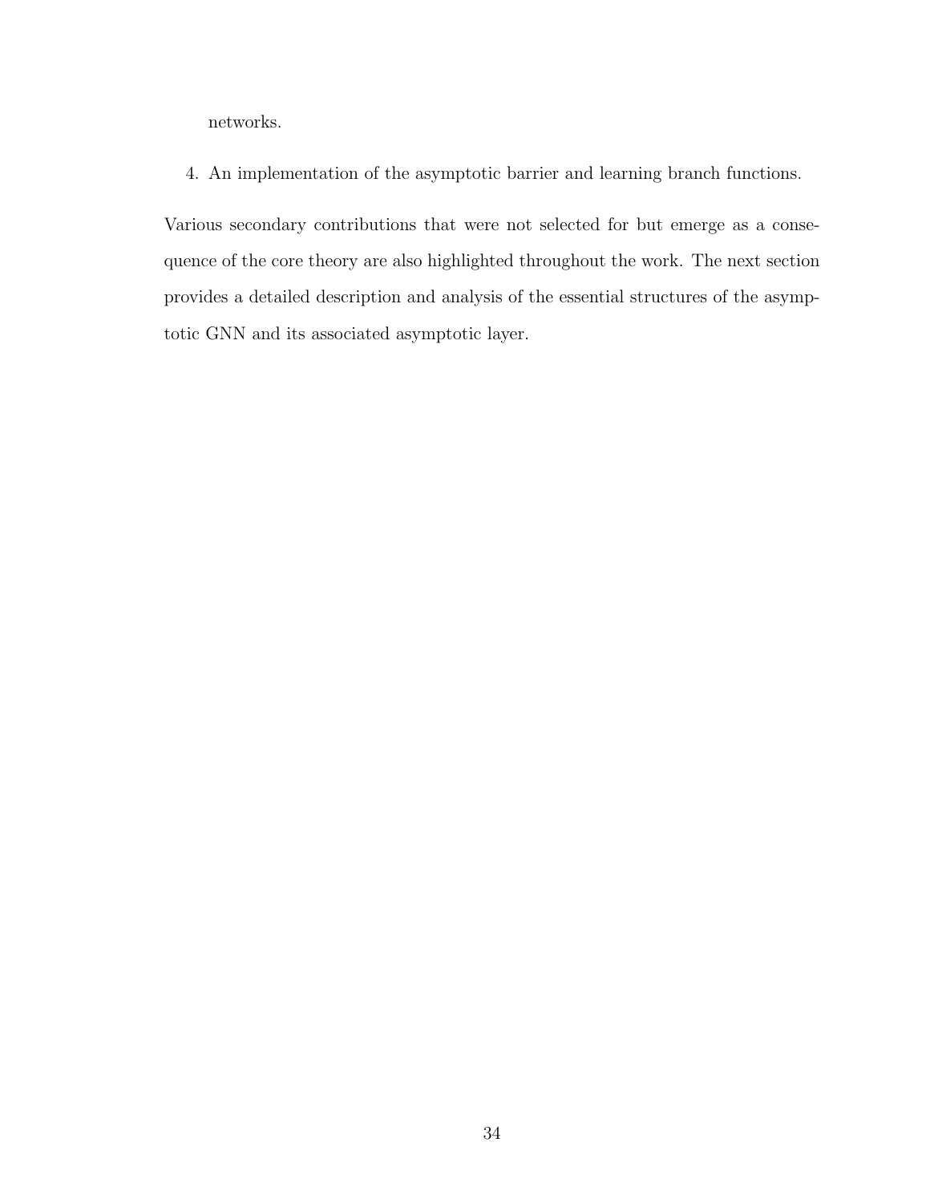networks.

4. An implementation of the asymptotic barrier and learning branch functions.

Various secondary contributions that were not selected for but emerge as a consequence of the core theory are also highlighted throughout the work. The next section provides a detailed description and analysis of the essential structures of the asymptotic GNN and its associated asymptotic layer.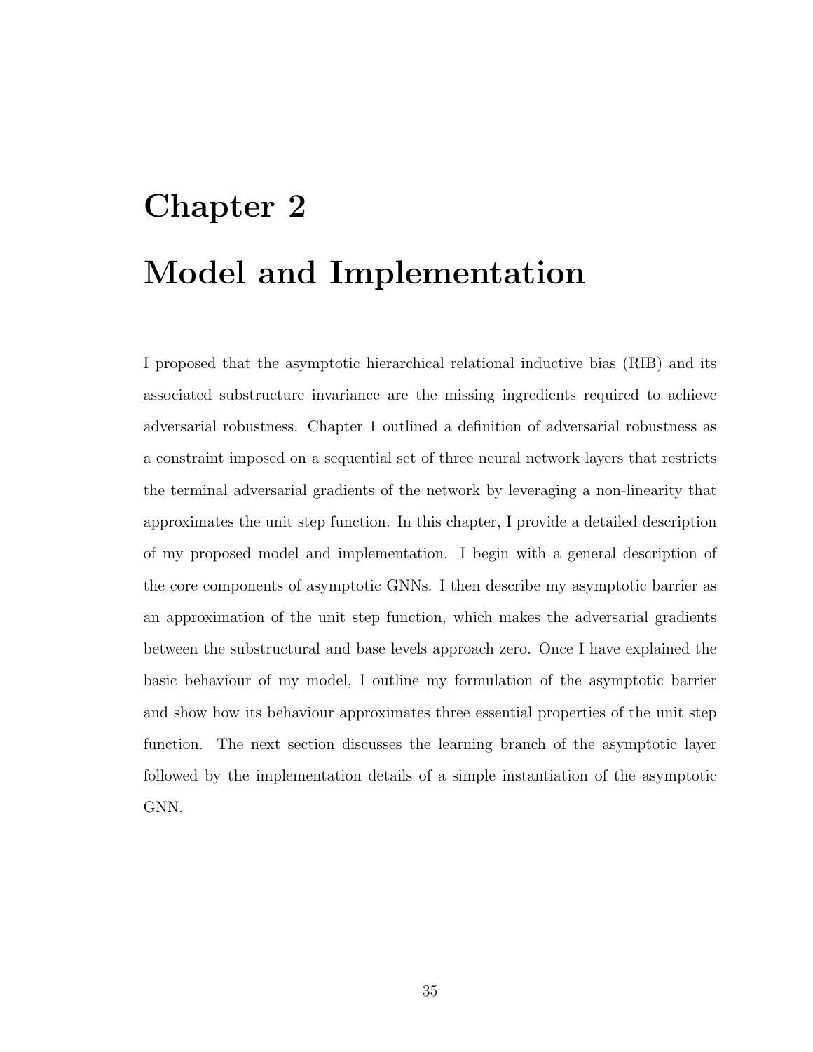# Chapter 2

# Model and Implementation

I proposed that the asymptotic hierarchical relational inductive bias (RIB) and its associated substructure invariance are the missing ingredients required to achieve adversarial robustness. Chapter 1 outlined a definition of adversarial robustness as a constraint imposed on a sequential set of three neural network layers that restricts the terminal adversarial gradients of the network by leveraging a non-linearity that approximates the unit step function. In this chapter, I provide a detailed description of my proposed model and implementation. I begin with a general description of the core components of asymptotic GNNs. I then describe my asymptotic barrier as an approximation of the unit step function, which makes the adversarial gradients between the substructural and base levels approach zero. Once I have explained the basic behaviour of my model, I outline my formulation of the asymptotic barrier and show how its behaviour approximates three essential properties of the unit step function. The next section discusses the learning branch of the asymptotic layer followed by the implementation details of a simple instantiation of the asymptotic GNN.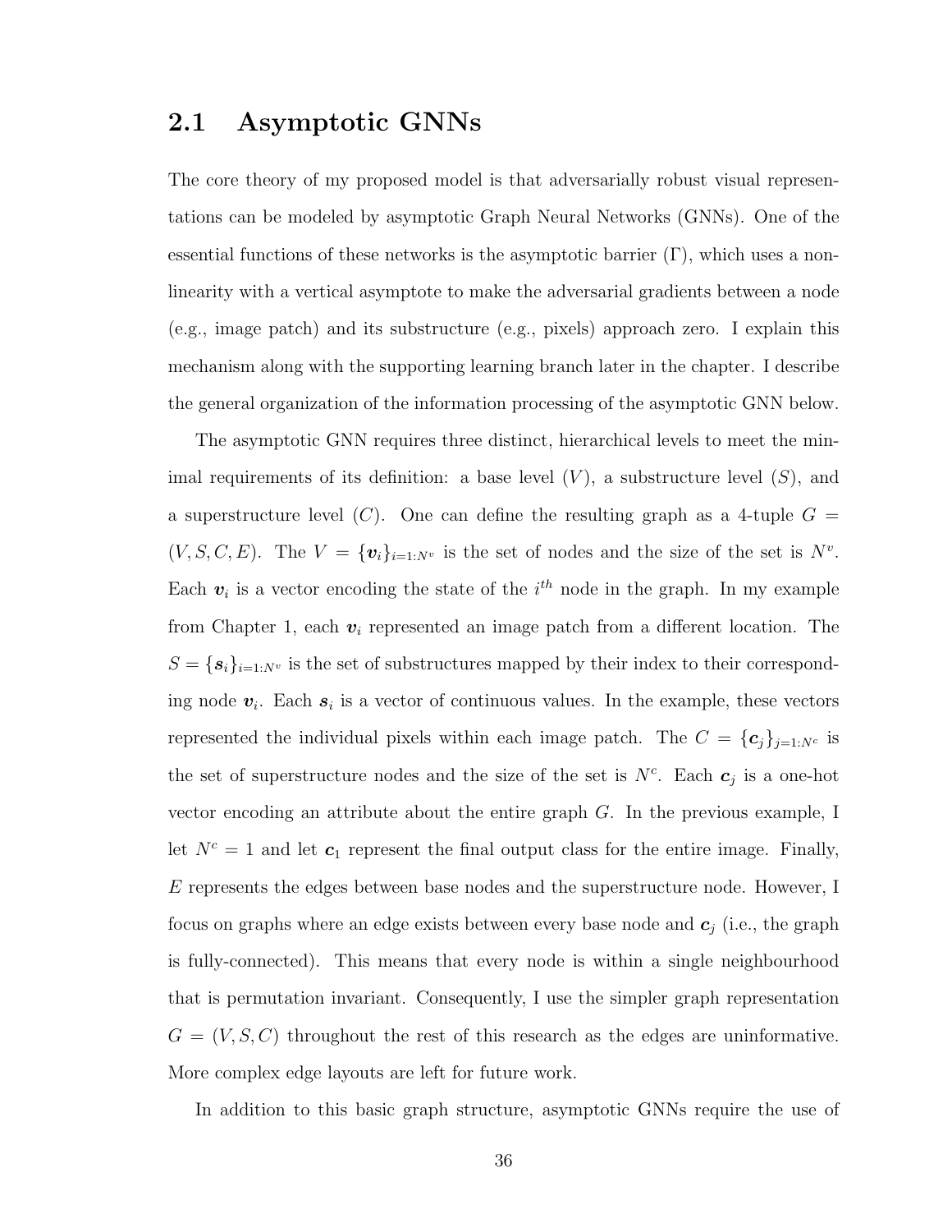## 2.1 Asymptotic GNNs

The core theory of my proposed model is that adversarially robust visual representations can be modeled by asymptotic Graph Neural Networks (GNNs). One of the essential functions of these networks is the asymptotic barrier ($\Gamma$), which uses a nonlinearity with a vertical asymptote to make the adversarial gradients between a node (e.g., image patch) and its substructure (e.g., pixels) approach zero. I explain this mechanism along with the supporting learning branch later in the chapter. I describe the general organization of the information processing of the asymptotic GNN below.

The asymptotic GNN requires three distinct, hierarchical levels to meet the minimal requirements of its definition: a base level ($V$), a substructure level ($S$), and a superstructure level ($C$). One can define the resulting graph as a 4-tuple $G = (V, S, C, E)$. The $V = \{\boldsymbol{v}_i\}_{i=1:N^v}$ is the set of nodes and the size of the set is $N^v$. Each $\boldsymbol{v}_i$ is a vector encoding the state of the $i^{th}$ node in the graph. In my example from Chapter 1, each $\boldsymbol{v}_i$ represented an image patch from a different location. The $S = \{\boldsymbol{s}_i\}_{i=1:N^v}$ is the set of substructures mapped by their index to their corresponding node $\boldsymbol{v}_i$. Each $\boldsymbol{s}_i$ is a vector of continuous values. In the example, these vectors represented the individual pixels within each image patch. The $C = \{\boldsymbol{c}_j\}_{j=1:N^c}$ is the set of superstructure nodes and the size of the set is $N^c$. Each $\boldsymbol{c}_j$ is a one-hot vector encoding an attribute about the entire graph $G$. In the previous example, I let $N^c = 1$ and let $\boldsymbol{c}_1$ represent the final output class for the entire image. Finally, $E$ represents the edges between base nodes and the superstructure node. However, I focus on graphs where an edge exists between every base node and $\boldsymbol{c}_j$ (i.e., the graph is fully-connected). This means that every node is within a single neighbourhood that is permutation invariant. Consequently, I use the simpler graph representation $G = (V, S, C)$ throughout the rest of this research as the edges are uninformative. More complex edge layouts are left for future work.

In addition to this basic graph structure, asymptotic GNNs require the use of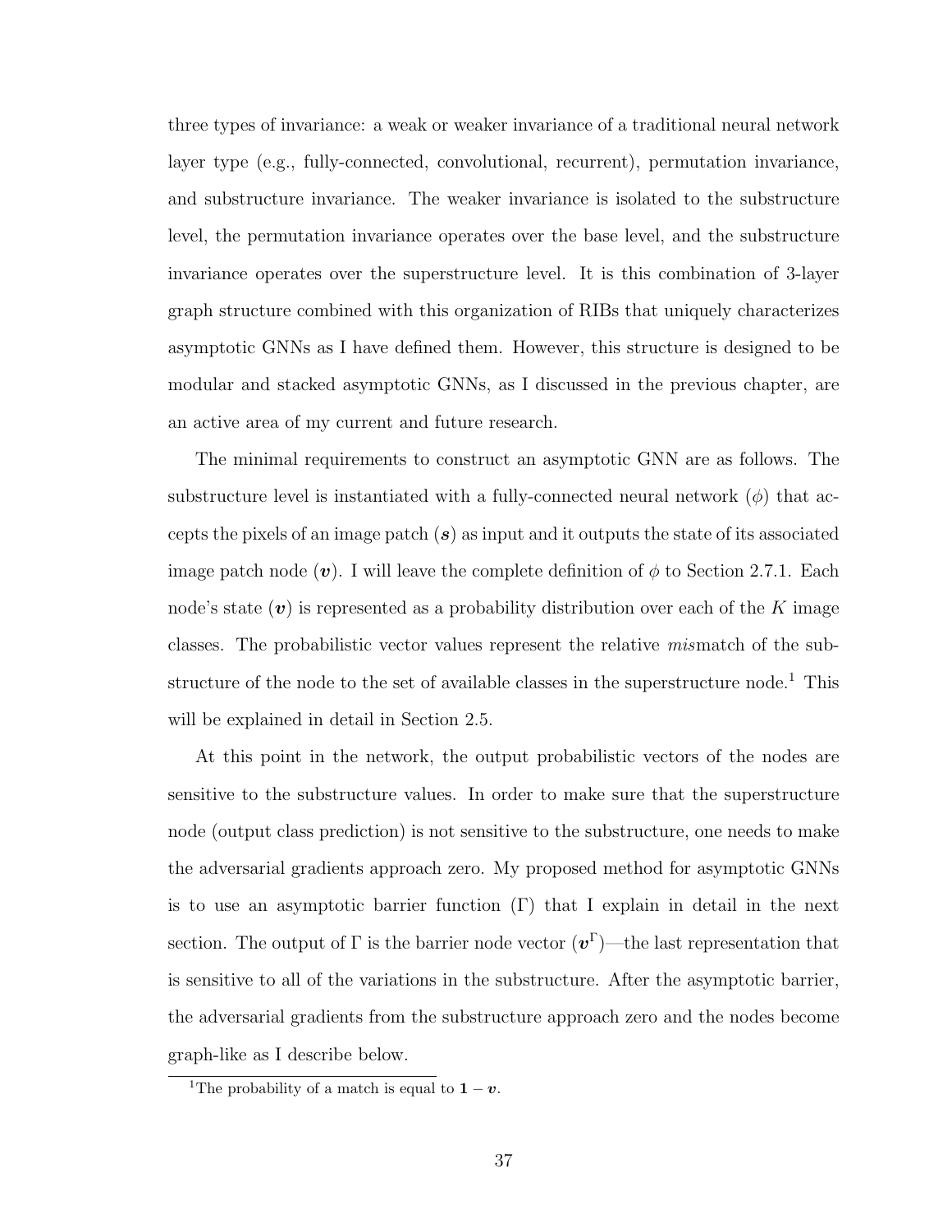three types of invariance: a weak or weaker invariance of a traditional neural network layer type (e.g., fully-connected, convolutional, recurrent), permutation invariance, and substructure invariance. The weaker invariance is isolated to the substructure level, the permutation invariance operates over the base level, and the substructure invariance operates over the superstructure level. It is this combination of 3-layer graph structure combined with this organization of RIBs that uniquely characterizes asymptotic GNNs as I have defined them. However, this structure is designed to be modular and stacked asymptotic GNNs, as I discussed in the previous chapter, are an active area of my current and future research.

The minimal requirements to construct an asymptotic GNN are as follows. The substructure level is instantiated with a fully-connected neural network ($\phi$) that accepts the pixels of an image patch ($\boldsymbol{s}$) as input and it outputs the state of its associated image patch node ($\boldsymbol{v}$). I will leave the complete definition of $\phi$ to Section 2.7.1. Each node's state ($\boldsymbol{v}$) is represented as a probability distribution over each of the $K$ image classes. The probabilistic vector values represent the relative *mis*match of the substructure of the node to the set of available classes in the superstructure node.[1] This will be explained in detail in Section 2.5.

At this point in the network, the output probabilistic vectors of the nodes are sensitive to the substructure values. In order to make sure that the superstructure node (output class prediction) is not sensitive to the substructure, one needs to make the adversarial gradients approach zero. My proposed method for asymptotic GNNs is to use an asymptotic barrier function ($\Gamma$) that I explain in detail in the next section. The output of $\Gamma$ is the barrier node vector ($\boldsymbol{v}^{\Gamma}$)—the last representation that is sensitive to all of the variations in the substructure. After the asymptotic barrier, the adversarial gradients from the substructure approach zero and the nodes become graph-like as I describe below.

[1] The probability of a match is equal to $\mathbf{1} - \boldsymbol{v}$.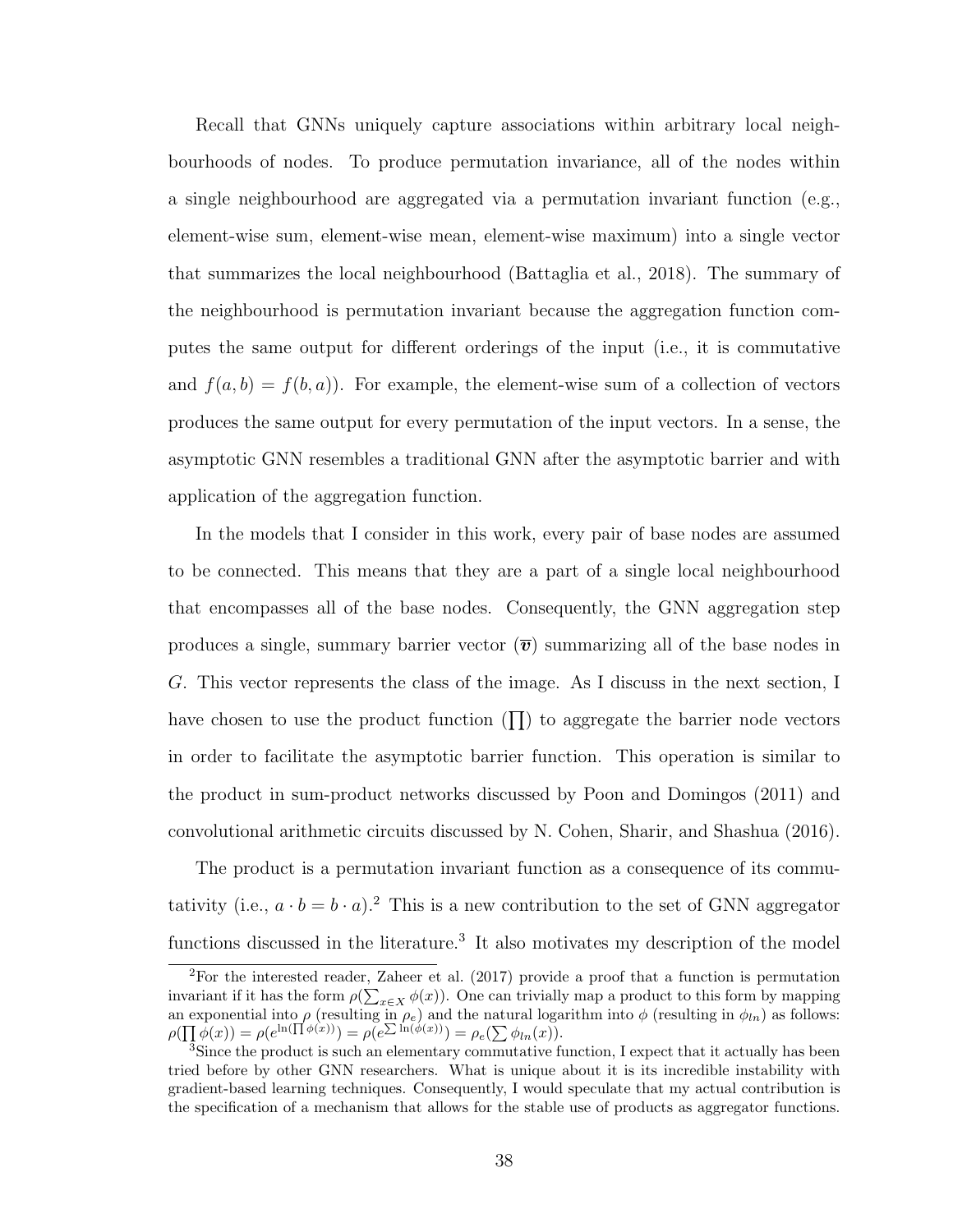Recall that GNNs uniquely capture associations within arbitrary local neighbourhoods of nodes. To produce permutation invariance, all of the nodes within a single neighbourhood are aggregated via a permutation invariant function (e.g., element-wise sum, element-wise mean, element-wise maximum) into a single vector that summarizes the local neighbourhood (Battaglia et al., 2018). The summary of the neighbourhood is permutation invariant because the aggregation function computes the same output for different orderings of the input (i.e., it is commutative and $f(a, b) = f(b, a)$). For example, the element-wise sum of a collection of vectors produces the same output for every permutation of the input vectors. In a sense, the asymptotic GNN resembles a traditional GNN after the asymptotic barrier and with application of the aggregation function.

In the models that I consider in this work, every pair of base nodes are assumed to be connected. This means that they are a part of a single local neighbourhood that encompasses all of the base nodes. Consequently, the GNN aggregation step produces a single, summary barrier vector ($\overline{\boldsymbol{v}}$) summarizing all of the base nodes in $G$. This vector represents the class of the image. As I discuss in the next section, I have chosen to use the product function ($\prod$) to aggregate the barrier node vectors in order to facilitate the asymptotic barrier function. This operation is similar to the product in sum-product networks discussed by Poon and Domingos (2011) and convolutional arithmetic circuits discussed by N. Cohen, Sharir, and Shashua (2016).

The product is a permutation invariant function as a consequence of its commutativity (i.e., $a \cdot b = b \cdot a$).[2] This is a new contribution to the set of GNN aggregator functions discussed in the literature.[3] It also motivates my description of the model

---

[2] For the interested reader, Zaheer et al. (2017) provide a proof that a function is permutation invariant if it has the form $\rho(\sum_{x \in X} \phi(x))$. One can trivially map a product to this form by mapping an exponential into $\rho$ (resulting in $\rho_e$) and the natural logarithm into $\phi$ (resulting in $\phi_{ln}$) as follows: $\rho(\prod \phi(x)) = \rho(e^{\ln(\prod \phi(x))}) = \rho(e^{\sum \ln(\phi(x))}) = \rho_e(\sum \phi_{ln}(x))$.

[3] Since the product is such an elementary commutative function, I expect that it actually has been tried before by other GNN researchers. What is unique about it is its incredible instability with gradient-based learning techniques. Consequently, I would speculate that my actual contribution is the specification of a mechanism that allows for the stable use of products as aggregator functions.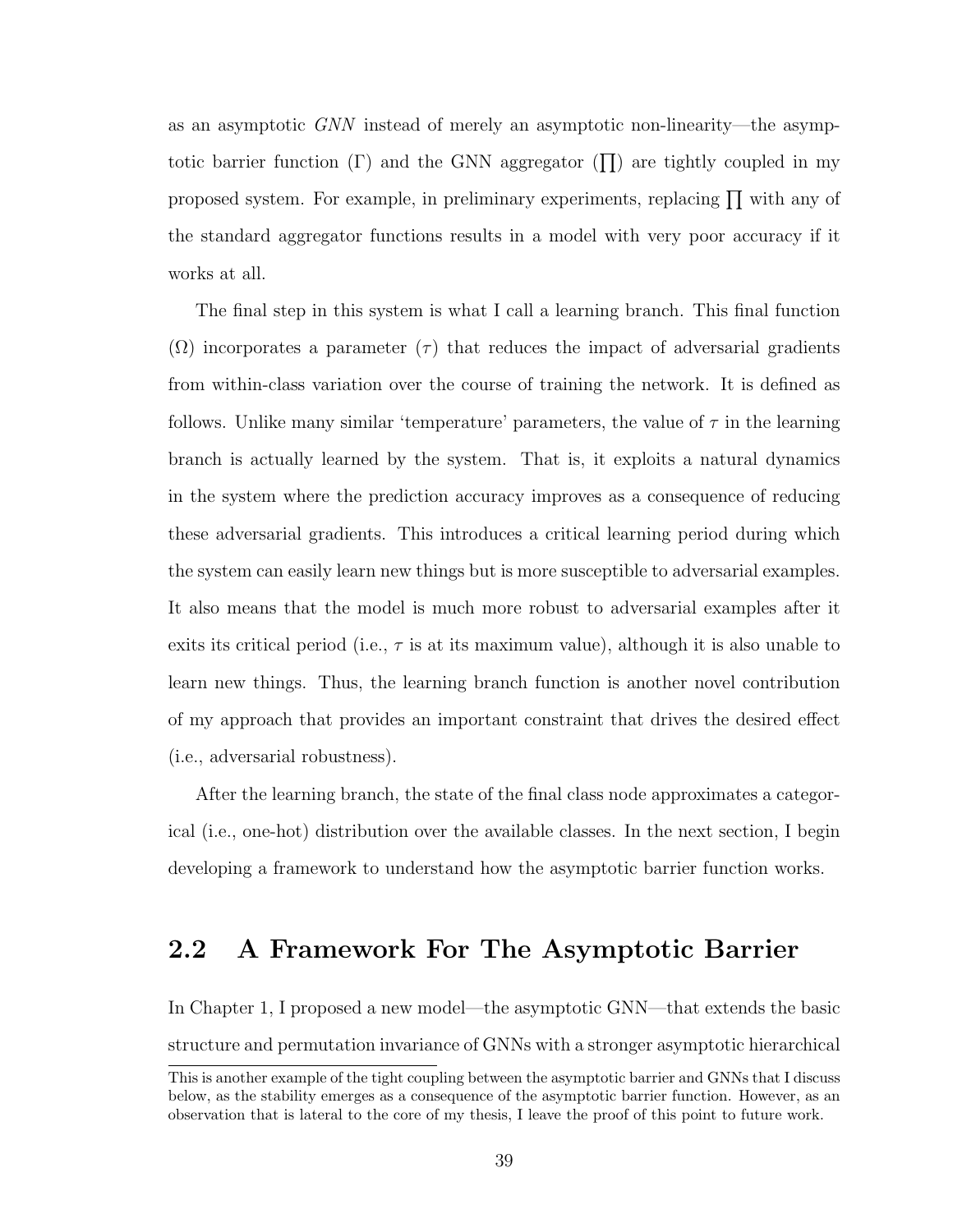as an asymptotic *GNN* instead of merely an asymptotic non-linearity—the asymptotic barrier function ($\Gamma$) and the GNN aggregator ($\prod$) are tightly coupled in my proposed system. For example, in preliminary experiments, replacing $\prod$ with any of the standard aggregator functions results in a model with very poor accuracy if it works at all.

The final step in this system is what I call a learning branch. This final function ($\Omega$) incorporates a parameter ($\tau$) that reduces the impact of adversarial gradients from within-class variation over the course of training the network. It is defined as follows. Unlike many similar 'temperature' parameters, the value of $\tau$ in the learning branch is actually learned by the system. That is, it exploits a natural dynamics in the system where the prediction accuracy improves as a consequence of reducing these adversarial gradients. This introduces a critical learning period during which the system can easily learn new things but is more susceptible to adversarial examples. It also means that the model is much more robust to adversarial examples after it exits its critical period (i.e., $\tau$ is at its maximum value), although it is also unable to learn new things. Thus, the learning branch function is another novel contribution of my approach that provides an important constraint that drives the desired effect (i.e., adversarial robustness).

After the learning branch, the state of the final class node approximates a categorical (i.e., one-hot) distribution over the available classes. In the next section, I begin developing a framework to understand how the asymptotic barrier function works.

## 2.2 A Framework For The Asymptotic Barrier

In Chapter 1, I proposed a new model—the asymptotic GNN—that extends the basic structure and permutation invariance of GNNs with a stronger asymptotic hierarchical

---

This is another example of the tight coupling between the asymptotic barrier and GNNs that I discuss below, as the stability emerges as a consequence of the asymptotic barrier function. However, as an observation that is lateral to the core of my thesis, I leave the proof of this point to future work.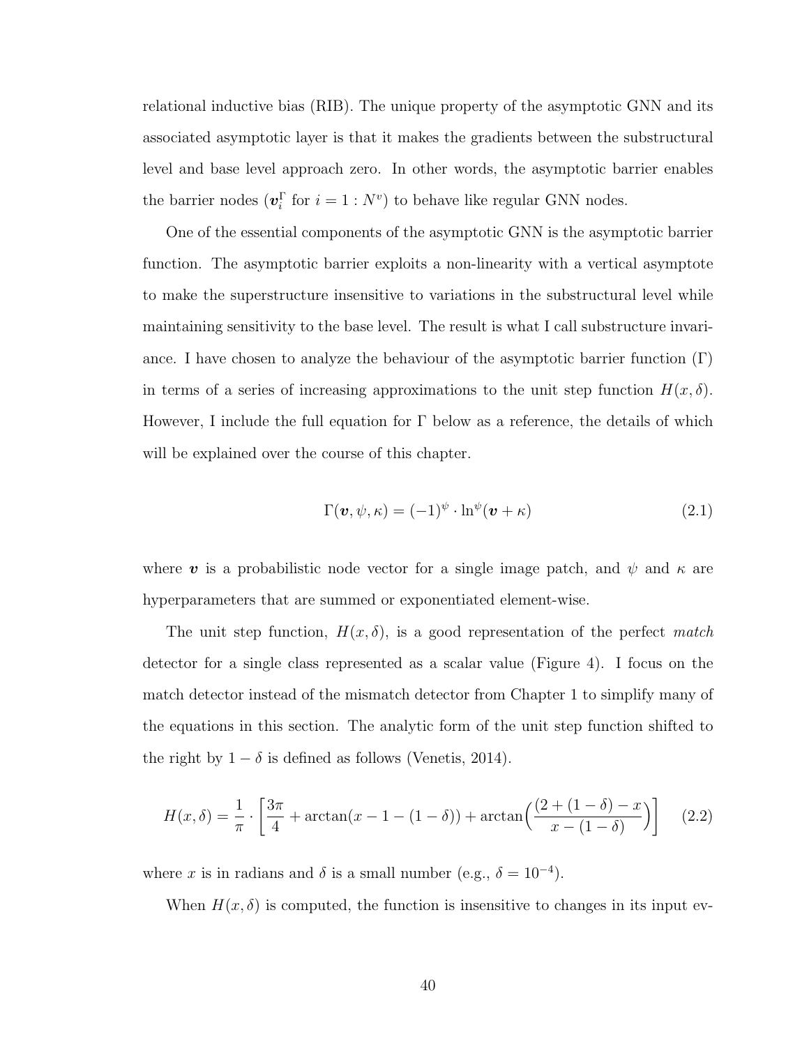relational inductive bias (RIB). The unique property of the asymptotic GNN and its associated asymptotic layer is that it makes the gradients between the substructural level and base level approach zero. In other words, the asymptotic barrier enables the barrier nodes ($\boldsymbol{v}_i^\Gamma$ for $i = 1 : N^v$) to behave like regular GNN nodes.

One of the essential components of the asymptotic GNN is the asymptotic barrier function. The asymptotic barrier exploits a non-linearity with a vertical asymptote to make the superstructure insensitive to variations in the substructural level while maintaining sensitivity to the base level. The result is what I call substructure invariance. I have chosen to analyze the behaviour of the asymptotic barrier function ($\Gamma$) in terms of a series of increasing approximations to the unit step function $H(x, \delta)$. However, I include the full equation for $\Gamma$ below as a reference, the details of which will be explained over the course of this chapter.

$$\Gamma(\boldsymbol{v}, \psi, \kappa) = (-1)^{\psi} \cdot \ln^{\psi}(\boldsymbol{v} + \kappa) \tag{2.1}$$

where $\boldsymbol{v}$ is a probabilistic node vector for a single image patch, and $\psi$ and $\kappa$ are hyperparameters that are summed or exponentiated element-wise.

The unit step function, $H(x, \delta)$, is a good representation of the perfect *match* detector for a single class represented as a scalar value (Figure 4). I focus on the match detector instead of the mismatch detector from Chapter 1 to simplify many of the equations in this section. The analytic form of the unit step function shifted to the right by $1 - \delta$ is defined as follows (Venetis, 2014).

$$H(x, \delta) = \frac{1}{\pi} \cdot \left[ \frac{3\pi}{4} + \arctan(x - 1 - (1 - \delta)) + \arctan\Big( \frac{(2 + (1 - \delta) - x}{x - (1 - \delta)} \Big) \right] \tag{2.2}$$

where $x$ is in radians and $\delta$ is a small number (e.g., $\delta = 10^{-4}$).

When $H(x, \delta)$ is computed, the function is insensitive to changes in its input ev-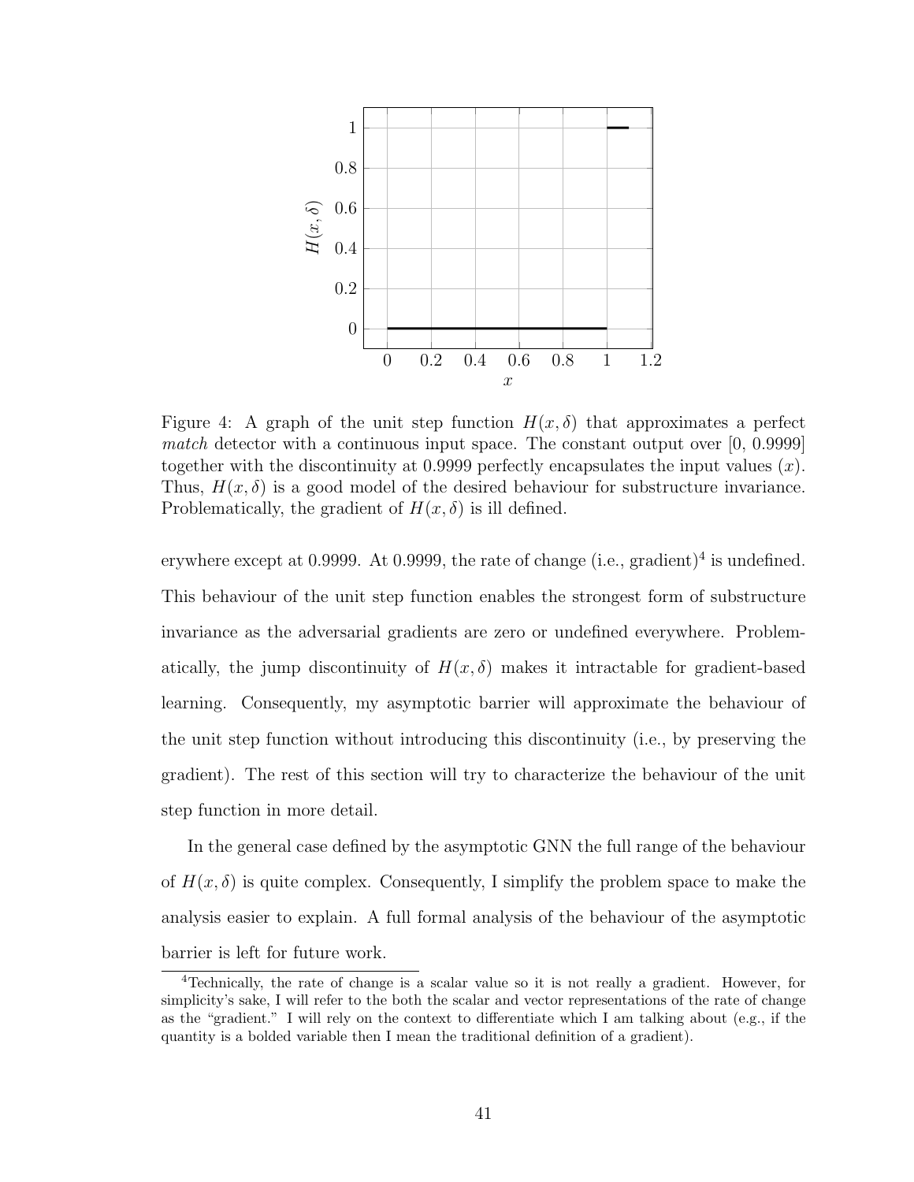Figure 4: A graph of the unit step function $H(x, \delta)$ that approximates a perfect *match* detector with a continuous input space. The constant output over [0, 0.9999] together with the discontinuity at 0.9999 perfectly encapsulates the input values ($x$). Thus, $H(x, \delta)$ is a good model of the desired behaviour for substructure invariance. Problematically, the gradient of $H(x, \delta)$ is ill defined.

erywhere except at 0.9999. At 0.9999, the rate of change (i.e., gradient)[4] is undefined. This behaviour of the unit step function enables the strongest form of substructure invariance as the adversarial gradients are zero or undefined everywhere. Problematically, the jump discontinuity of $H(x, \delta)$ makes it intractable for gradient-based learning. Consequently, my asymptotic barrier will approximate the behaviour of the unit step function without introducing this discontinuity (i.e., by preserving the gradient). The rest of this section will try to characterize the behaviour of the unit step function in more detail.

In the general case defined by the asymptotic GNN the full range of the behaviour of $H(x, \delta)$ is quite complex. Consequently, I simplify the problem space to make the analysis easier to explain. A full formal analysis of the behaviour of the asymptotic barrier is left for future work.

[4]Technically, the rate of change is a scalar value so it is not really a gradient. However, for simplicity's sake, I will refer to the both the scalar and vector representations of the rate of change as the "gradient." I will rely on the context to differentiate which I am talking about (e.g., if the quantity is a bolded variable then I mean the traditional definition of a gradient).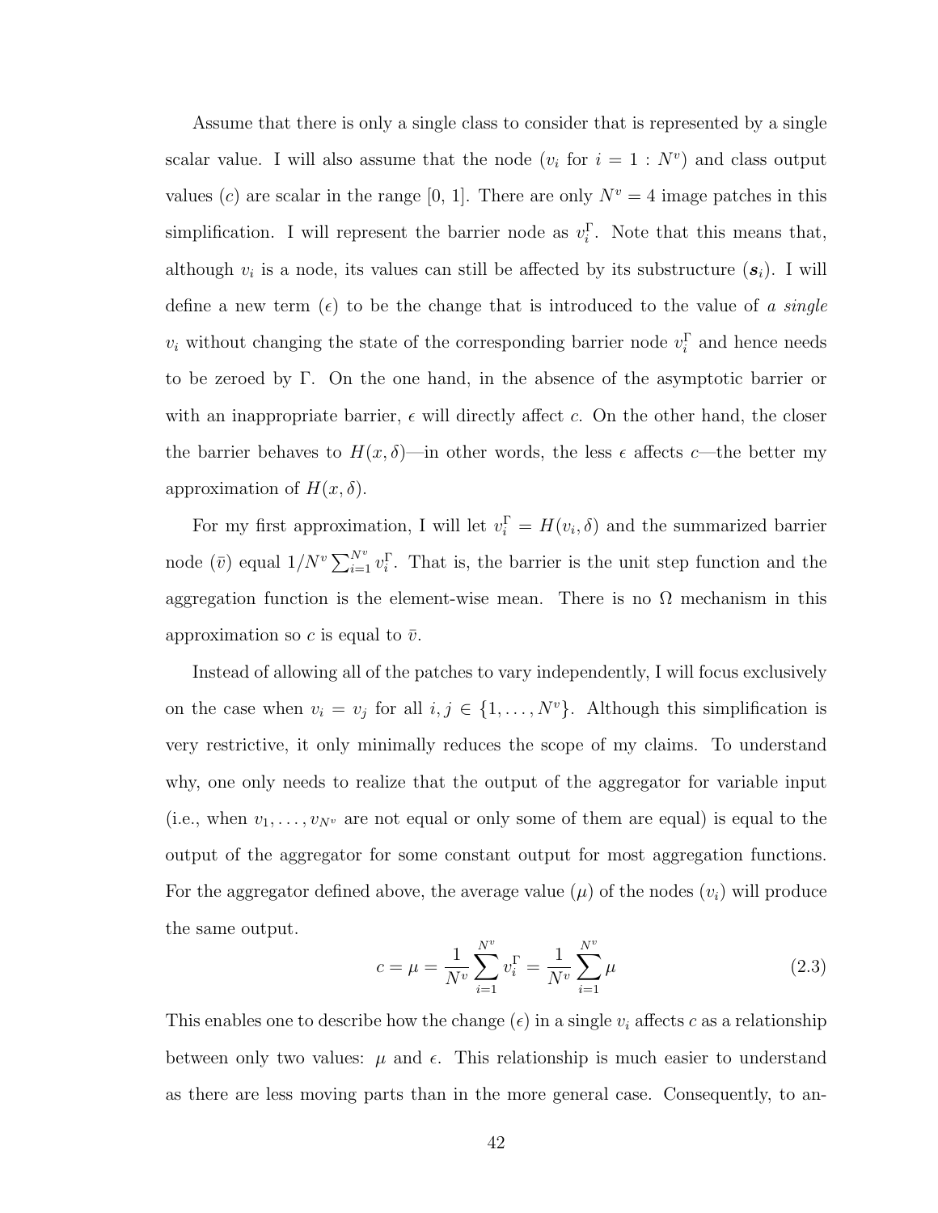Assume that there is only a single class to consider that is represented by a single scalar value. I will also assume that the node ($v_i$ for $i = 1 : N^v$) and class output values ($c$) are scalar in the range [0, 1]. There are only $N^v = 4$ image patches in this simplification. I will represent the barrier node as $v_i^\Gamma$. Note that this means that, although $v_i$ is a node, its values can still be affected by its substructure ($\boldsymbol{s}_i$). I will define a new term ($\epsilon$) to be the change that is introduced to the value of *a single* $v_i$ without changing the state of the corresponding barrier node $v_i^\Gamma$ and hence needs to be zeroed by $\Gamma$. On the one hand, in the absence of the asymptotic barrier or with an inappropriate barrier, $\epsilon$ will directly affect $c$. On the other hand, the closer the barrier behaves to $H(x, \delta)$—in other words, the less $\epsilon$ affects $c$—the better my approximation of $H(x, \delta)$.

For my first approximation, I will let $v_i^\Gamma = H(v_i, \delta)$ and the summarized barrier node ($\bar{v}$) equal $1/N^v \sum_{i=1}^{N^v} v_i^\Gamma$. That is, the barrier is the unit step function and the aggregation function is the element-wise mean. There is no $\Omega$ mechanism in this approximation so $c$ is equal to $\bar{v}$.

Instead of allowing all of the patches to vary independently, I will focus exclusively on the case when $v_i = v_j$ for all $i, j \in \{1, \ldots, N^v\}$. Although this simplification is very restrictive, it only minimally reduces the scope of my claims. To understand why, one only needs to realize that the output of the aggregator for variable input (i.e., when $v_1, \ldots, v_{N^v}$ are not equal or only some of them are equal) is equal to the output of the aggregator for some constant output for most aggregation functions. For the aggregator defined above, the average value ($\mu$) of the nodes ($v_i$) will produce the same output.

$$c = \mu = \frac{1}{N^v} \sum_{i=1}^{N^v} v_i^\Gamma = \frac{1}{N^v} \sum_{i=1}^{N^v} \mu \tag{2.3}$$

This enables one to describe how the change ($\epsilon$) in a single $v_i$ affects $c$ as a relationship between only two values: $\mu$ and $\epsilon$. This relationship is much easier to understand as there are less moving parts than in the more general case. Consequently, to an-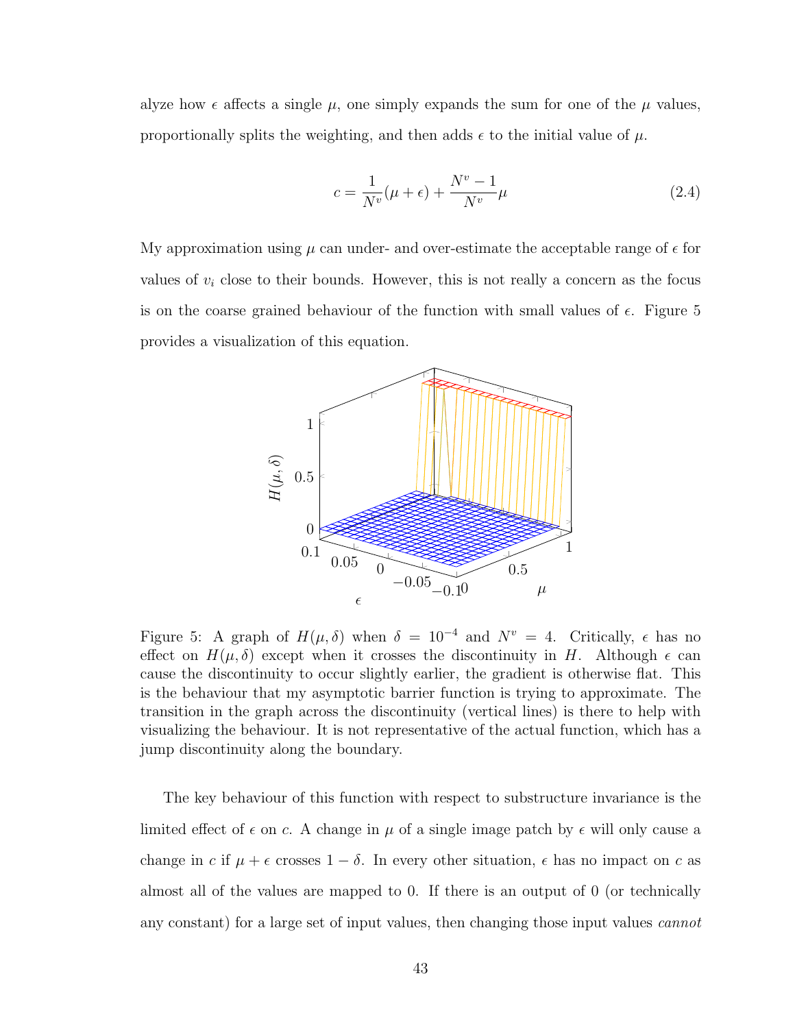alyze how $\epsilon$ affects a single $\mu$, one simply expands the sum for one of the $\mu$ values, proportionally splits the weighting, and then adds $\epsilon$ to the initial value of $\mu$.

$$c = \frac{1}{N^v}(\mu + \epsilon) + \frac{N^v - 1}{N^v}\mu \tag{2.4}$$

My approximation using $\mu$ can under- and over-estimate the acceptable range of $\epsilon$ for values of $v_i$ close to their bounds. However, this is not really a concern as the focus is on the coarse grained behaviour of the function with small values of $\epsilon$. Figure 5 provides a visualization of this equation.

Figure 5: A graph of $H(\mu, \delta)$ when $\delta = 10^{-4}$ and $N^v = 4$. Critically, $\epsilon$ has no effect on $H(\mu, \delta)$ except when it crosses the discontinuity in $H$. Although $\epsilon$ can cause the discontinuity to occur slightly earlier, the gradient is otherwise flat. This is the behaviour that my asymptotic barrier function is trying to approximate. The transition in the graph across the discontinuity (vertical lines) is there to help with visualizing the behaviour. It is not representative of the actual function, which has a jump discontinuity along the boundary.

The key behaviour of this function with respect to substructure invariance is the limited effect of $\epsilon$ on $c$. A change in $\mu$ of a single image patch by $\epsilon$ will only cause a change in $c$ if $\mu + \epsilon$ crosses $1 - \delta$. In every other situation, $\epsilon$ has no impact on $c$ as almost all of the values are mapped to 0. If there is an output of 0 (or technically any constant) for a large set of input values, then changing those input values *cannot*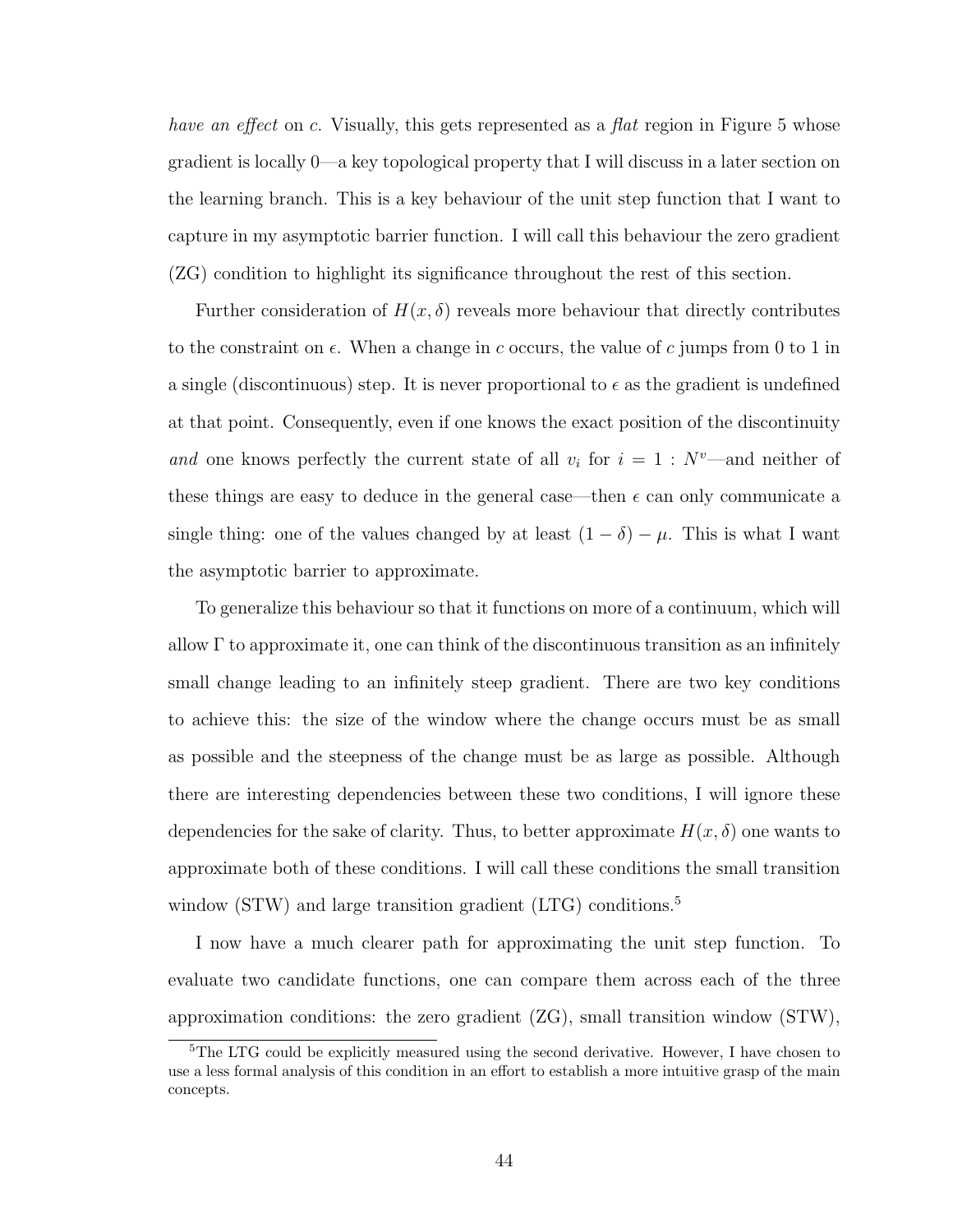*have an effect* on $c$. Visually, this gets represented as a *flat* region in Figure 5 whose gradient is locally 0—a key topological property that I will discuss in a later section on the learning branch. This is a key behaviour of the unit step function that I want to capture in my asymptotic barrier function. I will call this behaviour the zero gradient (ZG) condition to highlight its significance throughout the rest of this section.

Further consideration of $H(x, \delta)$ reveals more behaviour that directly contributes to the constraint on $\epsilon$. When a change in $c$ occurs, the value of $c$ jumps from 0 to 1 in a single (discontinuous) step. It is never proportional to $\epsilon$ as the gradient is undefined at that point. Consequently, even if one knows the exact position of the discontinuity *and* one knows perfectly the current state of all $v_i$ for $i = 1 : N^v$—and neither of these things are easy to deduce in the general case—then $\epsilon$ can only communicate a single thing: one of the values changed by at least $(1 - \delta) - \mu$. This is what I want the asymptotic barrier to approximate.

To generalize this behaviour so that it functions on more of a continuum, which will allow $\Gamma$ to approximate it, one can think of the discontinuous transition as an infinitely small change leading to an infinitely steep gradient. There are two key conditions to achieve this: the size of the window where the change occurs must be as small as possible and the steepness of the change must be as large as possible. Although there are interesting dependencies between these two conditions, I will ignore these dependencies for the sake of clarity. Thus, to better approximate $H(x, \delta)$ one wants to approximate both of these conditions. I will call these conditions the small transition window (STW) and large transition gradient (LTG) conditions.[5]

I now have a much clearer path for approximating the unit step function. To evaluate two candidate functions, one can compare them across each of the three approximation conditions: the zero gradient (ZG), small transition window (STW),

[5]The LTG could be explicitly measured using the second derivative. However, I have chosen to use a less formal analysis of this condition in an effort to establish a more intuitive grasp of the main concepts.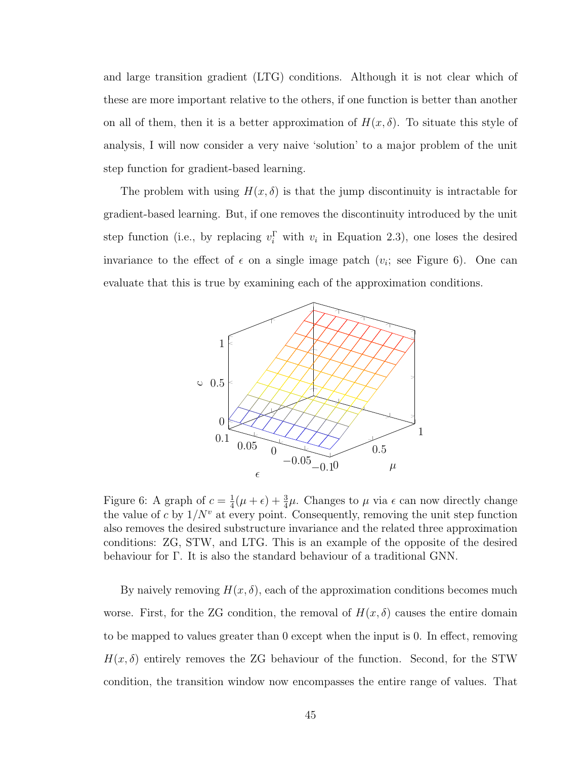and large transition gradient (LTG) conditions. Although it is not clear which of these are more important relative to the others, if one function is better than another on all of them, then it is a better approximation of $H(x, \delta)$. To situate this style of analysis, I will now consider a very naive 'solution' to a major problem of the unit step function for gradient-based learning.

The problem with using $H(x, \delta)$ is that the jump discontinuity is intractable for gradient-based learning. But, if one removes the discontinuity introduced by the unit step function (i.e., by replacing $v_i^{\Gamma}$ with $v_i$ in Equation 2.3), one loses the desired invariance to the effect of $\epsilon$ on a single image patch ($v_i$; see Figure 6). One can evaluate that this is true by examining each of the approximation conditions.

Figure 6: A graph of $c = \frac{1}{4}(\mu + \epsilon) + \frac{3}{4}\mu$. Changes to $\mu$ via $\epsilon$ can now directly change the value of $c$ by $1/N^v$ at every point. Consequently, removing the unit step function also removes the desired substructure invariance and the related three approximation conditions: ZG, STW, and LTG. This is an example of the opposite of the desired behaviour for $\Gamma$. It is also the standard behaviour of a traditional GNN.

By naively removing $H(x, \delta)$, each of the approximation conditions becomes much worse. First, for the ZG condition, the removal of $H(x, \delta)$ causes the entire domain to be mapped to values greater than 0 except when the input is 0. In effect, removing $H(x, \delta)$ entirely removes the ZG behaviour of the function. Second, for the STW condition, the transition window now encompasses the entire range of values. That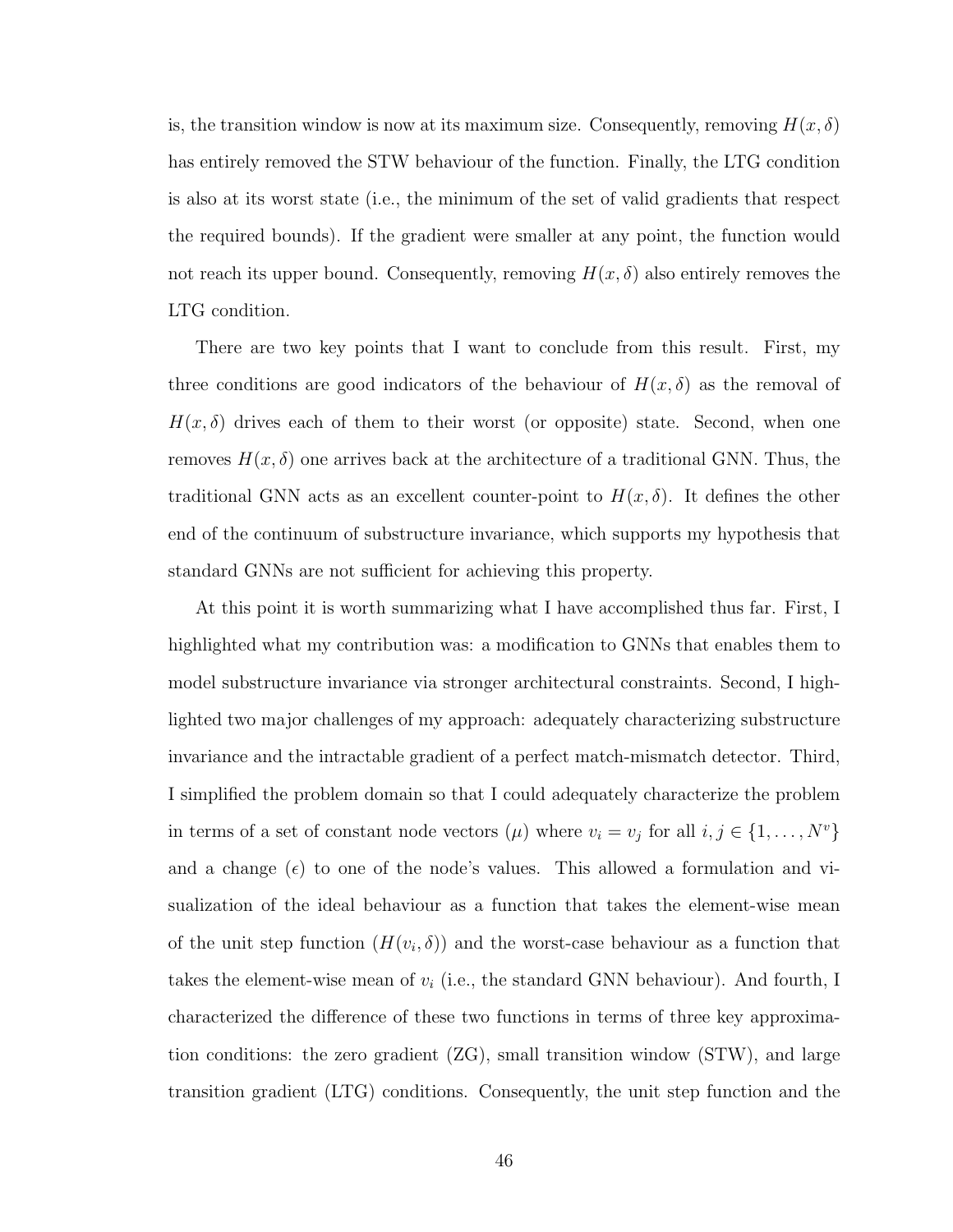is, the transition window is now at its maximum size. Consequently, removing $H(x, \delta)$ has entirely removed the STW behaviour of the function. Finally, the LTG condition is also at its worst state (i.e., the minimum of the set of valid gradients that respect the required bounds). If the gradient were smaller at any point, the function would not reach its upper bound. Consequently, removing $H(x, \delta)$ also entirely removes the LTG condition.

There are two key points that I want to conclude from this result. First, my three conditions are good indicators of the behaviour of $H(x, \delta)$ as the removal of $H(x, \delta)$ drives each of them to their worst (or opposite) state. Second, when one removes $H(x, \delta)$ one arrives back at the architecture of a traditional GNN. Thus, the traditional GNN acts as an excellent counter-point to $H(x, \delta)$. It defines the other end of the continuum of substructure invariance, which supports my hypothesis that standard GNNs are not sufficient for achieving this property.

At this point it is worth summarizing what I have accomplished thus far. First, I highlighted what my contribution was: a modification to GNNs that enables them to model substructure invariance via stronger architectural constraints. Second, I highlighted two major challenges of my approach: adequately characterizing substructure invariance and the intractable gradient of a perfect match-mismatch detector. Third, I simplified the problem domain so that I could adequately characterize the problem in terms of a set of constant node vectors ($\mu$) where $v_i = v_j$ for all $i, j \in \{1, \ldots, N^v\}$ and a change ($\epsilon$) to one of the node's values. This allowed a formulation and visualization of the ideal behaviour as a function that takes the element-wise mean of the unit step function ($H(v_i, \delta)$) and the worst-case behaviour as a function that takes the element-wise mean of $v_i$ (i.e., the standard GNN behaviour). And fourth, I characterized the difference of these two functions in terms of three key approximation conditions: the zero gradient (ZG), small transition window (STW), and large transition gradient (LTG) conditions. Consequently, the unit step function and the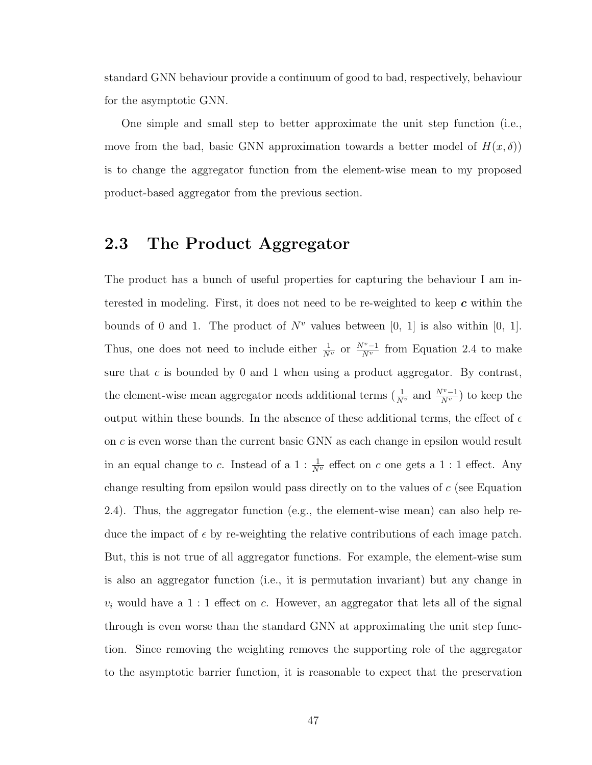standard GNN behaviour provide a continuum of good to bad, respectively, behaviour for the asymptotic GNN.

One simple and small step to better approximate the unit step function (i.e., move from the bad, basic GNN approximation towards a better model of $H(x, \delta)$) is to change the aggregator function from the element-wise mean to my proposed product-based aggregator from the previous section.

## 2.3 The Product Aggregator

The product has a bunch of useful properties for capturing the behaviour I am interested in modeling. First, it does not need to be re-weighted to keep $\boldsymbol{c}$ within the bounds of 0 and 1. The product of $N^v$ values between [0, 1] is also within [0, 1]. Thus, one does not need to include either $\frac{1}{N^v}$ or $\frac{N^v-1}{N^v}$ from Equation 2.4 to make sure that $c$ is bounded by 0 and 1 when using a product aggregator. By contrast, the element-wise mean aggregator needs additional terms ($\frac{1}{N^v}$ and $\frac{N^v-1}{N^v}$) to keep the output within these bounds. In the absence of these additional terms, the effect of $\epsilon$ on $c$ is even worse than the current basic GNN as each change in epsilon would result in an equal change to $c$. Instead of a $1 : \frac{1}{N^v}$ effect on $c$ one gets a $1 : 1$ effect. Any change resulting from epsilon would pass directly on to the values of $c$ (see Equation 2.4). Thus, the aggregator function (e.g., the element-wise mean) can also help reduce the impact of $\epsilon$ by re-weighting the relative contributions of each image patch. But, this is not true of all aggregator functions. For example, the element-wise sum is also an aggregator function (i.e., it is permutation invariant) but any change in $v_i$ would have a $1 : 1$ effect on $c$. However, an aggregator that lets all of the signal through is even worse than the standard GNN at approximating the unit step function. Since removing the weighting removes the supporting role of the aggregator to the asymptotic barrier function, it is reasonable to expect that the preservation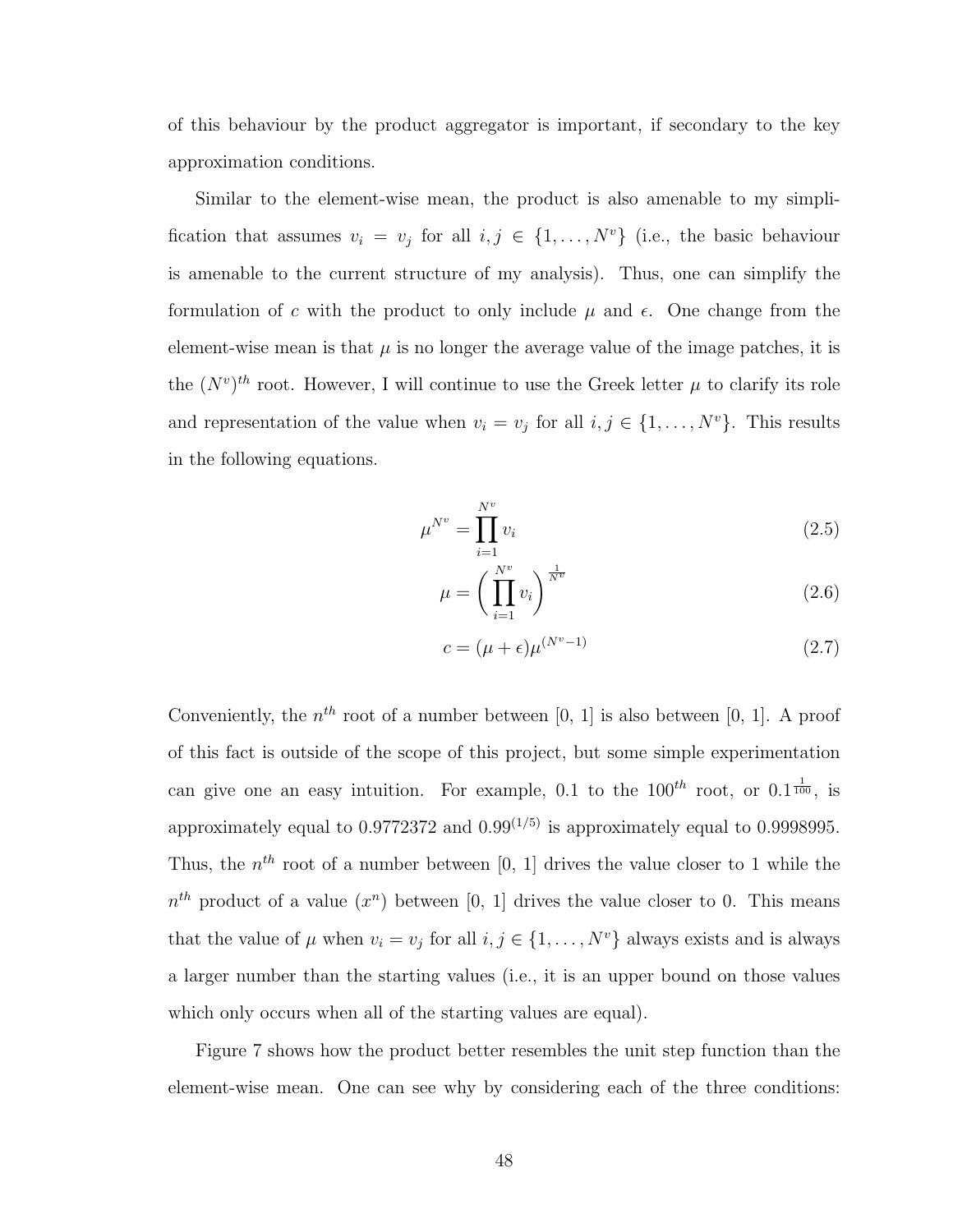of this behaviour by the product aggregator is important, if secondary to the key approximation conditions.

Similar to the element-wise mean, the product is also amenable to my simplification that assumes $v_i = v_j$ for all $i, j \in \{1, \ldots, N^v\}$ (i.e., the basic behaviour is amenable to the current structure of my analysis). Thus, one can simplify the formulation of $c$ with the product to only include $\mu$ and $\epsilon$. One change from the element-wise mean is that $\mu$ is no longer the average value of the image patches, it is the $(N^v)^{th}$ root. However, I will continue to use the Greek letter $\mu$ to clarify its role and representation of the value when $v_i = v_j$ for all $i, j \in \{1, \ldots, N^v\}$. This results in the following equations.

$$\mu^{N^v} = \prod_{i=1}^{N^v} v_i \tag{2.5}$$

$$\mu = \left( \prod_{i=1}^{N^v} v_i \right)^{\frac{1}{N^v}} \tag{2.6}$$

$$c = (\mu + \epsilon)\mu^{(N^v - 1)} \tag{2.7}$$

Conveniently, the $n^{th}$ root of a number between [0, 1] is also between [0, 1]. A proof of this fact is outside of the scope of this project, but some simple experimentation can give one an easy intuition. For example, 0.1 to the $100^{th}$ root, or $0.1^{\frac{1}{100}}$, is approximately equal to 0.9772372 and $0.99^{(1/5)}$ is approximately equal to 0.9998995. Thus, the $n^{th}$ root of a number between [0, 1] drives the value closer to 1 while the $n^{th}$ product of a value ($x^n$) between [0, 1] drives the value closer to 0. This means that the value of $\mu$ when $v_i = v_j$ for all $i, j \in \{1, \ldots, N^v\}$ always exists and is always a larger number than the starting values (i.e., it is an upper bound on those values which only occurs when all of the starting values are equal).

Figure 7 shows how the product better resembles the unit step function than the element-wise mean. One can see why by considering each of the three conditions: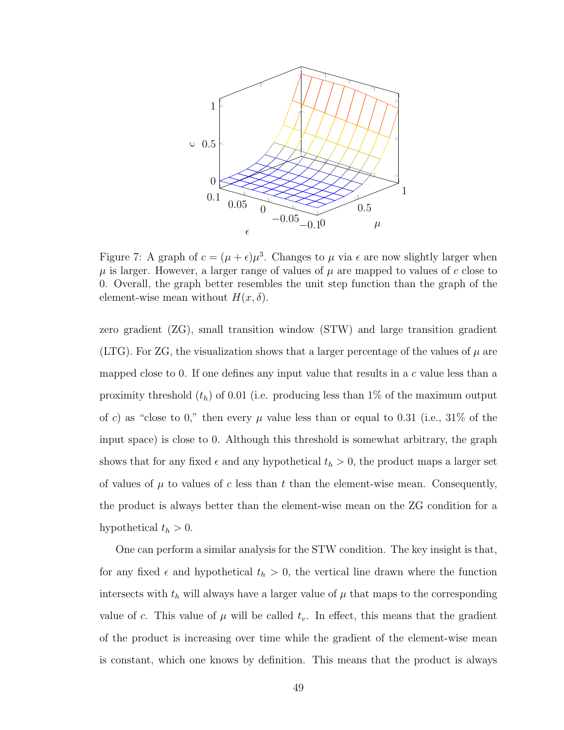Figure 7: A graph of $c = (\mu + \epsilon)\mu^3$. Changes to $\mu$ via $\epsilon$ are now slightly larger when $\mu$ is larger. However, a larger range of values of $\mu$ are mapped to values of $c$ close to 0. Overall, the graph better resembles the unit step function than the graph of the element-wise mean without $H(x, \delta)$.

zero gradient (ZG), small transition window (STW) and large transition gradient (LTG). For ZG, the visualization shows that a larger percentage of the values of $\mu$ are mapped close to 0. If one defines any input value that results in a $c$ value less than a proximity threshold ($t_h$) of 0.01 (i.e. producing less than 1% of the maximum output of $c$) as "close to 0," then every $\mu$ value less than or equal to 0.31 (i.e., 31% of the input space) is close to 0. Although this threshold is somewhat arbitrary, the graph shows that for any fixed $\epsilon$ and any hypothetical $t_h > 0$, the product maps a larger set of values of $\mu$ to values of $c$ less than $t$ than the element-wise mean. Consequently, the product is always better than the element-wise mean on the ZG condition for a hypothetical $t_h > 0$.

One can perform a similar analysis for the STW condition. The key insight is that, for any fixed $\epsilon$ and hypothetical $t_h > 0$, the vertical line drawn where the function intersects with $t_h$ will always have a larger value of $\mu$ that maps to the corresponding value of $c$. This value of $\mu$ will be called $t_v$. In effect, this means that the gradient of the product is increasing over time while the gradient of the element-wise mean is constant, which one knows by definition. This means that the product is always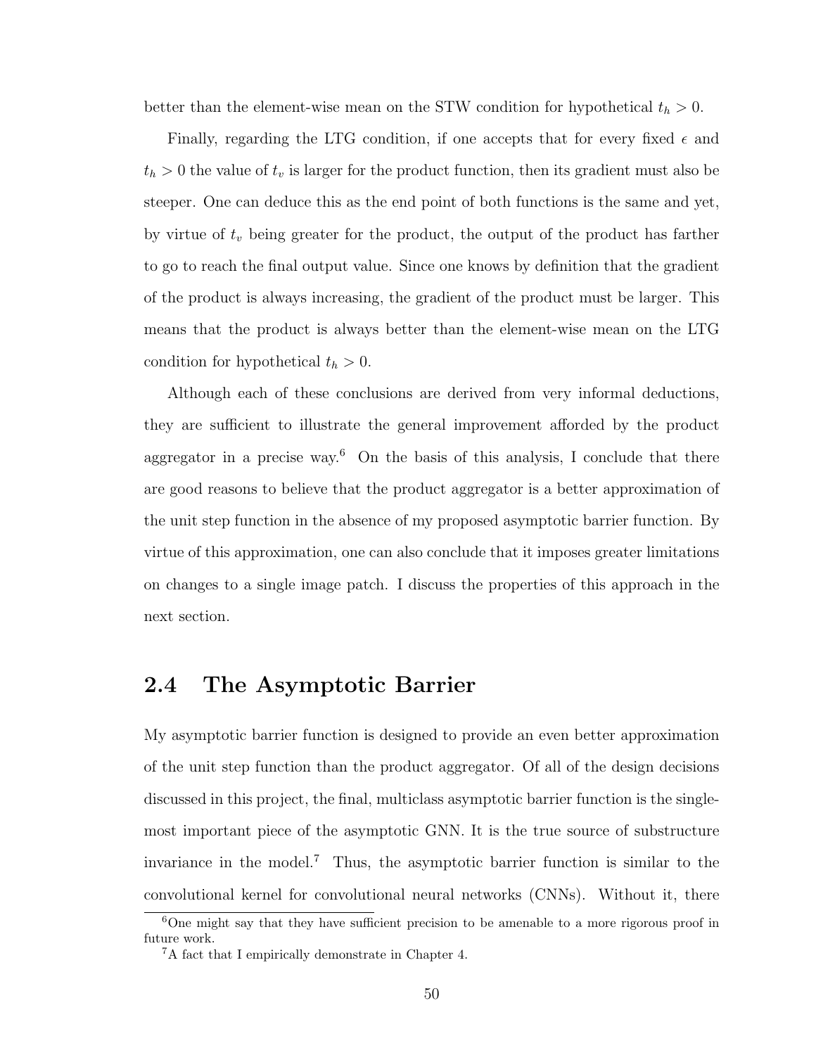better than the element-wise mean on the STW condition for hypothetical $t_h > 0$.

Finally, regarding the LTG condition, if one accepts that for every fixed $\epsilon$ and $t_h > 0$ the value of $t_v$ is larger for the product function, then its gradient must also be steeper. One can deduce this as the end point of both functions is the same and yet, by virtue of $t_v$ being greater for the product, the output of the product has farther to go to reach the final output value. Since one knows by definition that the gradient of the product is always increasing, the gradient of the product must be larger. This means that the product is always better than the element-wise mean on the LTG condition for hypothetical $t_h > 0$.

Although each of these conclusions are derived from very informal deductions, they are sufficient to illustrate the general improvement afforded by the product aggregator in a precise way.[6] On the basis of this analysis, I conclude that there are good reasons to believe that the product aggregator is a better approximation of the unit step function in the absence of my proposed asymptotic barrier function. By virtue of this approximation, one can also conclude that it imposes greater limitations on changes to a single image patch. I discuss the properties of this approach in the next section.

## 2.4 The Asymptotic Barrier

My asymptotic barrier function is designed to provide an even better approximation of the unit step function than the product aggregator. Of all of the design decisions discussed in this project, the final, multiclass asymptotic barrier function is the single-most important piece of the asymptotic GNN. It is the true source of substructure invariance in the model.[7] Thus, the asymptotic barrier function is similar to the convolutional kernel for convolutional neural networks (CNNs). Without it, there

[6] One might say that they have sufficient precision to be amenable to a more rigorous proof in future work.

[7] A fact that I empirically demonstrate in Chapter 4.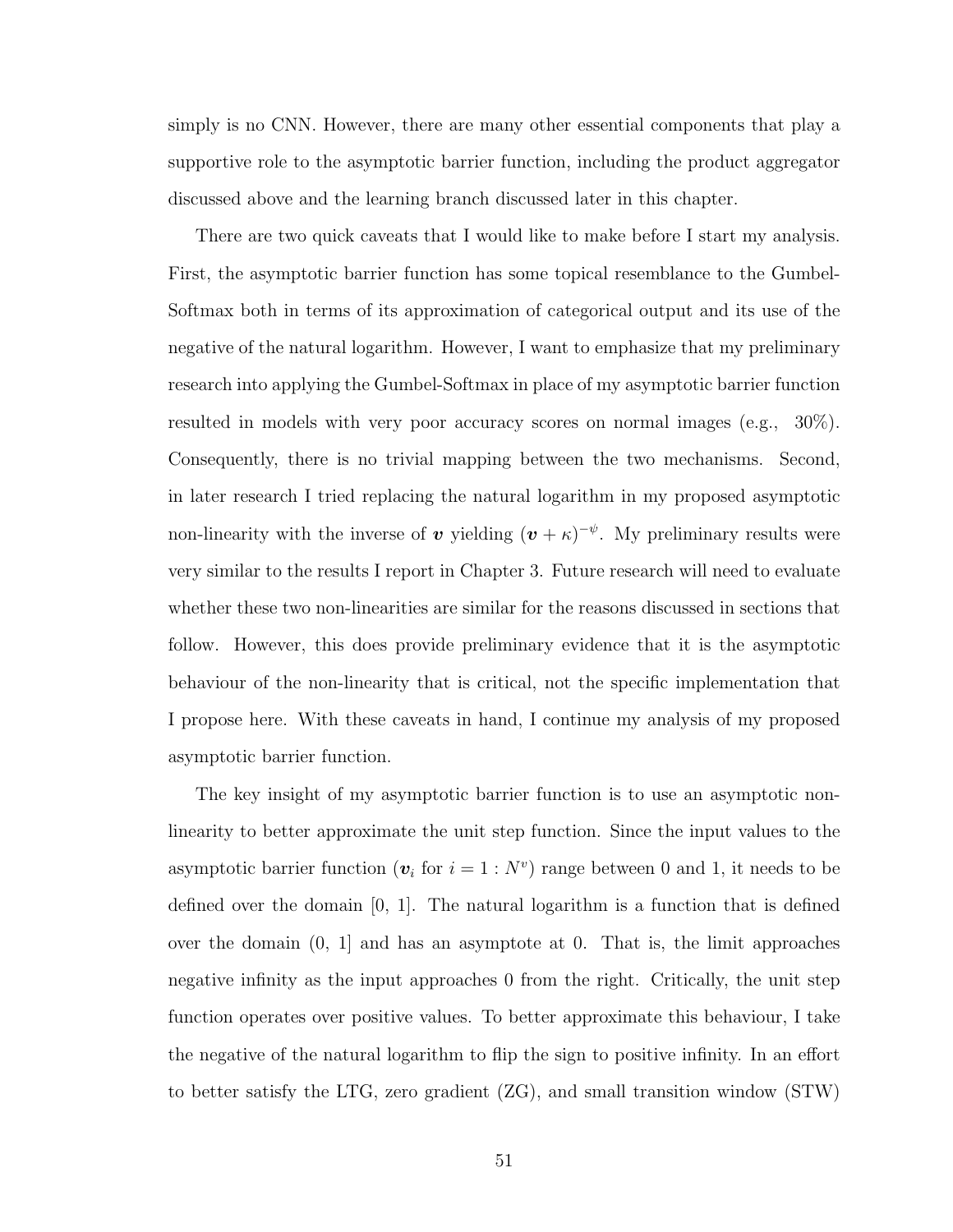simply is no CNN. However, there are many other essential components that play a supportive role to the asymptotic barrier function, including the product aggregator discussed above and the learning branch discussed later in this chapter.

There are two quick caveats that I would like to make before I start my analysis. First, the asymptotic barrier function has some topical resemblance to the Gumbel-Softmax both in terms of its approximation of categorical output and its use of the negative of the natural logarithm. However, I want to emphasize that my preliminary research into applying the Gumbel-Softmax in place of my asymptotic barrier function resulted in models with very poor accuracy scores on normal images (e.g., 30%). Consequently, there is no trivial mapping between the two mechanisms. Second, in later research I tried replacing the natural logarithm in my proposed asymptotic non-linearity with the inverse of $\boldsymbol{v}$ yielding $(\boldsymbol{v} + \kappa)^{-\psi}$. My preliminary results were very similar to the results I report in Chapter 3. Future research will need to evaluate whether these two non-linearities are similar for the reasons discussed in sections that follow. However, this does provide preliminary evidence that it is the asymptotic behaviour of the non-linearity that is critical, not the specific implementation that I propose here. With these caveats in hand, I continue my analysis of my proposed asymptotic barrier function.

The key insight of my asymptotic barrier function is to use an asymptotic non-linearity to better approximate the unit step function. Since the input values to the asymptotic barrier function ($\boldsymbol{v}_i$ for $i = 1 : N^v$) range between 0 and 1, it needs to be defined over the domain [0, 1]. The natural logarithm is a function that is defined over the domain (0, 1] and has an asymptote at 0. That is, the limit approaches negative infinity as the input approaches 0 from the right. Critically, the unit step function operates over positive values. To better approximate this behaviour, I take the negative of the natural logarithm to flip the sign to positive infinity. In an effort to better satisfy the LTG, zero gradient (ZG), and small transition window (STW)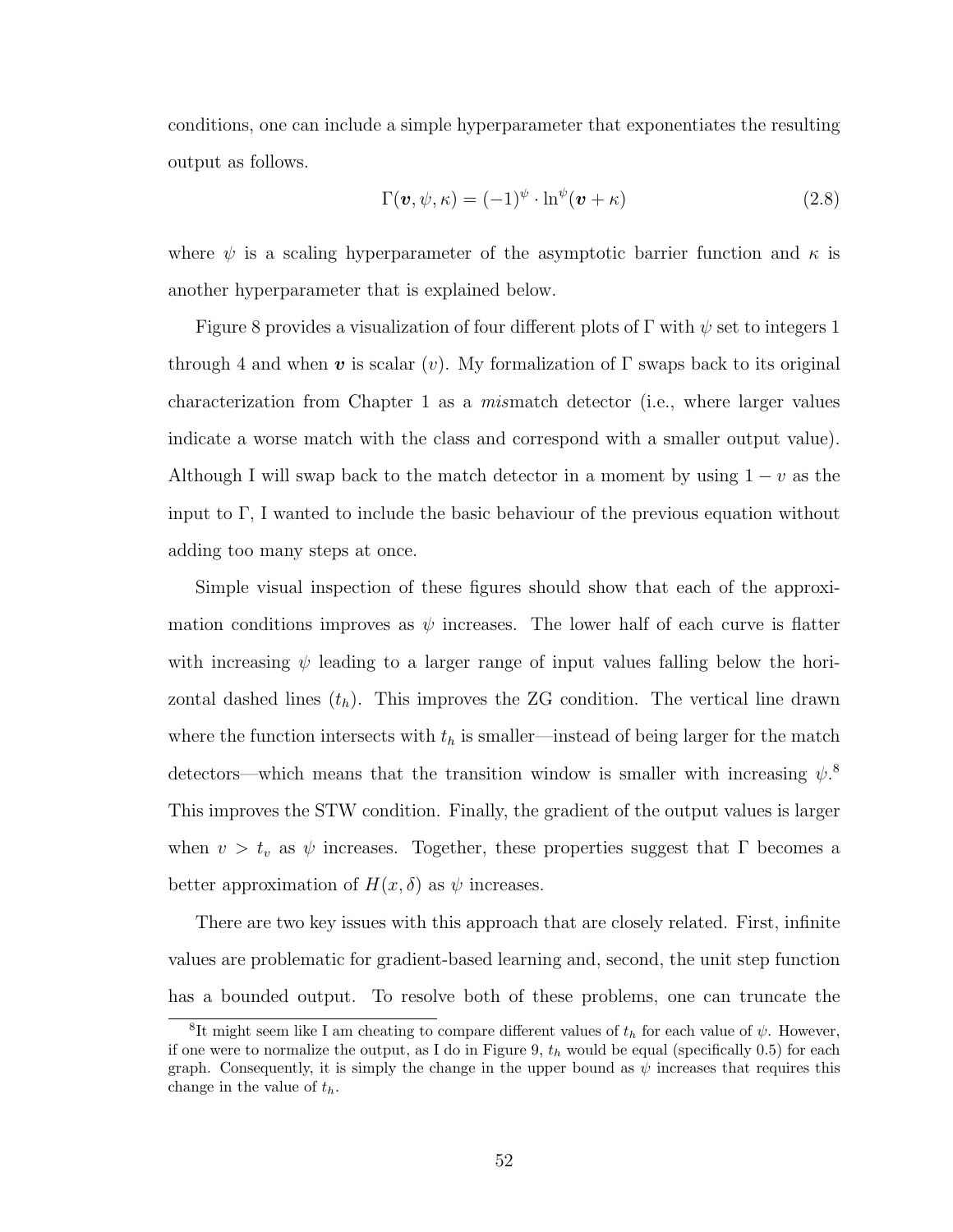conditions, one can include a simple hyperparameter that exponentiates the resulting output as follows.

$$\Gamma(\boldsymbol{v}, \psi, \kappa) = (-1)^{\psi} \cdot \ln^{\psi}(\boldsymbol{v} + \kappa) \tag{2.8}$$

where $\psi$ is a scaling hyperparameter of the asymptotic barrier function and $\kappa$ is another hyperparameter that is explained below.

Figure 8 provides a visualization of four different plots of $\Gamma$ with $\psi$ set to integers 1 through 4 and when $\boldsymbol{v}$ is scalar ($v$). My formalization of $\Gamma$ swaps back to its original characterization from Chapter 1 as a *mis*match detector (i.e., where larger values indicate a worse match with the class and correspond with a smaller output value). Although I will swap back to the match detector in a moment by using $1 - v$ as the input to $\Gamma$, I wanted to include the basic behaviour of the previous equation without adding too many steps at once.

Simple visual inspection of these figures should show that each of the approximation conditions improves as $\psi$ increases. The lower half of each curve is flatter with increasing $\psi$ leading to a larger range of input values falling below the horizontal dashed lines ($t_h$). This improves the ZG condition. The vertical line drawn where the function intersects with $t_h$ is smaller—instead of being larger for the match detectors—which means that the transition window is smaller with increasing $\psi$.[8] This improves the STW condition. Finally, the gradient of the output values is larger when $v > t_v$ as $\psi$ increases. Together, these properties suggest that $\Gamma$ becomes a better approximation of $H(x, \delta)$ as $\psi$ increases.

There are two key issues with this approach that are closely related. First, infinite values are problematic for gradient-based learning and, second, the unit step function has a bounded output. To resolve both of these problems, one can truncate the

[8]It might seem like I am cheating to compare different values of $t_h$ for each value of $\psi$. However, if one were to normalize the output, as I do in Figure 9, $t_h$ would be equal (specifically 0.5) for each graph. Consequently, it is simply the change in the upper bound as $\psi$ increases that requires this change in the value of $t_h$.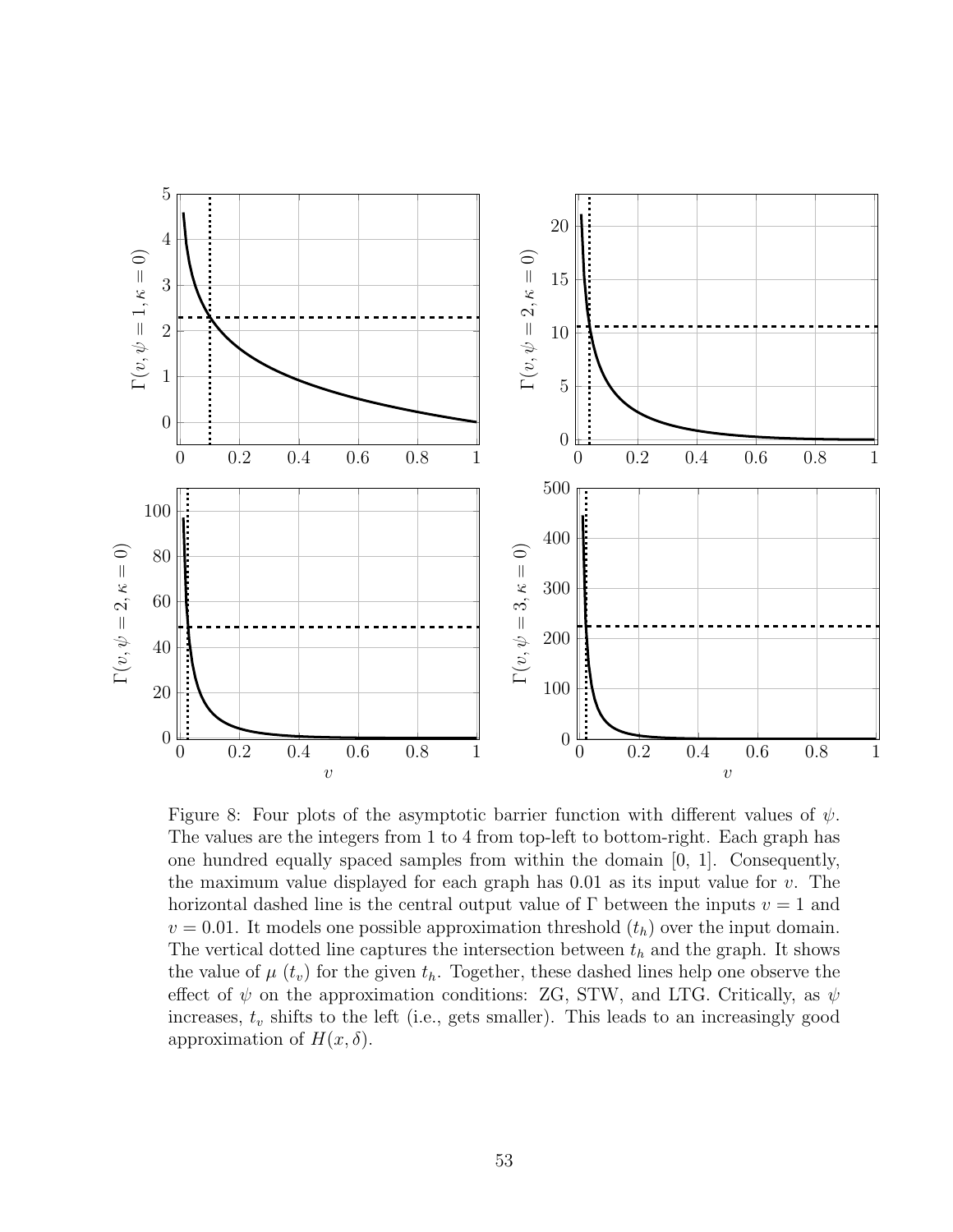Figure 8: Four plots of the asymptotic barrier function with different values of $\psi$. The values are the integers from 1 to 4 from top-left to bottom-right. Each graph has one hundred equally spaced samples from within the domain [0, 1]. Consequently, the maximum value displayed for each graph has 0.01 as its input value for $v$. The horizontal dashed line is the central output value of $\Gamma$ between the inputs $v = 1$ and $v = 0.01$. It models one possible approximation threshold ($t_h$) over the input domain. The vertical dotted line captures the intersection between $t_h$ and the graph. It shows the value of $\mu$ ($t_v$) for the given $t_h$. Together, these dashed lines help one observe the effect of $\psi$ on the approximation conditions: ZG, STW, and LTG. Critically, as $\psi$ increases, $t_v$ shifts to the left (i.e., gets smaller). This leads to an increasingly good approximation of $H(x, \delta)$.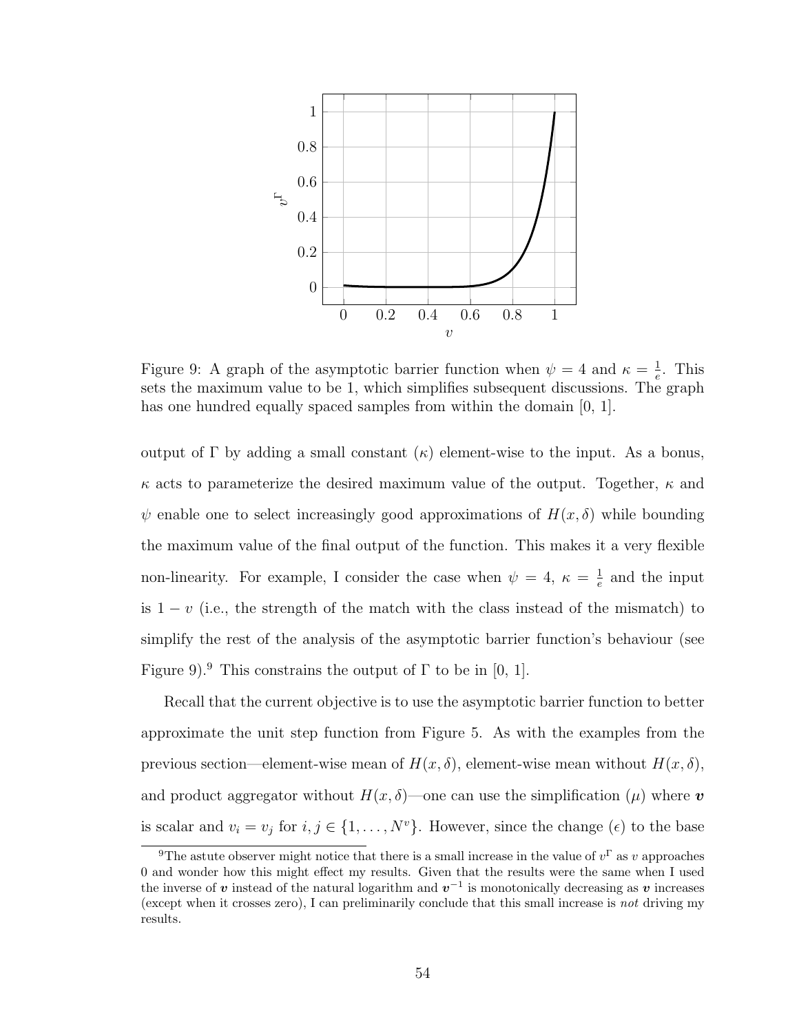Figure 9: A graph of the asymptotic barrier function when $\psi = 4$ and $\kappa = \frac{1}{e}$. This sets the maximum value to be 1, which simplifies subsequent discussions. The graph has one hundred equally spaced samples from within the domain [0, 1].

output of $\Gamma$ by adding a small constant ($\kappa$) element-wise to the input. As a bonus, $\kappa$ acts to parameterize the desired maximum value of the output. Together, $\kappa$ and $\psi$ enable one to select increasingly good approximations of $H(x, \delta)$ while bounding the maximum value of the final output of the function. This makes it a very flexible non-linearity. For example, I consider the case when $\psi = 4$, $\kappa = \frac{1}{e}$ and the input is $1 - v$ (i.e., the strength of the match with the class instead of the mismatch) to simplify the rest of the analysis of the asymptotic barrier function's behaviour (see Figure 9).[9] This constrains the output of $\Gamma$ to be in [0, 1].

Recall that the current objective is to use the asymptotic barrier function to better approximate the unit step function from Figure 5. As with the examples from the previous section—element-wise mean of $H(x, \delta)$, element-wise mean without $H(x, \delta)$, and product aggregator without $H(x, \delta)$—one can use the simplification ($\mu$) where $\boldsymbol{v}$ is scalar and $v_i = v_j$ for $i, j \in \{1, \ldots, N^v\}$. However, since the change ($\epsilon$) to the base

[9] The astute observer might notice that there is a small increase in the value of $v^\Gamma$ as $v$ approaches 0 and wonder how this might effect my results. Given that the results were the same when I used the inverse of $\boldsymbol{v}$ instead of the natural logarithm and $\boldsymbol{v}^{-1}$ is monotonically decreasing as $\boldsymbol{v}$ increases (except when it crosses zero), I can preliminarily conclude that this small increase is *not* driving my results.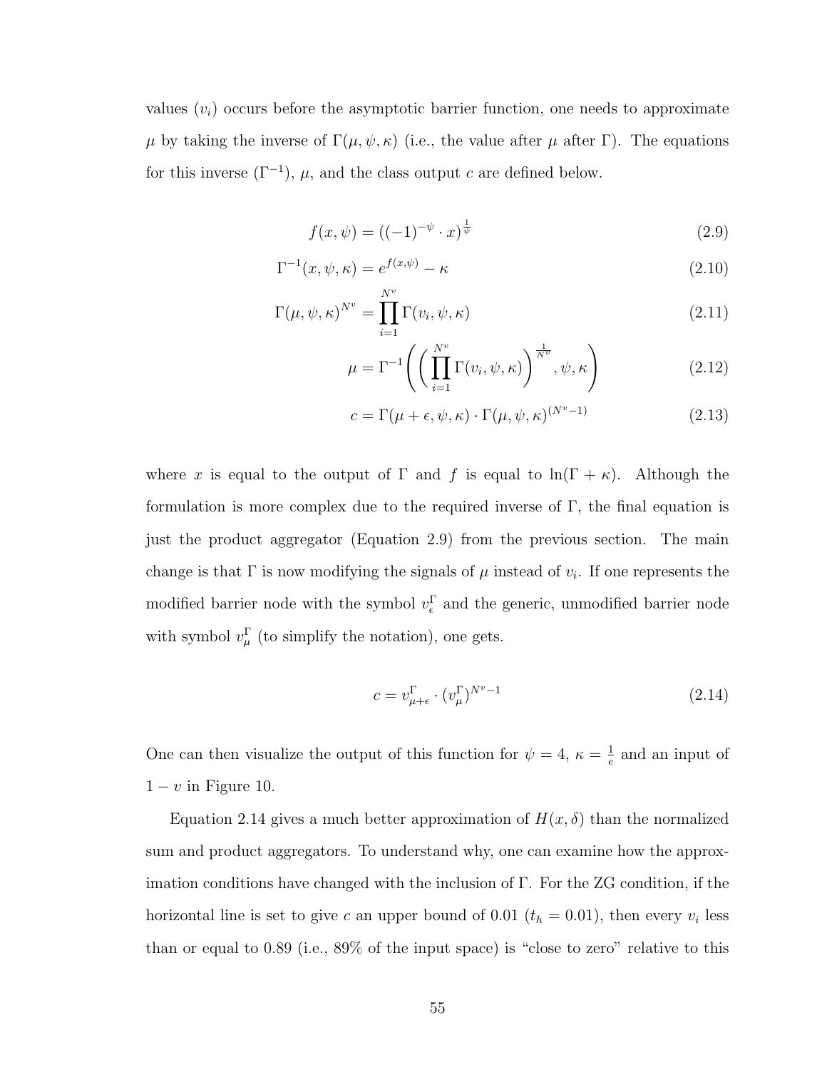values ($v_i$) occurs before the asymptotic barrier function, one needs to approximate $\mu$ by taking the inverse of $\Gamma(\mu, \psi, \kappa)$ (i.e., the value after $\mu$ after $\Gamma$). The equations for this inverse ($\Gamma^{-1}$), $\mu$, and the class output $c$ are defined below.

$$f(x, \psi) = ((-1)^{-\psi} \cdot x)^{\frac{1}{\psi}} \tag{2.9}$$

$$\Gamma^{-1}(x, \psi, \kappa) = e^{f(x,\psi)} - \kappa \tag{2.10}$$

$$\Gamma(\mu, \psi, \kappa)^{N^v} = \prod_{i=1}^{N^v} \Gamma(v_i, \psi, \kappa) \tag{2.11}$$

$$\mu = \Gamma^{-1}\left(\left(\prod_{i=1}^{N^v} \Gamma(v_i, \psi, \kappa)\right)^{\frac{1}{N^v}}, \psi, \kappa\right) \tag{2.12}$$

$$c = \Gamma(\mu + \epsilon, \psi, \kappa) \cdot \Gamma(\mu, \psi, \kappa)^{(N^v - 1)} \tag{2.13}$$

where $x$ is equal to the output of $\Gamma$ and $f$ is equal to $\ln(\Gamma + \kappa)$. Although the formulation is more complex due to the required inverse of $\Gamma$, the final equation is just the product aggregator (Equation 2.9) from the previous section. The main change is that $\Gamma$ is now modifying the signals of $\mu$ instead of $v_i$. If one represents the modified barrier node with the symbol $v_\epsilon^\Gamma$ and the generic, unmodified barrier node with symbol $v_\mu^\Gamma$ (to simplify the notation), one gets.

$$c = v_{\mu+\epsilon}^\Gamma \cdot (v_\mu^\Gamma)^{N^v - 1} \tag{2.14}$$

One can then visualize the output of this function for $\psi = 4$, $\kappa = \frac{1}{e}$ and an input of $1 - v$ in Figure 10.

Equation 2.14 gives a much better approximation of $H(x, \delta)$ than the normalized sum and product aggregators. To understand why, one can examine how the approximation conditions have changed with the inclusion of $\Gamma$. For the ZG condition, if the horizontal line is set to give $c$ an upper bound of 0.01 ($t_h = 0.01$), then every $v_i$ less than or equal to 0.89 (i.e., 89% of the input space) is "close to zero" relative to this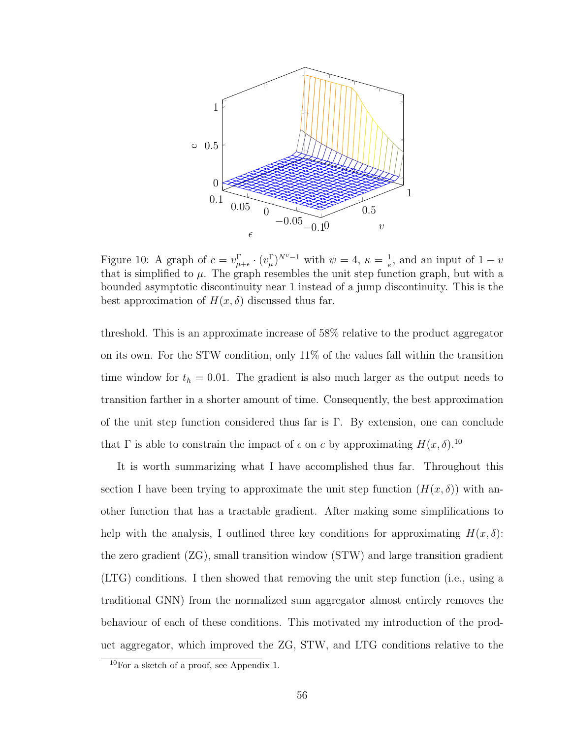Figure 10: A graph of $c = v^{\Gamma}_{\mu+\epsilon} \cdot (v^{\Gamma}_{\mu})^{N^v - 1}$ with $\psi = 4$, $\kappa = \frac{1}{e}$, and an input of $1 - v$ that is simplified to $\mu$. The graph resembles the unit step function graph, but with a bounded asymptotic discontinuity near 1 instead of a jump discontinuity. This is the best approximation of $H(x, \delta)$ discussed thus far.

threshold. This is an approximate increase of 58% relative to the product aggregator on its own. For the STW condition, only 11% of the values fall within the transition time window for $t_h = 0.01$. The gradient is also much larger as the output needs to transition farther in a shorter amount of time. Consequently, the best approximation of the unit step function considered thus far is $\Gamma$. By extension, one can conclude that $\Gamma$ is able to constrain the impact of $\epsilon$ on $c$ by approximating $H(x, \delta)$.[10]

It is worth summarizing what I have accomplished thus far. Throughout this section I have been trying to approximate the unit step function ($H(x, \delta)$) with another function that has a tractable gradient. After making some simplifications to help with the analysis, I outlined three key conditions for approximating $H(x, \delta)$: the zero gradient (ZG), small transition window (STW) and large transition gradient (LTG) conditions. I then showed that removing the unit step function (i.e., using a traditional GNN) from the normalized sum aggregator almost entirely removes the behaviour of each of these conditions. This motivated my introduction of the product aggregator, which improved the ZG, STW, and LTG conditions relative to the

[10] For a sketch of a proof, see Appendix 1.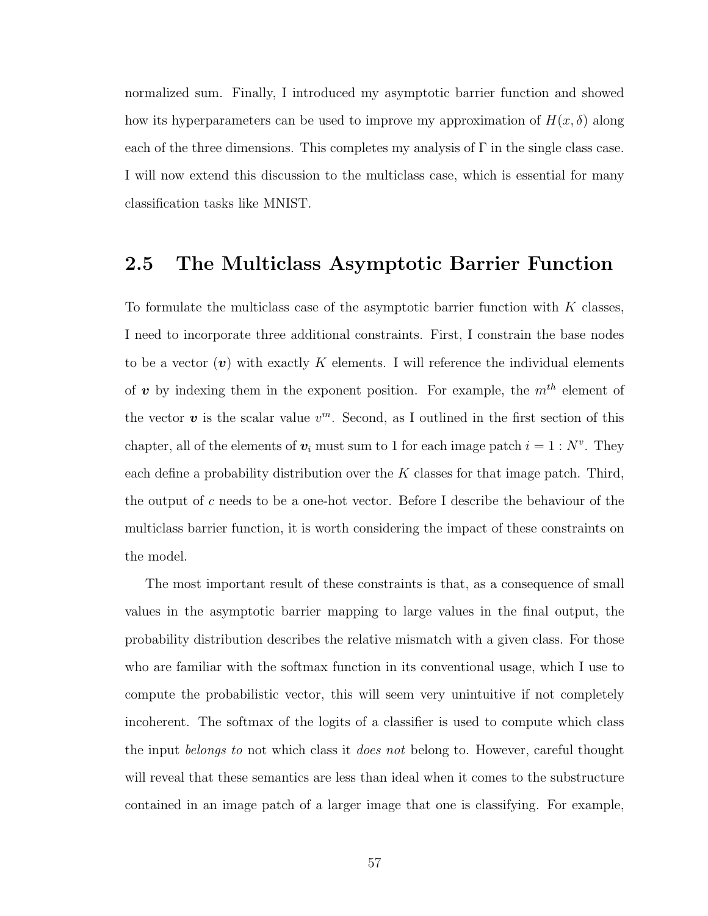normalized sum. Finally, I introduced my asymptotic barrier function and showed how its hyperparameters can be used to improve my approximation of $H(x, \delta)$ along each of the three dimensions. This completes my analysis of $\Gamma$ in the single class case. I will now extend this discussion to the multiclass case, which is essential for many classification tasks like MNIST.

## 2.5 The Multiclass Asymptotic Barrier Function

To formulate the multiclass case of the asymptotic barrier function with $K$ classes, I need to incorporate three additional constraints. First, I constrain the base nodes to be a vector ($\boldsymbol{v}$) with exactly $K$ elements. I will reference the individual elements of $\boldsymbol{v}$ by indexing them in the exponent position. For example, the $m^{th}$ element of the vector $\boldsymbol{v}$ is the scalar value $v^m$. Second, as I outlined in the first section of this chapter, all of the elements of $\boldsymbol{v}_i$ must sum to 1 for each image patch $i = 1 : N^v$. They each define a probability distribution over the $K$ classes for that image patch. Third, the output of $c$ needs to be a one-hot vector. Before I describe the behaviour of the multiclass barrier function, it is worth considering the impact of these constraints on the model.

The most important result of these constraints is that, as a consequence of small values in the asymptotic barrier mapping to large values in the final output, the probability distribution describes the relative mismatch with a given class. For those who are familiar with the softmax function in its conventional usage, which I use to compute the probabilistic vector, this will seem very unintuitive if not completely incoherent. The softmax of the logits of a classifier is used to compute which class the input *belongs to* not which class it *does not* belong to. However, careful thought will reveal that these semantics are less than ideal when it comes to the substructure contained in an image patch of a larger image that one is classifying. For example,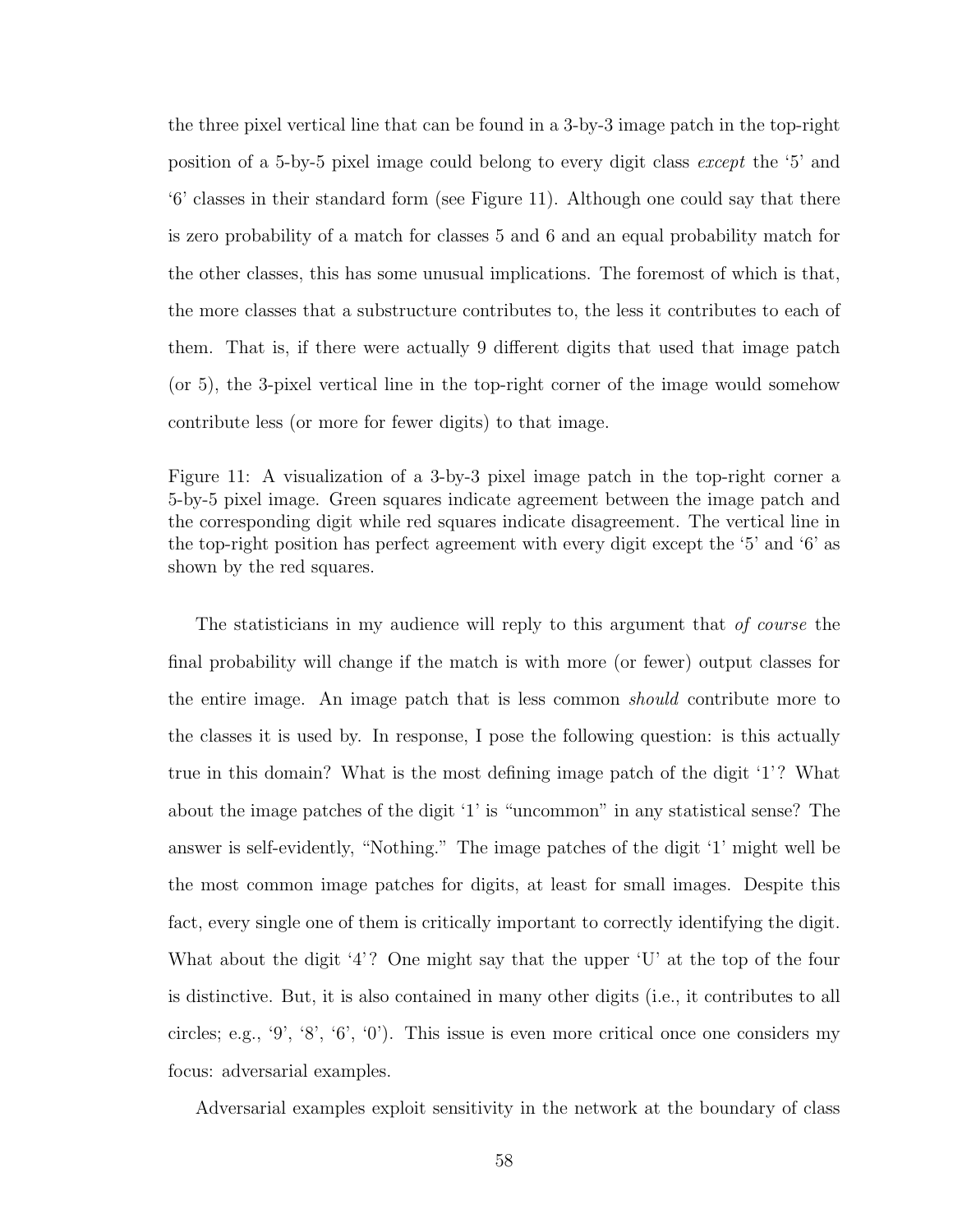the three pixel vertical line that can be found in a 3-by-3 image patch in the top-right position of a 5-by-5 pixel image could belong to every digit class *except* the '5' and '6' classes in their standard form (see Figure 11). Although one could say that there is zero probability of a match for classes 5 and 6 and an equal probability match for the other classes, this has some unusual implications. The foremost of which is that, the more classes that a substructure contributes to, the less it contributes to each of them. That is, if there were actually 9 different digits that used that image patch (or 5), the 3-pixel vertical line in the top-right corner of the image would somehow contribute less (or more for fewer digits) to that image.

Figure 11: A visualization of a 3-by-3 pixel image patch in the top-right corner a 5-by-5 pixel image. Green squares indicate agreement between the image patch and the corresponding digit while red squares indicate disagreement. The vertical line in the top-right position has perfect agreement with every digit except the '5' and '6' as shown by the red squares.

The statisticians in my audience will reply to this argument that *of course* the final probability will change if the match is with more (or fewer) output classes for the entire image. An image patch that is less common *should* contribute more to the classes it is used by. In response, I pose the following question: is this actually true in this domain? What is the most defining image patch of the digit '1'? What about the image patches of the digit '1' is "uncommon" in any statistical sense? The answer is self-evidently, "Nothing." The image patches of the digit '1' might well be the most common image patches for digits, at least for small images. Despite this fact, every single one of them is critically important to correctly identifying the digit. What about the digit '4'? One might say that the upper 'U' at the top of the four is distinctive. But, it is also contained in many other digits (i.e., it contributes to all circles; e.g., '9', '8', '6', '0'). This issue is even more critical once one considers my focus: adversarial examples.

Adversarial examples exploit sensitivity in the network at the boundary of class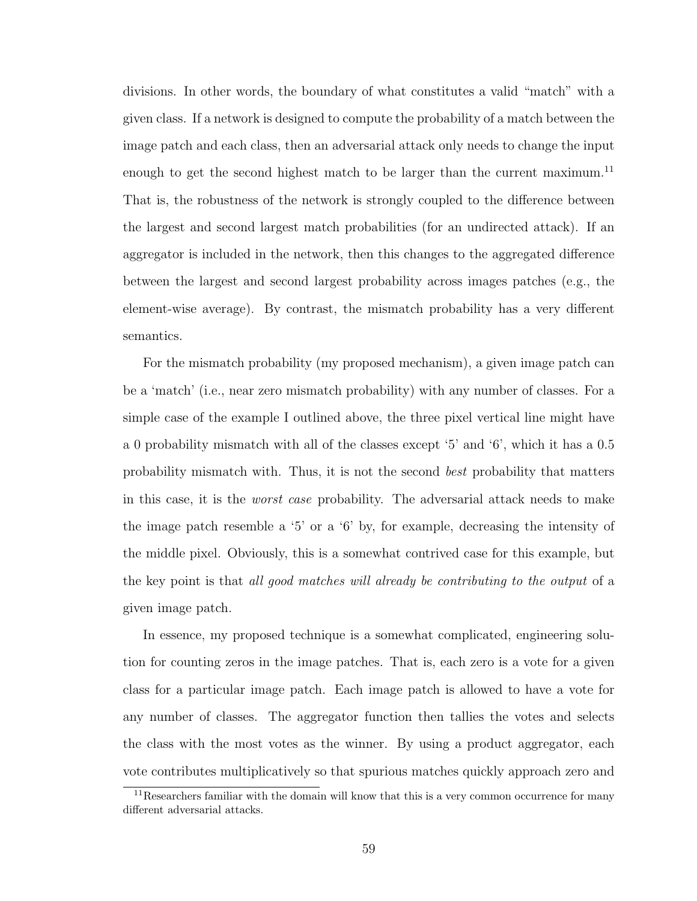divisions. In other words, the boundary of what constitutes a valid "match" with a given class. If a network is designed to compute the probability of a match between the image patch and each class, then an adversarial attack only needs to change the input enough to get the second highest match to be larger than the current maximum.[11] That is, the robustness of the network is strongly coupled to the difference between the largest and second largest match probabilities (for an undirected attack). If an aggregator is included in the network, then this changes to the aggregated difference between the largest and second largest probability across images patches (e.g., the element-wise average). By contrast, the mismatch probability has a very different semantics.

For the mismatch probability (my proposed mechanism), a given image patch can be a 'match' (i.e., near zero mismatch probability) with any number of classes. For a simple case of the example I outlined above, the three pixel vertical line might have a 0 probability mismatch with all of the classes except '5' and '6', which it has a 0.5 probability mismatch with. Thus, it is not the second *best* probability that matters in this case, it is the *worst case* probability. The adversarial attack needs to make the image patch resemble a '5' or a '6' by, for example, decreasing the intensity of the middle pixel. Obviously, this is a somewhat contrived case for this example, but the key point is that *all good matches will already be contributing to the output* of a given image patch.

In essence, my proposed technique is a somewhat complicated, engineering solution for counting zeros in the image patches. That is, each zero is a vote for a given class for a particular image patch. Each image patch is allowed to have a vote for any number of classes. The aggregator function then tallies the votes and selects the class with the most votes as the winner. By using a product aggregator, each vote contributes multiplicatively so that spurious matches quickly approach zero and

[11] Researchers familiar with the domain will know that this is a very common occurrence for many different adversarial attacks.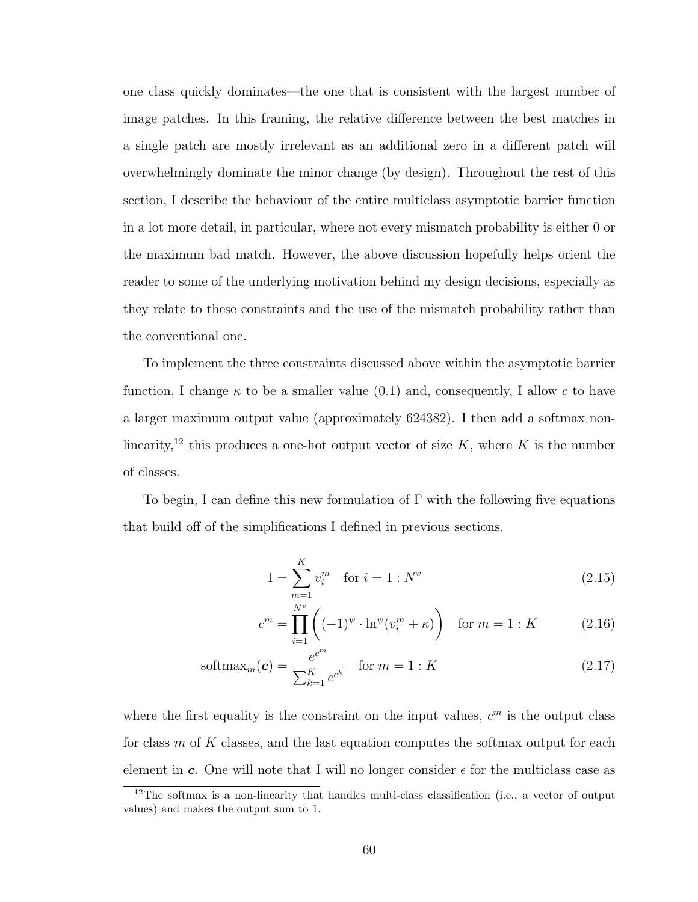one class quickly dominates—the one that is consistent with the largest number of image patches. In this framing, the relative difference between the best matches in a single patch are mostly irrelevant as an additional zero in a different patch will overwhelmingly dominate the minor change (by design). Throughout the rest of this section, I describe the behaviour of the entire multiclass asymptotic barrier function in a lot more detail, in particular, where not every mismatch probability is either 0 or the maximum bad match. However, the above discussion hopefully helps orient the reader to some of the underlying motivation behind my design decisions, especially as they relate to these constraints and the use of the mismatch probability rather than the conventional one.

To implement the three constraints discussed above within the asymptotic barrier function, I change $\kappa$ to be a smaller value (0.1) and, consequently, I allow $c$ to have a larger maximum output value (approximately 624382). I then add a softmax non-linearity,[12] this produces a one-hot output vector of size $K$, where $K$ is the number of classes.

To begin, I can define this new formulation of $\Gamma$ with the following five equations that build off of the simplifications I defined in previous sections.

$$1 = \sum_{m=1}^{K} v_i^m \quad \text{for } i = 1 : N^v \tag{2.15}$$

$$c^m = \prod_{i=1}^{N^v} \left( (-1)^{\psi} \cdot \ln^{\psi}(v_i^m + \kappa) \right) \quad \text{for } m = 1 : K \tag{2.16}$$

$$\text{softmax}_m(\boldsymbol{c}) = \frac{e^{c^m}}{\sum_{k=1}^{K} e^{c^k}} \quad \text{for } m = 1 : K \tag{2.17}$$

where the first equality is the constraint on the input values, $c^m$ is the output class for class $m$ of $K$ classes, and the last equation computes the softmax output for each element in $\boldsymbol{c}$. One will note that I will no longer consider $\epsilon$ for the multiclass case as

[12] The softmax is a non-linearity that handles multi-class classification (i.e., a vector of output values) and makes the output sum to 1.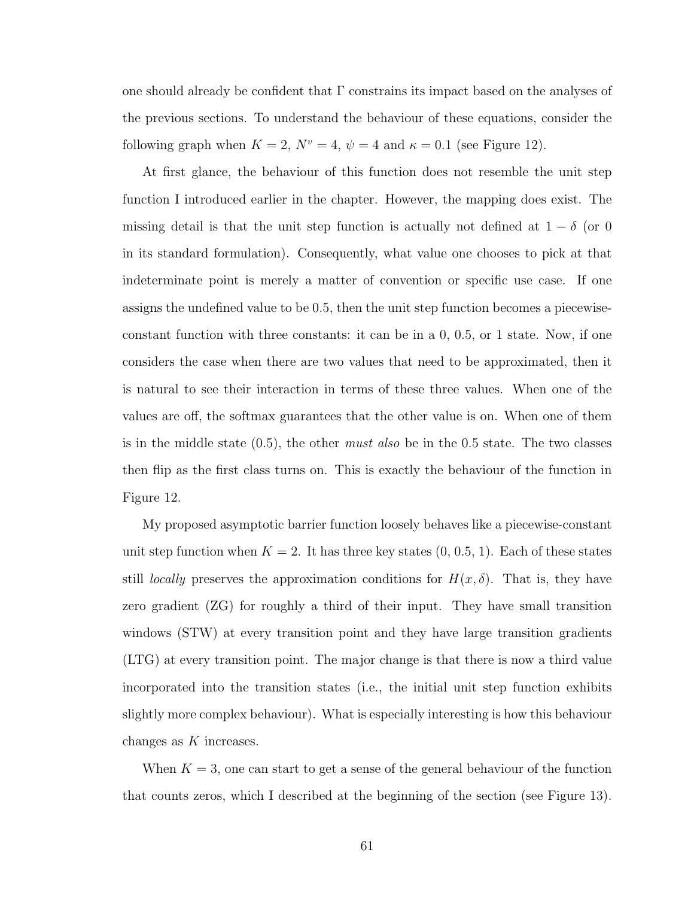one should already be confident that $\Gamma$ constrains its impact based on the analyses of the previous sections. To understand the behaviour of these equations, consider the following graph when $K = 2$, $N^v = 4$, $\psi = 4$ and $\kappa = 0.1$ (see Figure 12).

At first glance, the behaviour of this function does not resemble the unit step function I introduced earlier in the chapter. However, the mapping does exist. The missing detail is that the unit step function is actually not defined at $1 - \delta$ (or 0 in its standard formulation). Consequently, what value one chooses to pick at that indeterminate point is merely a matter of convention or specific use case. If one assigns the undefined value to be 0.5, then the unit step function becomes a piecewise-constant function with three constants: it can be in a 0, 0.5, or 1 state. Now, if one considers the case when there are two values that need to be approximated, then it is natural to see their interaction in terms of these three values. When one of the values are off, the softmax guarantees that the other value is on. When one of them is in the middle state (0.5), the other *must also* be in the 0.5 state. The two classes then flip as the first class turns on. This is exactly the behaviour of the function in Figure 12.

My proposed asymptotic barrier function loosely behaves like a piecewise-constant unit step function when $K = 2$. It has three key states (0, 0.5, 1). Each of these states still *locally* preserves the approximation conditions for $H(x, \delta)$. That is, they have zero gradient (ZG) for roughly a third of their input. They have small transition windows (STW) at every transition point and they have large transition gradients (LTG) at every transition point. The major change is that there is now a third value incorporated into the transition states (i.e., the initial unit step function exhibits slightly more complex behaviour). What is especially interesting is how this behaviour changes as $K$ increases.

When $K = 3$, one can start to get a sense of the general behaviour of the function that counts zeros, which I described at the beginning of the section (see Figure 13).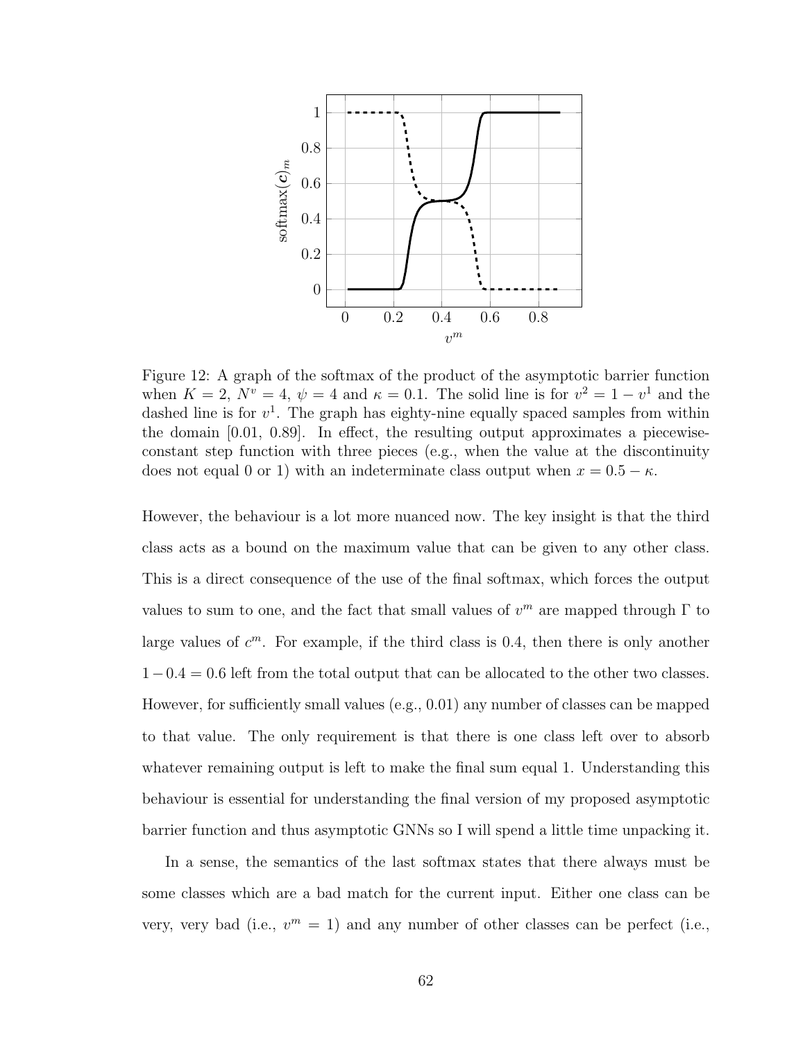Figure 12: A graph of the softmax of the product of the asymptotic barrier function when $K = 2$, $N^v = 4$, $\psi = 4$ and $\kappa = 0.1$. The solid line is for $v^2 = 1 - v^1$ and the dashed line is for $v^1$. The graph has eighty-nine equally spaced samples from within the domain [0.01, 0.89]. In effect, the resulting output approximates a piecewise-constant step function with three pieces (e.g., when the value at the discontinuity does not equal 0 or 1) with an indeterminate class output when $x = 0.5 - \kappa$.

However, the behaviour is a lot more nuanced now. The key insight is that the third class acts as a bound on the maximum value that can be given to any other class. This is a direct consequence of the use of the final softmax, which forces the output values to sum to one, and the fact that small values of $v^m$ are mapped through $\Gamma$ to large values of $c^m$. For example, if the third class is 0.4, then there is only another $1 - 0.4 = 0.6$ left from the total output that can be allocated to the other two classes. However, for sufficiently small values (e.g., 0.01) any number of classes can be mapped to that value. The only requirement is that there is one class left over to absorb whatever remaining output is left to make the final sum equal 1. Understanding this behaviour is essential for understanding the final version of my proposed asymptotic barrier function and thus asymptotic GNNs so I will spend a little time unpacking it.

In a sense, the semantics of the last softmax states that there always must be some classes which are a bad match for the current input. Either one class can be very, very bad (i.e., $v^m = 1$) and any number of other classes can be perfect (i.e.,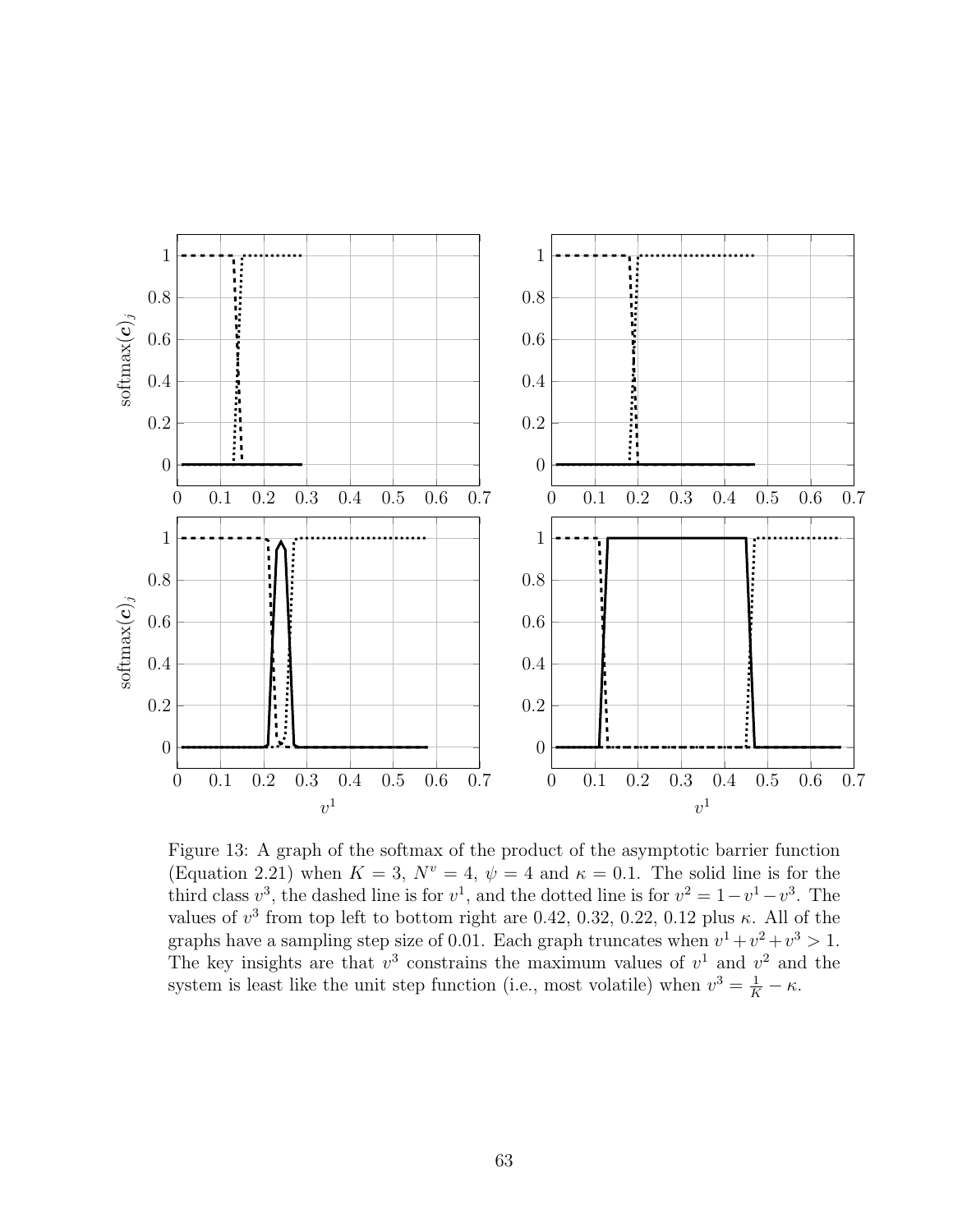Figure 13: A graph of the softmax of the product of the asymptotic barrier function (Equation 2.21) when $K = 3$, $N^v = 4$, $\psi = 4$ and $\kappa = 0.1$. The solid line is for the third class $v^3$, the dashed line is for $v^1$, and the dotted line is for $v^2 = 1 - v^1 - v^3$. The values of $v^3$ from top left to bottom right are 0.42, 0.32, 0.22, 0.12 plus $\kappa$. All of the graphs have a sampling step size of 0.01. Each graph truncates when $v^1 + v^2 + v^3 > 1$. The key insights are that $v^3$ constrains the maximum values of $v^1$ and $v^2$ and the system is least like the unit step function (i.e., most volatile) when $v^3 = \frac{1}{K} - \kappa$.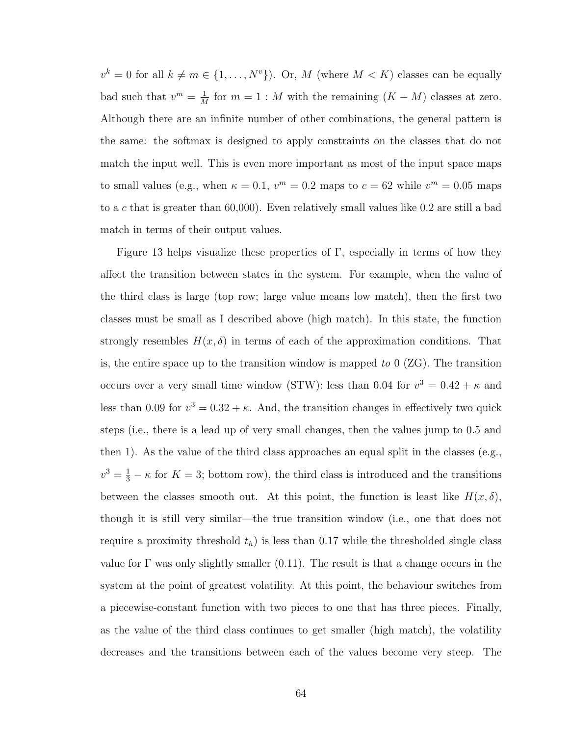$v^k = 0$ for all $k \neq m \in \{1, \ldots, N^v\}$). Or, $M$ (where $M < K$) classes can be equally bad such that $v^m = \frac{1}{M}$ for $m = 1 : M$ with the remaining $(K - M)$ classes at zero. Although there are an infinite number of other combinations, the general pattern is the same: the softmax is designed to apply constraints on the classes that do not match the input well. This is even more important as most of the input space maps to small values (e.g., when $\kappa = 0.1$, $v^m = 0.2$ maps to $c = 62$ while $v^m = 0.05$ maps to a $c$ that is greater than 60,000). Even relatively small values like 0.2 are still a bad match in terms of their output values.

Figure 13 helps visualize these properties of $\Gamma$, especially in terms of how they affect the transition between states in the system. For example, when the value of the third class is large (top row; large value means low match), then the first two classes must be small as I described above (high match). In this state, the function strongly resembles $H(x, \delta)$ in terms of each of the approximation conditions. That is, the entire space up to the transition window is mapped *to* 0 (ZG). The transition occurs over a very small time window (STW): less than 0.04 for $v^3 = 0.42 + \kappa$ and less than 0.09 for $v^3 = 0.32 + \kappa$. And, the transition changes in effectively two quick steps (i.e., there is a lead up of very small changes, then the values jump to 0.5 and then 1). As the value of the third class approaches an equal split in the classes (e.g., $v^3 = \frac{1}{3} - \kappa$ for $K = 3$; bottom row), the third class is introduced and the transitions between the classes smooth out. At this point, the function is least like $H(x, \delta)$, though it is still very similar—the true transition window (i.e., one that does not require a proximity threshold $t_h$) is less than 0.17 while the thresholded single class value for $\Gamma$ was only slightly smaller (0.11). The result is that a change occurs in the system at the point of greatest volatility. At this point, the behaviour switches from a piecewise-constant function with two pieces to one that has three pieces. Finally, as the value of the third class continues to get smaller (high match), the volatility decreases and the transitions between each of the values become very steep. The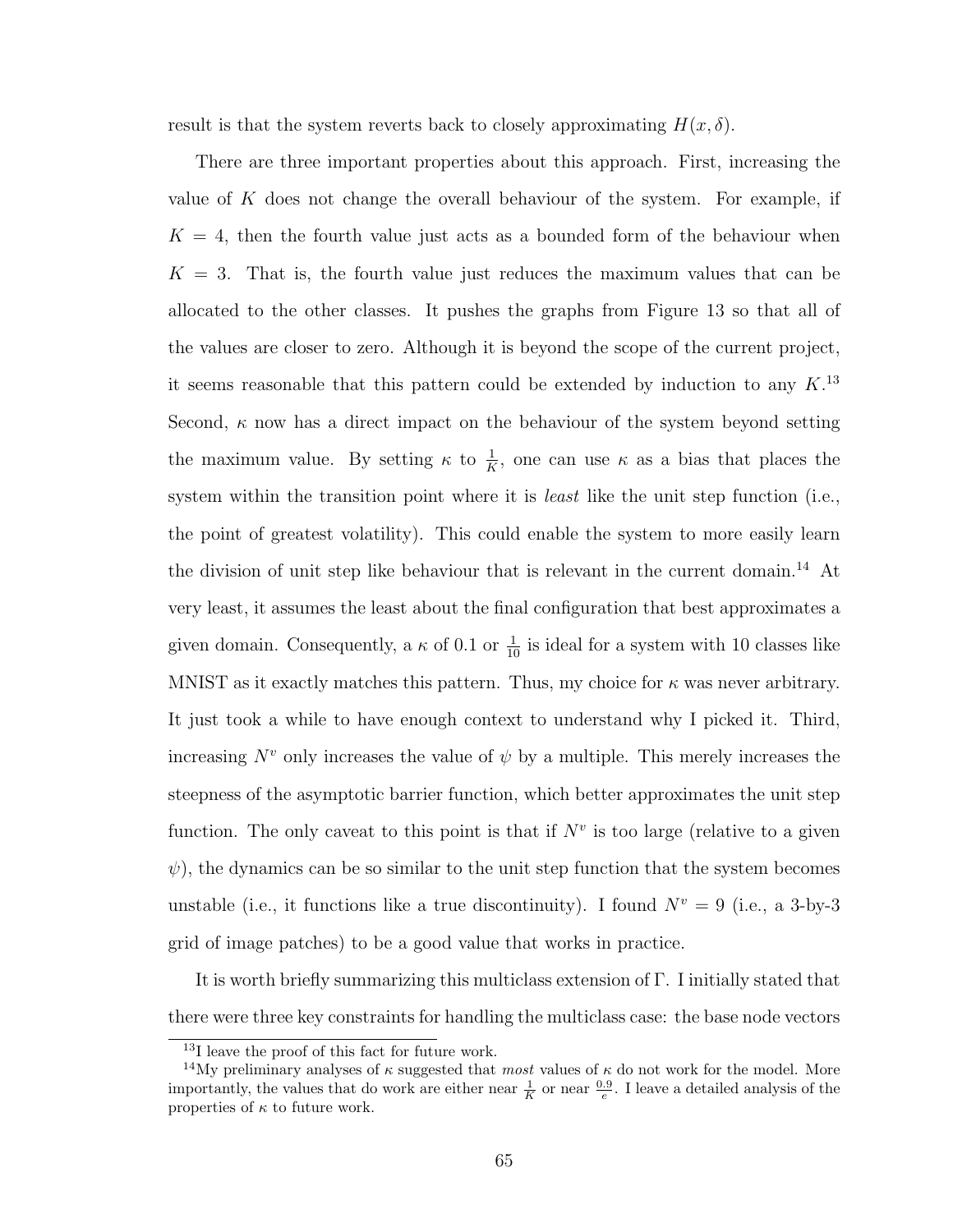result is that the system reverts back to closely approximating $H(x, \delta)$.

There are three important properties about this approach. First, increasing the value of $K$ does not change the overall behaviour of the system. For example, if $K = 4$, then the fourth value just acts as a bounded form of the behaviour when $K = 3$. That is, the fourth value just reduces the maximum values that can be allocated to the other classes. It pushes the graphs from Figure 13 so that all of the values are closer to zero. Although it is beyond the scope of the current project, it seems reasonable that this pattern could be extended by induction to any $K$.[13] Second, $\kappa$ now has a direct impact on the behaviour of the system beyond setting the maximum value. By setting $\kappa$ to $\frac{1}{K}$, one can use $\kappa$ as a bias that places the system within the transition point where it is *least* like the unit step function (i.e., the point of greatest volatility). This could enable the system to more easily learn the division of unit step like behaviour that is relevant in the current domain.[14] At very least, it assumes the least about the final configuration that best approximates a given domain. Consequently, a $\kappa$ of 0.1 or $\frac{1}{10}$ is ideal for a system with 10 classes like MNIST as it exactly matches this pattern. Thus, my choice for $\kappa$ was never arbitrary. It just took a while to have enough context to understand why I picked it. Third, increasing $N^v$ only increases the value of $\psi$ by a multiple. This merely increases the steepness of the asymptotic barrier function, which better approximates the unit step function. The only caveat to this point is that if $N^v$ is too large (relative to a given $\psi$), the dynamics can be so similar to the unit step function that the system becomes unstable (i.e., it functions like a true discontinuity). I found $N^v = 9$ (i.e., a 3-by-3 grid of image patches) to be a good value that works in practice.

It is worth briefly summarizing this multiclass extension of $\Gamma$. I initially stated that there were three key constraints for handling the multiclass case: the base node vectors

[13] I leave the proof of this fact for future work.

[14] My preliminary analyses of $\kappa$ suggested that *most* values of $\kappa$ do not work for the model. More importantly, the values that do work are either near $\frac{1}{K}$ or near $\frac{0.9}{e}$. I leave a detailed analysis of the properties of $\kappa$ to future work.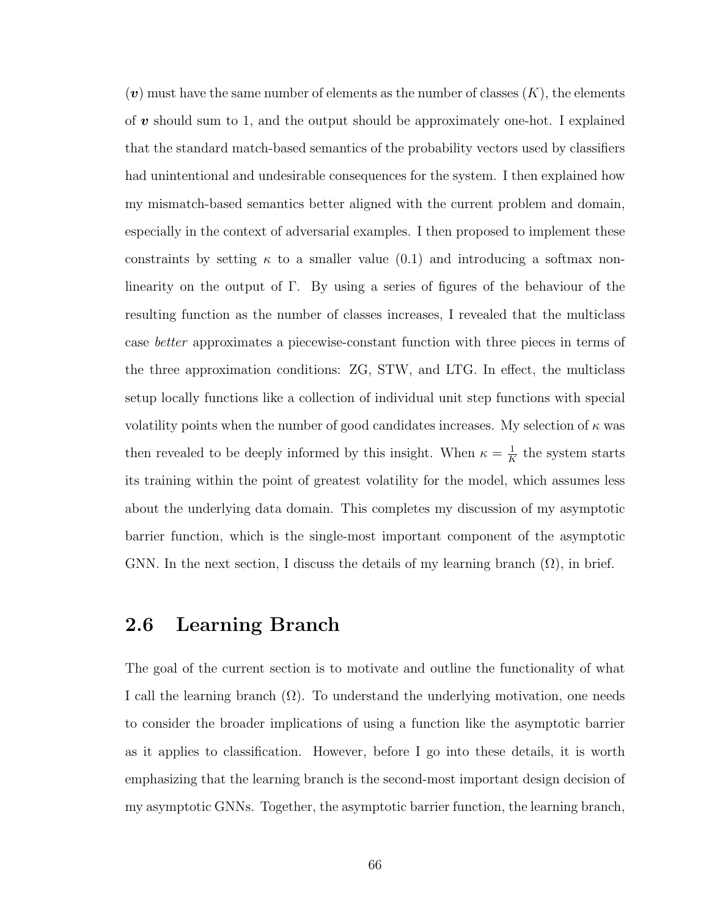($\boldsymbol{v}$) must have the same number of elements as the number of classes ($K$), the elements of $\boldsymbol{v}$ should sum to 1, and the output should be approximately one-hot. I explained that the standard match-based semantics of the probability vectors used by classifiers had unintentional and undesirable consequences for the system. I then explained how my mismatch-based semantics better aligned with the current problem and domain, especially in the context of adversarial examples. I then proposed to implement these constraints by setting $\kappa$ to a smaller value (0.1) and introducing a softmax non-linearity on the output of $\Gamma$. By using a series of figures of the behaviour of the resulting function as the number of classes increases, I revealed that the multiclass case *better* approximates a piecewise-constant function with three pieces in terms of the three approximation conditions: ZG, STW, and LTG. In effect, the multiclass setup locally functions like a collection of individual unit step functions with special volatility points when the number of good candidates increases. My selection of $\kappa$ was then revealed to be deeply informed by this insight. When $\kappa = \frac{1}{K}$ the system starts its training within the point of greatest volatility for the model, which assumes less about the underlying data domain. This completes my discussion of my asymptotic barrier function, which is the single-most important component of the asymptotic GNN. In the next section, I discuss the details of my learning branch ($\Omega$), in brief.

## 2.6 Learning Branch

The goal of the current section is to motivate and outline the functionality of what I call the learning branch ($\Omega$). To understand the underlying motivation, one needs to consider the broader implications of using a function like the asymptotic barrier as it applies to classification. However, before I go into these details, it is worth emphasizing that the learning branch is the second-most important design decision of my asymptotic GNNs. Together, the asymptotic barrier function, the learning branch,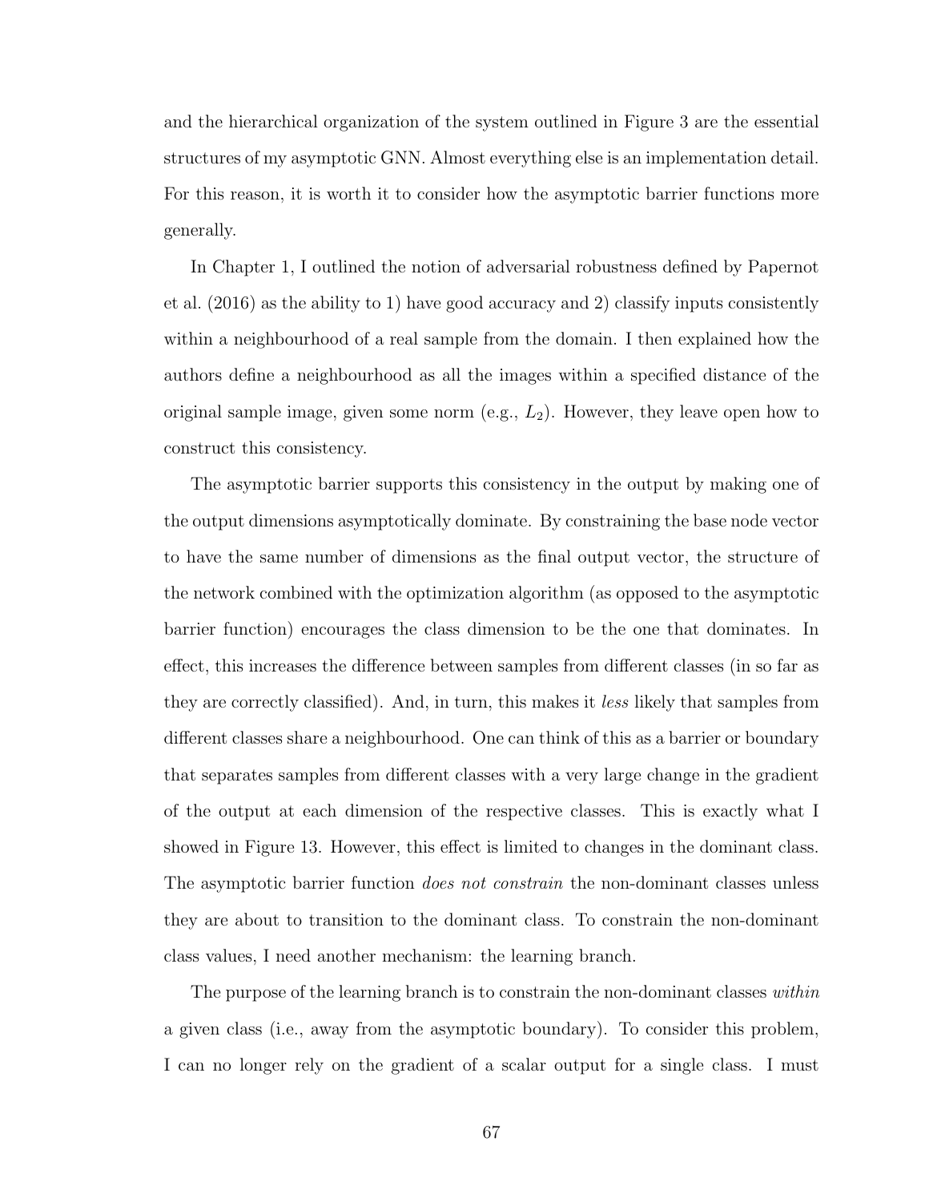and the hierarchical organization of the system outlined in Figure 3 are the essential structures of my asymptotic GNN. Almost everything else is an implementation detail. For this reason, it is worth it to consider how the asymptotic barrier functions more generally.

In Chapter 1, I outlined the notion of adversarial robustness defined by Papernot et al. (2016) as the ability to 1) have good accuracy and 2) classify inputs consistently within a neighbourhood of a real sample from the domain. I then explained how the authors define a neighbourhood as all the images within a specified distance of the original sample image, given some norm (e.g., $L_2$). However, they leave open how to construct this consistency.

The asymptotic barrier supports this consistency in the output by making one of the output dimensions asymptotically dominate. By constraining the base node vector to have the same number of dimensions as the final output vector, the structure of the network combined with the optimization algorithm (as opposed to the asymptotic barrier function) encourages the class dimension to be the one that dominates. In effect, this increases the difference between samples from different classes (in so far as they are correctly classified). And, in turn, this makes it *less* likely that samples from different classes share a neighbourhood. One can think of this as a barrier or boundary that separates samples from different classes with a very large change in the gradient of the output at each dimension of the respective classes. This is exactly what I showed in Figure 13. However, this effect is limited to changes in the dominant class. The asymptotic barrier function *does not constrain* the non-dominant classes unless they are about to transition to the dominant class. To constrain the non-dominant class values, I need another mechanism: the learning branch.

The purpose of the learning branch is to constrain the non-dominant classes *within* a given class (i.e., away from the asymptotic boundary). To consider this problem, I can no longer rely on the gradient of a scalar output for a single class. I must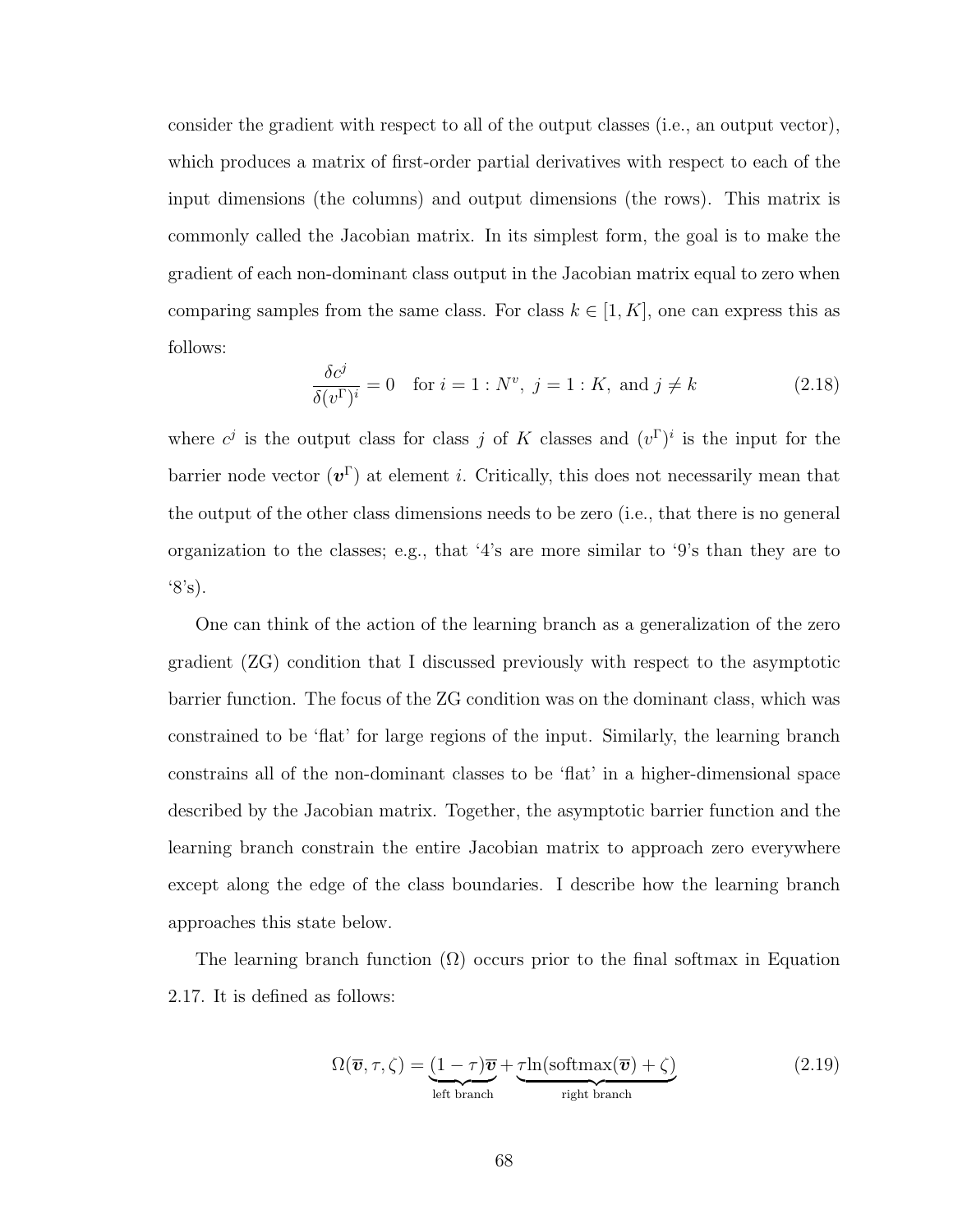consider the gradient with respect to all of the output classes (i.e., an output vector), which produces a matrix of first-order partial derivatives with respect to each of the input dimensions (the columns) and output dimensions (the rows). This matrix is commonly called the Jacobian matrix. In its simplest form, the goal is to make the gradient of each non-dominant class output in the Jacobian matrix equal to zero when comparing samples from the same class. For class $k \in [1, K]$, one can express this as follows:

$$\frac{\delta c^j}{\delta (v^\Gamma)^i} = 0 \quad \text{for } i = 1 : N^v,\ j = 1 : K, \text{ and } j \neq k \tag{2.18}$$

where $c^j$ is the output class for class $j$ of $K$ classes and $(v^\Gamma)^i$ is the input for the barrier node vector ($\boldsymbol{v}^\Gamma$) at element $i$. Critically, this does not necessarily mean that the output of the other class dimensions needs to be zero (i.e., that there is no general organization to the classes; e.g., that '4's are more similar to '9's than they are to '8's).

One can think of the action of the learning branch as a generalization of the zero gradient (ZG) condition that I discussed previously with respect to the asymptotic barrier function. The focus of the ZG condition was on the dominant class, which was constrained to be 'flat' for large regions of the input. Similarly, the learning branch constrains all of the non-dominant classes to be 'flat' in a higher-dimensional space described by the Jacobian matrix. Together, the asymptotic barrier function and the learning branch constrain the entire Jacobian matrix to approach zero everywhere except along the edge of the class boundaries. I describe how the learning branch approaches this state below.

The learning branch function ($\Omega$) occurs prior to the final softmax in Equation 2.17. It is defined as follows:

$$\Omega(\overline{\boldsymbol{v}}, \tau, \zeta) = \underbrace{(1-\tau)\overline{\boldsymbol{v}}}_{\text{left branch}} + \underbrace{\tau \ln(\text{softmax}(\overline{\boldsymbol{v}}) + \zeta)}_{\text{right branch}} \tag{2.19}$$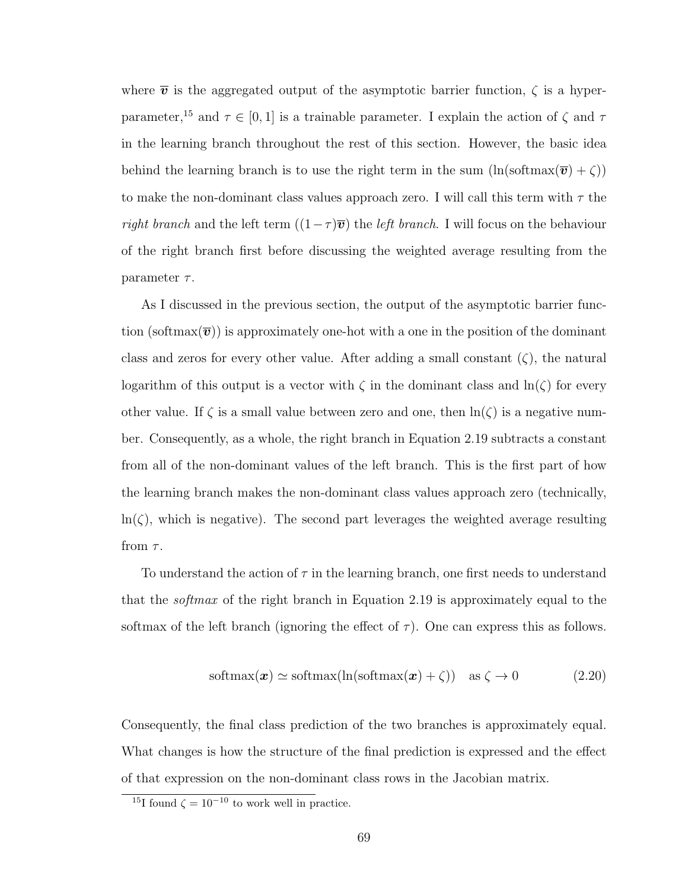where $\overline{\boldsymbol{v}}$ is the aggregated output of the asymptotic barrier function, $\zeta$ is a hyperparameter,[15] and $\tau \in [0, 1]$ is a trainable parameter. I explain the action of $\zeta$ and $\tau$ in the learning branch throughout the rest of this section. However, the basic idea behind the learning branch is to use the right term in the sum ($\ln(\text{softmax}(\overline{\boldsymbol{v}}) + \zeta)$) to make the non-dominant class values approach zero. I will call this term with $\tau$ the *right branch* and the left term ($(1 - \tau)\overline{\boldsymbol{v}}$) the *left branch*. I will focus on the behaviour of the right branch first before discussing the weighted average resulting from the parameter $\tau$.

As I discussed in the previous section, the output of the asymptotic barrier function ($\text{softmax}(\overline{\boldsymbol{v}})$) is approximately one-hot with a one in the position of the dominant class and zeros for every other value. After adding a small constant ($\zeta$), the natural logarithm of this output is a vector with $\zeta$ in the dominant class and $\ln(\zeta)$ for every other value. If $\zeta$ is a small value between zero and one, then $\ln(\zeta)$ is a negative number. Consequently, as a whole, the right branch in Equation 2.19 subtracts a constant from all of the non-dominant values of the left branch. This is the first part of how the learning branch makes the non-dominant class values approach zero (technically, $\ln(\zeta)$, which is negative). The second part leverages the weighted average resulting from $\tau$.

To understand the action of $\tau$ in the learning branch, one first needs to understand that the *softmax* of the right branch in Equation 2.19 is approximately equal to the softmax of the left branch (ignoring the effect of $\tau$). One can express this as follows.

$$\text{softmax}(\boldsymbol{x}) \simeq \text{softmax}(\ln(\text{softmax}(\boldsymbol{x}) + \zeta)) \quad \text{as } \zeta \to 0 \tag{2.20}$$

Consequently, the final class prediction of the two branches is approximately equal. What changes is how the structure of the final prediction is expressed and the effect of that expression on the non-dominant class rows in the Jacobian matrix.

[15] I found $\zeta = 10^{-10}$ to work well in practice.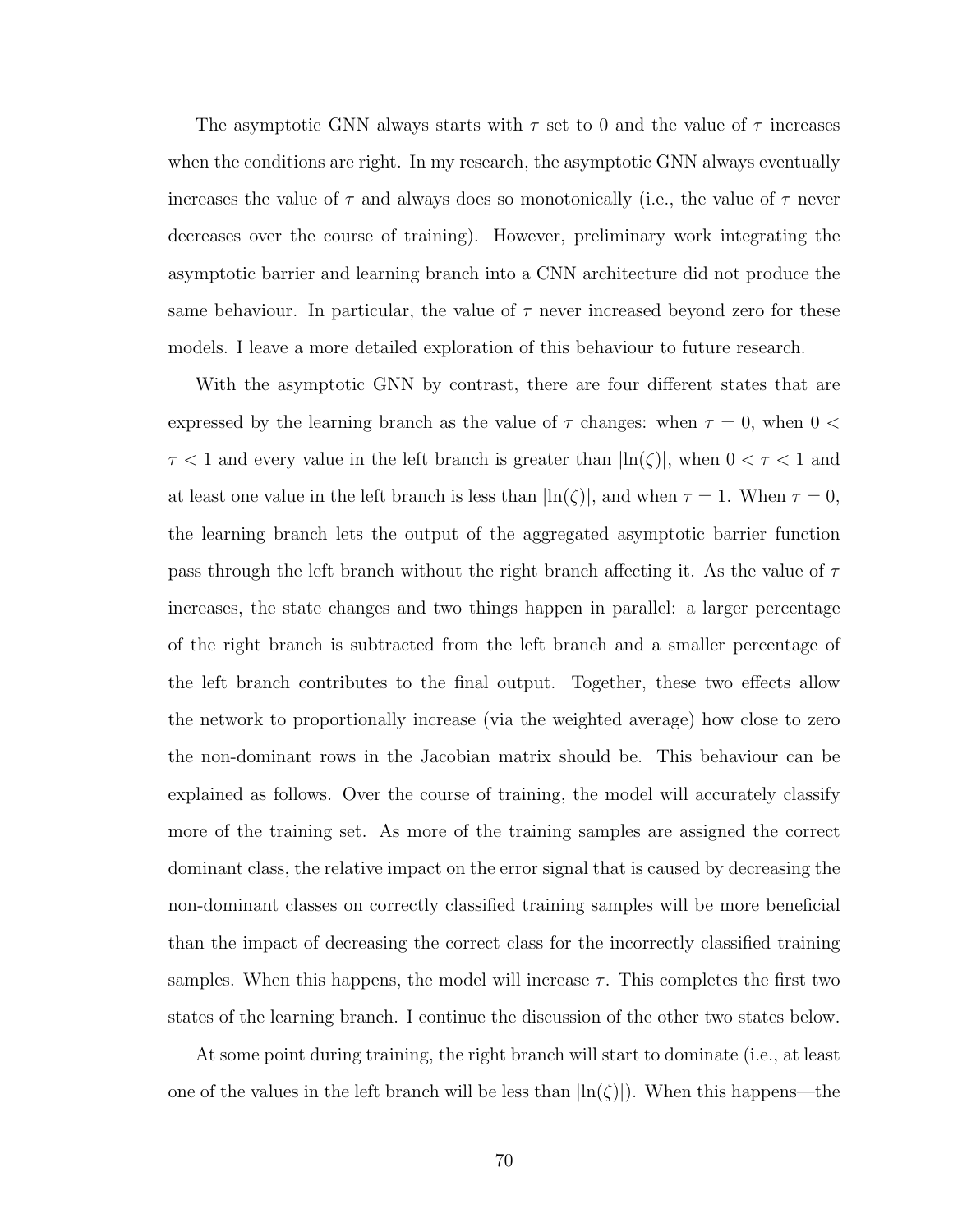The asymptotic GNN always starts with $\tau$ set to 0 and the value of $\tau$ increases when the conditions are right. In my research, the asymptotic GNN always eventually increases the value of $\tau$ and always does so monotonically (i.e., the value of $\tau$ never decreases over the course of training). However, preliminary work integrating the asymptotic barrier and learning branch into a CNN architecture did not produce the same behaviour. In particular, the value of $\tau$ never increased beyond zero for these models. I leave a more detailed exploration of this behaviour to future research.

With the asymptotic GNN by contrast, there are four different states that are expressed by the learning branch as the value of $\tau$ changes: when $\tau = 0$, when $0 < \tau < 1$ and every value in the left branch is greater than $|\ln(\zeta)|$, when $0 < \tau < 1$ and at least one value in the left branch is less than $|\ln(\zeta)|$, and when $\tau = 1$. When $\tau = 0$, the learning branch lets the output of the aggregated asymptotic barrier function pass through the left branch without the right branch affecting it. As the value of $\tau$ increases, the state changes and two things happen in parallel: a larger percentage of the right branch is subtracted from the left branch and a smaller percentage of the left branch contributes to the final output. Together, these two effects allow the network to proportionally increase (via the weighted average) how close to zero the non-dominant rows in the Jacobian matrix should be. This behaviour can be explained as follows. Over the course of training, the model will accurately classify more of the training set. As more of the training samples are assigned the correct dominant class, the relative impact on the error signal that is caused by decreasing the non-dominant classes on correctly classified training samples will be more beneficial than the impact of decreasing the correct class for the incorrectly classified training samples. When this happens, the model will increase $\tau$. This completes the first two states of the learning branch. I continue the discussion of the other two states below.

At some point during training, the right branch will start to dominate (i.e., at least one of the values in the left branch will be less than $|\ln(\zeta)|$). When this happens—the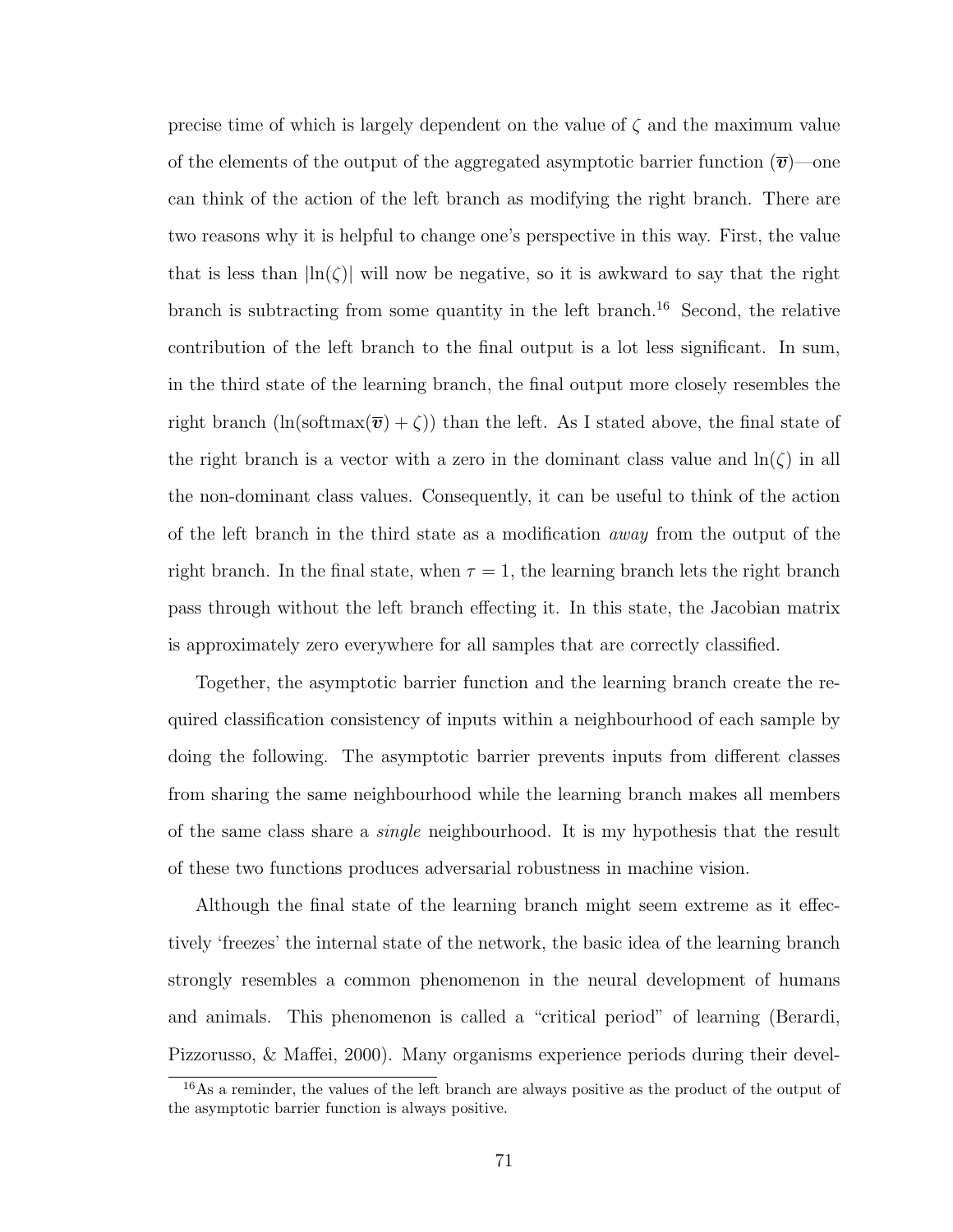precise time of which is largely dependent on the value of $\zeta$ and the maximum value of the elements of the output of the aggregated asymptotic barrier function ($\overline{\boldsymbol{v}}$)—one can think of the action of the left branch as modifying the right branch. There are two reasons why it is helpful to change one's perspective in this way. First, the value that is less than $|\ln(\zeta)|$ will now be negative, so it is awkward to say that the right branch is subtracting from some quantity in the left branch.[16] Second, the relative contribution of the left branch to the final output is a lot less significant. In sum, in the third state of the learning branch, the final output more closely resembles the right branch ($\ln(\text{softmax}(\overline{\boldsymbol{v}}) + \zeta)$) than the left. As I stated above, the final state of the right branch is a vector with a zero in the dominant class value and $\ln(\zeta)$ in all the non-dominant class values. Consequently, it can be useful to think of the action of the left branch in the third state as a modification *away* from the output of the right branch. In the final state, when $\tau = 1$, the learning branch lets the right branch pass through without the left branch effecting it. In this state, the Jacobian matrix is approximately zero everywhere for all samples that are correctly classified.

Together, the asymptotic barrier function and the learning branch create the required classification consistency of inputs within a neighbourhood of each sample by doing the following. The asymptotic barrier prevents inputs from different classes from sharing the same neighbourhood while the learning branch makes all members of the same class share a *single* neighbourhood. It is my hypothesis that the result of these two functions produces adversarial robustness in machine vision.

Although the final state of the learning branch might seem extreme as it effectively 'freezes' the internal state of the network, the basic idea of the learning branch strongly resembles a common phenomenon in the neural development of humans and animals. This phenomenon is called a "critical period" of learning (Berardi, Pizzorusso, & Maffei, 2000). Many organisms experience periods during their devel-

[16] As a reminder, the values of the left branch are always positive as the product of the output of the asymptotic barrier function is always positive.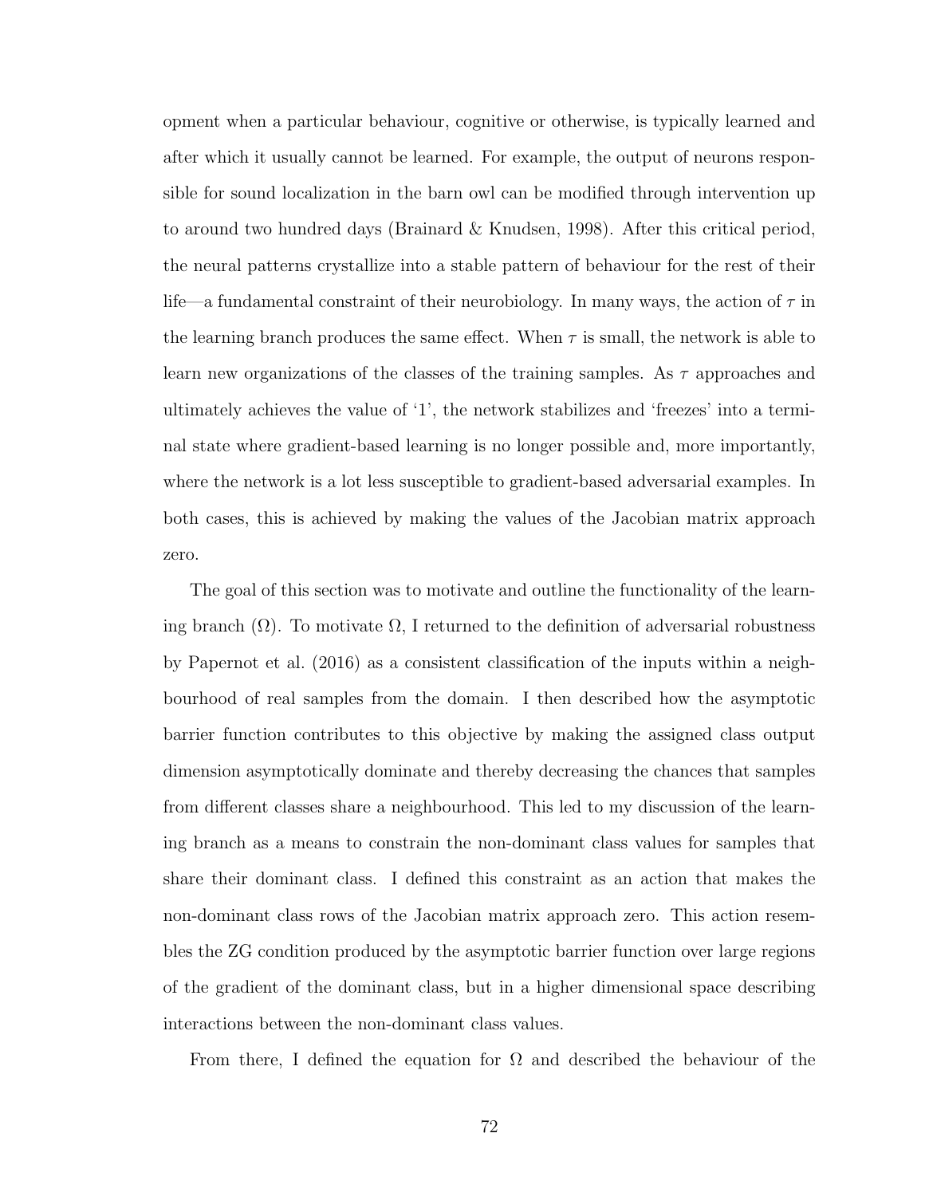opment when a particular behaviour, cognitive or otherwise, is typically learned and after which it usually cannot be learned. For example, the output of neurons responsible for sound localization in the barn owl can be modified through intervention up to around two hundred days (Brainard & Knudsen, 1998). After this critical period, the neural patterns crystallize into a stable pattern of behaviour for the rest of their life—a fundamental constraint of their neurobiology. In many ways, the action of $\tau$ in the learning branch produces the same effect. When $\tau$ is small, the network is able to learn new organizations of the classes of the training samples. As $\tau$ approaches and ultimately achieves the value of '1', the network stabilizes and 'freezes' into a terminal state where gradient-based learning is no longer possible and, more importantly, where the network is a lot less susceptible to gradient-based adversarial examples. In both cases, this is achieved by making the values of the Jacobian matrix approach zero.

The goal of this section was to motivate and outline the functionality of the learning branch ($\Omega$). To motivate $\Omega$, I returned to the definition of adversarial robustness by Papernot et al. (2016) as a consistent classification of the inputs within a neighbourhood of real samples from the domain. I then described how the asymptotic barrier function contributes to this objective by making the assigned class output dimension asymptotically dominate and thereby decreasing the chances that samples from different classes share a neighbourhood. This led to my discussion of the learning branch as a means to constrain the non-dominant class values for samples that share their dominant class. I defined this constraint as an action that makes the non-dominant class rows of the Jacobian matrix approach zero. This action resembles the ZG condition produced by the asymptotic barrier function over large regions of the gradient of the dominant class, but in a higher dimensional space describing interactions between the non-dominant class values.

From there, I defined the equation for $\Omega$ and described the behaviour of the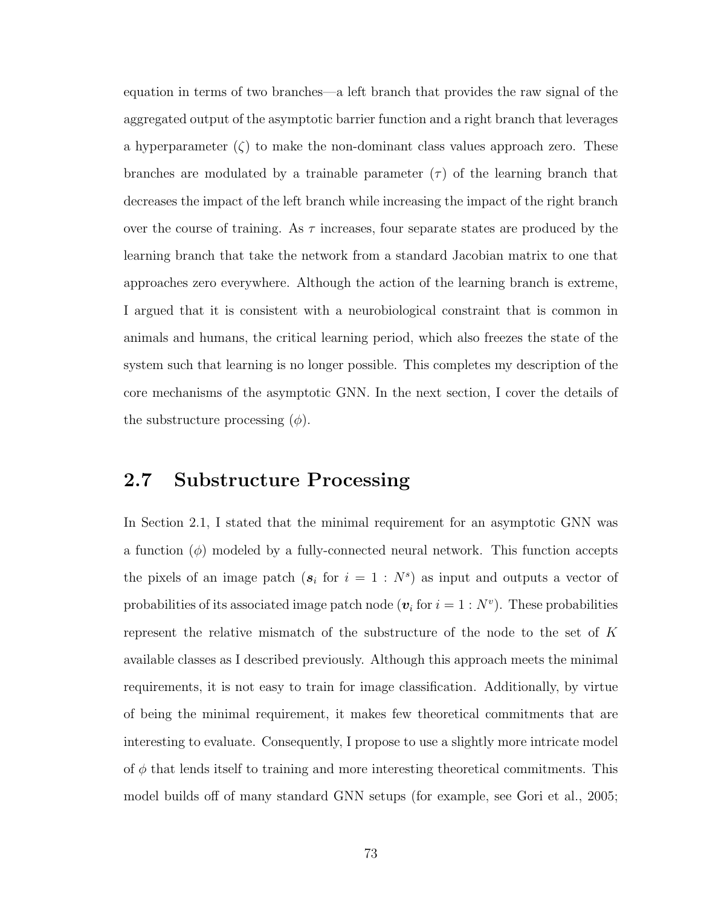equation in terms of two branches—a left branch that provides the raw signal of the aggregated output of the asymptotic barrier function and a right branch that leverages a hyperparameter ($\zeta$) to make the non-dominant class values approach zero. These branches are modulated by a trainable parameter ($\tau$) of the learning branch that decreases the impact of the left branch while increasing the impact of the right branch over the course of training. As $\tau$ increases, four separate states are produced by the learning branch that take the network from a standard Jacobian matrix to one that approaches zero everywhere. Although the action of the learning branch is extreme, I argued that it is consistent with a neurobiological constraint that is common in animals and humans, the critical learning period, which also freezes the state of the system such that learning is no longer possible. This completes my description of the core mechanisms of the asymptotic GNN. In the next section, I cover the details of the substructure processing ($\phi$).

## 2.7 Substructure Processing

In Section 2.1, I stated that the minimal requirement for an asymptotic GNN was a function ($\phi$) modeled by a fully-connected neural network. This function accepts the pixels of an image patch ($\boldsymbol{s}_i$ for $i = 1 : N^s$) as input and outputs a vector of probabilities of its associated image patch node ($\boldsymbol{v}_i$ for $i = 1 : N^v$). These probabilities represent the relative mismatch of the substructure of the node to the set of $K$ available classes as I described previously. Although this approach meets the minimal requirements, it is not easy to train for image classification. Additionally, by virtue of being the minimal requirement, it makes few theoretical commitments that are interesting to evaluate. Consequently, I propose to use a slightly more intricate model of $\phi$ that lends itself to training and more interesting theoretical commitments. This model builds off of many standard GNN setups (for example, see Gori et al., 2005;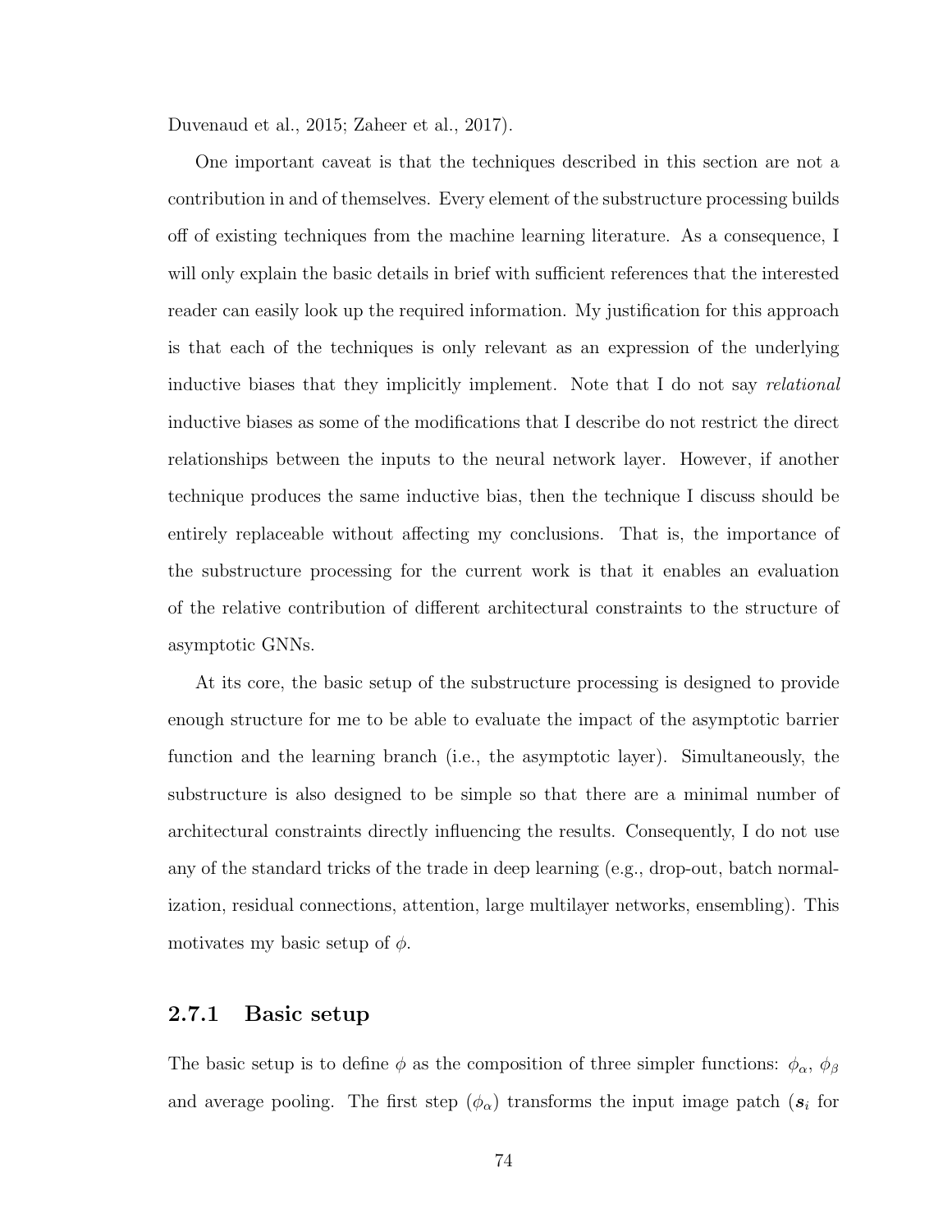Duvenaud et al., 2015; Zaheer et al., 2017).

One important caveat is that the techniques described in this section are not a contribution in and of themselves. Every element of the substructure processing builds off of existing techniques from the machine learning literature. As a consequence, I will only explain the basic details in brief with sufficient references that the interested reader can easily look up the required information. My justification for this approach is that each of the techniques is only relevant as an expression of the underlying inductive biases that they implicitly implement. Note that I do not say *relational* inductive biases as some of the modifications that I describe do not restrict the direct relationships between the inputs to the neural network layer. However, if another technique produces the same inductive bias, then the technique I discuss should be entirely replaceable without affecting my conclusions. That is, the importance of the substructure processing for the current work is that it enables an evaluation of the relative contribution of different architectural constraints to the structure of asymptotic GNNs.

At its core, the basic setup of the substructure processing is designed to provide enough structure for me to be able to evaluate the impact of the asymptotic barrier function and the learning branch (i.e., the asymptotic layer). Simultaneously, the substructure is also designed to be simple so that there are a minimal number of architectural constraints directly influencing the results. Consequently, I do not use any of the standard tricks of the trade in deep learning (e.g., drop-out, batch normalization, residual connections, attention, large multilayer networks, ensembling). This motivates my basic setup of $\phi$.

### 2.7.1 Basic setup

The basic setup is to define $\phi$ as the composition of three simpler functions: $\phi_\alpha$, $\phi_\beta$ and average pooling. The first step ($\phi_\alpha$) transforms the input image patch ($\boldsymbol{s}_i$ for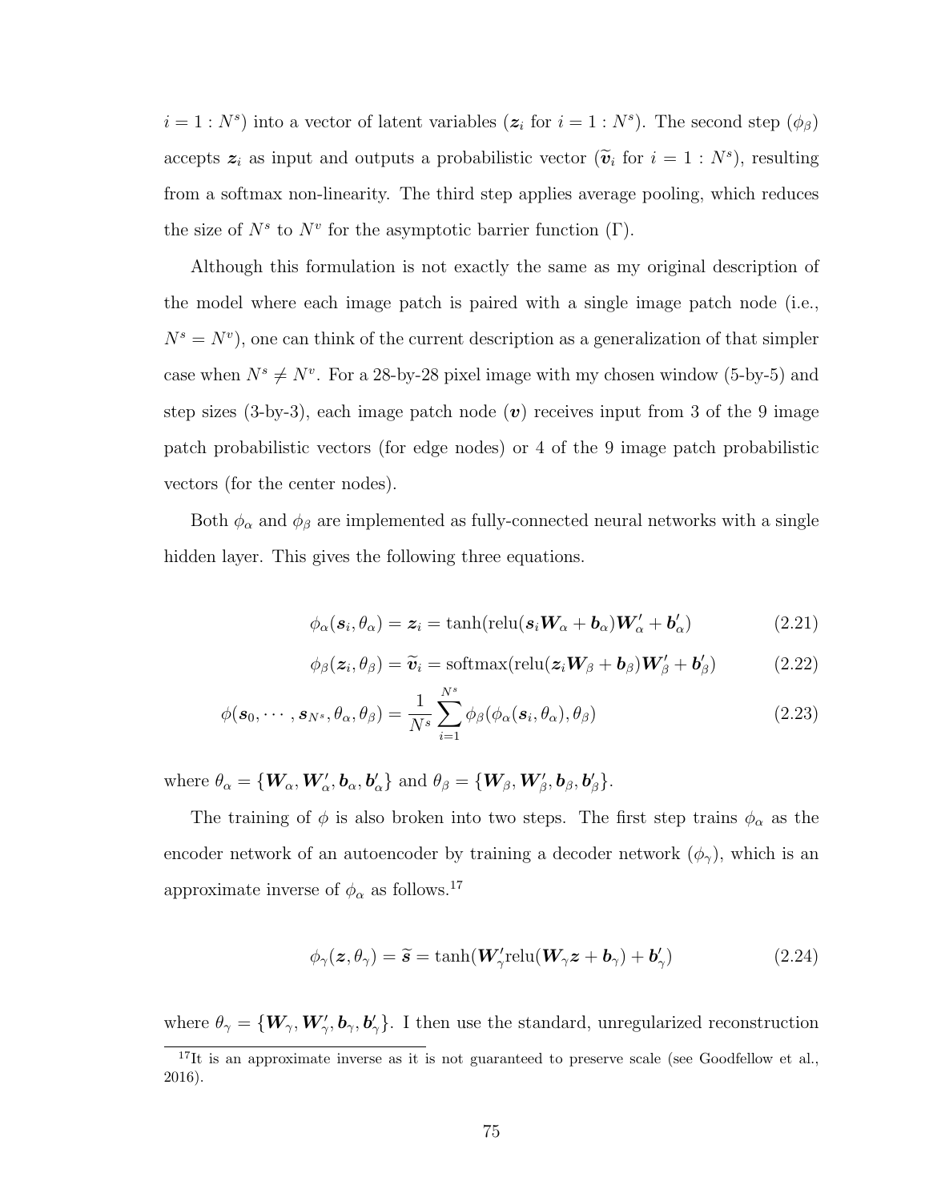$i = 1 : N^s$) into a vector of latent variables ($\boldsymbol{z}_i$ for $i = 1 : N^s$). The second step ($\phi_\beta$) accepts $\boldsymbol{z}_i$ as input and outputs a probabilistic vector ($\widetilde{\boldsymbol{v}}_i$ for $i = 1 : N^s$), resulting from a softmax non-linearity. The third step applies average pooling, which reduces the size of $N^s$ to $N^v$ for the asymptotic barrier function ($\Gamma$).

Although this formulation is not exactly the same as my original description of the model where each image patch is paired with a single image patch node (i.e., $N^s = N^v$), one can think of the current description as a generalization of that simpler case when $N^s \neq N^v$. For a 28-by-28 pixel image with my chosen window (5-by-5) and step sizes (3-by-3), each image patch node ($\boldsymbol{v}$) receives input from 3 of the 9 image patch probabilistic vectors (for edge nodes) or 4 of the 9 image patch probabilistic vectors (for the center nodes).

Both $\phi_\alpha$ and $\phi_\beta$ are implemented as fully-connected neural networks with a single hidden layer. This gives the following three equations.

$$\phi_\alpha(\boldsymbol{s}_i, \theta_\alpha) = \boldsymbol{z}_i = \tanh(\text{relu}(\boldsymbol{s}_i \boldsymbol{W}_\alpha + \boldsymbol{b}_\alpha)\boldsymbol{W}'_\alpha + \boldsymbol{b}'_\alpha) \tag{2.21}$$

$$\phi_\beta(\boldsymbol{z}_i, \theta_\beta) = \widetilde{\boldsymbol{v}}_i = \text{softmax}(\text{relu}(\boldsymbol{z}_i \boldsymbol{W}_\beta + \boldsymbol{b}_\beta)\boldsymbol{W}'_\beta + \boldsymbol{b}'_\beta) \tag{2.22}$$

$$\phi(\boldsymbol{s}_0, \cdots, \boldsymbol{s}_{N^s}, \theta_\alpha, \theta_\beta) = \frac{1}{N^s} \sum_{i=1}^{N^s} \phi_\beta(\phi_\alpha(\boldsymbol{s}_i, \theta_\alpha), \theta_\beta) \tag{2.23}$$

where $\theta_\alpha = \{\boldsymbol{W}_\alpha, \boldsymbol{W}'_\alpha, \boldsymbol{b}_\alpha, \boldsymbol{b}'_\alpha\}$ and $\theta_\beta = \{\boldsymbol{W}_\beta, \boldsymbol{W}'_\beta, \boldsymbol{b}_\beta, \boldsymbol{b}'_\beta\}$.

The training of $\phi$ is also broken into two steps. The first step trains $\phi_\alpha$ as the encoder network of an autoencoder by training a decoder network ($\phi_\gamma$), which is an approximate inverse of $\phi_\alpha$ as follows.[17]

$$\phi_\gamma(\boldsymbol{z}, \theta_\gamma) = \widetilde{\boldsymbol{s}} = \tanh(\boldsymbol{W}'_\gamma \text{relu}(\boldsymbol{W}_\gamma \boldsymbol{z} + \boldsymbol{b}_\gamma) + \boldsymbol{b}'_\gamma) \tag{2.24}$$

where $\theta_\gamma = \{\boldsymbol{W}_\gamma, \boldsymbol{W}'_\gamma, \boldsymbol{b}_\gamma, \boldsymbol{b}'_\gamma\}$. I then use the standard, unregularized reconstruction

[17] It is an approximate inverse as it is not guaranteed to preserve scale (see Goodfellow et al., 2016).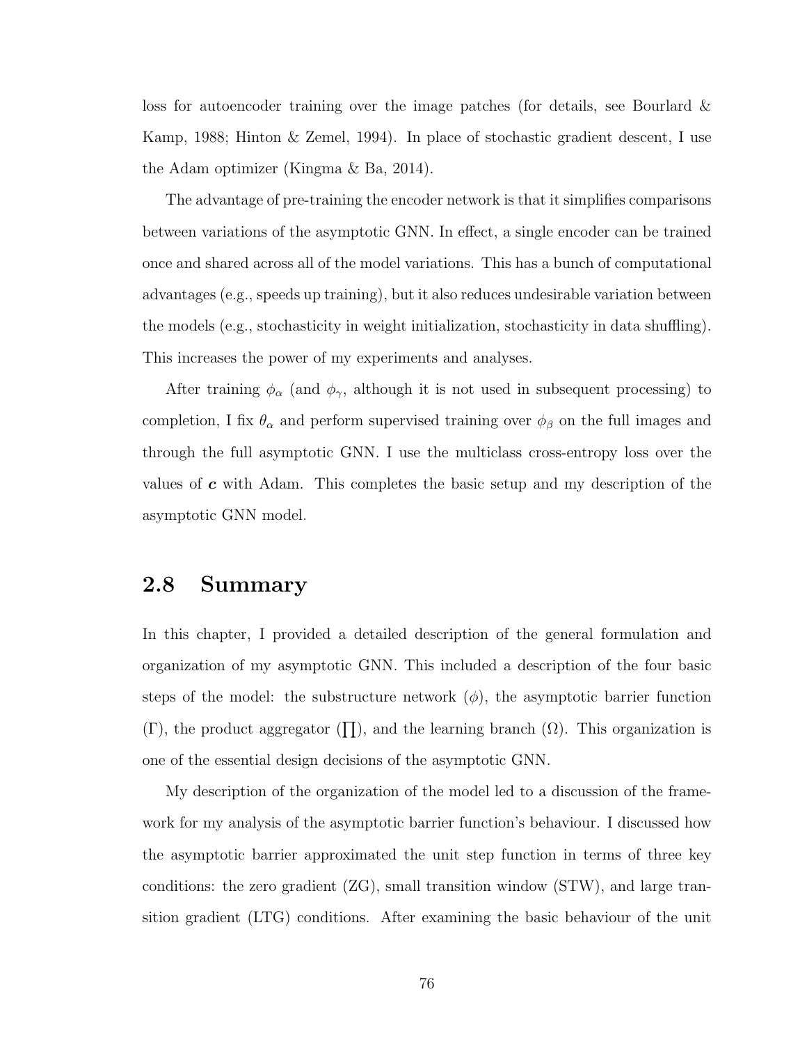loss for autoencoder training over the image patches (for details, see Bourlard & Kamp, 1988; Hinton & Zemel, 1994). In place of stochastic gradient descent, I use the Adam optimizer (Kingma & Ba, 2014).

The advantage of pre-training the encoder network is that it simplifies comparisons between variations of the asymptotic GNN. In effect, a single encoder can be trained once and shared across all of the model variations. This has a bunch of computational advantages (e.g., speeds up training), but it also reduces undesirable variation between the models (e.g., stochasticity in weight initialization, stochasticity in data shuffling). This increases the power of my experiments and analyses.

After training $\phi_\alpha$ (and $\phi_\gamma$, although it is not used in subsequent processing) to completion, I fix $\theta_\alpha$ and perform supervised training over $\phi_\beta$ on the full images and through the full asymptotic GNN. I use the multiclass cross-entropy loss over the values of $\boldsymbol{c}$ with Adam. This completes the basic setup and my description of the asymptotic GNN model.

## 2.8 Summary

In this chapter, I provided a detailed description of the general formulation and organization of my asymptotic GNN. This included a description of the four basic steps of the model: the substructure network ($\phi$), the asymptotic barrier function ($\Gamma$), the product aggregator ($\prod$), and the learning branch ($\Omega$). This organization is one of the essential design decisions of the asymptotic GNN.

My description of the organization of the model led to a discussion of the framework for my analysis of the asymptotic barrier function's behaviour. I discussed how the asymptotic barrier approximated the unit step function in terms of three key conditions: the zero gradient (ZG), small transition window (STW), and large transition gradient (LTG) conditions. After examining the basic behaviour of the unit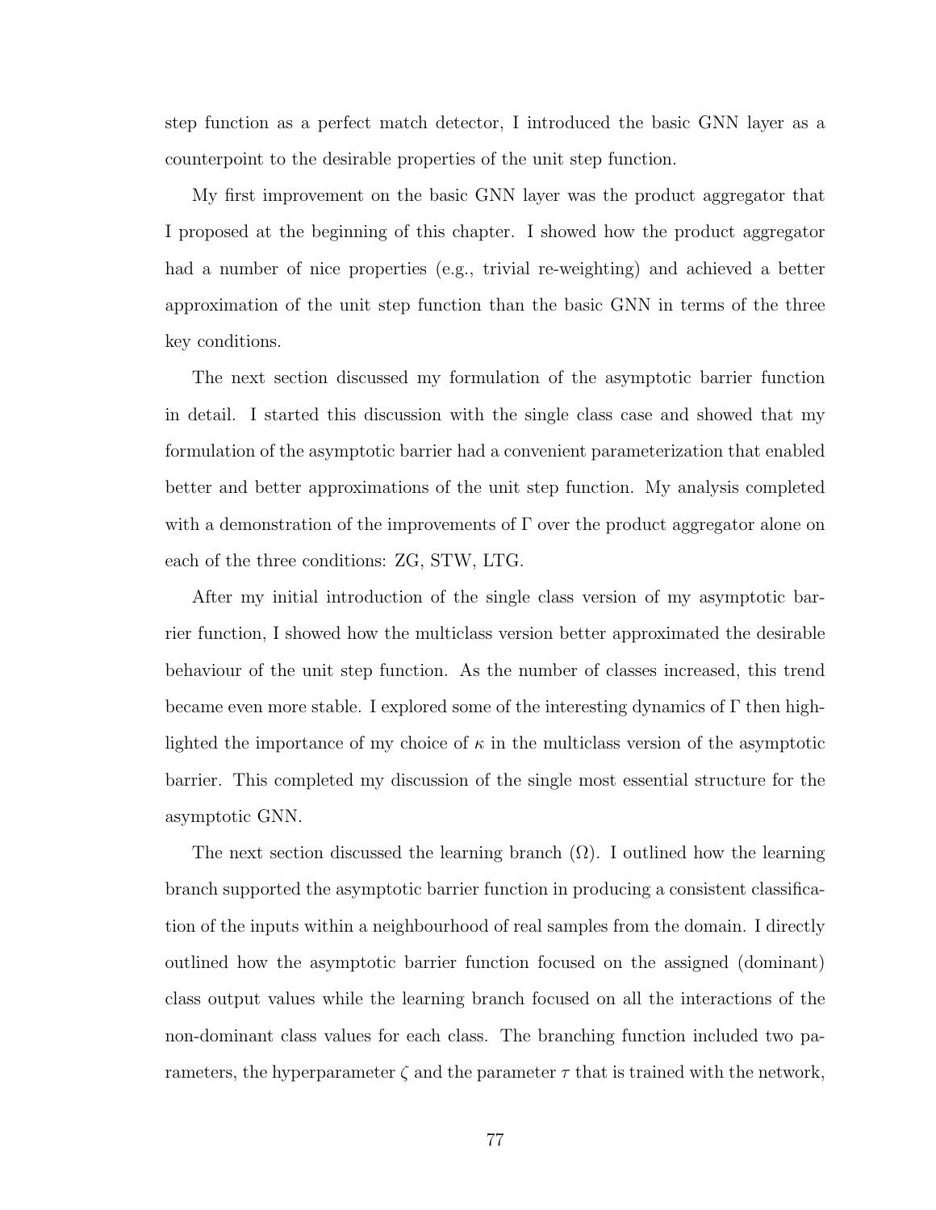step function as a perfect match detector, I introduced the basic GNN layer as a counterpoint to the desirable properties of the unit step function.

My first improvement on the basic GNN layer was the product aggregator that I proposed at the beginning of this chapter. I showed how the product aggregator had a number of nice properties (e.g., trivial re-weighting) and achieved a better approximation of the unit step function than the basic GNN in terms of the three key conditions.

The next section discussed my formulation of the asymptotic barrier function in detail. I started this discussion with the single class case and showed that my formulation of the asymptotic barrier had a convenient parameterization that enabled better and better approximations of the unit step function. My analysis completed with a demonstration of the improvements of $\Gamma$ over the product aggregator alone on each of the three conditions: ZG, STW, LTG.

After my initial introduction of the single class version of my asymptotic barrier function, I showed how the multiclass version better approximated the desirable behaviour of the unit step function. As the number of classes increased, this trend became even more stable. I explored some of the interesting dynamics of $\Gamma$ then highlighted the importance of my choice of $\kappa$ in the multiclass version of the asymptotic barrier. This completed my discussion of the single most essential structure for the asymptotic GNN.

The next section discussed the learning branch ($\Omega$). I outlined how the learning branch supported the asymptotic barrier function in producing a consistent classification of the inputs within a neighbourhood of real samples from the domain. I directly outlined how the asymptotic barrier function focused on the assigned (dominant) class output values while the learning branch focused on all the interactions of the non-dominant class values for each class. The branching function included two parameters, the hyperparameter $\zeta$ and the parameter $\tau$ that is trained with the network,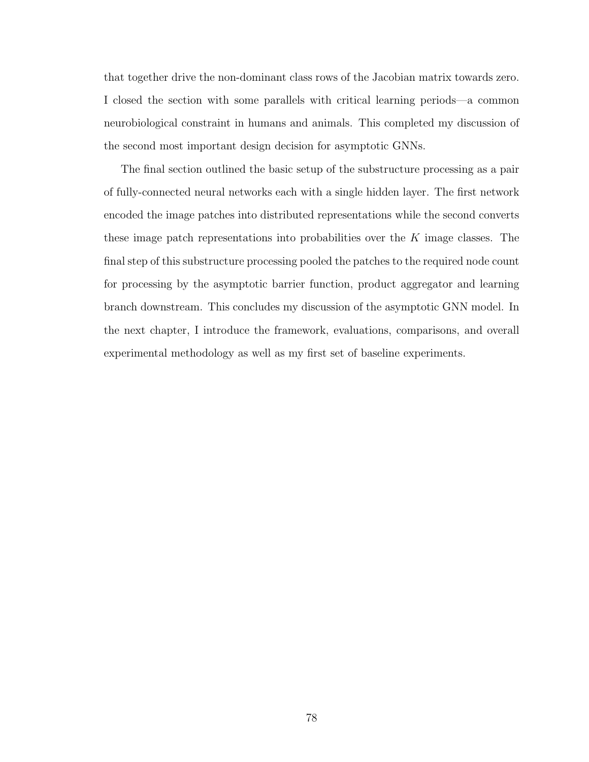that together drive the non-dominant class rows of the Jacobian matrix towards zero. I closed the section with some parallels with critical learning periods—a common neurobiological constraint in humans and animals. This completed my discussion of the second most important design decision for asymptotic GNNs.

The final section outlined the basic setup of the substructure processing as a pair of fully-connected neural networks each with a single hidden layer. The first network encoded the image patches into distributed representations while the second converts these image patch representations into probabilities over the $K$ image classes. The final step of this substructure processing pooled the patches to the required node count for processing by the asymptotic barrier function, product aggregator and learning branch downstream. This concludes my discussion of the asymptotic GNN model. In the next chapter, I introduce the framework, evaluations, comparisons, and overall experimental methodology as well as my first set of baseline experiments.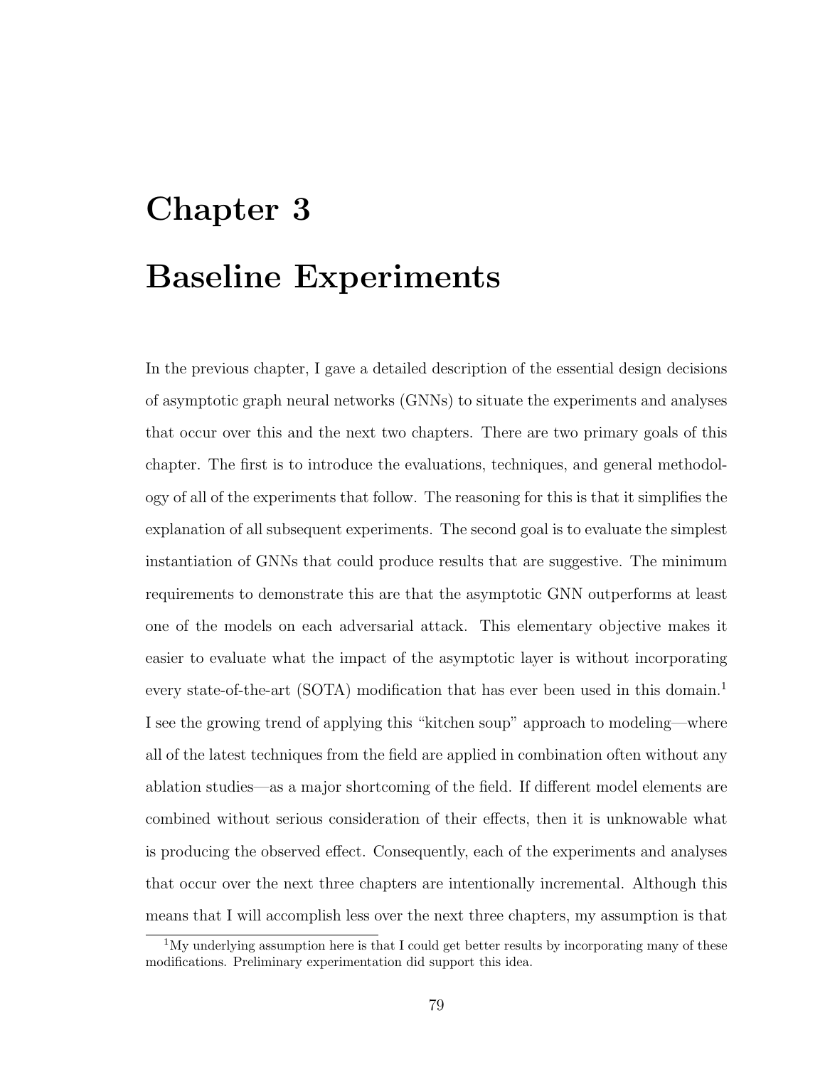# Chapter 3

# Baseline Experiments

In the previous chapter, I gave a detailed description of the essential design decisions of asymptotic graph neural networks (GNNs) to situate the experiments and analyses that occur over this and the next two chapters. There are two primary goals of this chapter. The first is to introduce the evaluations, techniques, and general methodology of all of the experiments that follow. The reasoning for this is that it simplifies the explanation of all subsequent experiments. The second goal is to evaluate the simplest instantiation of GNNs that could produce results that are suggestive. The minimum requirements to demonstrate this are that the asymptotic GNN outperforms at least one of the models on each adversarial attack. This elementary objective makes it easier to evaluate what the impact of the asymptotic layer is without incorporating every state-of-the-art (SOTA) modification that has ever been used in this domain.[1] I see the growing trend of applying this "kitchen soup" approach to modeling—where all of the latest techniques from the field are applied in combination often without any ablation studies—as a major shortcoming of the field. If different model elements are combined without serious consideration of their effects, then it is unknowable what is producing the observed effect. Consequently, each of the experiments and analyses that occur over the next three chapters are intentionally incremental. Although this means that I will accomplish less over the next three chapters, my assumption is that

[1] My underlying assumption here is that I could get better results by incorporating many of these modifications. Preliminary experimentation did support this idea.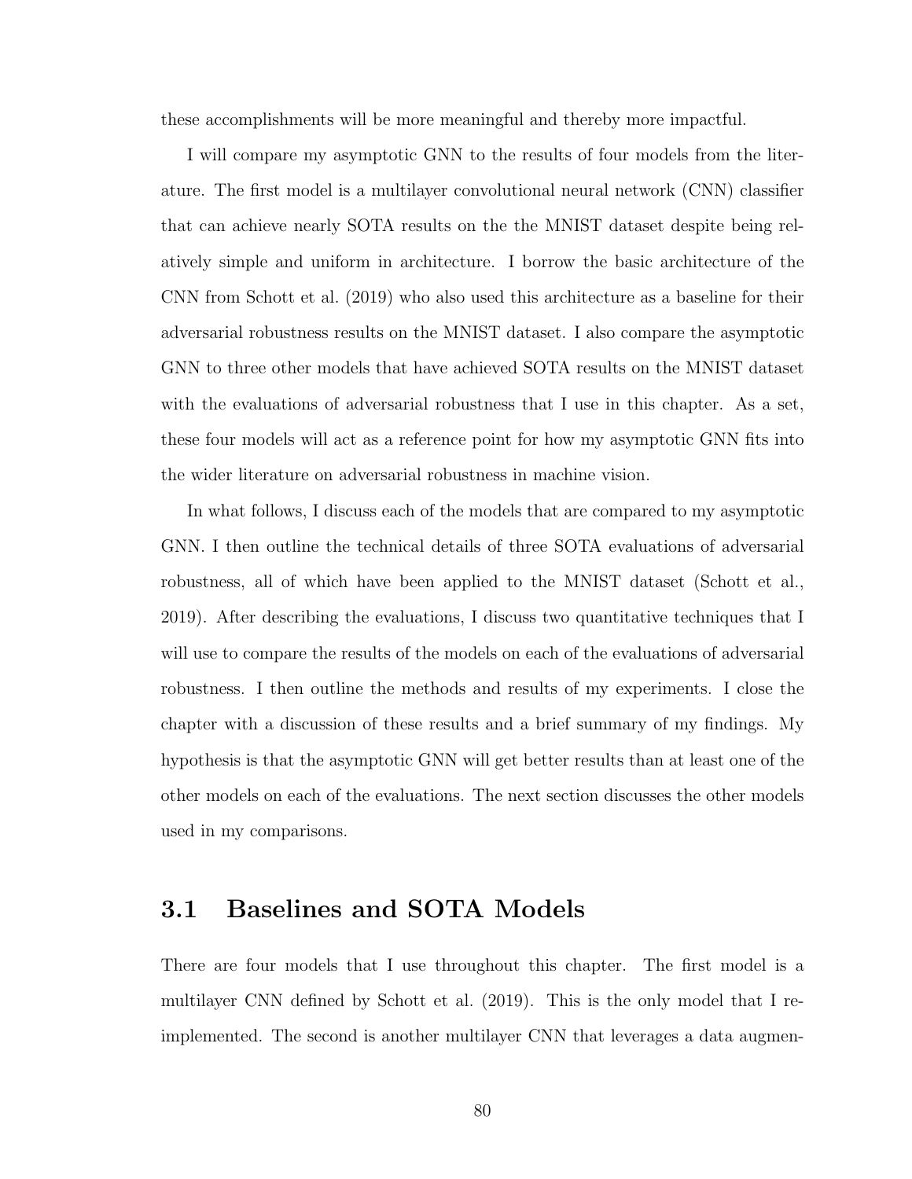these accomplishments will be more meaningful and thereby more impactful.

I will compare my asymptotic GNN to the results of four models from the literature. The first model is a multilayer convolutional neural network (CNN) classifier that can achieve nearly SOTA results on the the MNIST dataset despite being relatively simple and uniform in architecture. I borrow the basic architecture of the CNN from Schott et al. (2019) who also used this architecture as a baseline for their adversarial robustness results on the MNIST dataset. I also compare the asymptotic GNN to three other models that have achieved SOTA results on the MNIST dataset with the evaluations of adversarial robustness that I use in this chapter. As a set, these four models will act as a reference point for how my asymptotic GNN fits into the wider literature on adversarial robustness in machine vision.

In what follows, I discuss each of the models that are compared to my asymptotic GNN. I then outline the technical details of three SOTA evaluations of adversarial robustness, all of which have been applied to the MNIST dataset (Schott et al., 2019). After describing the evaluations, I discuss two quantitative techniques that I will use to compare the results of the models on each of the evaluations of adversarial robustness. I then outline the methods and results of my experiments. I close the chapter with a discussion of these results and a brief summary of my findings. My hypothesis is that the asymptotic GNN will get better results than at least one of the other models on each of the evaluations. The next section discusses the other models used in my comparisons.

## 3.1 Baselines and SOTA Models

There are four models that I use throughout this chapter. The first model is a multilayer CNN defined by Schott et al. (2019). This is the only model that I re-implemented. The second is another multilayer CNN that leverages a data augmen-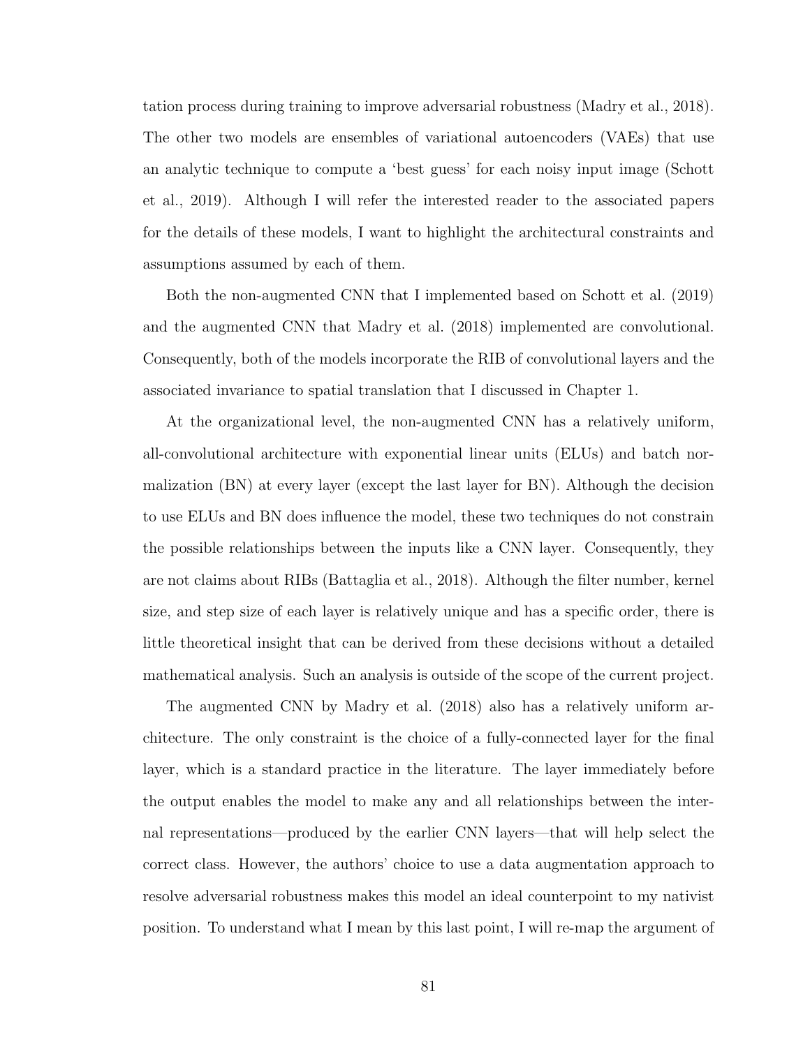tation process during training to improve adversarial robustness (Madry et al., 2018). The other two models are ensembles of variational autoencoders (VAEs) that use an analytic technique to compute a 'best guess' for each noisy input image (Schott et al., 2019). Although I will refer the interested reader to the associated papers for the details of these models, I want to highlight the architectural constraints and assumptions assumed by each of them.

Both the non-augmented CNN that I implemented based on Schott et al. (2019) and the augmented CNN that Madry et al. (2018) implemented are convolutional. Consequently, both of the models incorporate the RIB of convolutional layers and the associated invariance to spatial translation that I discussed in Chapter 1.

At the organizational level, the non-augmented CNN has a relatively uniform, all-convolutional architecture with exponential linear units (ELUs) and batch normalization (BN) at every layer (except the last layer for BN). Although the decision to use ELUs and BN does influence the model, these two techniques do not constrain the possible relationships between the inputs like a CNN layer. Consequently, they are not claims about RIBs (Battaglia et al., 2018). Although the filter number, kernel size, and step size of each layer is relatively unique and has a specific order, there is little theoretical insight that can be derived from these decisions without a detailed mathematical analysis. Such an analysis is outside of the scope of the current project.

The augmented CNN by Madry et al. (2018) also has a relatively uniform architecture. The only constraint is the choice of a fully-connected layer for the final layer, which is a standard practice in the literature. The layer immediately before the output enables the model to make any and all relationships between the internal representations—produced by the earlier CNN layers—that will help select the correct class. However, the authors' choice to use a data augmentation approach to resolve adversarial robustness makes this model an ideal counterpoint to my nativist position. To understand what I mean by this last point, I will re-map the argument of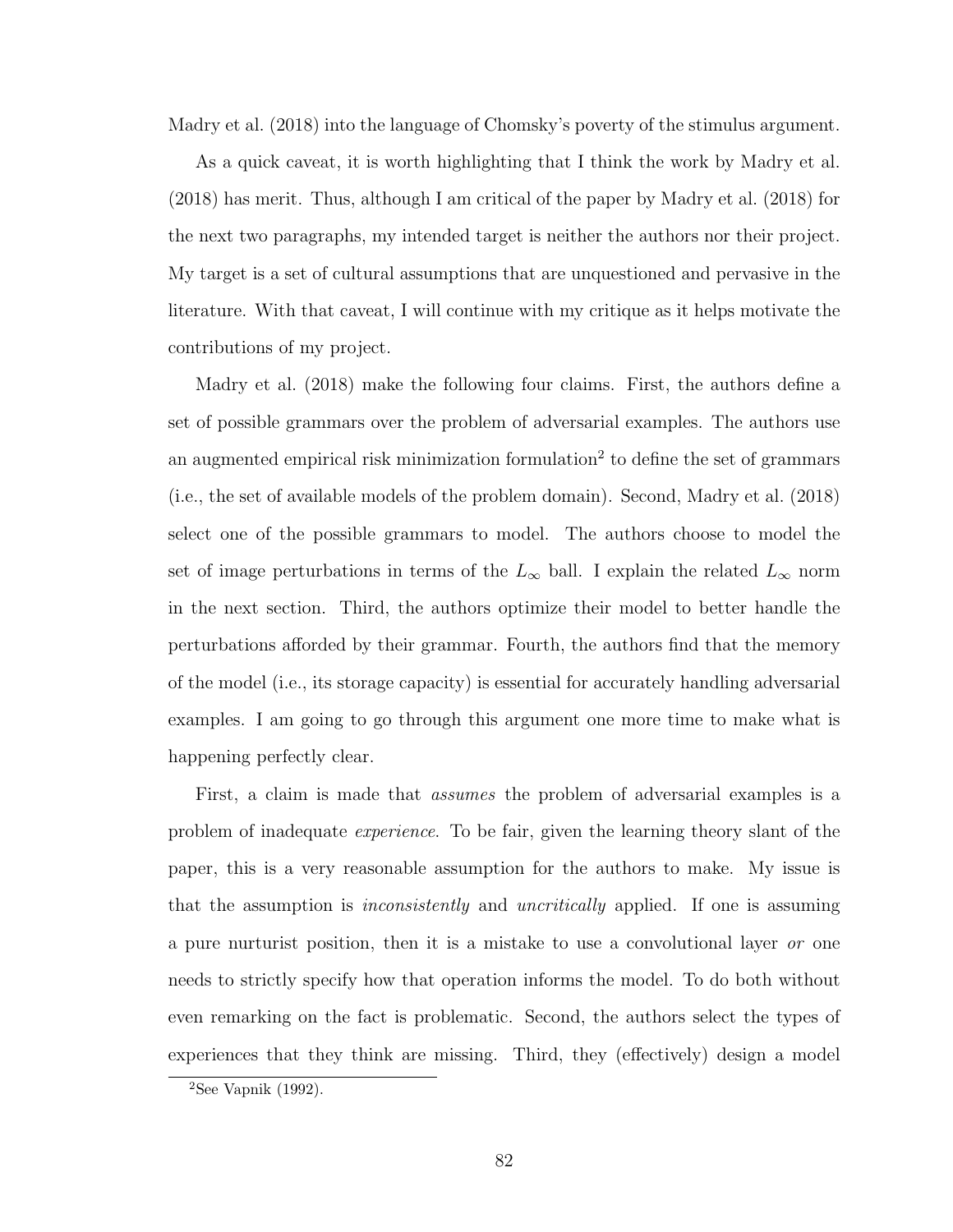Madry et al. (2018) into the language of Chomsky's poverty of the stimulus argument.

As a quick caveat, it is worth highlighting that I think the work by Madry et al. (2018) has merit. Thus, although I am critical of the paper by Madry et al. (2018) for the next two paragraphs, my intended target is neither the authors nor their project. My target is a set of cultural assumptions that are unquestioned and pervasive in the literature. With that caveat, I will continue with my critique as it helps motivate the contributions of my project.

Madry et al. (2018) make the following four claims. First, the authors define a set of possible grammars over the problem of adversarial examples. The authors use an augmented empirical risk minimization formulation[2] to define the set of grammars (i.e., the set of available models of the problem domain). Second, Madry et al. (2018) select one of the possible grammars to model. The authors choose to model the set of image perturbations in terms of the $L_\infty$ ball. I explain the related $L_\infty$ norm in the next section. Third, the authors optimize their model to better handle the perturbations afforded by their grammar. Fourth, the authors find that the memory of the model (i.e., its storage capacity) is essential for accurately handling adversarial examples. I am going to go through this argument one more time to make what is happening perfectly clear.

First, a claim is made that *assumes* the problem of adversarial examples is a problem of inadequate *experience*. To be fair, given the learning theory slant of the paper, this is a very reasonable assumption for the authors to make. My issue is that the assumption is *inconsistently* and *uncritically* applied. If one is assuming a pure nurturist position, then it is a mistake to use a convolutional layer *or* one needs to strictly specify how that operation informs the model. To do both without even remarking on the fact is problematic. Second, the authors select the types of experiences that they think are missing. Third, they (effectively) design a model

[2] See Vapnik (1992).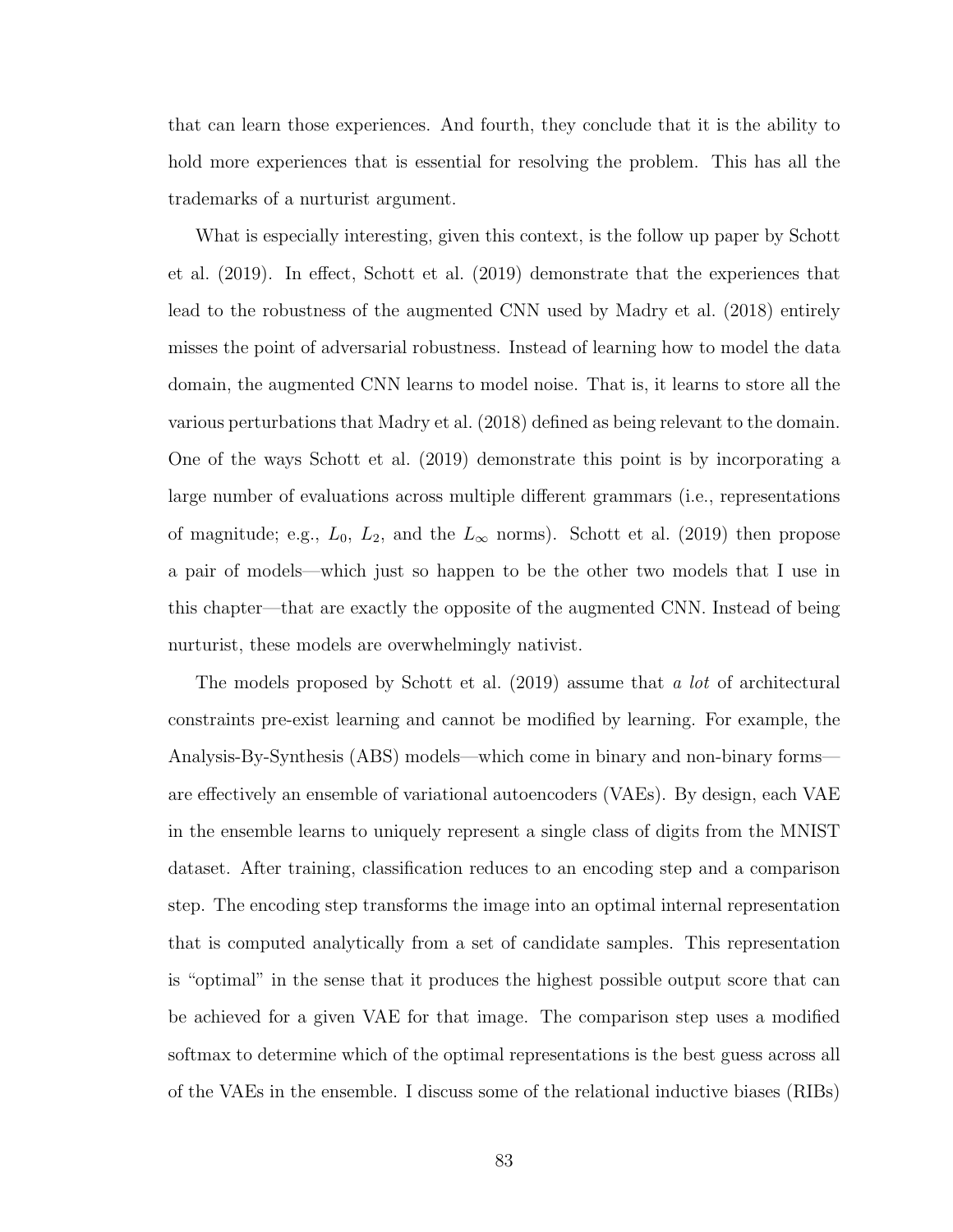that can learn those experiences. And fourth, they conclude that it is the ability to hold more experiences that is essential for resolving the problem. This has all the trademarks of a nurturist argument.

What is especially interesting, given this context, is the follow up paper by Schott et al. (2019). In effect, Schott et al. (2019) demonstrate that the experiences that lead to the robustness of the augmented CNN used by Madry et al. (2018) entirely misses the point of adversarial robustness. Instead of learning how to model the data domain, the augmented CNN learns to model noise. That is, it learns to store all the various perturbations that Madry et al. (2018) defined as being relevant to the domain. One of the ways Schott et al. (2019) demonstrate this point is by incorporating a large number of evaluations across multiple different grammars (i.e., representations of magnitude; e.g., $L_0$, $L_2$, and the $L_\infty$ norms). Schott et al. (2019) then propose a pair of models—which just so happen to be the other two models that I use in this chapter—that are exactly the opposite of the augmented CNN. Instead of being nurturist, these models are overwhelmingly nativist.

The models proposed by Schott et al. (2019) assume that *a lot* of architectural constraints pre-exist learning and cannot be modified by learning. For example, the Analysis-By-Synthesis (ABS) models—which come in binary and non-binary forms—are effectively an ensemble of variational autoencoders (VAEs). By design, each VAE in the ensemble learns to uniquely represent a single class of digits from the MNIST dataset. After training, classification reduces to an encoding step and a comparison step. The encoding step transforms the image into an optimal internal representation that is computed analytically from a set of candidate samples. This representation is "optimal" in the sense that it produces the highest possible output score that can be achieved for a given VAE for that image. The comparison step uses a modified softmax to determine which of the optimal representations is the best guess across all of the VAEs in the ensemble. I discuss some of the relational inductive biases (RIBs)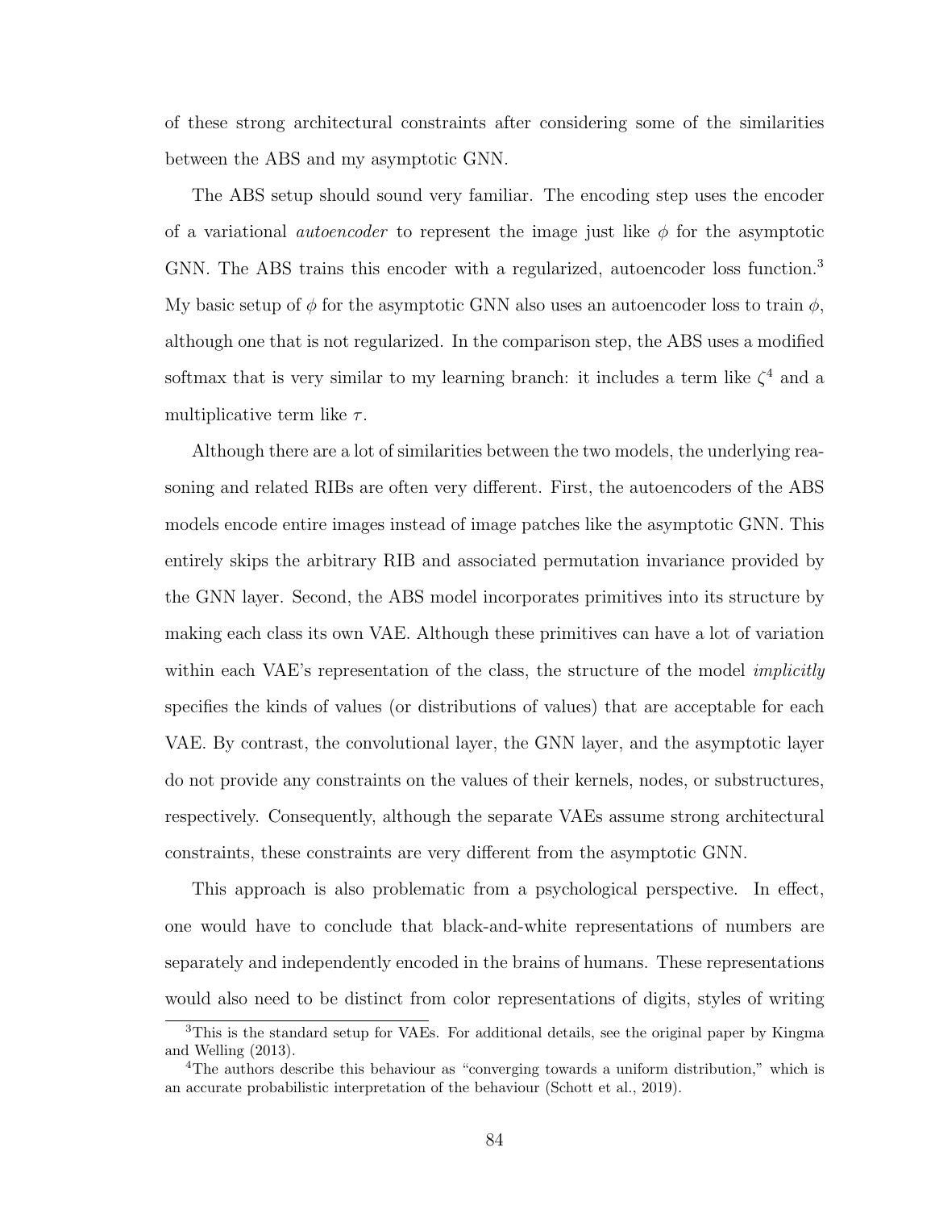of these strong architectural constraints after considering some of the similarities between the ABS and my asymptotic GNN.

The ABS setup should sound very familiar. The encoding step uses the encoder of a variational *autoencoder* to represent the image just like $\phi$ for the asymptotic GNN. The ABS trains this encoder with a regularized, autoencoder loss function.[3] My basic setup of $\phi$ for the asymptotic GNN also uses an autoencoder loss to train $\phi$, although one that is not regularized. In the comparison step, the ABS uses a modified softmax that is very similar to my learning branch: it includes a term like $\zeta$[4] and a multiplicative term like $\tau$.

Although there are a lot of similarities between the two models, the underlying reasoning and related RIBs are often very different. First, the autoencoders of the ABS models encode entire images instead of image patches like the asymptotic GNN. This entirely skips the arbitrary RIB and associated permutation invariance provided by the GNN layer. Second, the ABS model incorporates primitives into its structure by making each class its own VAE. Although these primitives can have a lot of variation within each VAE's representation of the class, the structure of the model *implicitly* specifies the kinds of values (or distributions of values) that are acceptable for each VAE. By contrast, the convolutional layer, the GNN layer, and the asymptotic layer do not provide any constraints on the values of their kernels, nodes, or substructures, respectively. Consequently, although the separate VAEs assume strong architectural constraints, these constraints are very different from the asymptotic GNN.

This approach is also problematic from a psychological perspective. In effect, one would have to conclude that black-and-white representations of numbers are separately and independently encoded in the brains of humans. These representations would also need to be distinct from color representations of digits, styles of writing

[3] This is the standard setup for VAEs. For additional details, see the original paper by Kingma and Welling (2013).

[4] The authors describe this behaviour as "converging towards a uniform distribution," which is an accurate probabilistic interpretation of the behaviour (Schott et al., 2019).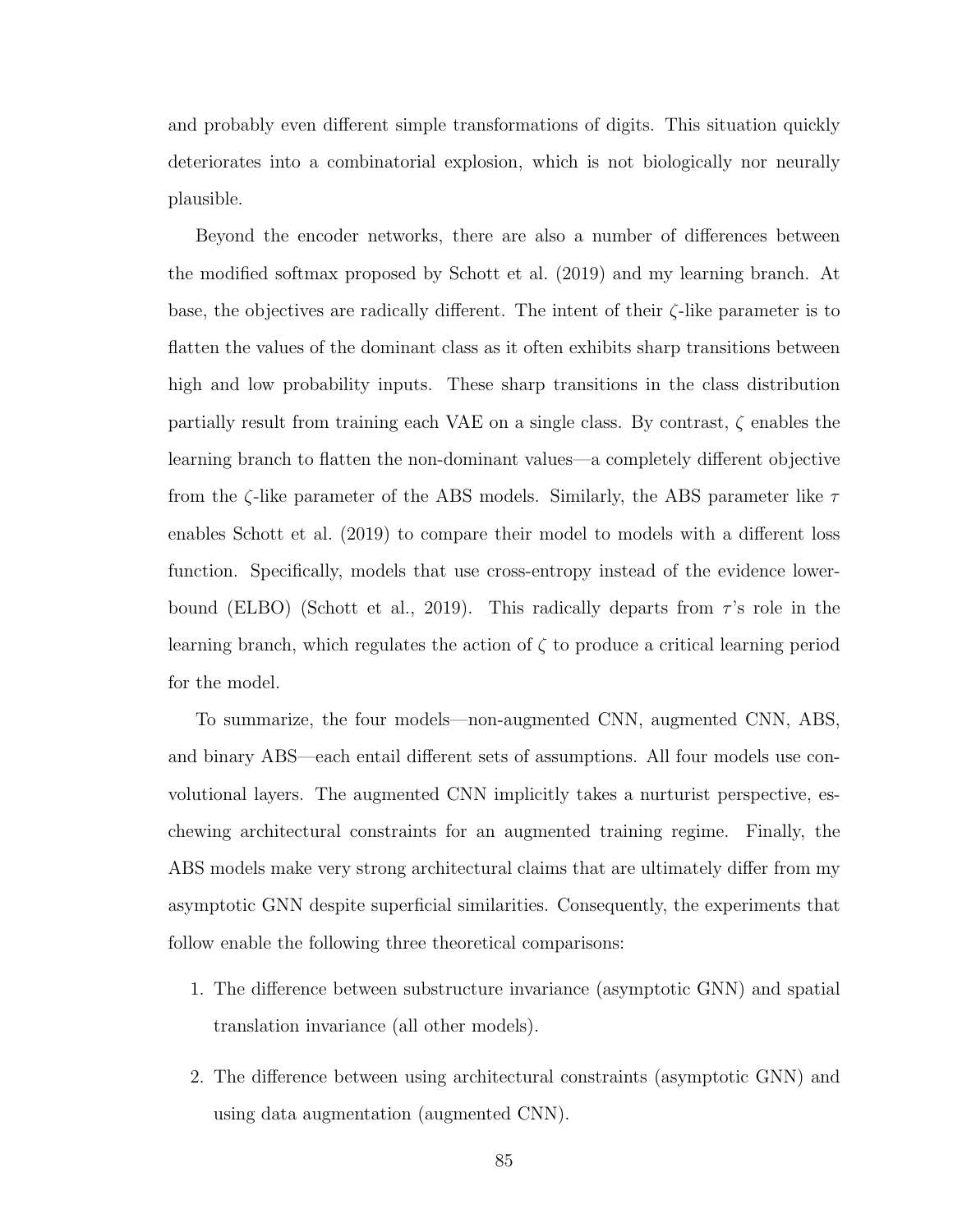and probably even different simple transformations of digits. This situation quickly deteriorates into a combinatorial explosion, which is not biologically nor neurally plausible.

Beyond the encoder networks, there are also a number of differences between the modified softmax proposed by Schott et al. (2019) and my learning branch. At base, the objectives are radically different. The intent of their $\zeta$-like parameter is to flatten the values of the dominant class as it often exhibits sharp transitions between high and low probability inputs. These sharp transitions in the class distribution partially result from training each VAE on a single class. By contrast, $\zeta$ enables the learning branch to flatten the non-dominant values—a completely different objective from the $\zeta$-like parameter of the ABS models. Similarly, the ABS parameter like $\tau$ enables Schott et al. (2019) to compare their model to models with a different loss function. Specifically, models that use cross-entropy instead of the evidence lower-bound (ELBO) (Schott et al., 2019). This radically departs from $\tau$'s role in the learning branch, which regulates the action of $\zeta$ to produce a critical learning period for the model.

To summarize, the four models—non-augmented CNN, augmented CNN, ABS, and binary ABS—each entail different sets of assumptions. All four models use convolutional layers. The augmented CNN implicitly takes a nurturist perspective, eschewing architectural constraints for an augmented training regime. Finally, the ABS models make very strong architectural claims that are ultimately differ from my asymptotic GNN despite superficial similarities. Consequently, the experiments that follow enable the following three theoretical comparisons:

1. The difference between substructure invariance (asymptotic GNN) and spatial translation invariance (all other models).
2. The difference between using architectural constraints (asymptotic GNN) and using data augmentation (augmented CNN).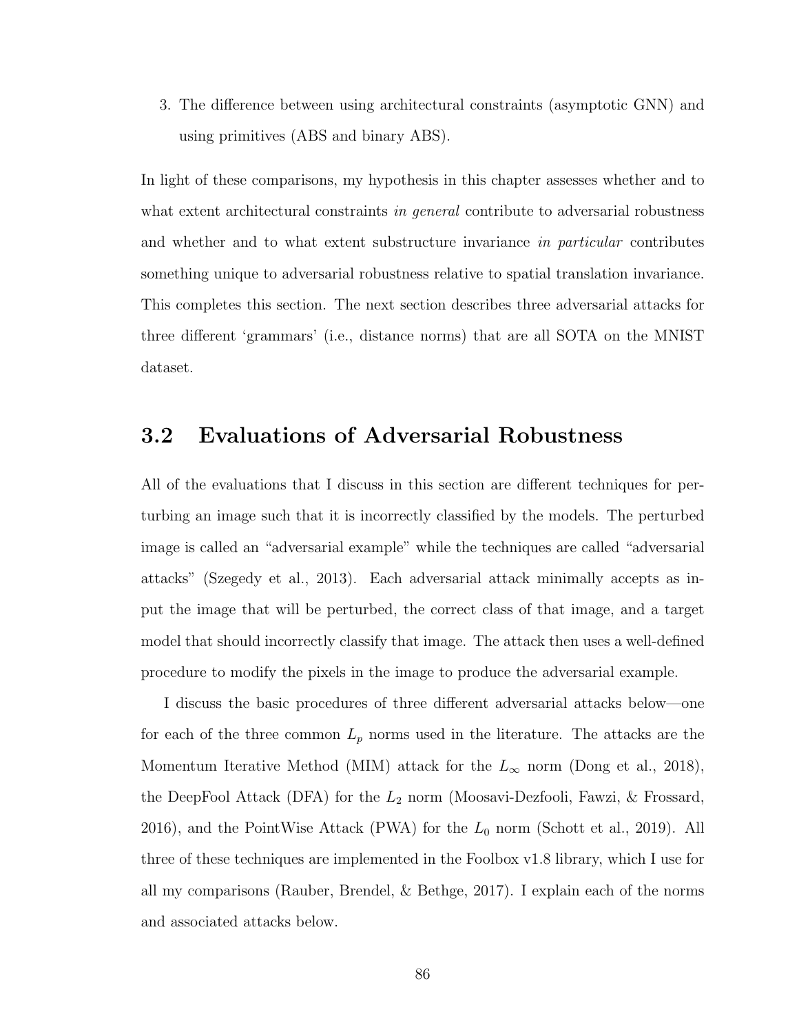3. The difference between using architectural constraints (asymptotic GNN) and using primitives (ABS and binary ABS).

In light of these comparisons, my hypothesis in this chapter assesses whether and to what extent architectural constraints *in general* contribute to adversarial robustness and whether and to what extent substructure invariance *in particular* contributes something unique to adversarial robustness relative to spatial translation invariance. This completes this section. The next section describes three adversarial attacks for three different 'grammars' (i.e., distance norms) that are all SOTA on the MNIST dataset.

## 3.2 Evaluations of Adversarial Robustness

All of the evaluations that I discuss in this section are different techniques for perturbing an image such that it is incorrectly classified by the models. The perturbed image is called an "adversarial example" while the techniques are called "adversarial attacks" (Szegedy et al., 2013). Each adversarial attack minimally accepts as input the image that will be perturbed, the correct class of that image, and a target model that should incorrectly classify that image. The attack then uses a well-defined procedure to modify the pixels in the image to produce the adversarial example.

I discuss the basic procedures of three different adversarial attacks below—one for each of the three common $L_p$ norms used in the literature. The attacks are the Momentum Iterative Method (MIM) attack for the $L_\infty$ norm (Dong et al., 2018), the DeepFool Attack (DFA) for the $L_2$ norm (Moosavi-Dezfooli, Fawzi, & Frossard, 2016), and the PointWise Attack (PWA) for the $L_0$ norm (Schott et al., 2019). All three of these techniques are implemented in the Foolbox v1.8 library, which I use for all my comparisons (Rauber, Brendel, & Bethge, 2017). I explain each of the norms and associated attacks below.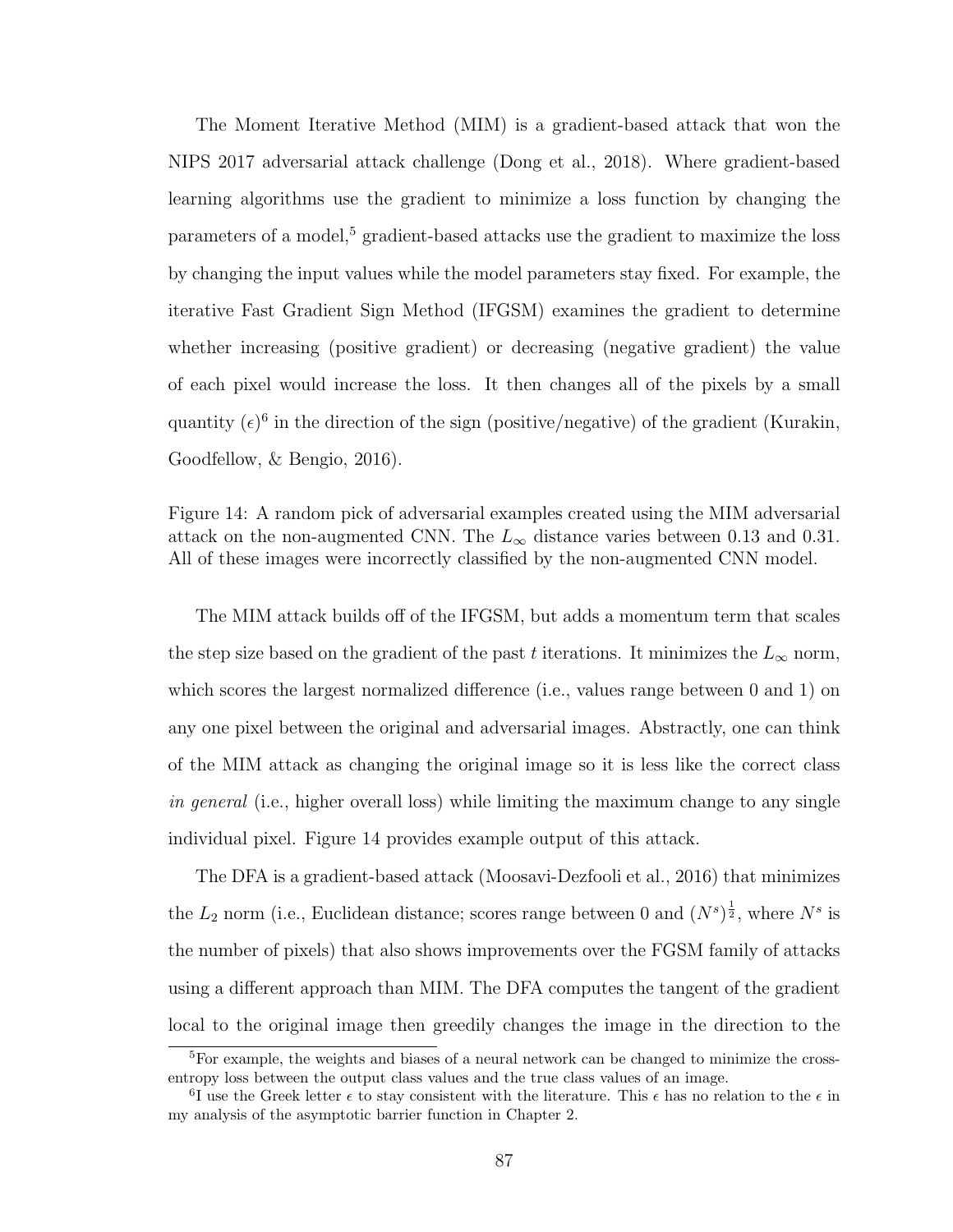The Moment Iterative Method (MIM) is a gradient-based attack that won the NIPS 2017 adversarial attack challenge (Dong et al., 2018). Where gradient-based learning algorithms use the gradient to minimize a loss function by changing the parameters of a model,[5] gradient-based attacks use the gradient to maximize the loss by changing the input values while the model parameters stay fixed. For example, the iterative Fast Gradient Sign Method (IFGSM) examines the gradient to determine whether increasing (positive gradient) or decreasing (negative gradient) the value of each pixel would increase the loss. It then changes all of the pixels by a small quantity ($\epsilon$)[6] in the direction of the sign (positive/negative) of the gradient (Kurakin, Goodfellow, & Bengio, 2016).

Figure 14: A random pick of adversarial examples created using the MIM adversarial attack on the non-augmented CNN. The $L_\infty$ distance varies between 0.13 and 0.31. All of these images were incorrectly classified by the non-augmented CNN model.

The MIM attack builds off of the IFGSM, but adds a momentum term that scales the step size based on the gradient of the past $t$ iterations. It minimizes the $L_\infty$ norm, which scores the largest normalized difference (i.e., values range between 0 and 1) on any one pixel between the original and adversarial images. Abstractly, one can think of the MIM attack as changing the original image so it is less like the correct class *in general* (i.e., higher overall loss) while limiting the maximum change to any single individual pixel. Figure 14 provides example output of this attack.

The DFA is a gradient-based attack (Moosavi-Dezfooli et al., 2016) that minimizes the $L_2$ norm (i.e., Euclidean distance; scores range between 0 and $(N^s)^{\frac{1}{2}}$, where $N^s$ is the number of pixels) that also shows improvements over the FGSM family of attacks using a different approach than MIM. The DFA computes the tangent of the gradient local to the original image then greedily changes the image in the direction to the

[5] For example, the weights and biases of a neural network can be changed to minimize the cross-entropy loss between the output class values and the true class values of an image.

[6] I use the Greek letter $\epsilon$ to stay consistent with the literature. This $\epsilon$ has no relation to the $\epsilon$ in my analysis of the asymptotic barrier function in Chapter 2.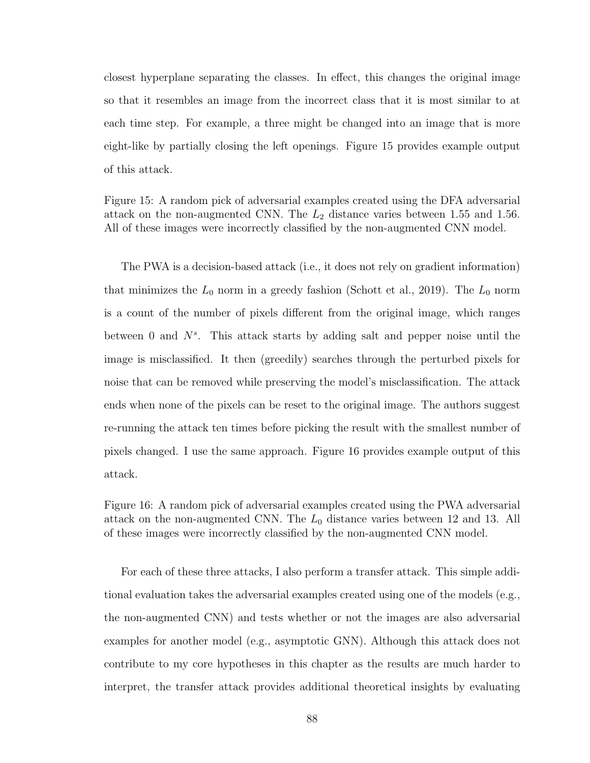closest hyperplane separating the classes. In effect, this changes the original image so that it resembles an image from the incorrect class that it is most similar to at each time step. For example, a three might be changed into an image that is more eight-like by partially closing the left openings. Figure 15 provides example output of this attack.

Figure 15: A random pick of adversarial examples created using the DFA adversarial attack on the non-augmented CNN. The $L_2$ distance varies between 1.55 and 1.56. All of these images were incorrectly classified by the non-augmented CNN model.

The PWA is a decision-based attack (i.e., it does not rely on gradient information) that minimizes the $L_0$ norm in a greedy fashion (Schott et al., 2019). The $L_0$ norm is a count of the number of pixels different from the original image, which ranges between 0 and $N^s$. This attack starts by adding salt and pepper noise until the image is misclassified. It then (greedily) searches through the perturbed pixels for noise that can be removed while preserving the model's misclassification. The attack ends when none of the pixels can be reset to the original image. The authors suggest re-running the attack ten times before picking the result with the smallest number of pixels changed. I use the same approach. Figure 16 provides example output of this attack.

Figure 16: A random pick of adversarial examples created using the PWA adversarial attack on the non-augmented CNN. The $L_0$ distance varies between 12 and 13. All of these images were incorrectly classified by the non-augmented CNN model.

For each of these three attacks, I also perform a transfer attack. This simple additional evaluation takes the adversarial examples created using one of the models (e.g., the non-augmented CNN) and tests whether or not the images are also adversarial examples for another model (e.g., asymptotic GNN). Although this attack does not contribute to my core hypotheses in this chapter as the results are much harder to interpret, the transfer attack provides additional theoretical insights by evaluating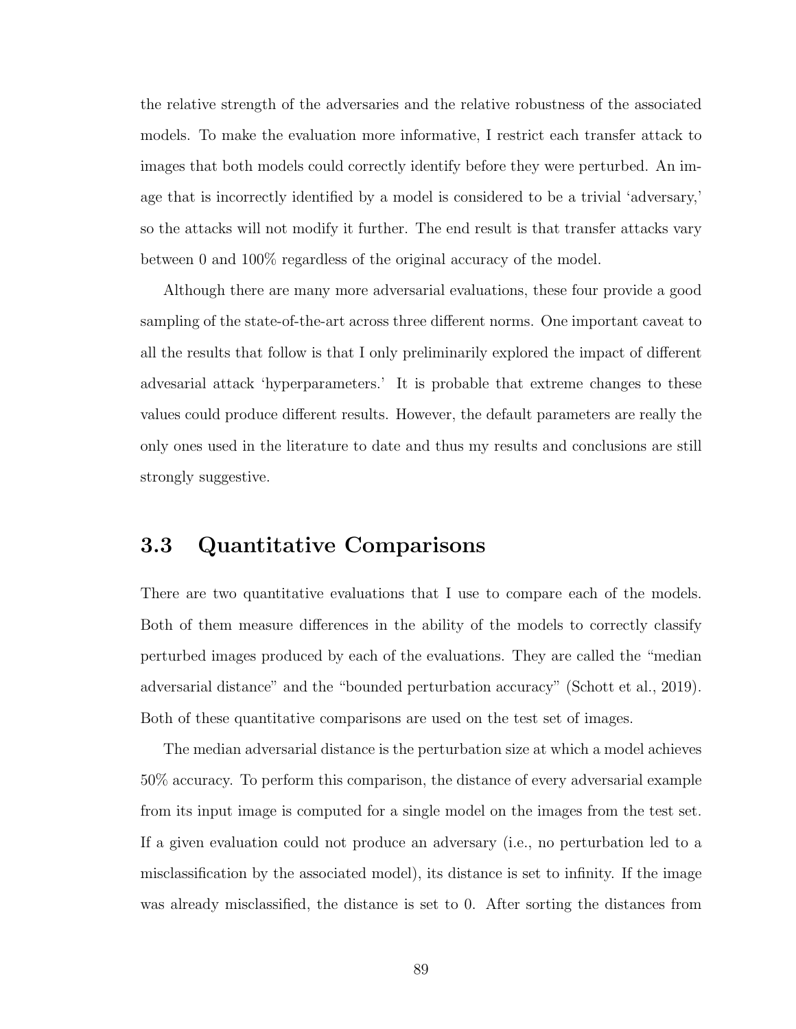the relative strength of the adversaries and the relative robustness of the associated models. To make the evaluation more informative, I restrict each transfer attack to images that both models could correctly identify before they were perturbed. An image that is incorrectly identified by a model is considered to be a trivial 'adversary,' so the attacks will not modify it further. The end result is that transfer attacks vary between 0 and 100% regardless of the original accuracy of the model.

Although there are many more adversarial evaluations, these four provide a good sampling of the state-of-the-art across three different norms. One important caveat to all the results that follow is that I only preliminarily explored the impact of different advesarial attack 'hyperparameters.' It is probable that extreme changes to these values could produce different results. However, the default parameters are really the only ones used in the literature to date and thus my results and conclusions are still strongly suggestive.

## 3.3 Quantitative Comparisons

There are two quantitative evaluations that I use to compare each of the models. Both of them measure differences in the ability of the models to correctly classify perturbed images produced by each of the evaluations. They are called the "median adversarial distance" and the "bounded perturbation accuracy" (Schott et al., 2019). Both of these quantitative comparisons are used on the test set of images.

The median adversarial distance is the perturbation size at which a model achieves 50% accuracy. To perform this comparison, the distance of every adversarial example from its input image is computed for a single model on the images from the test set. If a given evaluation could not produce an adversary (i.e., no perturbation led to a misclassification by the associated model), its distance is set to infinity. If the image was already misclassified, the distance is set to 0. After sorting the distances from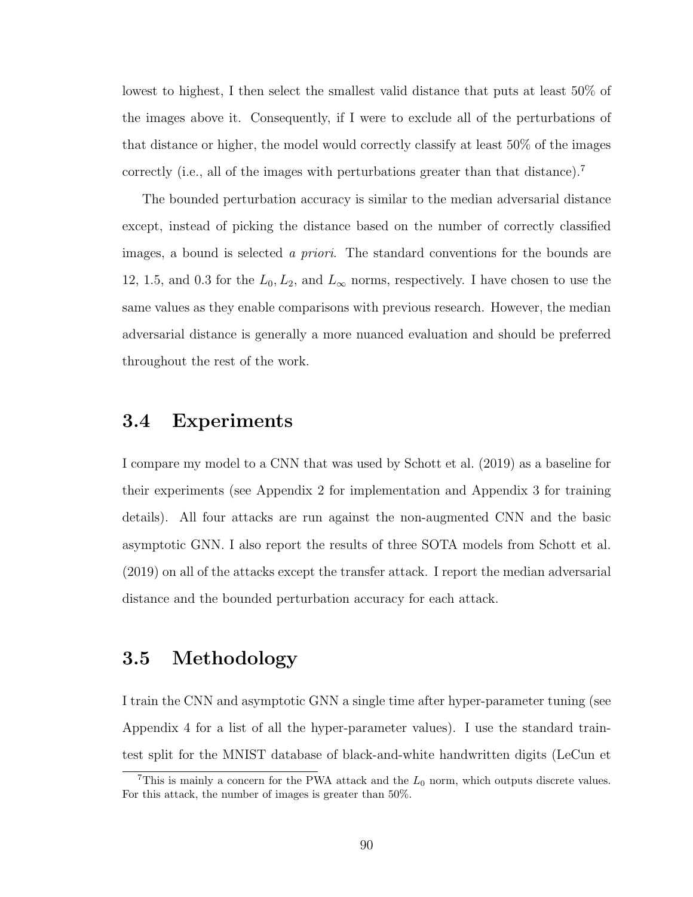lowest to highest, I then select the smallest valid distance that puts at least 50% of the images above it. Consequently, if I were to exclude all of the perturbations of that distance or higher, the model would correctly classify at least 50% of the images correctly (i.e., all of the images with perturbations greater than that distance).[7]

The bounded perturbation accuracy is similar to the median adversarial distance except, instead of picking the distance based on the number of correctly classified images, a bound is selected *a priori*. The standard conventions for the bounds are 12, 1.5, and 0.3 for the $L_0, L_2$, and $L_\infty$ norms, respectively. I have chosen to use the same values as they enable comparisons with previous research. However, the median adversarial distance is generally a more nuanced evaluation and should be preferred throughout the rest of the work.

## 3.4 Experiments

I compare my model to a CNN that was used by Schott et al. (2019) as a baseline for their experiments (see Appendix 2 for implementation and Appendix 3 for training details). All four attacks are run against the non-augmented CNN and the basic asymptotic GNN. I also report the results of three SOTA models from Schott et al. (2019) on all of the attacks except the transfer attack. I report the median adversarial distance and the bounded perturbation accuracy for each attack.

## 3.5 Methodology

I train the CNN and asymptotic GNN a single time after hyper-parameter tuning (see Appendix 4 for a list of all the hyper-parameter values). I use the standard train-test split for the MNIST database of black-and-white handwritten digits (LeCun et

[7] This is mainly a concern for the PWA attack and the $L_0$ norm, which outputs discrete values. For this attack, the number of images is greater than 50%.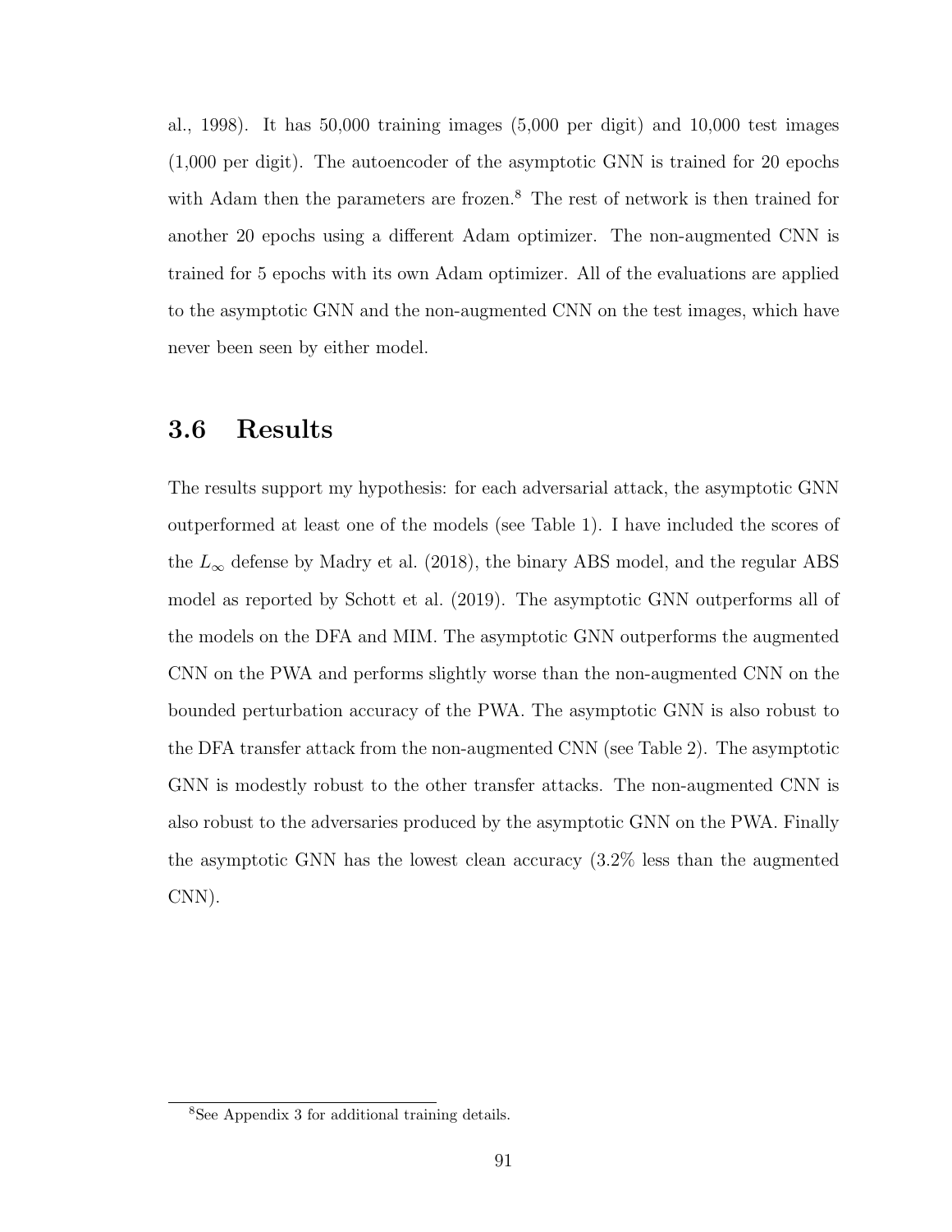al., 1998). It has 50,000 training images (5,000 per digit) and 10,000 test images (1,000 per digit). The autoencoder of the asymptotic GNN is trained for 20 epochs with Adam then the parameters are frozen.[8] The rest of network is then trained for another 20 epochs using a different Adam optimizer. The non-augmented CNN is trained for 5 epochs with its own Adam optimizer. All of the evaluations are applied to the asymptotic GNN and the non-augmented CNN on the test images, which have never been seen by either model.

## 3.6 Results

The results support my hypothesis: for each adversarial attack, the asymptotic GNN outperformed at least one of the models (see Table 1). I have included the scores of the $L_\infty$ defense by Madry et al. (2018), the binary ABS model, and the regular ABS model as reported by Schott et al. (2019). The asymptotic GNN outperforms all of the models on the DFA and MIM. The asymptotic GNN outperforms the augmented CNN on the PWA and performs slightly worse than the non-augmented CNN on the bounded perturbation accuracy of the PWA. The asymptotic GNN is also robust to the DFA transfer attack from the non-augmented CNN (see Table 2). The asymptotic GNN is modestly robust to the other transfer attacks. The non-augmented CNN is also robust to the adversaries produced by the asymptotic GNN on the PWA. Finally the asymptotic GNN has the lowest clean accuracy (3.2% less than the augmented CNN).

[8] See Appendix 3 for additional training details.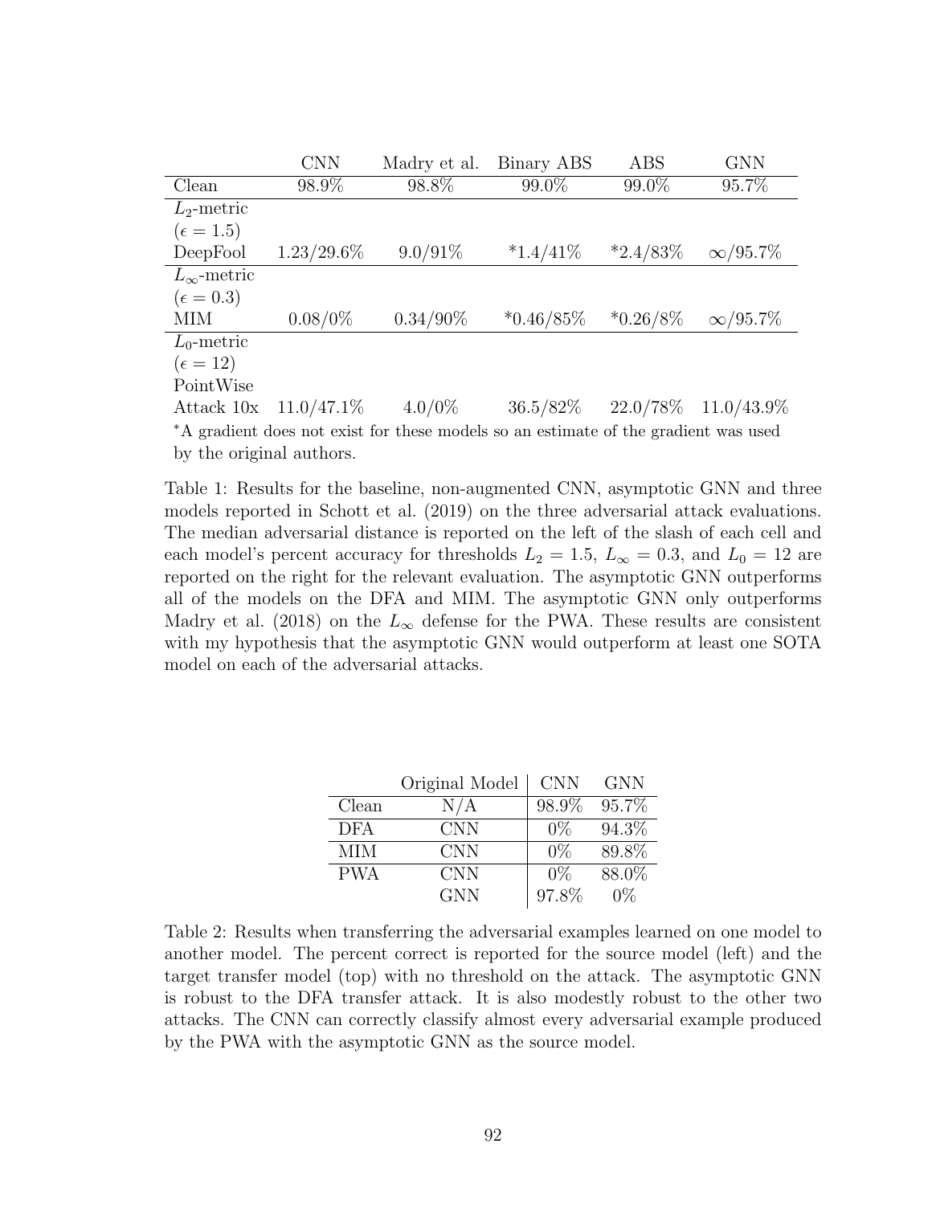| | CNN | Madry et al. | Binary ABS | ABS | GNN |
|---|---|---|---|---|---|
| Clean | 98.9% | 98.8% | 99.0% | 99.0% | 95.7% |
| $L_2$-metric ($\epsilon = 1.5$) DeepFool | 1.23/29.6% | 9.0/91% | *1.4/41% | *2.4/83% | $\infty$/95.7% |
| $L_\infty$-metric ($\epsilon = 0.3$) MIM | 0.08/0% | 0.34/90% | *0.46/85% | *0.26/8% | $\infty$/95.7% |
| $L_0$-metric ($\epsilon = 12$) PointWise Attack 10x | 11.0/47.1% | 4.0/0% | 36.5/82% | 22.0/78% | 11.0/43.9% |

*A gradient does not exist for these models so an estimate of the gradient was used by the original authors.

Table 1: Results for the baseline, non-augmented CNN, asymptotic GNN and three models reported in Schott et al. (2019) on the three adversarial attack evaluations. The median adversarial distance is reported on the left of the slash of each cell and each model's percent accuracy for thresholds $L_2 = 1.5$, $L_\infty = 0.3$, and $L_0 = 12$ are reported on the right for the relevant evaluation. The asymptotic GNN outperforms all of the models on the DFA and MIM. The asymptotic GNN only outperforms Madry et al. (2018) on the $L_\infty$ defense for the PWA. These results are consistent with my hypothesis that the asymptotic GNN would outperform at least one SOTA model on each of the adversarial attacks.

| | Original Model | CNN | GNN |
|---|---|---|---|
| Clean | N/A | 98.9% | 95.7% |
| DFA | CNN | 0% | 94.3% |
| MIM | CNN | 0% | 89.8% |
| PWA | CNN | 0% | 88.0% |
| | GNN | 97.8% | 0% |

Table 2: Results when transferring the adversarial examples learned on one model to another model. The percent correct is reported for the source model (left) and the target transfer model (top) with no threshold on the attack. The asymptotic GNN is robust to the DFA transfer attack. It is also modestly robust to the other two attacks. The CNN can correctly classify almost every adversarial example produced by the PWA with the asymptotic GNN as the source model.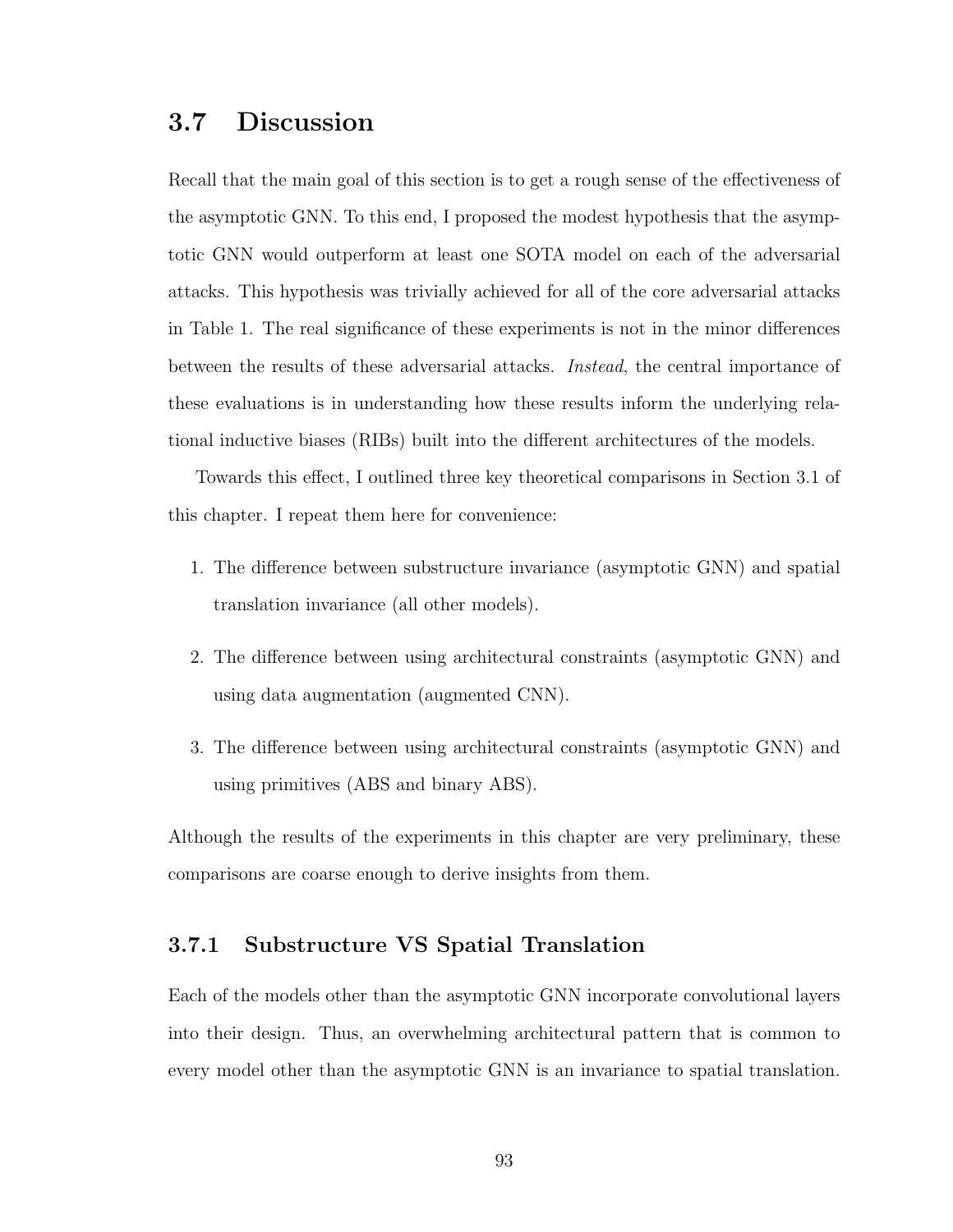## 3.7 Discussion

Recall that the main goal of this section is to get a rough sense of the effectiveness of the asymptotic GNN. To this end, I proposed the modest hypothesis that the asymptotic GNN would outperform at least one SOTA model on each of the adversarial attacks. This hypothesis was trivially achieved for all of the core adversarial attacks in Table 1. The real significance of these experiments is not in the minor differences between the results of these adversarial attacks. *Instead*, the central importance of these evaluations is in understanding how these results inform the underlying relational inductive biases (RIBs) built into the different architectures of the models.

Towards this effect, I outlined three key theoretical comparisons in Section 3.1 of this chapter. I repeat them here for convenience:

1. The difference between substructure invariance (asymptotic GNN) and spatial translation invariance (all other models).
2. The difference between using architectural constraints (asymptotic GNN) and using data augmentation (augmented CNN).
3. The difference between using architectural constraints (asymptotic GNN) and using primitives (ABS and binary ABS).

Although the results of the experiments in this chapter are very preliminary, these comparisons are coarse enough to derive insights from them.

### 3.7.1 Substructure VS Spatial Translation

Each of the models other than the asymptotic GNN incorporate convolutional layers into their design. Thus, an overwhelming architectural pattern that is common to every model other than the asymptotic GNN is an invariance to spatial translation.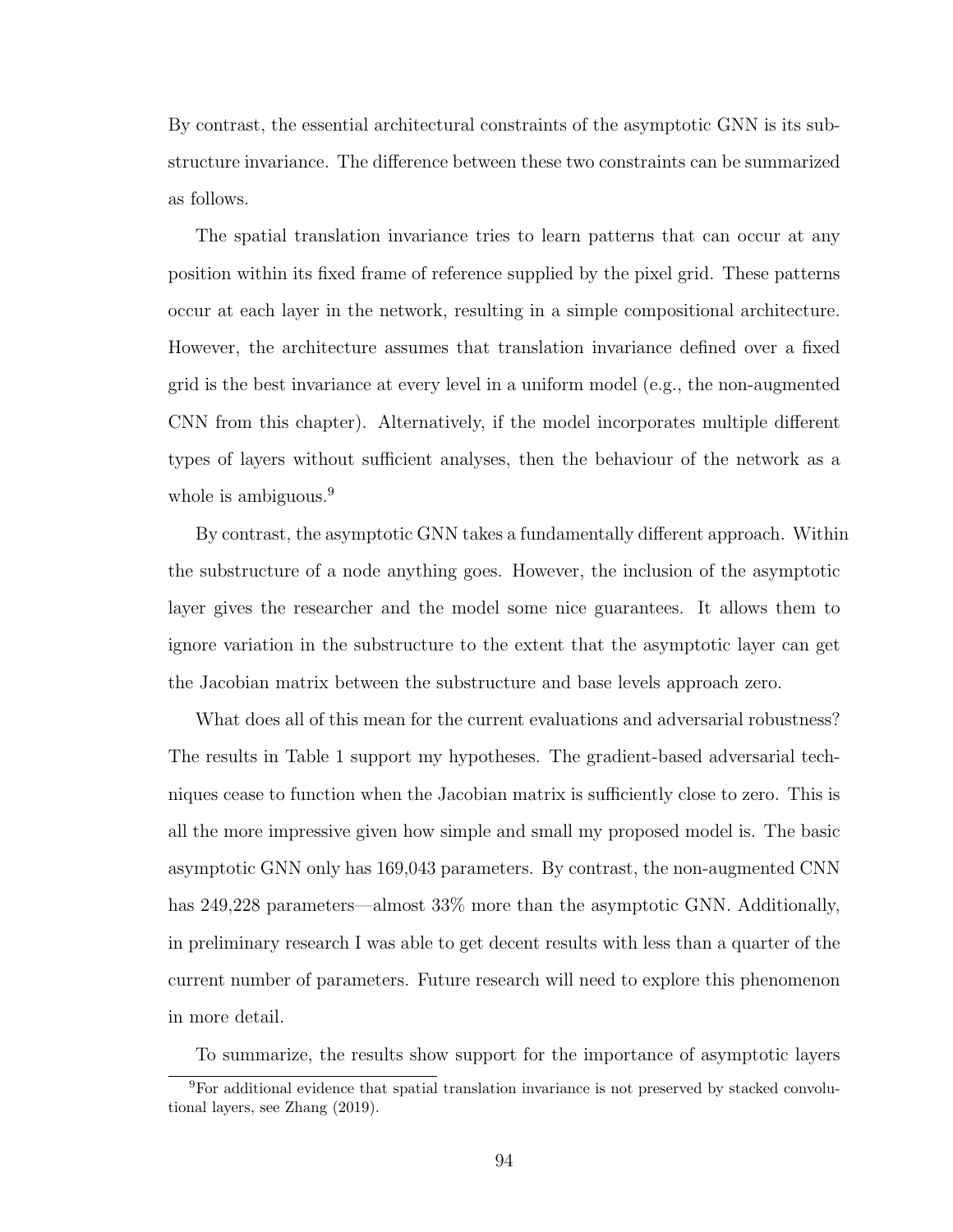By contrast, the essential architectural constraints of the asymptotic GNN is its substructure invariance. The difference between these two constraints can be summarized as follows.

The spatial translation invariance tries to learn patterns that can occur at any position within its fixed frame of reference supplied by the pixel grid. These patterns occur at each layer in the network, resulting in a simple compositional architecture. However, the architecture assumes that translation invariance defined over a fixed grid is the best invariance at every level in a uniform model (e.g., the non-augmented CNN from this chapter). Alternatively, if the model incorporates multiple different types of layers without sufficient analyses, then the behaviour of the network as a whole is ambiguous.[9]

By contrast, the asymptotic GNN takes a fundamentally different approach. Within the substructure of a node anything goes. However, the inclusion of the asymptotic layer gives the researcher and the model some nice guarantees. It allows them to ignore variation in the substructure to the extent that the asymptotic layer can get the Jacobian matrix between the substructure and base levels approach zero.

What does all of this mean for the current evaluations and adversarial robustness? The results in Table 1 support my hypotheses. The gradient-based adversarial techniques cease to function when the Jacobian matrix is sufficiently close to zero. This is all the more impressive given how simple and small my proposed model is. The basic asymptotic GNN only has 169,043 parameters. By contrast, the non-augmented CNN has 249,228 parameters—almost 33% more than the asymptotic GNN. Additionally, in preliminary research I was able to get decent results with less than a quarter of the current number of parameters. Future research will need to explore this phenomenon in more detail.

To summarize, the results show support for the importance of asymptotic layers

[9]For additional evidence that spatial translation invariance is not preserved by stacked convolutional layers, see Zhang (2019).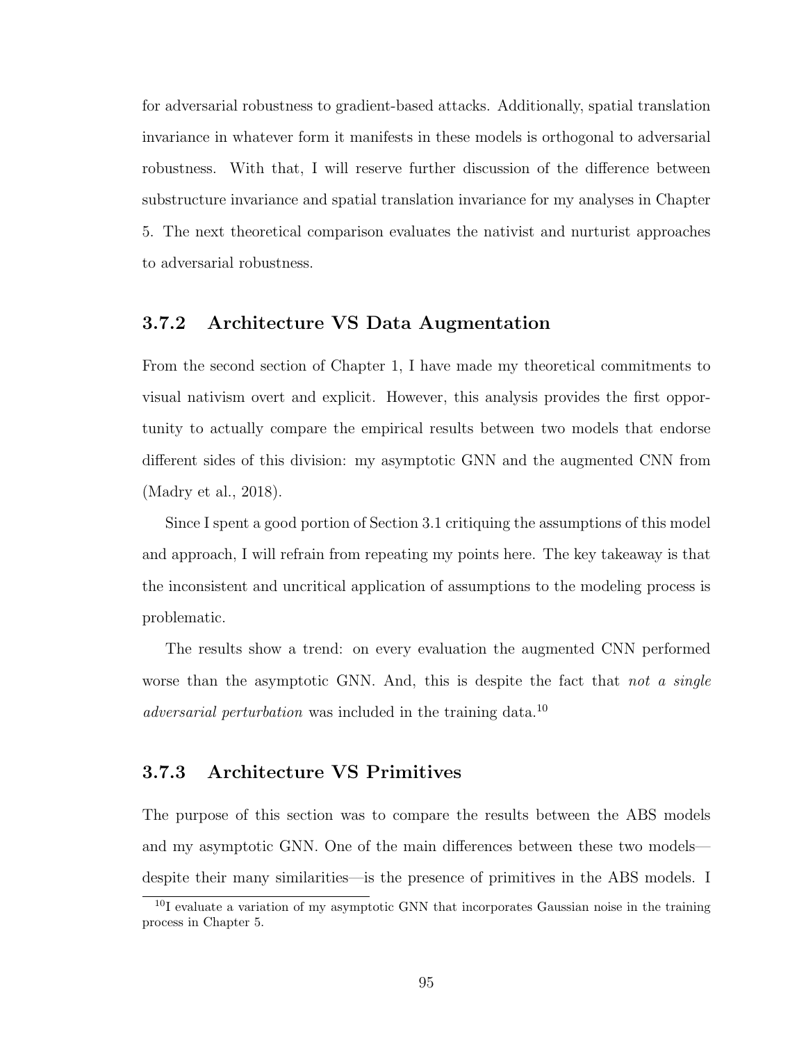for adversarial robustness to gradient-based attacks. Additionally, spatial translation invariance in whatever form it manifests in these models is orthogonal to adversarial robustness. With that, I will reserve further discussion of the difference between substructure invariance and spatial translation invariance for my analyses in Chapter 5. The next theoretical comparison evaluates the nativist and nurturist approaches to adversarial robustness.

### 3.7.2 Architecture VS Data Augmentation

From the second section of Chapter 1, I have made my theoretical commitments to visual nativism overt and explicit. However, this analysis provides the first opportunity to actually compare the empirical results between two models that endorse different sides of this division: my asymptotic GNN and the augmented CNN from (Madry et al., 2018).

Since I spent a good portion of Section 3.1 critiquing the assumptions of this model and approach, I will refrain from repeating my points here. The key takeaway is that the inconsistent and uncritical application of assumptions to the modeling process is problematic.

The results show a trend: on every evaluation the augmented CNN performed worse than the asymptotic GNN. And, this is despite the fact that *not a single adversarial perturbation* was included in the training data.[10]

### 3.7.3 Architecture VS Primitives

The purpose of this section was to compare the results between the ABS models and my asymptotic GNN. One of the main differences between these two models—despite their many similarities—is the presence of primitives in the ABS models. I

[10] I evaluate a variation of my asymptotic GNN that incorporates Gaussian noise in the training process in Chapter 5.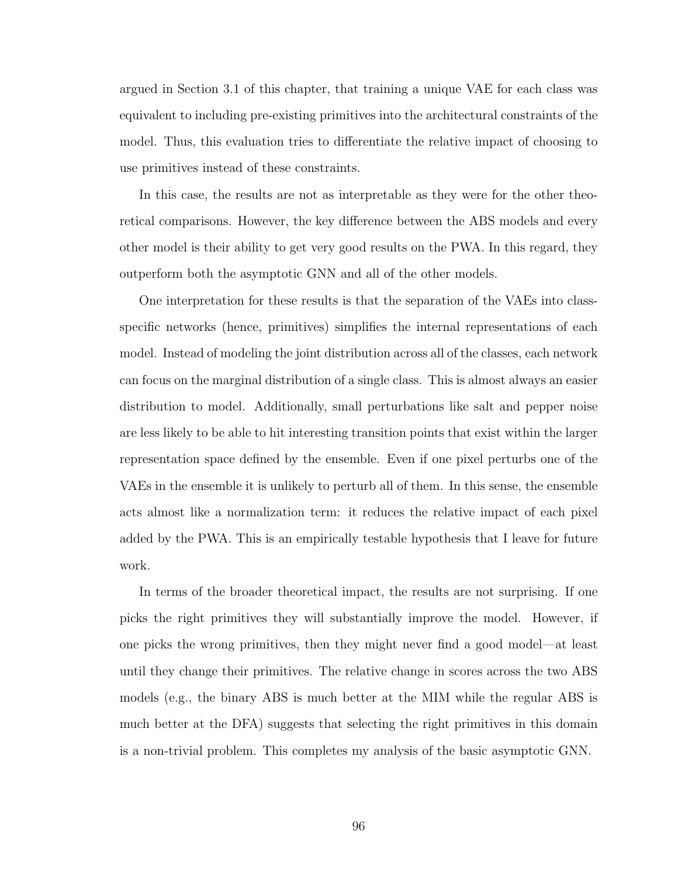argued in Section 3.1 of this chapter, that training a unique VAE for each class was equivalent to including pre-existing primitives into the architectural constraints of the model. Thus, this evaluation tries to differentiate the relative impact of choosing to use primitives instead of these constraints.

In this case, the results are not as interpretable as they were for the other theoretical comparisons. However, the key difference between the ABS models and every other model is their ability to get very good results on the PWA. In this regard, they outperform both the asymptotic GNN and all of the other models.

One interpretation for these results is that the separation of the VAEs into class-specific networks (hence, primitives) simplifies the internal representations of each model. Instead of modeling the joint distribution across all of the classes, each network can focus on the marginal distribution of a single class. This is almost always an easier distribution to model. Additionally, small perturbations like salt and pepper noise are less likely to be able to hit interesting transition points that exist within the larger representation space defined by the ensemble. Even if one pixel perturbs one of the VAEs in the ensemble it is unlikely to perturb all of them. In this sense, the ensemble acts almost like a normalization term: it reduces the relative impact of each pixel added by the PWA. This is an empirically testable hypothesis that I leave for future work.

In terms of the broader theoretical impact, the results are not surprising. If one picks the right primitives they will substantially improve the model. However, if one picks the wrong primitives, then they might never find a good model—at least until they change their primitives. The relative change in scores across the two ABS models (e.g., the binary ABS is much better at the MIM while the regular ABS is much better at the DFA) suggests that selecting the right primitives in this domain is a non-trivial problem. This completes my analysis of the basic asymptotic GNN.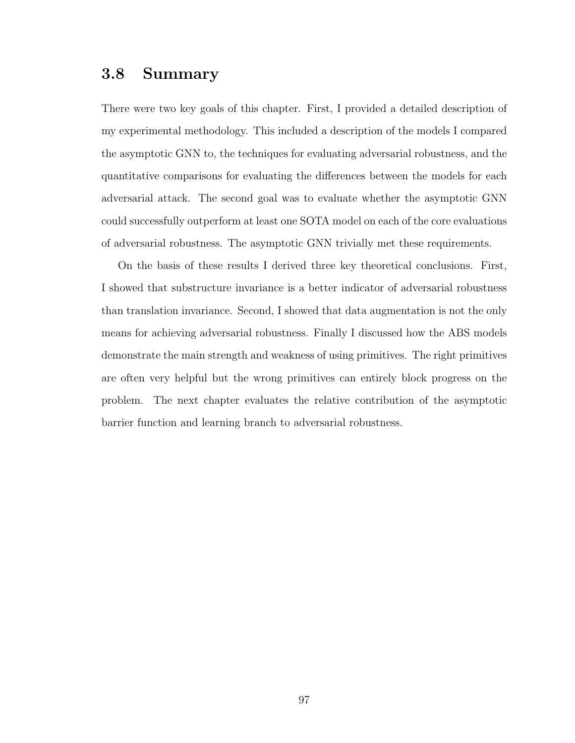## 3.8 Summary

There were two key goals of this chapter. First, I provided a detailed description of my experimental methodology. This included a description of the models I compared the asymptotic GNN to, the techniques for evaluating adversarial robustness, and the quantitative comparisons for evaluating the differences between the models for each adversarial attack. The second goal was to evaluate whether the asymptotic GNN could successfully outperform at least one SOTA model on each of the core evaluations of adversarial robustness. The asymptotic GNN trivially met these requirements.

On the basis of these results I derived three key theoretical conclusions. First, I showed that substructure invariance is a better indicator of adversarial robustness than translation invariance. Second, I showed that data augmentation is not the only means for achieving adversarial robustness. Finally I discussed how the ABS models demonstrate the main strength and weakness of using primitives. The right primitives are often very helpful but the wrong primitives can entirely block progress on the problem. The next chapter evaluates the relative contribution of the asymptotic barrier function and learning branch to adversarial robustness.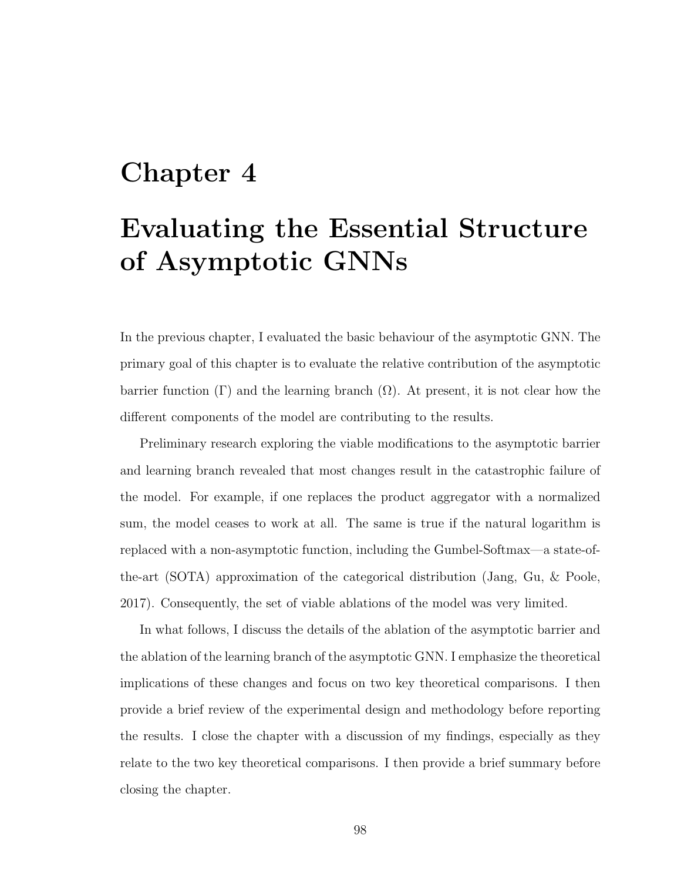# Chapter 4

# Evaluating the Essential Structure of Asymptotic GNNs

In the previous chapter, I evaluated the basic behaviour of the asymptotic GNN. The primary goal of this chapter is to evaluate the relative contribution of the asymptotic barrier function ($\Gamma$) and the learning branch ($\Omega$). At present, it is not clear how the different components of the model are contributing to the results.

Preliminary research exploring the viable modifications to the asymptotic barrier and learning branch revealed that most changes result in the catastrophic failure of the model. For example, if one replaces the product aggregator with a normalized sum, the model ceases to work at all. The same is true if the natural logarithm is replaced with a non-asymptotic function, including the Gumbel-Softmax—a state-of-the-art (SOTA) approximation of the categorical distribution (Jang, Gu, & Poole, 2017). Consequently, the set of viable ablations of the model was very limited.

In what follows, I discuss the details of the ablation of the asymptotic barrier and the ablation of the learning branch of the asymptotic GNN. I emphasize the theoretical implications of these changes and focus on two key theoretical comparisons. I then provide a brief review of the experimental design and methodology before reporting the results. I close the chapter with a discussion of my findings, especially as they relate to the two key theoretical comparisons. I then provide a brief summary before closing the chapter.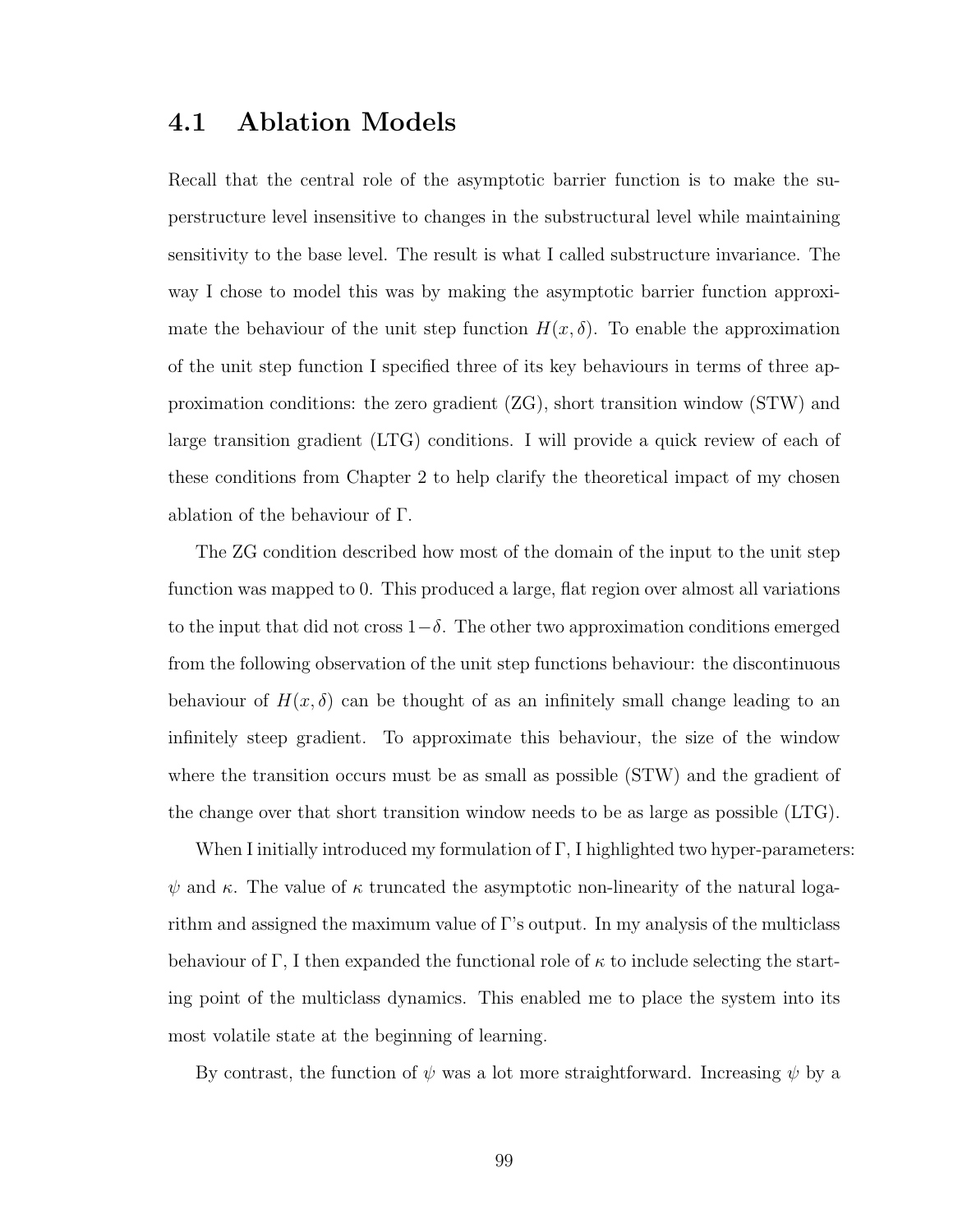## 4.1 Ablation Models

Recall that the central role of the asymptotic barrier function is to make the superstructure level insensitive to changes in the substructural level while maintaining sensitivity to the base level. The result is what I called substructure invariance. The way I chose to model this was by making the asymptotic barrier function approximate the behaviour of the unit step function $H(x, \delta)$. To enable the approximation of the unit step function I specified three of its key behaviours in terms of three approximation conditions: the zero gradient (ZG), short transition window (STW) and large transition gradient (LTG) conditions. I will provide a quick review of each of these conditions from Chapter 2 to help clarify the theoretical impact of my chosen ablation of the behaviour of $\Gamma$.

The ZG condition described how most of the domain of the input to the unit step function was mapped to 0. This produced a large, flat region over almost all variations to the input that did not cross $1-\delta$. The other two approximation conditions emerged from the following observation of the unit step functions behaviour: the discontinuous behaviour of $H(x, \delta)$ can be thought of as an infinitely small change leading to an infinitely steep gradient. To approximate this behaviour, the size of the window where the transition occurs must be as small as possible (STW) and the gradient of the change over that short transition window needs to be as large as possible (LTG).

When I initially introduced my formulation of $\Gamma$, I highlighted two hyper-parameters: $\psi$ and $\kappa$. The value of $\kappa$ truncated the asymptotic non-linearity of the natural logarithm and assigned the maximum value of $\Gamma$'s output. In my analysis of the multiclass behaviour of $\Gamma$, I then expanded the functional role of $\kappa$ to include selecting the starting point of the multiclass dynamics. This enabled me to place the system into its most volatile state at the beginning of learning.

By contrast, the function of $\psi$ was a lot more straightforward. Increasing $\psi$ by a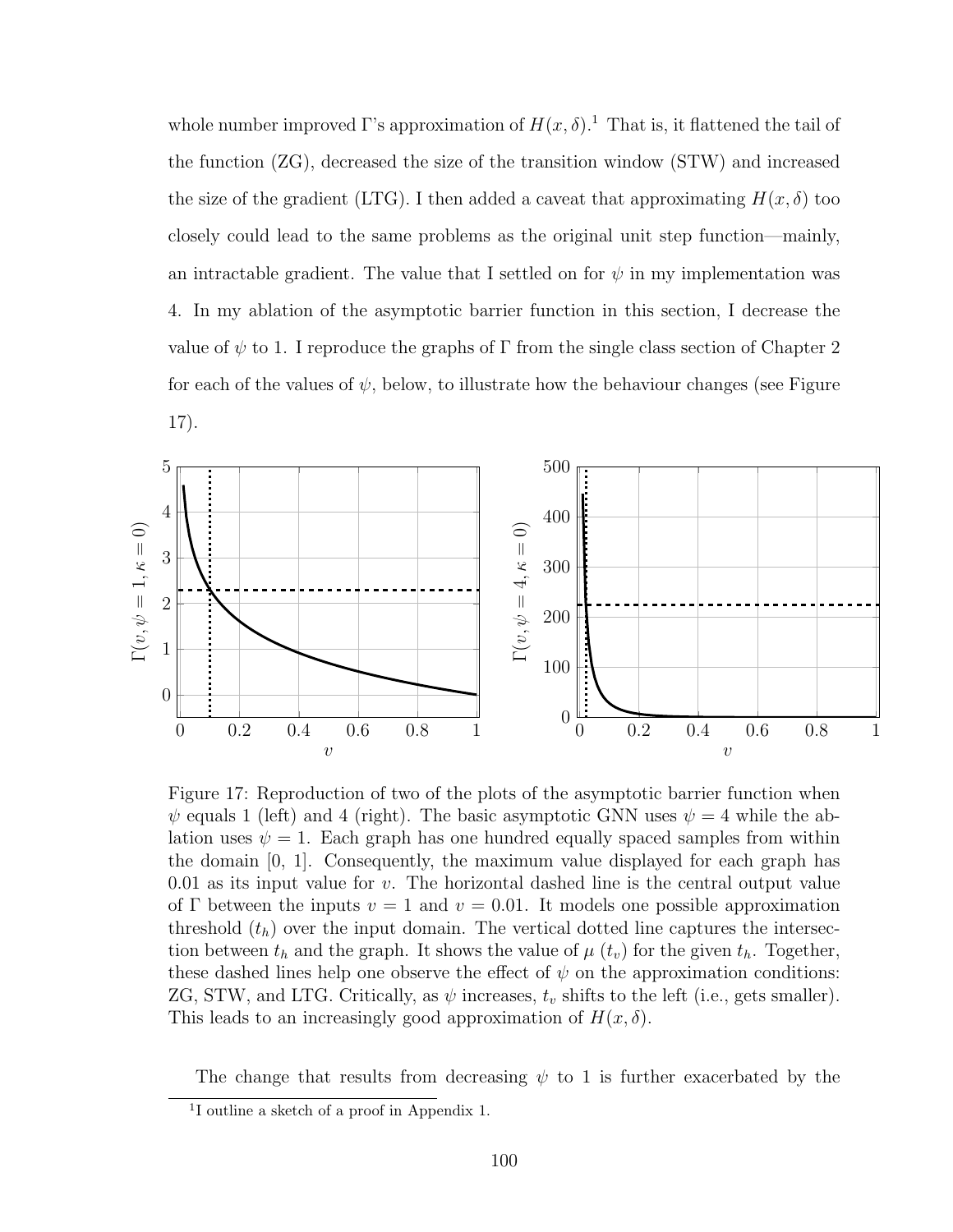whole number improved Γ's approximation of $H(x, \delta)$.[1] That is, it flattened the tail of the function (ZG), decreased the size of the transition window (STW) and increased the size of the gradient (LTG). I then added a caveat that approximating $H(x, \delta)$ too closely could lead to the same problems as the original unit step function—mainly, an intractable gradient. The value that I settled on for $\psi$ in my implementation was 4. In my ablation of the asymptotic barrier function in this section, I decrease the value of $\psi$ to 1. I reproduce the graphs of Γ from the single class section of Chapter 2 for each of the values of $\psi$, below, to illustrate how the behaviour changes (see Figure 17).

Figure 17: Reproduction of two of the plots of the asymptotic barrier function when $\psi$ equals 1 (left) and 4 (right). The basic asymptotic GNN uses $\psi = 4$ while the ablation uses $\psi = 1$. Each graph has one hundred equally spaced samples from within the domain [0, 1]. Consequently, the maximum value displayed for each graph has 0.01 as its input value for $v$. The horizontal dashed line is the central output value of Γ between the inputs $v = 1$ and $v = 0.01$. It models one possible approximation threshold ($t_h$) over the input domain. The vertical dotted line captures the intersection between $t_h$ and the graph. It shows the value of $\mu\ (t_v)$ for the given $t_h$. Together, these dashed lines help one observe the effect of $\psi$ on the approximation conditions: ZG, STW, and LTG. Critically, as $\psi$ increases, $t_v$ shifts to the left (i.e., gets smaller). This leads to an increasingly good approximation of $H(x, \delta)$.

The change that results from decreasing $\psi$ to 1 is further exacerbated by the

[1] I outline a sketch of a proof in Appendix 1.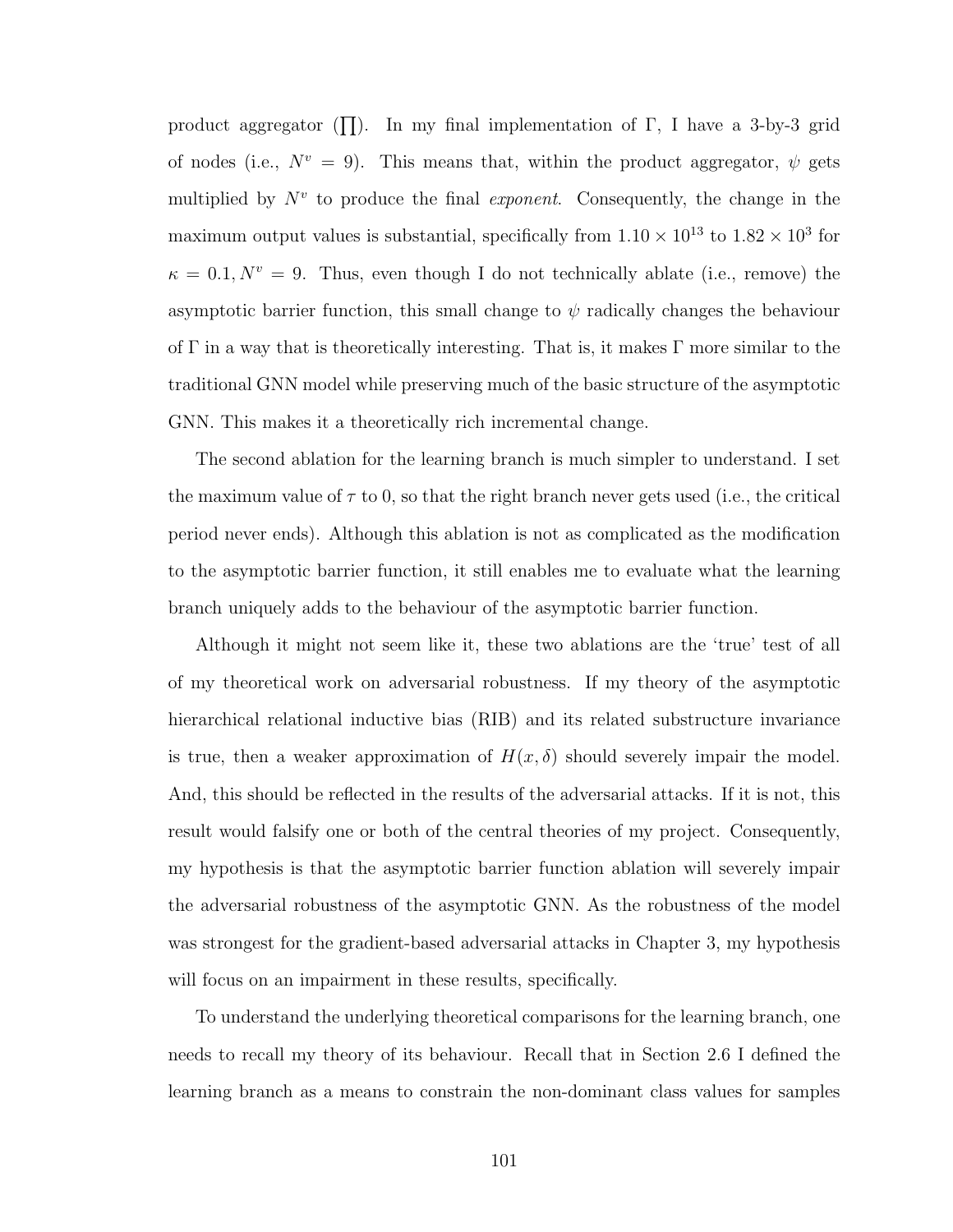product aggregator ($\prod$). In my final implementation of $\Gamma$, I have a 3-by-3 grid of nodes (i.e., $N^v = 9$). This means that, within the product aggregator, $\psi$ gets multiplied by $N^v$ to produce the final *exponent*. Consequently, the change in the maximum output values is substantial, specifically from $1.10 \times 10^{13}$ to $1.82 \times 10^{3}$ for $\kappa = 0.1, N^v = 9$. Thus, even though I do not technically ablate (i.e., remove) the asymptotic barrier function, this small change to $\psi$ radically changes the behaviour of $\Gamma$ in a way that is theoretically interesting. That is, it makes $\Gamma$ more similar to the traditional GNN model while preserving much of the basic structure of the asymptotic GNN. This makes it a theoretically rich incremental change.

The second ablation for the learning branch is much simpler to understand. I set the maximum value of $\tau$ to 0, so that the right branch never gets used (i.e., the critical period never ends). Although this ablation is not as complicated as the modification to the asymptotic barrier function, it still enables me to evaluate what the learning branch uniquely adds to the behaviour of the asymptotic barrier function.

Although it might not seem like it, these two ablations are the 'true' test of all of my theoretical work on adversarial robustness. If my theory of the asymptotic hierarchical relational inductive bias (RIB) and its related substructure invariance is true, then a weaker approximation of $H(x, \delta)$ should severely impair the model. And, this should be reflected in the results of the adversarial attacks. If it is not, this result would falsify one or both of the central theories of my project. Consequently, my hypothesis is that the asymptotic barrier function ablation will severely impair the adversarial robustness of the asymptotic GNN. As the robustness of the model was strongest for the gradient-based adversarial attacks in Chapter 3, my hypothesis will focus on an impairment in these results, specifically.

To understand the underlying theoretical comparisons for the learning branch, one needs to recall my theory of its behaviour. Recall that in Section 2.6 I defined the learning branch as a means to constrain the non-dominant class values for samples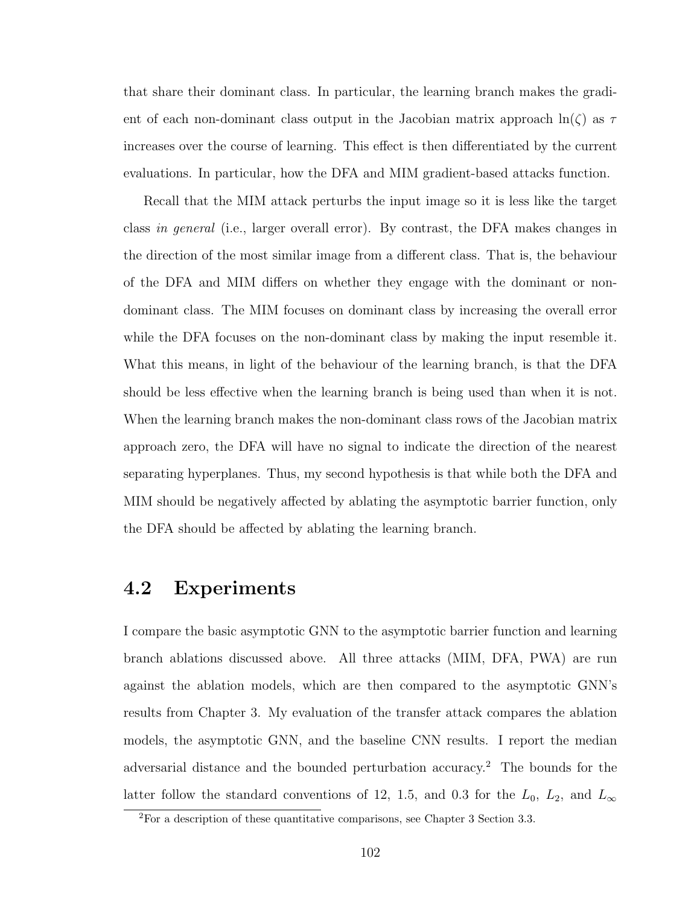that share their dominant class. In particular, the learning branch makes the gradient of each non-dominant class output in the Jacobian matrix approach $\ln(\zeta)$ as $\tau$ increases over the course of learning. This effect is then differentiated by the current evaluations. In particular, how the DFA and MIM gradient-based attacks function.

Recall that the MIM attack perturbs the input image so it is less like the target class *in general* (i.e., larger overall error). By contrast, the DFA makes changes in the direction of the most similar image from a different class. That is, the behaviour of the DFA and MIM differs on whether they engage with the dominant or non-dominant class. The MIM focuses on dominant class by increasing the overall error while the DFA focuses on the non-dominant class by making the input resemble it. What this means, in light of the behaviour of the learning branch, is that the DFA should be less effective when the learning branch is being used than when it is not. When the learning branch makes the non-dominant class rows of the Jacobian matrix approach zero, the DFA will have no signal to indicate the direction of the nearest separating hyperplanes. Thus, my second hypothesis is that while both the DFA and MIM should be negatively affected by ablating the asymptotic barrier function, only the DFA should be affected by ablating the learning branch.

## 4.2 Experiments

I compare the basic asymptotic GNN to the asymptotic barrier function and learning branch ablations discussed above. All three attacks (MIM, DFA, PWA) are run against the ablation models, which are then compared to the asymptotic GNN's results from Chapter 3. My evaluation of the transfer attack compares the ablation models, the asymptotic GNN, and the baseline CNN results. I report the median adversarial distance and the bounded perturbation accuracy.[2] The bounds for the latter follow the standard conventions of 12, 1.5, and 0.3 for the $L_0$, $L_2$, and $L_\infty$

[2] For a description of these quantitative comparisons, see Chapter 3 Section 3.3.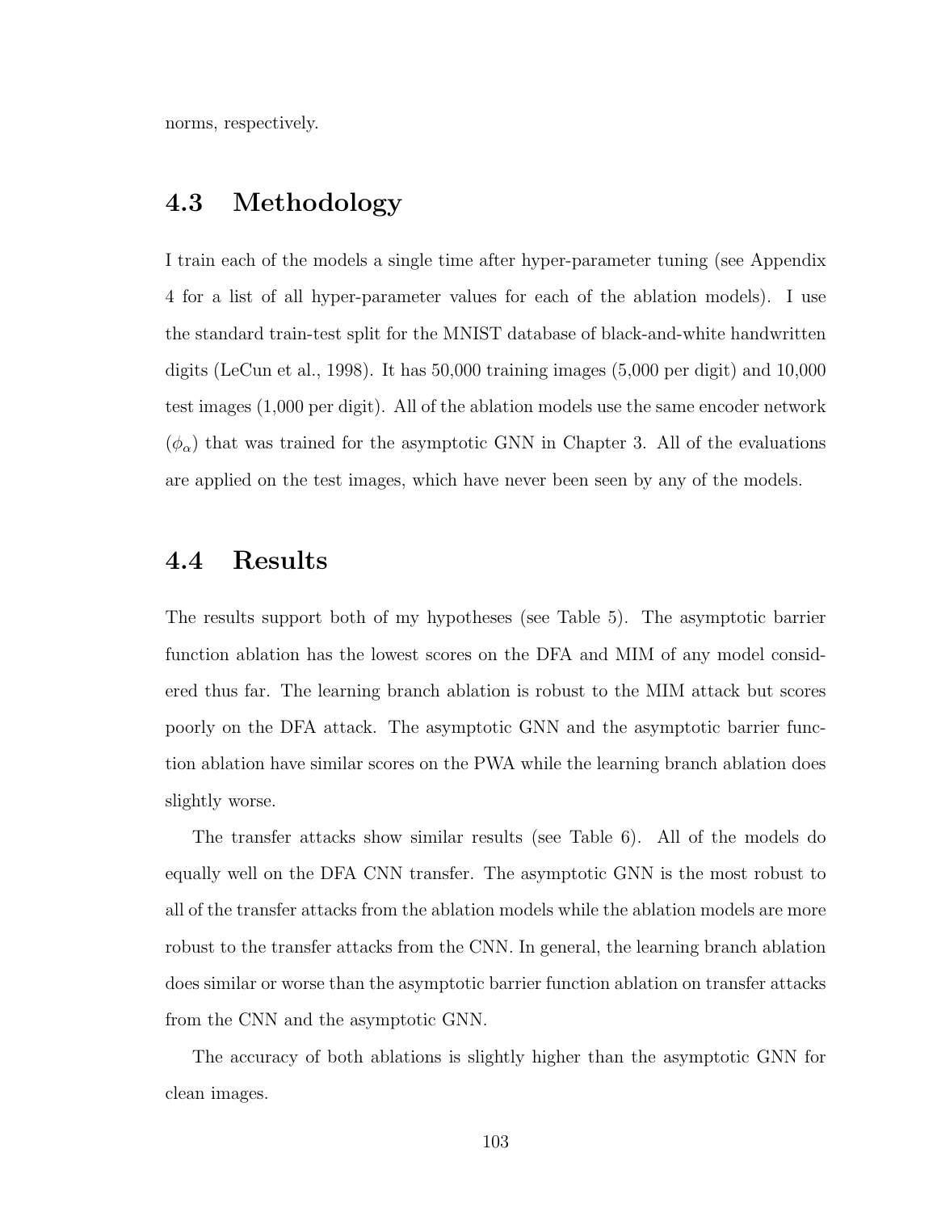norms, respectively.

## 4.3 Methodology

I train each of the models a single time after hyper-parameter tuning (see Appendix 4 for a list of all hyper-parameter values for each of the ablation models). I use the standard train-test split for the MNIST database of black-and-white handwritten digits (LeCun et al., 1998). It has 50,000 training images (5,000 per digit) and 10,000 test images (1,000 per digit). All of the ablation models use the same encoder network ($\phi_\alpha$) that was trained for the asymptotic GNN in Chapter 3. All of the evaluations are applied on the test images, which have never been seen by any of the models.

## 4.4 Results

The results support both of my hypotheses (see Table 5). The asymptotic barrier function ablation has the lowest scores on the DFA and MIM of any model considered thus far. The learning branch ablation is robust to the MIM attack but scores poorly on the DFA attack. The asymptotic GNN and the asymptotic barrier function ablation have similar scores on the PWA while the learning branch ablation does slightly worse.

The transfer attacks show similar results (see Table 6). All of the models do equally well on the DFA CNN transfer. The asymptotic GNN is the most robust to all of the transfer attacks from the ablation models while the ablation models are more robust to the transfer attacks from the CNN. In general, the learning branch ablation does similar or worse than the asymptotic barrier function ablation on transfer attacks from the CNN and the asymptotic GNN.

The accuracy of both ablations is slightly higher than the asymptotic GNN for clean images.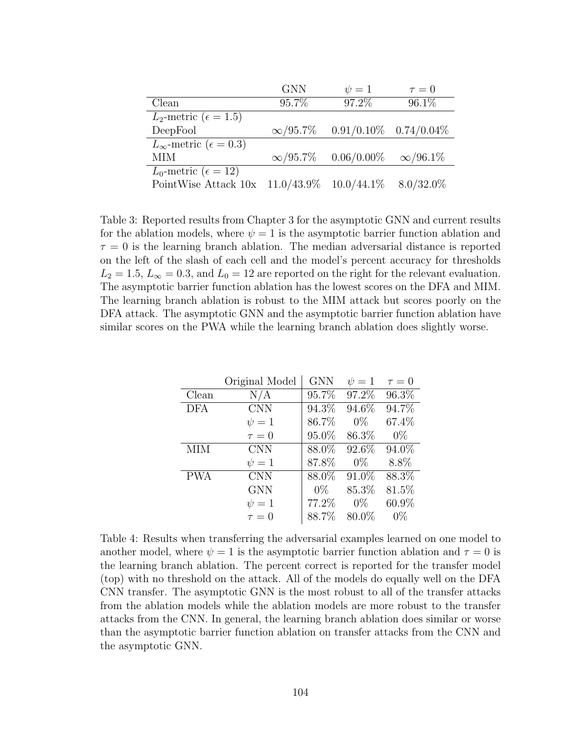| | GNN | $\psi = 1$ | $\tau = 0$ |
|---|---|---|---|
| Clean | 95.7% | 97.2% | 96.1% |
| $L_2$-metric ($\epsilon = 1.5$) | | | |
| DeepFool | $\infty$/95.7% | 0.91/0.10% | 0.74/0.04% |
| $L_\infty$-metric ($\epsilon = 0.3$) | | | |
| MIM | $\infty$/95.7% | 0.06/0.00% | $\infty$/96.1% |
| $L_0$-metric ($\epsilon = 12$) | | | |
| PointWise Attack 10x | 11.0/43.9% | 10.0/44.1% | 8.0/32.0% |

Table 3: Reported results from Chapter 3 for the asymptotic GNN and current results for the ablation models, where $\psi = 1$ is the asymptotic barrier function ablation and $\tau = 0$ is the learning branch ablation. The median adversarial distance is reported on the left of the slash of each cell and the model's percent accuracy for thresholds $L_2 = 1.5$, $L_\infty = 0.3$, and $L_0 = 12$ are reported on the right for the relevant evaluation. The asymptotic barrier function ablation has the lowest scores on the DFA and MIM. The learning branch ablation is robust to the MIM attack but scores poorly on the DFA attack. The asymptotic GNN and the asymptotic barrier function ablation have similar scores on the PWA while the learning branch ablation does slightly worse.

| | Original Model | GNN | $\psi = 1$ | $\tau = 0$ |
|---|---|---|---|---|
| Clean | N/A | 95.7% | 97.2% | 96.3% |
| DFA | CNN | 94.3% | 94.6% | 94.7% |
| | $\psi = 1$ | 86.7% | 0% | 67.4% |
| | $\tau = 0$ | 95.0% | 86.3% | 0% |
| MIM | CNN | 88.0% | 92.6% | 94.0% |
| | $\psi = 1$ | 87.8% | 0% | 8.8% |
| PWA | CNN | 88.0% | 91.0% | 88.3% |
| | GNN | 0% | 85.3% | 81.5% |
| | $\psi = 1$ | 77.2% | 0% | 60.9% |
| | $\tau = 0$ | 88.7% | 80.0% | 0% |

Table 4: Results when transferring the adversarial examples learned on one model to another model, where $\psi = 1$ is the asymptotic barrier function ablation and $\tau = 0$ is the learning branch ablation. The percent correct is reported for the transfer model (top) with no threshold on the attack. All of the models do equally well on the DFA CNN transfer. The asymptotic GNN is the most robust to all of the transfer attacks from the ablation models while the ablation models are more robust to the transfer attacks from the CNN. In general, the learning branch ablation does similar or worse than the asymptotic barrier function ablation on transfer attacks from the CNN and the asymptotic GNN.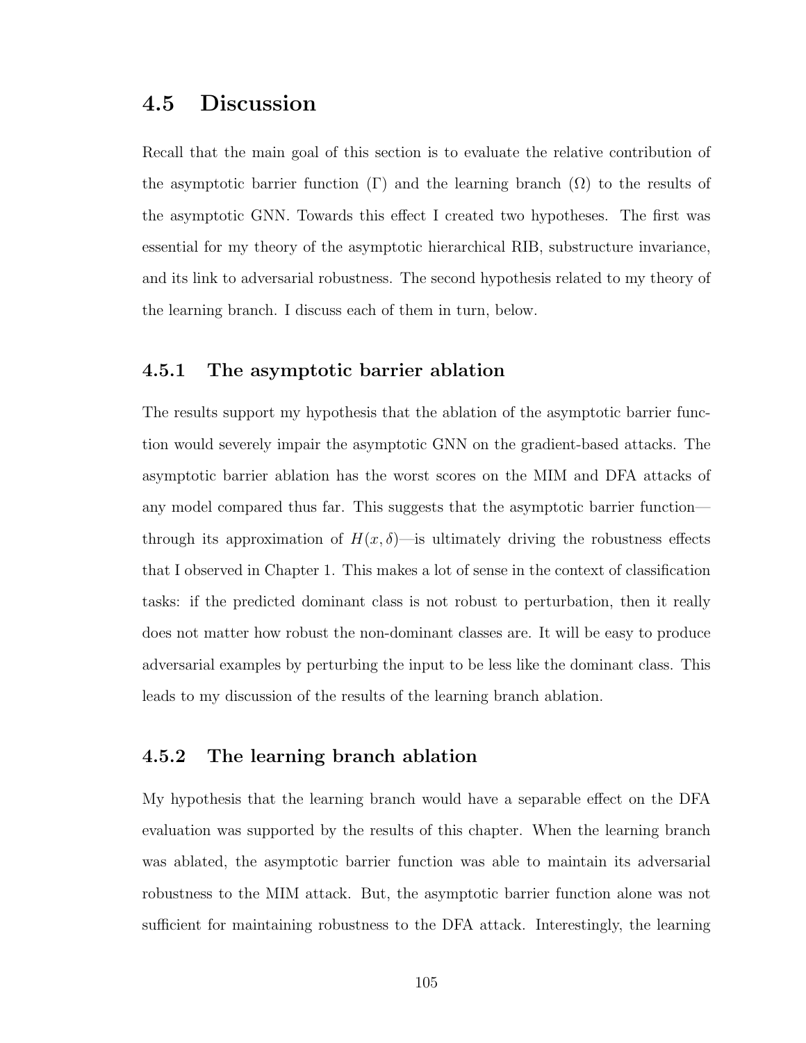## 4.5 Discussion

Recall that the main goal of this section is to evaluate the relative contribution of the asymptotic barrier function ($\Gamma$) and the learning branch ($\Omega$) to the results of the asymptotic GNN. Towards this effect I created two hypotheses. The first was essential for my theory of the asymptotic hierarchical RIB, substructure invariance, and its link to adversarial robustness. The second hypothesis related to my theory of the learning branch. I discuss each of them in turn, below.

### 4.5.1 The asymptotic barrier ablation

The results support my hypothesis that the ablation of the asymptotic barrier function would severely impair the asymptotic GNN on the gradient-based attacks. The asymptotic barrier ablation has the worst scores on the MIM and DFA attacks of any model compared thus far. This suggests that the asymptotic barrier function—through its approximation of $H(x, \delta)$—is ultimately driving the robustness effects that I observed in Chapter 1. This makes a lot of sense in the context of classification tasks: if the predicted dominant class is not robust to perturbation, then it really does not matter how robust the non-dominant classes are. It will be easy to produce adversarial examples by perturbing the input to be less like the dominant class. This leads to my discussion of the results of the learning branch ablation.

### 4.5.2 The learning branch ablation

My hypothesis that the learning branch would have a separable effect on the DFA evaluation was supported by the results of this chapter. When the learning branch was ablated, the asymptotic barrier function was able to maintain its adversarial robustness to the MIM attack. But, the asymptotic barrier function alone was not sufficient for maintaining robustness to the DFA attack. Interestingly, the learning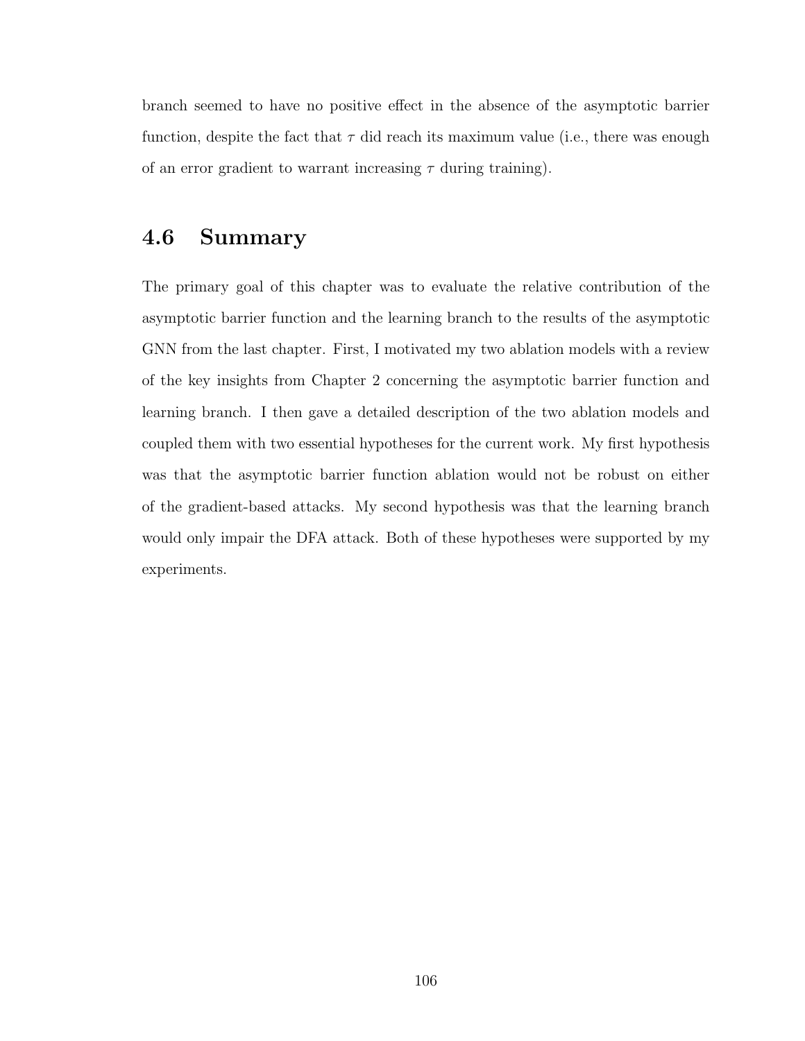branch seemed to have no positive effect in the absence of the asymptotic barrier function, despite the fact that $\tau$ did reach its maximum value (i.e., there was enough of an error gradient to warrant increasing $\tau$ during training).

## 4.6 Summary

The primary goal of this chapter was to evaluate the relative contribution of the asymptotic barrier function and the learning branch to the results of the asymptotic GNN from the last chapter. First, I motivated my two ablation models with a review of the key insights from Chapter 2 concerning the asymptotic barrier function and learning branch. I then gave a detailed description of the two ablation models and coupled them with two essential hypotheses for the current work. My first hypothesis was that the asymptotic barrier function ablation would not be robust on either of the gradient-based attacks. My second hypothesis was that the learning branch would only impair the DFA attack. Both of these hypotheses were supported by my experiments.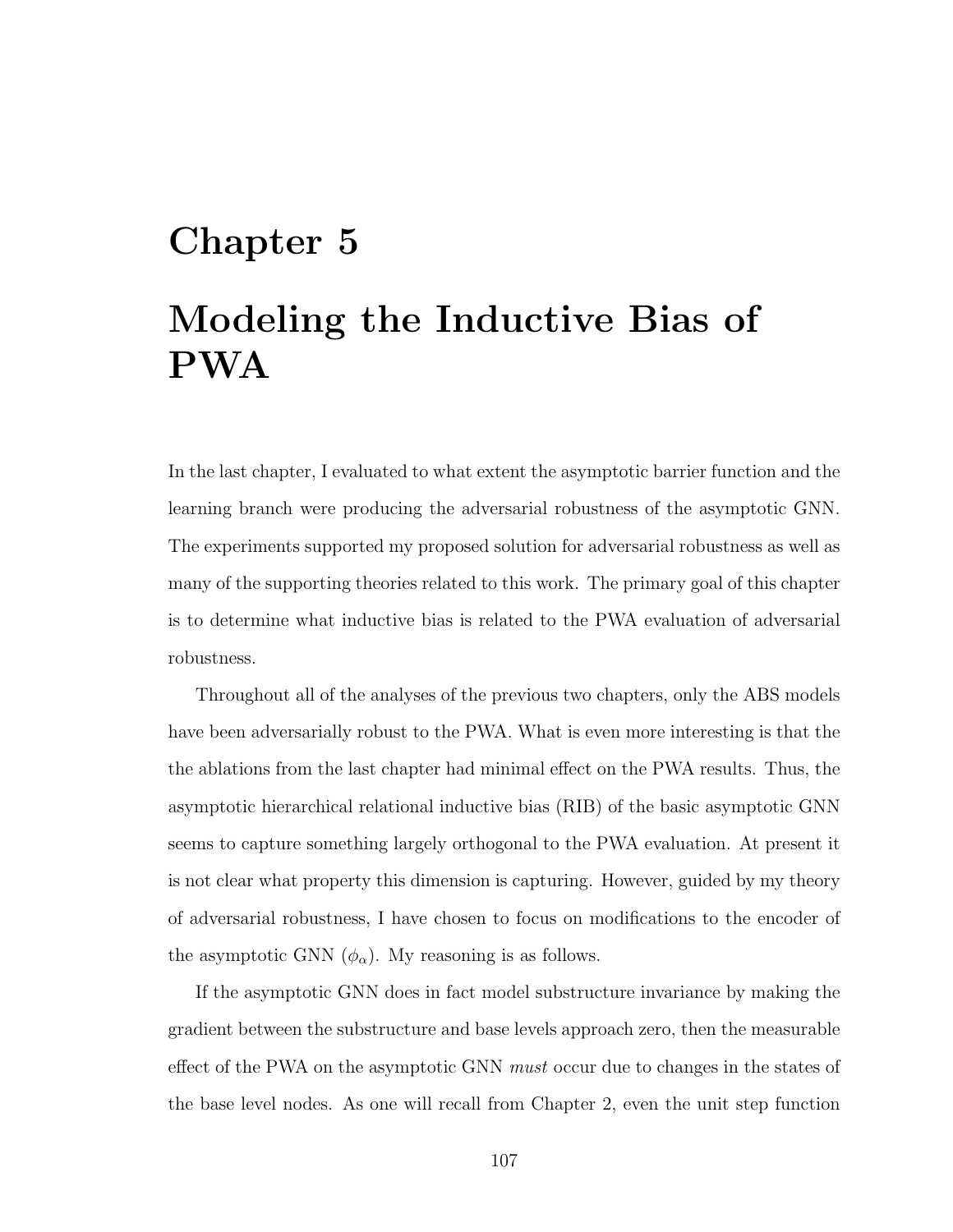# Chapter 5

# Modeling the Inductive Bias of PWA

In the last chapter, I evaluated to what extent the asymptotic barrier function and the learning branch were producing the adversarial robustness of the asymptotic GNN. The experiments supported my proposed solution for adversarial robustness as well as many of the supporting theories related to this work. The primary goal of this chapter is to determine what inductive bias is related to the PWA evaluation of adversarial robustness.

Throughout all of the analyses of the previous two chapters, only the ABS models have been adversarially robust to the PWA. What is even more interesting is that the the ablations from the last chapter had minimal effect on the PWA results. Thus, the asymptotic hierarchical relational inductive bias (RIB) of the basic asymptotic GNN seems to capture something largely orthogonal to the PWA evaluation. At present it is not clear what property this dimension is capturing. However, guided by my theory of adversarial robustness, I have chosen to focus on modifications to the encoder of the asymptotic GNN ($\phi_\alpha$). My reasoning is as follows.

If the asymptotic GNN does in fact model substructure invariance by making the gradient between the substructure and base levels approach zero, then the measurable effect of the PWA on the asymptotic GNN *must* occur due to changes in the states of the base level nodes. As one will recall from Chapter 2, even the unit step function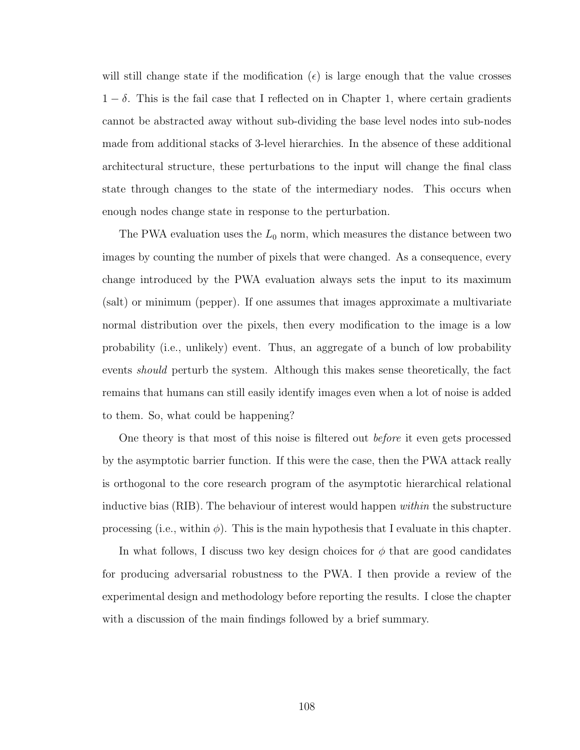will still change state if the modification ($\epsilon$) is large enough that the value crosses $1 - \delta$. This is the fail case that I reflected on in Chapter 1, where certain gradients cannot be abstracted away without sub-dividing the base level nodes into sub-nodes made from additional stacks of 3-level hierarchies. In the absence of these additional architectural structure, these perturbations to the input will change the final class state through changes to the state of the intermediary nodes. This occurs when enough nodes change state in response to the perturbation.

The PWA evaluation uses the $L_0$ norm, which measures the distance between two images by counting the number of pixels that were changed. As a consequence, every change introduced by the PWA evaluation always sets the input to its maximum (salt) or minimum (pepper). If one assumes that images approximate a multivariate normal distribution over the pixels, then every modification to the image is a low probability (i.e., unlikely) event. Thus, an aggregate of a bunch of low probability events *should* perturb the system. Although this makes sense theoretically, the fact remains that humans can still easily identify images even when a lot of noise is added to them. So, what could be happening?

One theory is that most of this noise is filtered out *before* it even gets processed by the asymptotic barrier function. If this were the case, then the PWA attack really is orthogonal to the core research program of the asymptotic hierarchical relational inductive bias (RIB). The behaviour of interest would happen *within* the substructure processing (i.e., within $\phi$). This is the main hypothesis that I evaluate in this chapter.

In what follows, I discuss two key design choices for $\phi$ that are good candidates for producing adversarial robustness to the PWA. I then provide a review of the experimental design and methodology before reporting the results. I close the chapter with a discussion of the main findings followed by a brief summary.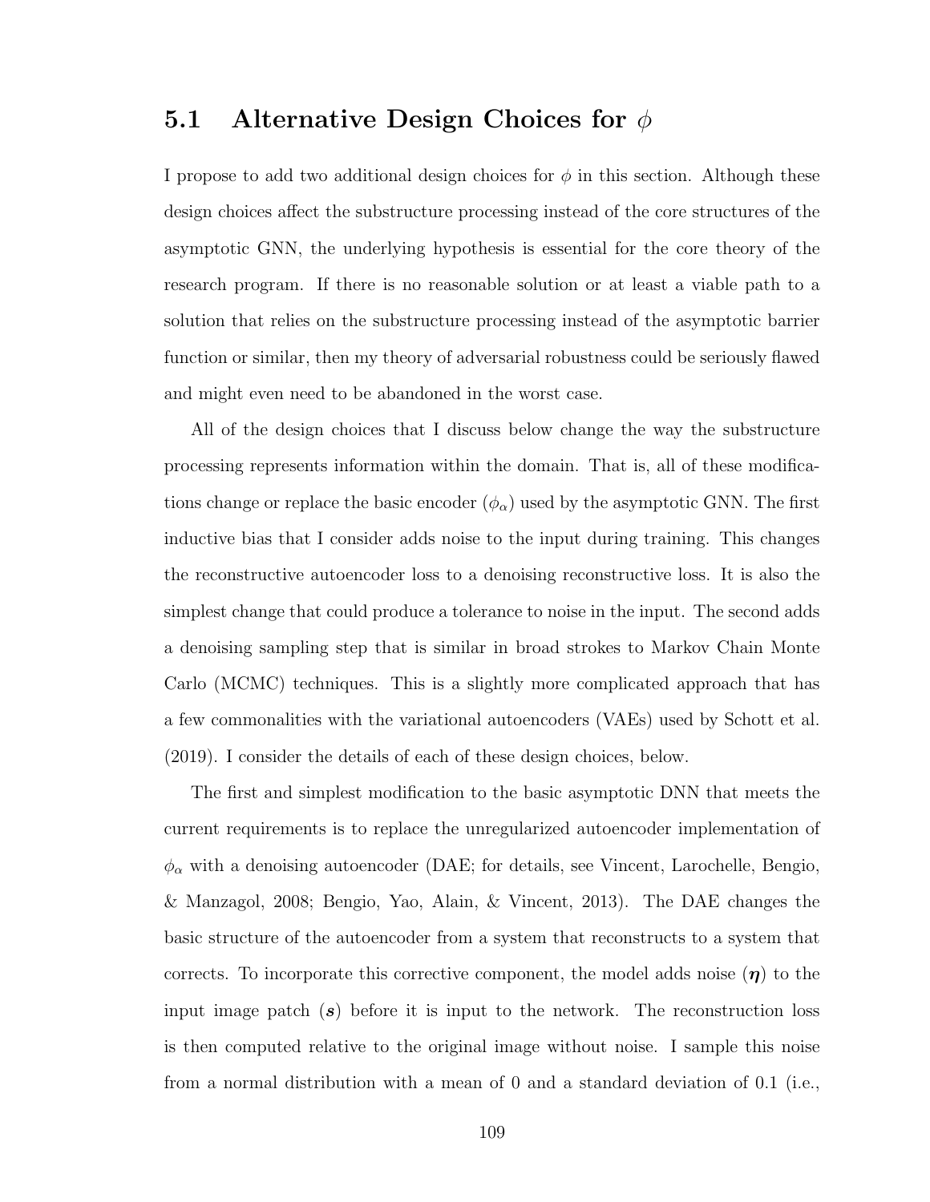## 5.1 Alternative Design Choices for $\phi$

I propose to add two additional design choices for $\phi$ in this section. Although these design choices affect the substructure processing instead of the core structures of the asymptotic GNN, the underlying hypothesis is essential for the core theory of the research program. If there is no reasonable solution or at least a viable path to a solution that relies on the substructure processing instead of the asymptotic barrier function or similar, then my theory of adversarial robustness could be seriously flawed and might even need to be abandoned in the worst case.

All of the design choices that I discuss below change the way the substructure processing represents information within the domain. That is, all of these modifications change or replace the basic encoder ($\phi_\alpha$) used by the asymptotic GNN. The first inductive bias that I consider adds noise to the input during training. This changes the reconstructive autoencoder loss to a denoising reconstructive loss. It is also the simplest change that could produce a tolerance to noise in the input. The second adds a denoising sampling step that is similar in broad strokes to Markov Chain Monte Carlo (MCMC) techniques. This is a slightly more complicated approach that has a few commonalities with the variational autoencoders (VAEs) used by Schott et al. (2019). I consider the details of each of these design choices, below.

The first and simplest modification to the basic asymptotic DNN that meets the current requirements is to replace the unregularized autoencoder implementation of $\phi_\alpha$ with a denoising autoencoder (DAE; for details, see Vincent, Larochelle, Bengio, & Manzagol, 2008; Bengio, Yao, Alain, & Vincent, 2013). The DAE changes the basic structure of the autoencoder from a system that reconstructs to a system that corrects. To incorporate this corrective component, the model adds noise ($\boldsymbol{\eta}$) to the input image patch ($\boldsymbol{s}$) before it is input to the network. The reconstruction loss is then computed relative to the original image without noise. I sample this noise from a normal distribution with a mean of 0 and a standard deviation of 0.1 (i.e.,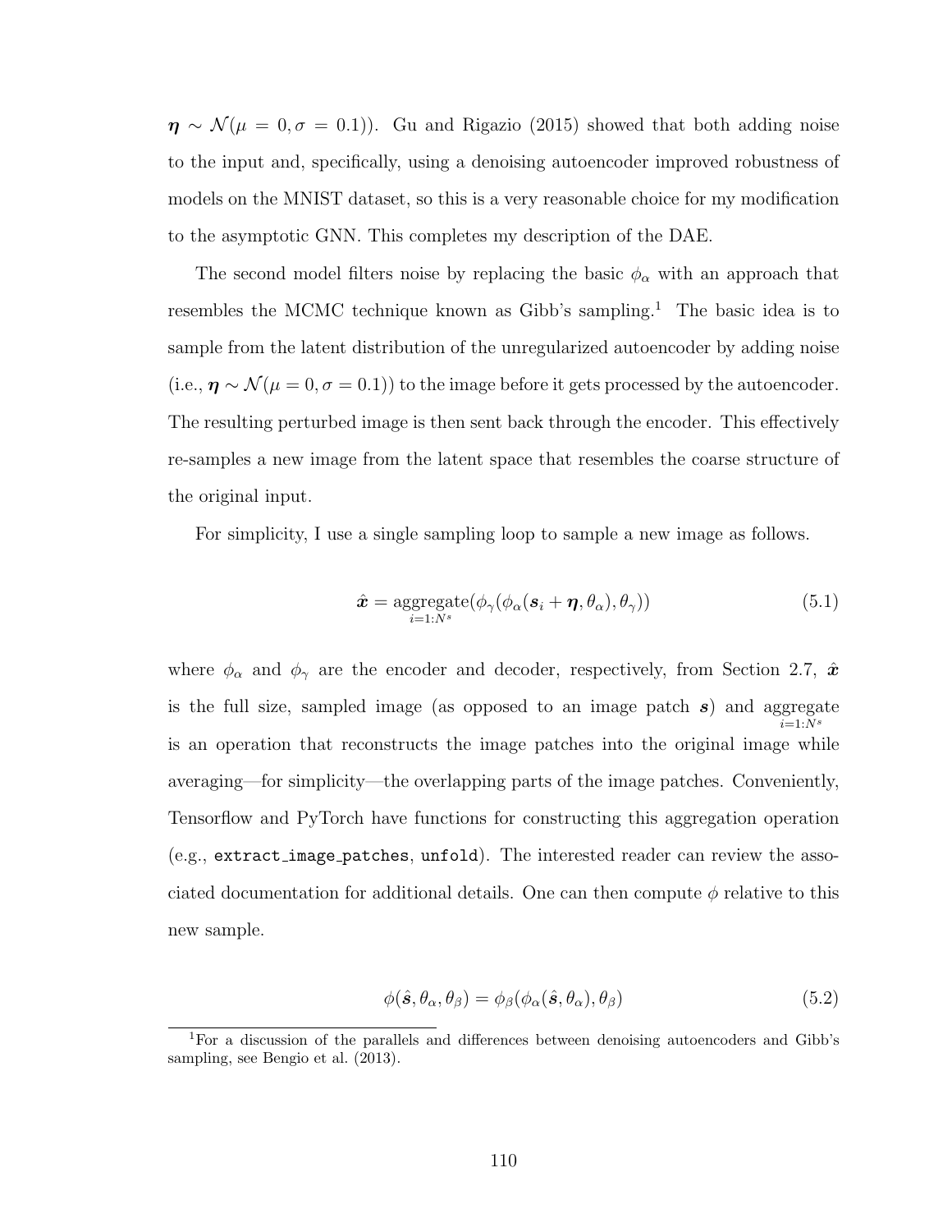$\boldsymbol{\eta} \sim \mathcal{N}(\mu = 0, \sigma = 0.1)$). Gu and Rigazio (2015) showed that both adding noise to the input and, specifically, using a denoising autoencoder improved robustness of models on the MNIST dataset, so this is a very reasonable choice for my modification to the asymptotic GNN. This completes my description of the DAE.

The second model filters noise by replacing the basic $\phi_\alpha$ with an approach that resembles the MCMC technique known as Gibb's sampling.[1] The basic idea is to sample from the latent distribution of the unregularized autoencoder by adding noise (i.e., $\boldsymbol{\eta} \sim \mathcal{N}(\mu = 0, \sigma = 0.1)$) to the image before it gets processed by the autoencoder. The resulting perturbed image is then sent back through the encoder. This effectively re-samples a new image from the latent space that resembles the coarse structure of the original input.

For simplicity, I use a single sampling loop to sample a new image as follows.

$$\hat{\boldsymbol{x}} = \underset{i=1:N^s}{\text{aggregate}}(\phi_\gamma(\phi_\alpha(\boldsymbol{s}_i + \boldsymbol{\eta}, \theta_\alpha), \theta_\gamma)) \tag{5.1}$$

where $\phi_\alpha$ and $\phi_\gamma$ are the encoder and decoder, respectively, from Section 2.7, $\hat{\boldsymbol{x}}$ is the full size, sampled image (as opposed to an image patch $\boldsymbol{s}$) and $\underset{i=1:N^s}{\text{aggregate}}$ is an operation that reconstructs the image patches into the original image while averaging—for simplicity—the overlapping parts of the image patches. Conveniently, Tensorflow and PyTorch have functions for constructing this aggregation operation (e.g., `extract_image_patches`, `unfold`). The interested reader can review the associated documentation for additional details. One can then compute $\phi$ relative to this new sample.

$$\phi(\hat{\boldsymbol{s}}, \theta_\alpha, \theta_\beta) = \phi_\beta(\phi_\alpha(\hat{\boldsymbol{s}}, \theta_\alpha), \theta_\beta) \tag{5.2}$$

[1] For a discussion of the parallels and differences between denoising autoencoders and Gibb's sampling, see Bengio et al. (2013).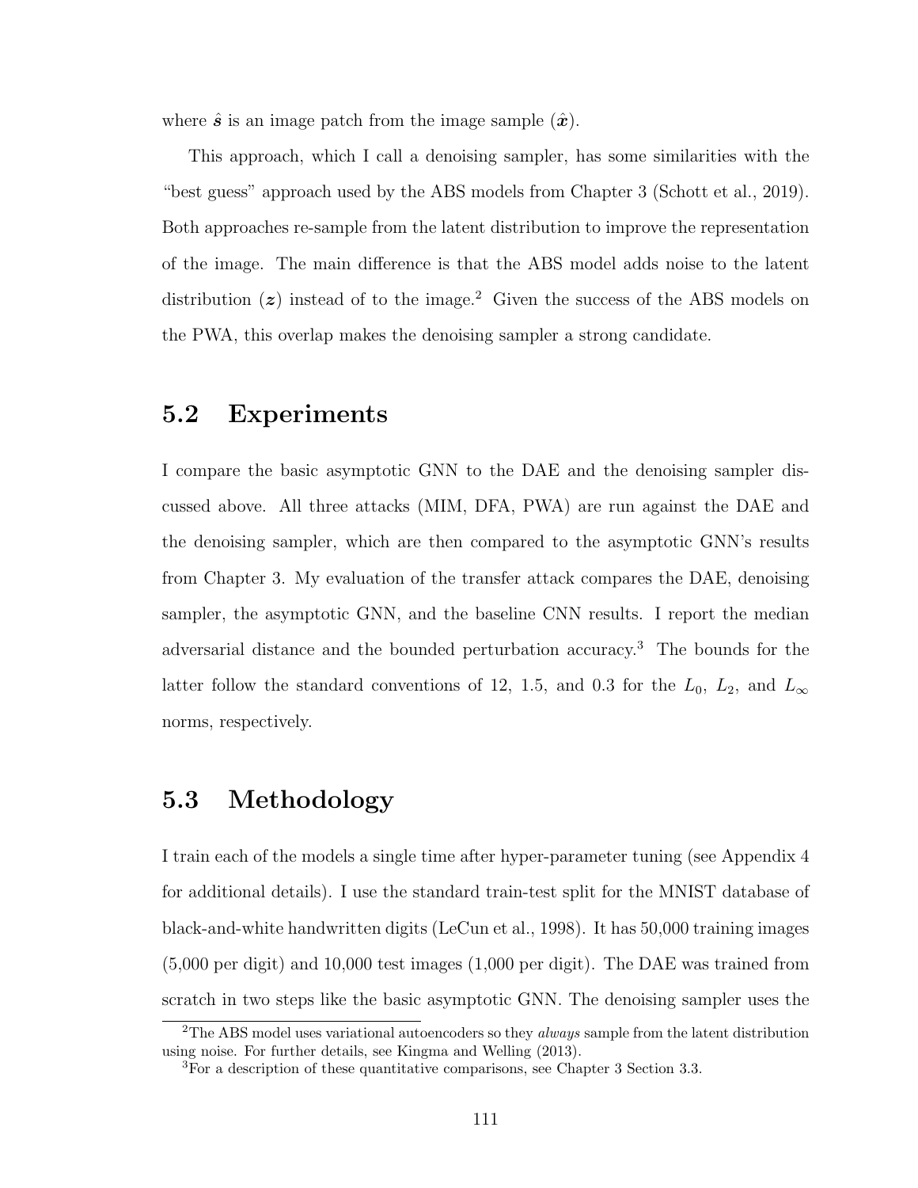where $\hat{\boldsymbol{s}}$ is an image patch from the image sample ($\hat{\boldsymbol{x}}$).

This approach, which I call a denoising sampler, has some similarities with the "best guess" approach used by the ABS models from Chapter 3 (Schott et al., 2019). Both approaches re-sample from the latent distribution to improve the representation of the image. The main difference is that the ABS model adds noise to the latent distribution ($\boldsymbol{z}$) instead of to the image.[2] Given the success of the ABS models on the PWA, this overlap makes the denoising sampler a strong candidate.

## 5.2 Experiments

I compare the basic asymptotic GNN to the DAE and the denoising sampler discussed above. All three attacks (MIM, DFA, PWA) are run against the DAE and the denoising sampler, which are then compared to the asymptotic GNN's results from Chapter 3. My evaluation of the transfer attack compares the DAE, denoising sampler, the asymptotic GNN, and the baseline CNN results. I report the median adversarial distance and the bounded perturbation accuracy.[3] The bounds for the latter follow the standard conventions of 12, 1.5, and 0.3 for the $L_0$, $L_2$, and $L_\infty$ norms, respectively.

## 5.3 Methodology

I train each of the models a single time after hyper-parameter tuning (see Appendix 4 for additional details). I use the standard train-test split for the MNIST database of black-and-white handwritten digits (LeCun et al., 1998). It has 50,000 training images (5,000 per digit) and 10,000 test images (1,000 per digit). The DAE was trained from scratch in two steps like the basic asymptotic GNN. The denoising sampler uses the

[2] The ABS model uses variational autoencoders so they *always* sample from the latent distribution using noise. For further details, see Kingma and Welling (2013).

[3] For a description of these quantitative comparisons, see Chapter 3 Section 3.3.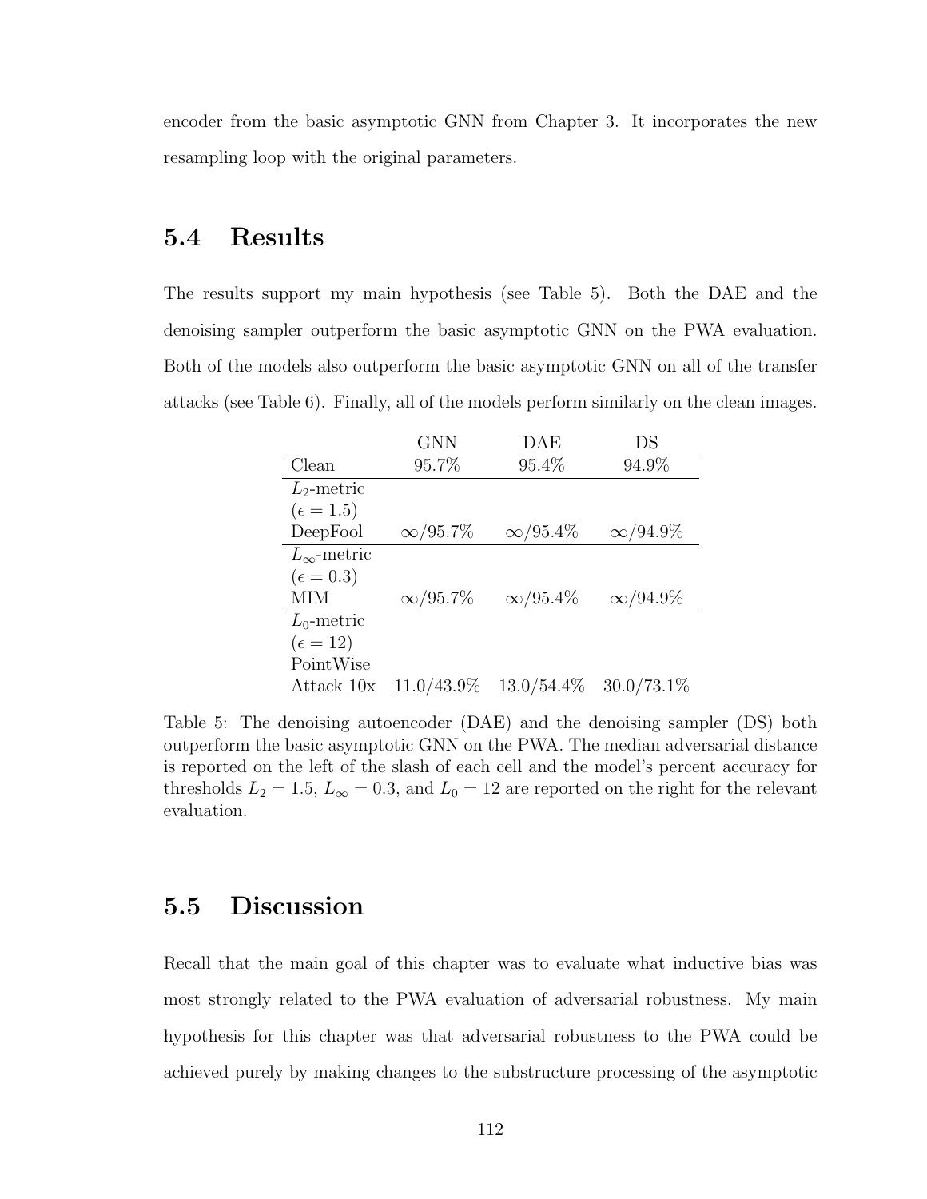encoder from the basic asymptotic GNN from Chapter 3. It incorporates the new resampling loop with the original parameters.

## 5.4 Results

The results support my main hypothesis (see Table 5). Both the DAE and the denoising sampler outperform the basic asymptotic GNN on the PWA evaluation. Both of the models also outperform the basic asymptotic GNN on all of the transfer attacks (see Table 6). Finally, all of the models perform similarly on the clean images.

| | GNN | DAE | DS |
|---|---|---|---|
| Clean | 95.7% | 95.4% | 94.9% |
| $L_2$-metric ($\epsilon = 1.5$) DeepFool | $\infty$/95.7% | $\infty$/95.4% | $\infty$/94.9% |
| $L_\infty$-metric ($\epsilon = 0.3$) MIM | $\infty$/95.7% | $\infty$/95.4% | $\infty$/94.9% |
| $L_0$-metric ($\epsilon = 12$) PointWise Attack 10x | 11.0/43.9% | 13.0/54.4% | 30.0/73.1% |

Table 5: The denoising autoencoder (DAE) and the denoising sampler (DS) both outperform the basic asymptotic GNN on the PWA. The median adversarial distance is reported on the left of the slash of each cell and the model's percent accuracy for thresholds $L_2 = 1.5$, $L_\infty = 0.3$, and $L_0 = 12$ are reported on the right for the relevant evaluation.

## 5.5 Discussion

Recall that the main goal of this chapter was to evaluate what inductive bias was most strongly related to the PWA evaluation of adversarial robustness. My main hypothesis for this chapter was that adversarial robustness to the PWA could be achieved purely by making changes to the substructure processing of the asymptotic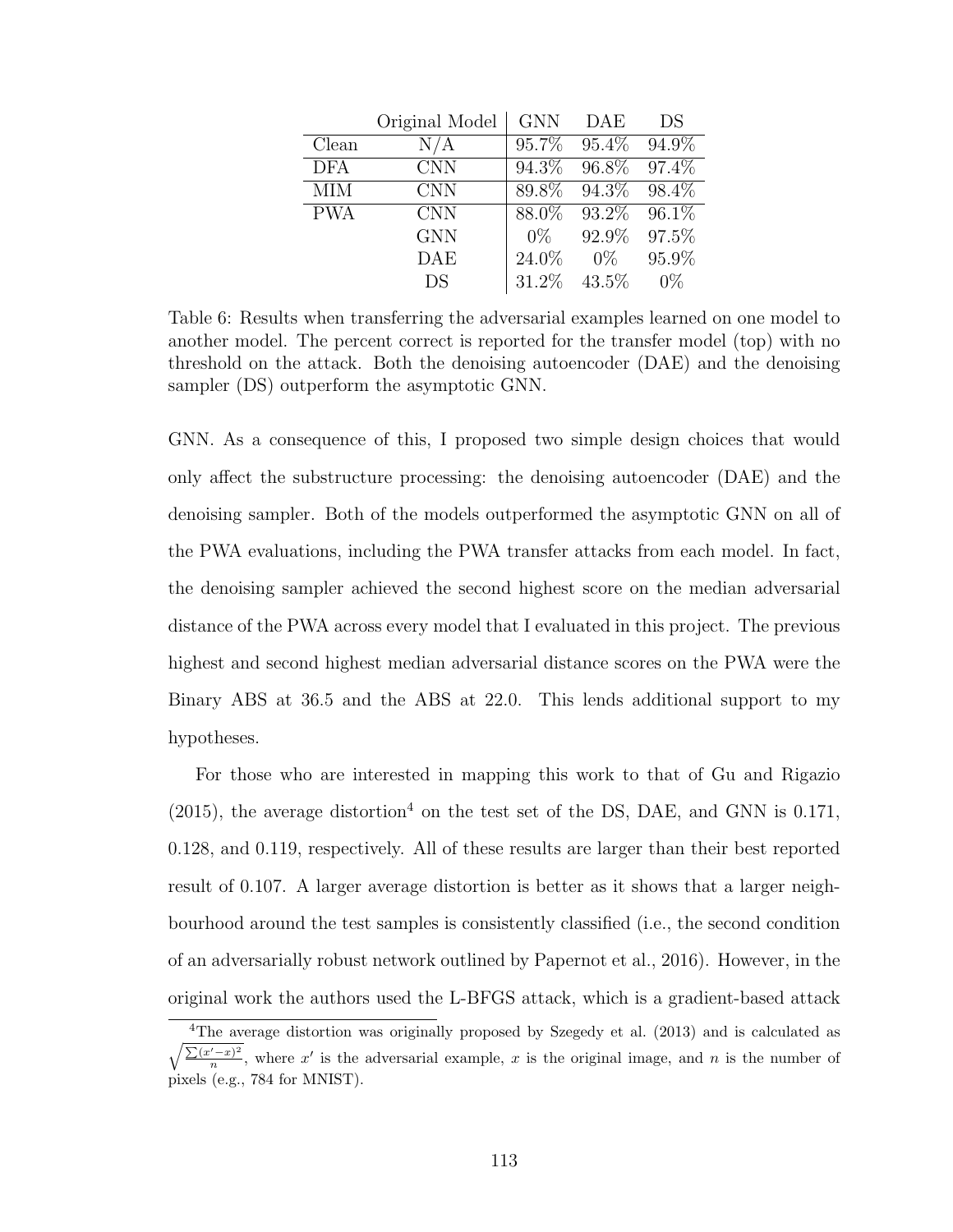| | Original Model | GNN | DAE | DS |
|---|---|---|---|---|
| Clean | N/A | 95.7% | 95.4% | 94.9% |
| DFA | CNN | 94.3% | 96.8% | 97.4% |
| MIM | CNN | 89.8% | 94.3% | 98.4% |
| PWA | CNN | 88.0% | 93.2% | 96.1% |
| | GNN | 0% | 92.9% | 97.5% |
| | DAE | 24.0% | 0% | 95.9% |
| | DS | 31.2% | 43.5% | 0% |

Table 6: Results when transferring the adversarial examples learned on one model to another model. The percent correct is reported for the transfer model (top) with no threshold on the attack. Both the denoising autoencoder (DAE) and the denoising sampler (DS) outperform the asymptotic GNN.

GNN. As a consequence of this, I proposed two simple design choices that would only affect the substructure processing: the denoising autoencoder (DAE) and the denoising sampler. Both of the models outperformed the asymptotic GNN on all of the PWA evaluations, including the PWA transfer attacks from each model. In fact, the denoising sampler achieved the second highest score on the median adversarial distance of the PWA across every model that I evaluated in this project. The previous highest and second highest median adversarial distance scores on the PWA were the Binary ABS at 36.5 and the ABS at 22.0. This lends additional support to my hypotheses.

For those who are interested in mapping this work to that of Gu and Rigazio (2015), the average distortion[4] on the test set of the DS, DAE, and GNN is 0.171, 0.128, and 0.119, respectively. All of these results are larger than their best reported result of 0.107. A larger average distortion is better as it shows that a larger neighbourhood around the test samples is consistently classified (i.e., the second condition of an adversarially robust network outlined by Papernot et al., 2016). However, in the original work the authors used the L-BFGS attack, which is a gradient-based attack

[4] The average distortion was originally proposed by Szegedy et al. (2013) and is calculated as $\sqrt{\frac{\sum(x'-x)^2}{n}}$, where $x'$ is the adversarial example, $x$ is the original image, and $n$ is the number of pixels (e.g., 784 for MNIST).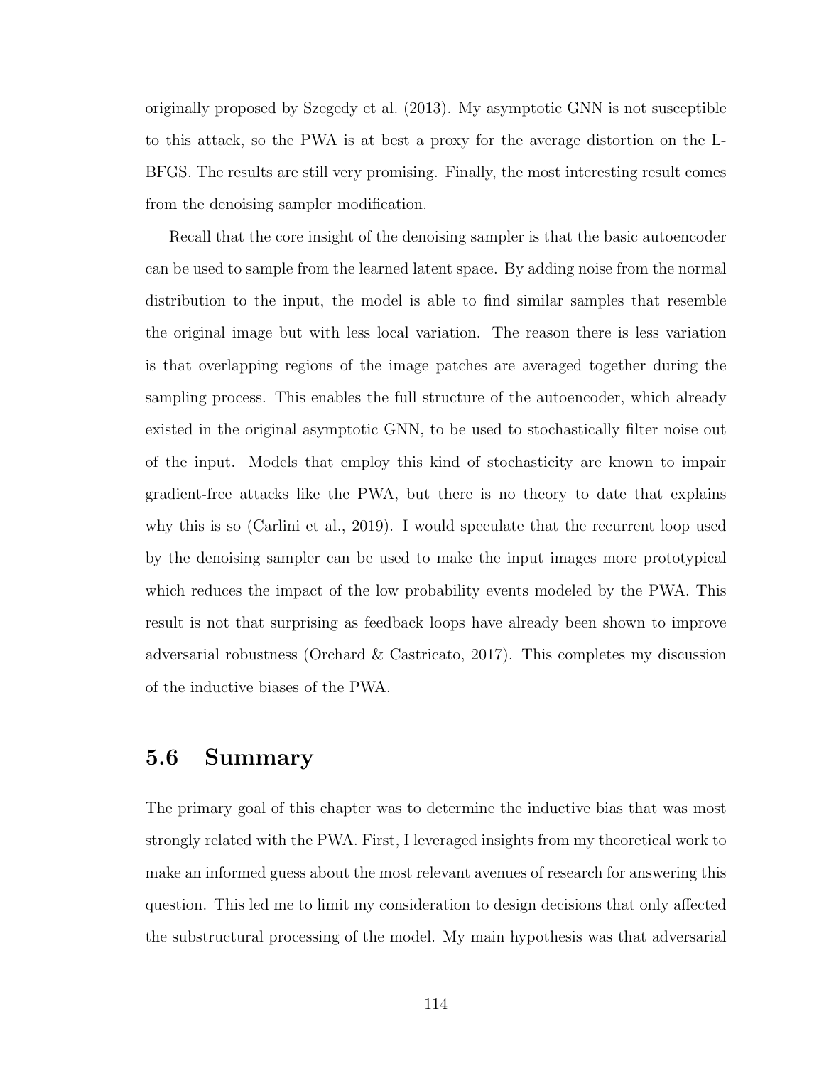originally proposed by Szegedy et al. (2013). My asymptotic GNN is not susceptible to this attack, so the PWA is at best a proxy for the average distortion on the L-BFGS. The results are still very promising. Finally, the most interesting result comes from the denoising sampler modification.

Recall that the core insight of the denoising sampler is that the basic autoencoder can be used to sample from the learned latent space. By adding noise from the normal distribution to the input, the model is able to find similar samples that resemble the original image but with less local variation. The reason there is less variation is that overlapping regions of the image patches are averaged together during the sampling process. This enables the full structure of the autoencoder, which already existed in the original asymptotic GNN, to be used to stochastically filter noise out of the input. Models that employ this kind of stochasticity are known to impair gradient-free attacks like the PWA, but there is no theory to date that explains why this is so (Carlini et al., 2019). I would speculate that the recurrent loop used by the denoising sampler can be used to make the input images more prototypical which reduces the impact of the low probability events modeled by the PWA. This result is not that surprising as feedback loops have already been shown to improve adversarial robustness (Orchard & Castricato, 2017). This completes my discussion of the inductive biases of the PWA.

## 5.6 Summary

The primary goal of this chapter was to determine the inductive bias that was most strongly related with the PWA. First, I leveraged insights from my theoretical work to make an informed guess about the most relevant avenues of research for answering this question. This led me to limit my consideration to design decisions that only affected the substructural processing of the model. My main hypothesis was that adversarial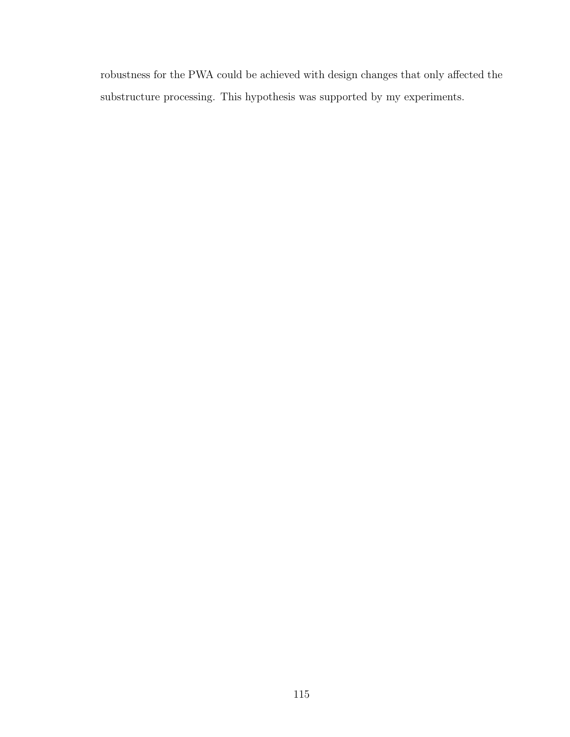robustness for the PWA could be achieved with design changes that only affected the substructure processing. This hypothesis was supported by my experiments.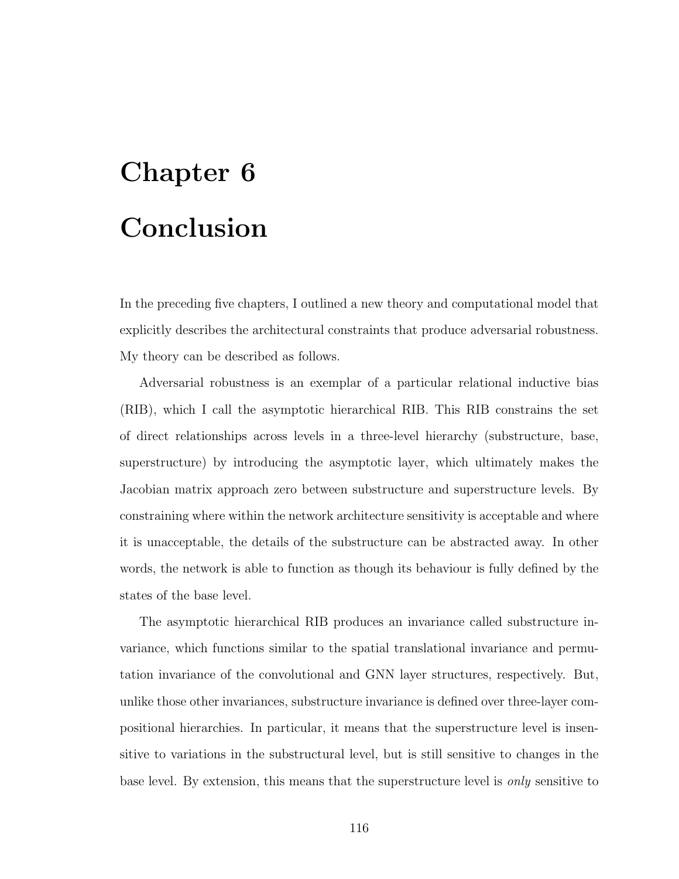# Chapter 6

# Conclusion

In the preceding five chapters, I outlined a new theory and computational model that explicitly describes the architectural constraints that produce adversarial robustness. My theory can be described as follows.

Adversarial robustness is an exemplar of a particular relational inductive bias (RIB), which I call the asymptotic hierarchical RIB. This RIB constrains the set of direct relationships across levels in a three-level hierarchy (substructure, base, superstructure) by introducing the asymptotic layer, which ultimately makes the Jacobian matrix approach zero between substructure and superstructure levels. By constraining where within the network architecture sensitivity is acceptable and where it is unacceptable, the details of the substructure can be abstracted away. In other words, the network is able to function as though its behaviour is fully defined by the states of the base level.

The asymptotic hierarchical RIB produces an invariance called substructure invariance, which functions similar to the spatial translational invariance and permutation invariance of the convolutional and GNN layer structures, respectively. But, unlike those other invariances, substructure invariance is defined over three-layer compositional hierarchies. In particular, it means that the superstructure level is insensitive to variations in the substructural level, but is still sensitive to changes in the base level. By extension, this means that the superstructure level is *only* sensitive to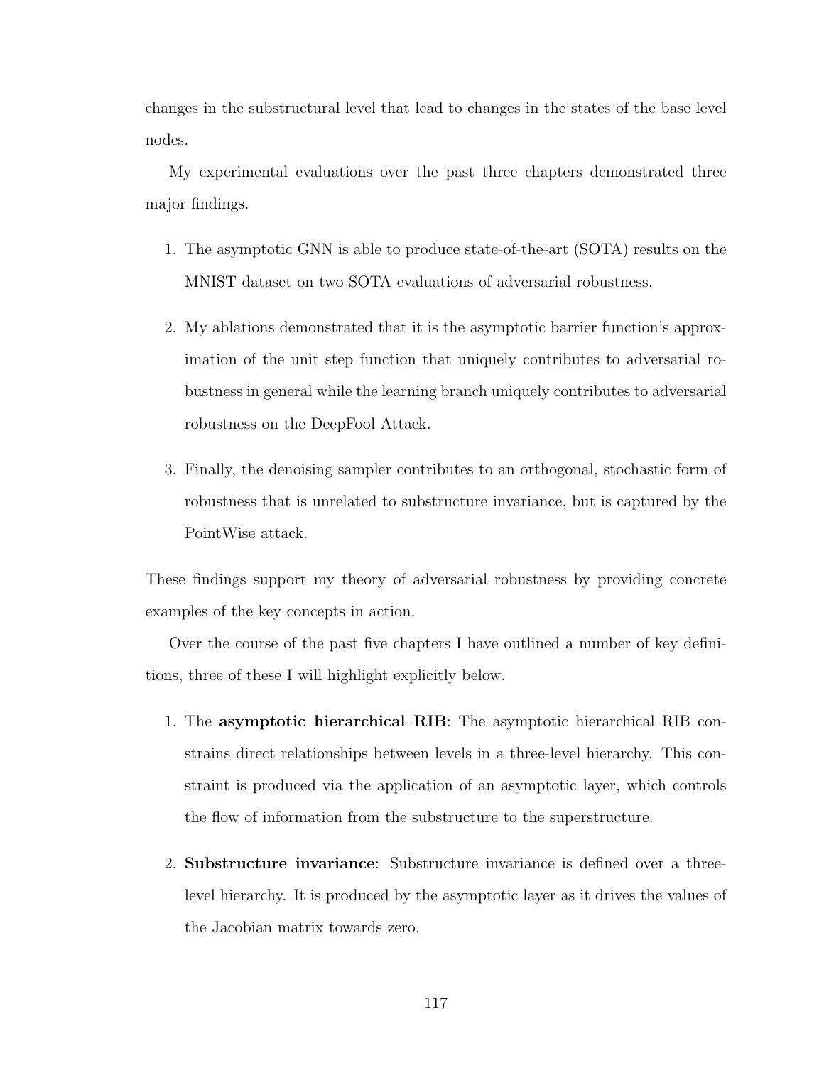changes in the substructural level that lead to changes in the states of the base level nodes.

My experimental evaluations over the past three chapters demonstrated three major findings.

1. The asymptotic GNN is able to produce state-of-the-art (SOTA) results on the MNIST dataset on two SOTA evaluations of adversarial robustness.

2. My ablations demonstrated that it is the asymptotic barrier function's approximation of the unit step function that uniquely contributes to adversarial robustness in general while the learning branch uniquely contributes to adversarial robustness on the DeepFool Attack.

3. Finally, the denoising sampler contributes to an orthogonal, stochastic form of robustness that is unrelated to substructure invariance, but is captured by the PointWise attack.

These findings support my theory of adversarial robustness by providing concrete examples of the key concepts in action.

Over the course of the past five chapters I have outlined a number of key definitions, three of these I will highlight explicitly below.

1. The **asymptotic hierarchical RIB**: The asymptotic hierarchical RIB constrains direct relationships between levels in a three-level hierarchy. This constraint is produced via the application of an asymptotic layer, which controls the flow of information from the substructure to the superstructure.

2. **Substructure invariance**: Substructure invariance is defined over a three-level hierarchy. It is produced by the asymptotic layer as it drives the values of the Jacobian matrix towards zero.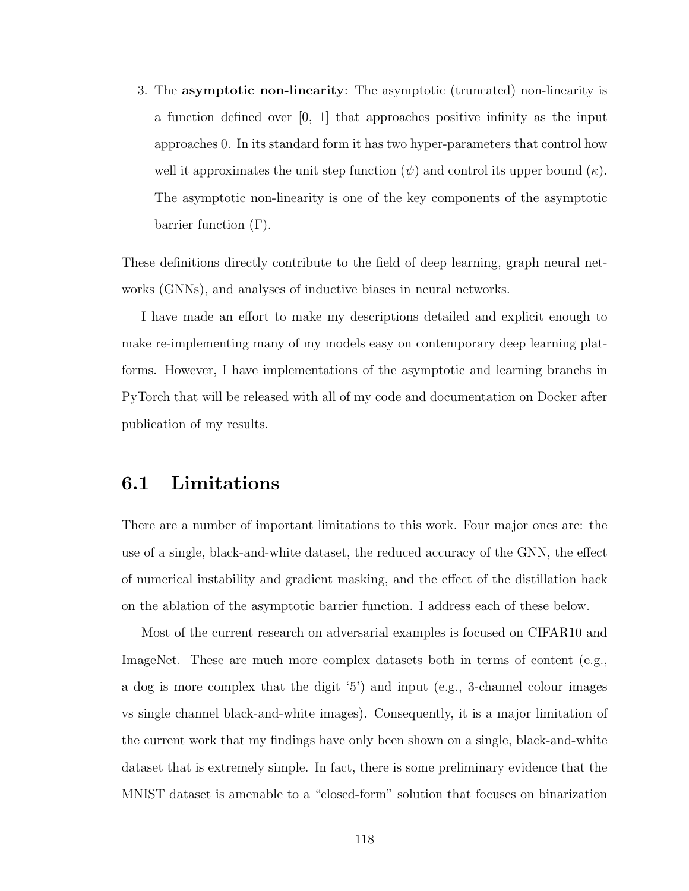3. The **asymptotic non-linearity**: The asymptotic (truncated) non-linearity is a function defined over [0, 1] that approaches positive infinity as the input approaches 0. In its standard form it has two hyper-parameters that control how well it approximates the unit step function ($\psi$) and control its upper bound ($\kappa$). The asymptotic non-linearity is one of the key components of the asymptotic barrier function ($\Gamma$).

These definitions directly contribute to the field of deep learning, graph neural networks (GNNs), and analyses of inductive biases in neural networks.

I have made an effort to make my descriptions detailed and explicit enough to make re-implementing many of my models easy on contemporary deep learning platforms. However, I have implementations of the asymptotic and learning branchs in PyTorch that will be released with all of my code and documentation on Docker after publication of my results.

## 6.1 Limitations

There are a number of important limitations to this work. Four major ones are: the use of a single, black-and-white dataset, the reduced accuracy of the GNN, the effect of numerical instability and gradient masking, and the effect of the distillation hack on the ablation of the asymptotic barrier function. I address each of these below.

Most of the current research on adversarial examples is focused on CIFAR10 and ImageNet. These are much more complex datasets both in terms of content (e.g., a dog is more complex that the digit '5') and input (e.g., 3-channel colour images vs single channel black-and-white images). Consequently, it is a major limitation of the current work that my findings have only been shown on a single, black-and-white dataset that is extremely simple. In fact, there is some preliminary evidence that the MNIST dataset is amenable to a "closed-form" solution that focuses on binarization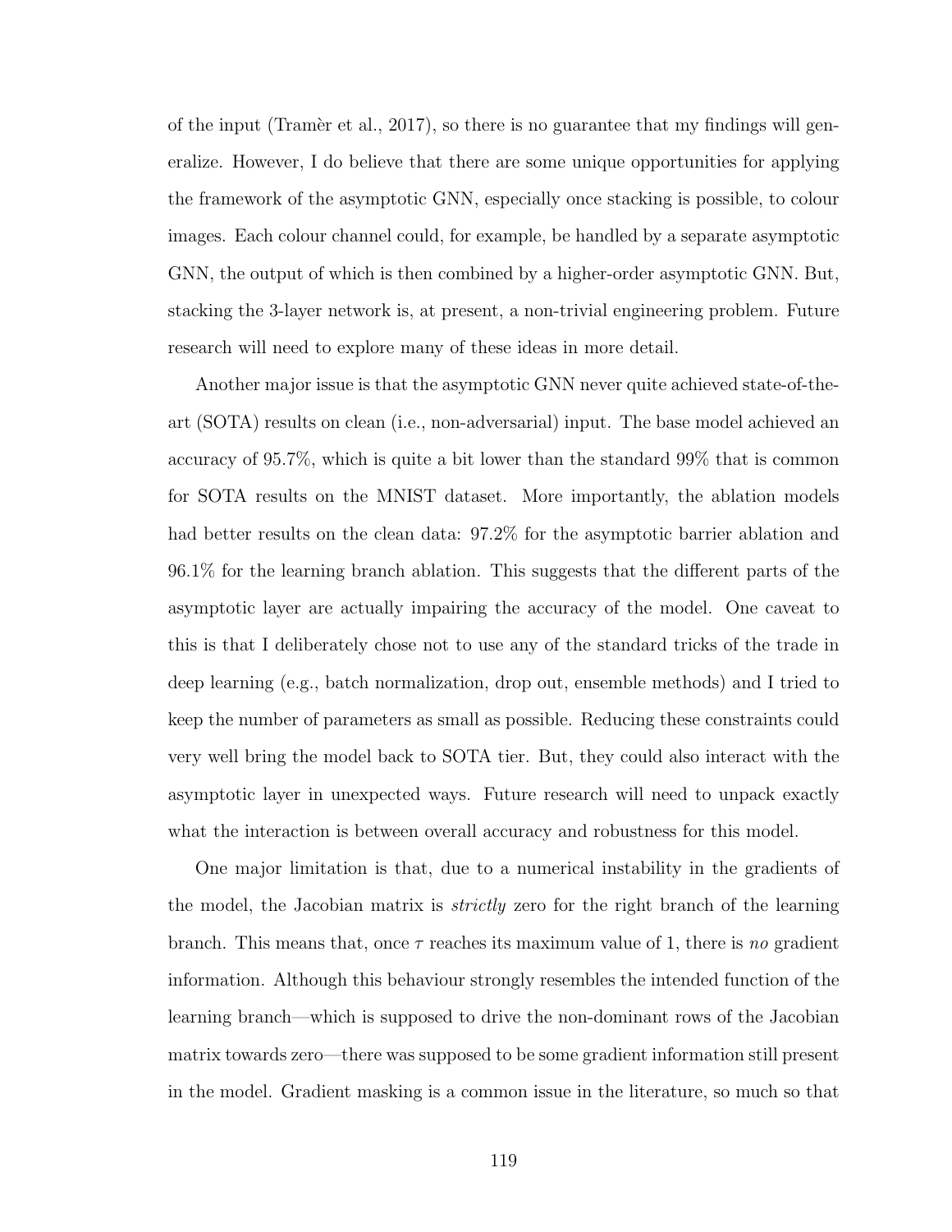of the input (Tramèr et al., 2017), so there is no guarantee that my findings will generalize. However, I do believe that there are some unique opportunities for applying the framework of the asymptotic GNN, especially once stacking is possible, to colour images. Each colour channel could, for example, be handled by a separate asymptotic GNN, the output of which is then combined by a higher-order asymptotic GNN. But, stacking the 3-layer network is, at present, a non-trivial engineering problem. Future research will need to explore many of these ideas in more detail.

Another major issue is that the asymptotic GNN never quite achieved state-of-the-art (SOTA) results on clean (i.e., non-adversarial) input. The base model achieved an accuracy of 95.7%, which is quite a bit lower than the standard 99% that is common for SOTA results on the MNIST dataset. More importantly, the ablation models had better results on the clean data: 97.2% for the asymptotic barrier ablation and 96.1% for the learning branch ablation. This suggests that the different parts of the asymptotic layer are actually impairing the accuracy of the model. One caveat to this is that I deliberately chose not to use any of the standard tricks of the trade in deep learning (e.g., batch normalization, drop out, ensemble methods) and I tried to keep the number of parameters as small as possible. Reducing these constraints could very well bring the model back to SOTA tier. But, they could also interact with the asymptotic layer in unexpected ways. Future research will need to unpack exactly what the interaction is between overall accuracy and robustness for this model.

One major limitation is that, due to a numerical instability in the gradients of the model, the Jacobian matrix is *strictly* zero for the right branch of the learning branch. This means that, once $\tau$ reaches its maximum value of 1, there is *no* gradient information. Although this behaviour strongly resembles the intended function of the learning branch—which is supposed to drive the non-dominant rows of the Jacobian matrix towards zero—there was supposed to be some gradient information still present in the model. Gradient masking is a common issue in the literature, so much so that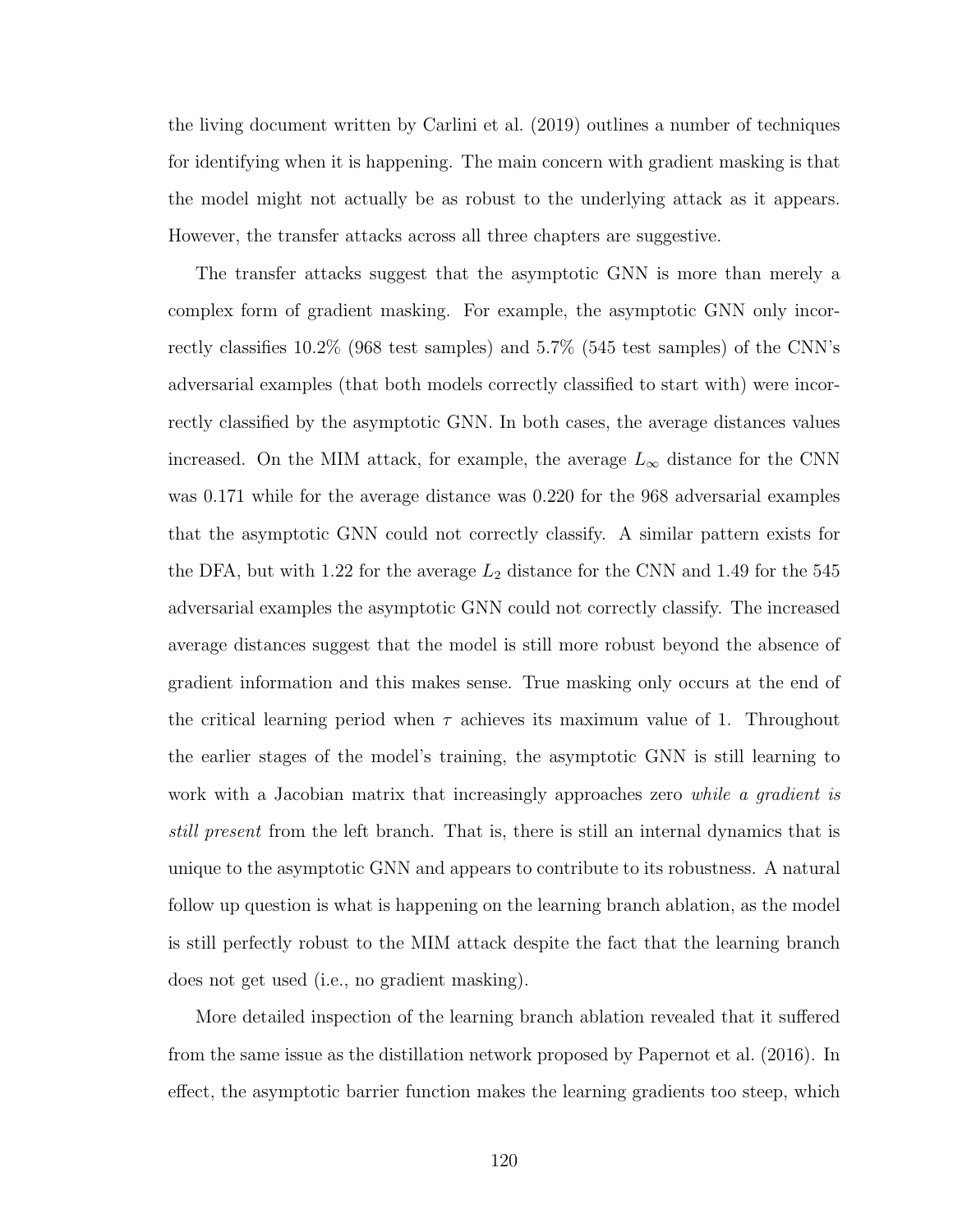the living document written by Carlini et al. (2019) outlines a number of techniques for identifying when it is happening. The main concern with gradient masking is that the model might not actually be as robust to the underlying attack as it appears. However, the transfer attacks across all three chapters are suggestive.

The transfer attacks suggest that the asymptotic GNN is more than merely a complex form of gradient masking. For example, the asymptotic GNN only incorrectly classifies 10.2% (968 test samples) and 5.7% (545 test samples) of the CNN's adversarial examples (that both models correctly classified to start with) were incorrectly classified by the asymptotic GNN. In both cases, the average distances values increased. On the MIM attack, for example, the average $L_\infty$ distance for the CNN was 0.171 while for the average distance was 0.220 for the 968 adversarial examples that the asymptotic GNN could not correctly classify. A similar pattern exists for the DFA, but with 1.22 for the average $L_2$ distance for the CNN and 1.49 for the 545 adversarial examples the asymptotic GNN could not correctly classify. The increased average distances suggest that the model is still more robust beyond the absence of gradient information and this makes sense. True masking only occurs at the end of the critical learning period when $\tau$ achieves its maximum value of 1. Throughout the earlier stages of the model's training, the asymptotic GNN is still learning to work with a Jacobian matrix that increasingly approaches zero *while a gradient is still present* from the left branch. That is, there is still an internal dynamics that is unique to the asymptotic GNN and appears to contribute to its robustness. A natural follow up question is what is happening on the learning branch ablation, as the model is still perfectly robust to the MIM attack despite the fact that the learning branch does not get used (i.e., no gradient masking).

More detailed inspection of the learning branch ablation revealed that it suffered from the same issue as the distillation network proposed by Papernot et al. (2016). In effect, the asymptotic barrier function makes the learning gradients too steep, which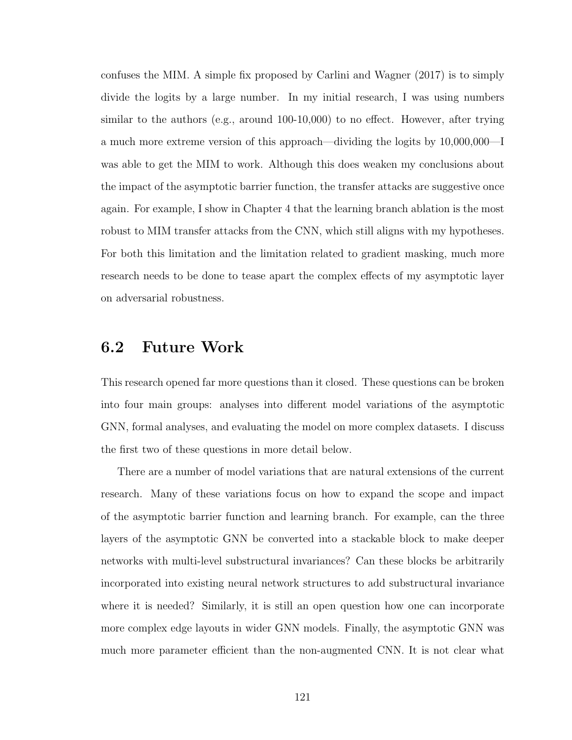confuses the MIM. A simple fix proposed by Carlini and Wagner (2017) is to simply divide the logits by a large number. In my initial research, I was using numbers similar to the authors (e.g., around 100-10,000) to no effect. However, after trying a much more extreme version of this approach—dividing the logits by 10,000,000—I was able to get the MIM to work. Although this does weaken my conclusions about the impact of the asymptotic barrier function, the transfer attacks are suggestive once again. For example, I show in Chapter 4 that the learning branch ablation is the most robust to MIM transfer attacks from the CNN, which still aligns with my hypotheses. For both this limitation and the limitation related to gradient masking, much more research needs to be done to tease apart the complex effects of my asymptotic layer on adversarial robustness.

## 6.2 Future Work

This research opened far more questions than it closed. These questions can be broken into four main groups: analyses into different model variations of the asymptotic GNN, formal analyses, and evaluating the model on more complex datasets. I discuss the first two of these questions in more detail below.

There are a number of model variations that are natural extensions of the current research. Many of these variations focus on how to expand the scope and impact of the asymptotic barrier function and learning branch. For example, can the three layers of the asymptotic GNN be converted into a stackable block to make deeper networks with multi-level substructural invariances? Can these blocks be arbitrarily incorporated into existing neural network structures to add substructural invariance where it is needed? Similarly, it is still an open question how one can incorporate more complex edge layouts in wider GNN models. Finally, the asymptotic GNN was much more parameter efficient than the non-augmented CNN. It is not clear what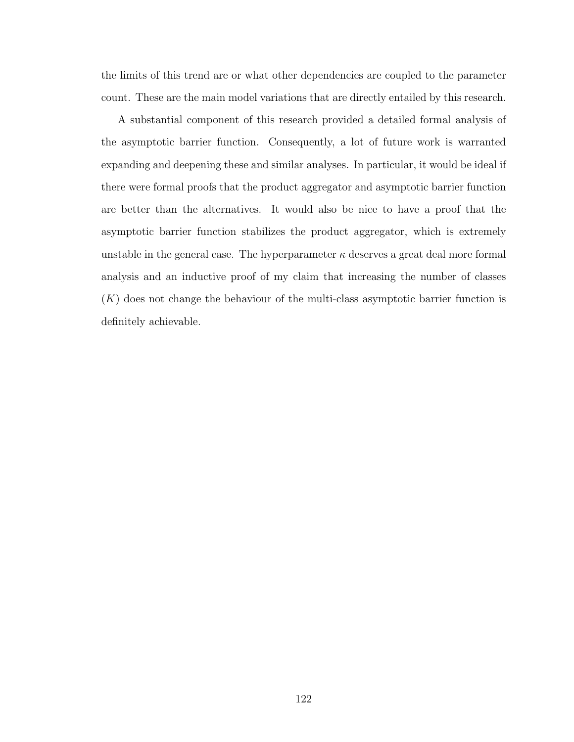the limits of this trend are or what other dependencies are coupled to the parameter count. These are the main model variations that are directly entailed by this research.

A substantial component of this research provided a detailed formal analysis of the asymptotic barrier function. Consequently, a lot of future work is warranted expanding and deepening these and similar analyses. In particular, it would be ideal if there were formal proofs that the product aggregator and asymptotic barrier function are better than the alternatives. It would also be nice to have a proof that the asymptotic barrier function stabilizes the product aggregator, which is extremely unstable in the general case. The hyperparameter $\kappa$ deserves a great deal more formal analysis and an inductive proof of my claim that increasing the number of classes ($K$) does not change the behaviour of the multi-class asymptotic barrier function is definitely achievable.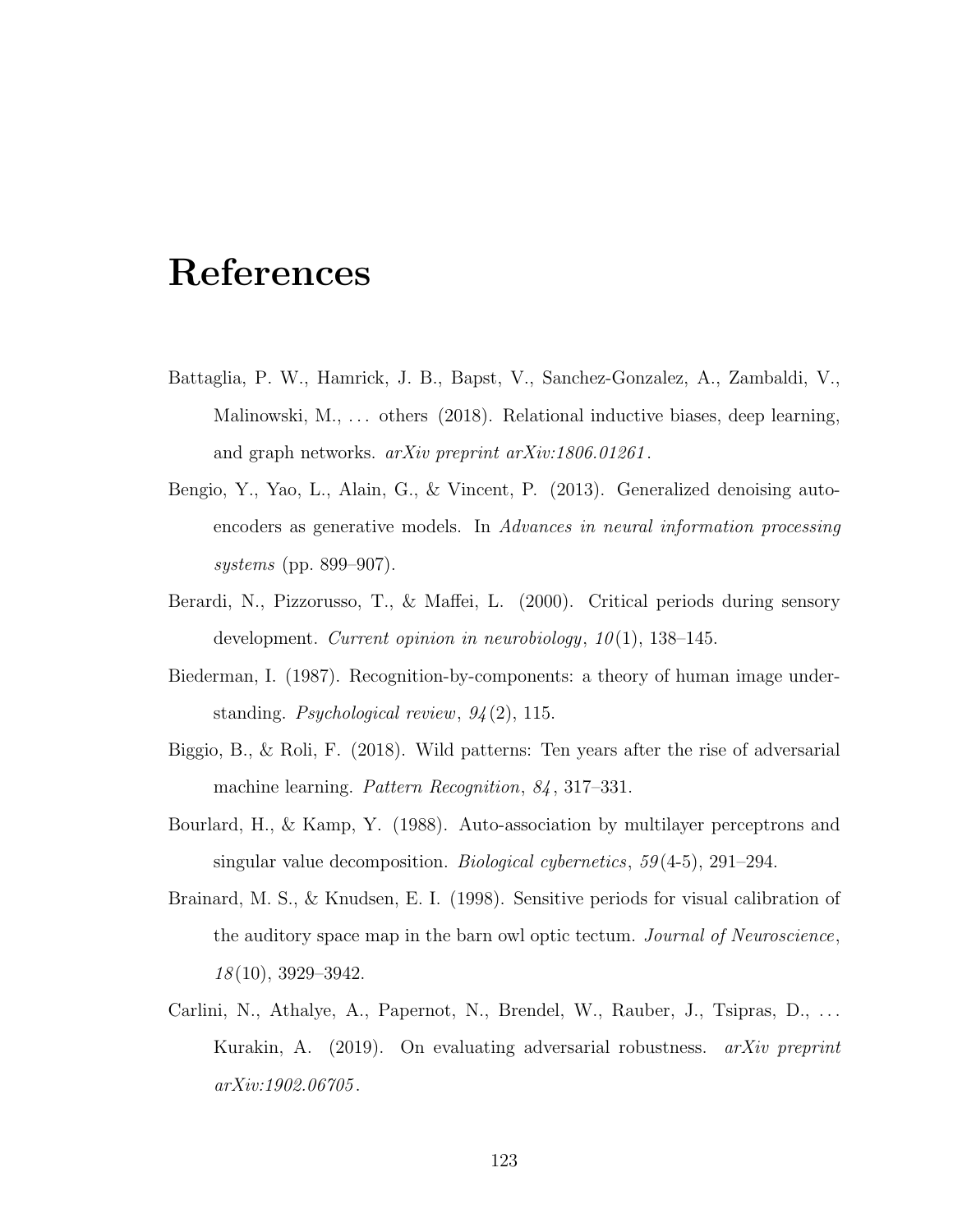# References

Battaglia, P. W., Hamrick, J. B., Bapst, V., Sanchez-Gonzalez, A., Zambaldi, V., Malinowski, M., ... others (2018). Relational inductive biases, deep learning, and graph networks. *arXiv preprint arXiv:1806.01261*.

Bengio, Y., Yao, L., Alain, G., & Vincent, P. (2013). Generalized denoising auto-encoders as generative models. In *Advances in neural information processing systems* (pp. 899–907).

Berardi, N., Pizzorusso, T., & Maffei, L. (2000). Critical periods during sensory development. *Current opinion in neurobiology*, *10*(1), 138–145.

Biederman, I. (1987). Recognition-by-components: a theory of human image understanding. *Psychological review*, *94*(2), 115.

Biggio, B., & Roli, F. (2018). Wild patterns: Ten years after the rise of adversarial machine learning. *Pattern Recognition*, *84*, 317–331.

Bourlard, H., & Kamp, Y. (1988). Auto-association by multilayer perceptrons and singular value decomposition. *Biological cybernetics*, *59*(4-5), 291–294.

Brainard, M. S., & Knudsen, E. I. (1998). Sensitive periods for visual calibration of the auditory space map in the barn owl optic tectum. *Journal of Neuroscience*, *18*(10), 3929–3942.

Carlini, N., Athalye, A., Papernot, N., Brendel, W., Rauber, J., Tsipras, D., ... Kurakin, A. (2019). On evaluating adversarial robustness. *arXiv preprint arXiv:1902.06705*.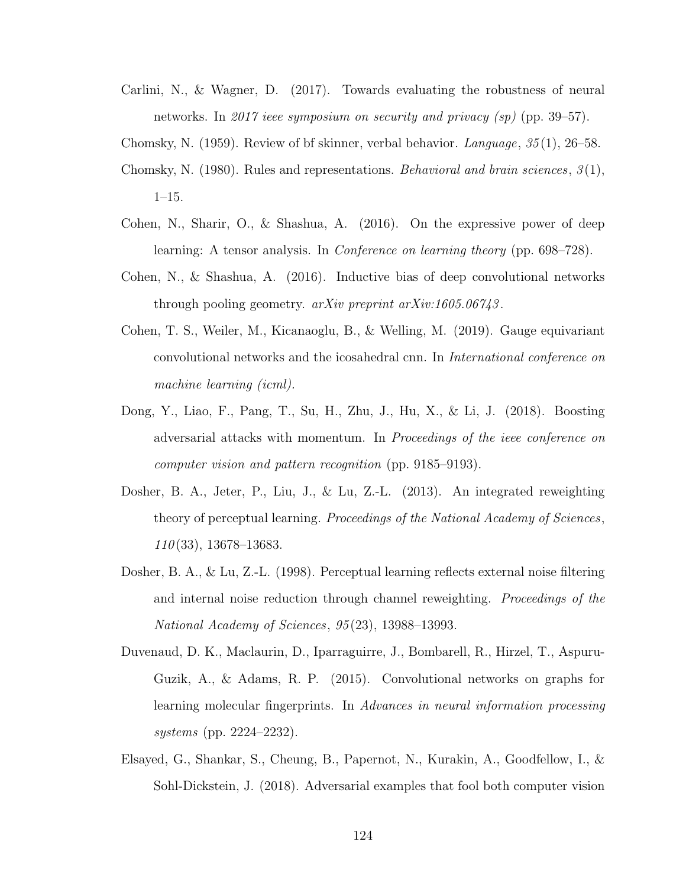Carlini, N., & Wagner, D. (2017). Towards evaluating the robustness of neural networks. In *2017 ieee symposium on security and privacy (sp)* (pp. 39–57).

Chomsky, N. (1959). Review of bf skinner, verbal behavior. *Language*, *35*(1), 26–58.

Chomsky, N. (1980). Rules and representations. *Behavioral and brain sciences*, *3*(1), 1–15.

Cohen, N., Sharir, O., & Shashua, A. (2016). On the expressive power of deep learning: A tensor analysis. In *Conference on learning theory* (pp. 698–728).

Cohen, N., & Shashua, A. (2016). Inductive bias of deep convolutional networks through pooling geometry. *arXiv preprint arXiv:1605.06743*.

Cohen, T. S., Weiler, M., Kicanaoglu, B., & Welling, M. (2019). Gauge equivariant convolutional networks and the icosahedral cnn. In *International conference on machine learning (icml).*

Dong, Y., Liao, F., Pang, T., Su, H., Zhu, J., Hu, X., & Li, J. (2018). Boosting adversarial attacks with momentum. In *Proceedings of the ieee conference on computer vision and pattern recognition* (pp. 9185–9193).

Dosher, B. A., Jeter, P., Liu, J., & Lu, Z.-L. (2013). An integrated reweighting theory of perceptual learning. *Proceedings of the National Academy of Sciences*, *110*(33), 13678–13683.

Dosher, B. A., & Lu, Z.-L. (1998). Perceptual learning reflects external noise filtering and internal noise reduction through channel reweighting. *Proceedings of the National Academy of Sciences*, *95*(23), 13988–13993.

Duvenaud, D. K., Maclaurin, D., Iparraguirre, J., Bombarell, R., Hirzel, T., Aspuru-Guzik, A., & Adams, R. P. (2015). Convolutional networks on graphs for learning molecular fingerprints. In *Advances in neural information processing systems* (pp. 2224–2232).

Elsayed, G., Shankar, S., Cheung, B., Papernot, N., Kurakin, A., Goodfellow, I., & Sohl-Dickstein, J. (2018). Adversarial examples that fool both computer vision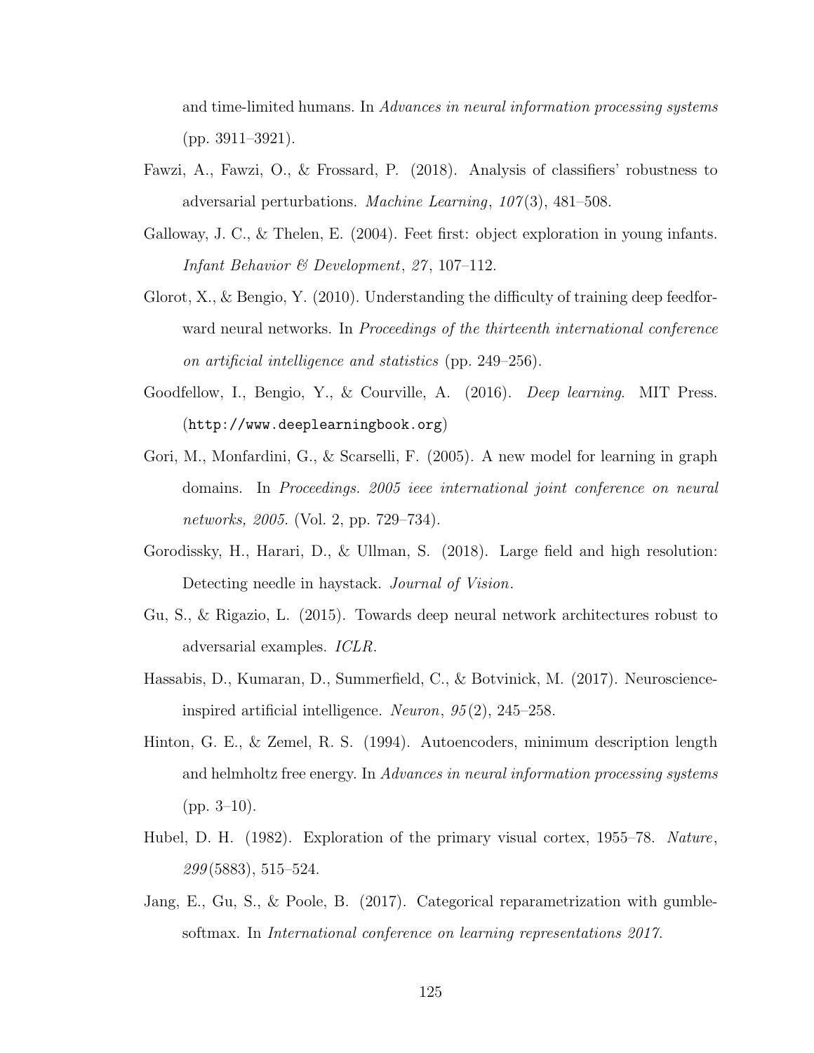and time-limited humans. In *Advances in neural information processing systems* (pp. 3911–3921).

Fawzi, A., Fawzi, O., & Frossard, P. (2018). Analysis of classifiers' robustness to adversarial perturbations. *Machine Learning*, *107*(3), 481–508.

Galloway, J. C., & Thelen, E. (2004). Feet first: object exploration in young infants. *Infant Behavior & Development*, *27*, 107–112.

Glorot, X., & Bengio, Y. (2010). Understanding the difficulty of training deep feedforward neural networks. In *Proceedings of the thirteenth international conference on artificial intelligence and statistics* (pp. 249–256).

Goodfellow, I., Bengio, Y., & Courville, A. (2016). *Deep learning*. MIT Press. (`http://www.deeplearningbook.org`)

Gori, M., Monfardini, G., & Scarselli, F. (2005). A new model for learning in graph domains. In *Proceedings. 2005 ieee international joint conference on neural networks, 2005.* (Vol. 2, pp. 729–734).

Gorodissky, H., Harari, D., & Ullman, S. (2018). Large field and high resolution: Detecting needle in haystack. *Journal of Vision*.

Gu, S., & Rigazio, L. (2015). Towards deep neural network architectures robust to adversarial examples. *ICLR*.

Hassabis, D., Kumaran, D., Summerfield, C., & Botvinick, M. (2017). Neuroscience-inspired artificial intelligence. *Neuron*, *95*(2), 245–258.

Hinton, G. E., & Zemel, R. S. (1994). Autoencoders, minimum description length and helmholtz free energy. In *Advances in neural information processing systems* (pp. 3–10).

Hubel, D. H. (1982). Exploration of the primary visual cortex, 1955–78. *Nature*, *299*(5883), 515–524.

Jang, E., Gu, S., & Poole, B. (2017). Categorical reparametrization with gumble-softmax. In *International conference on learning representations 2017.*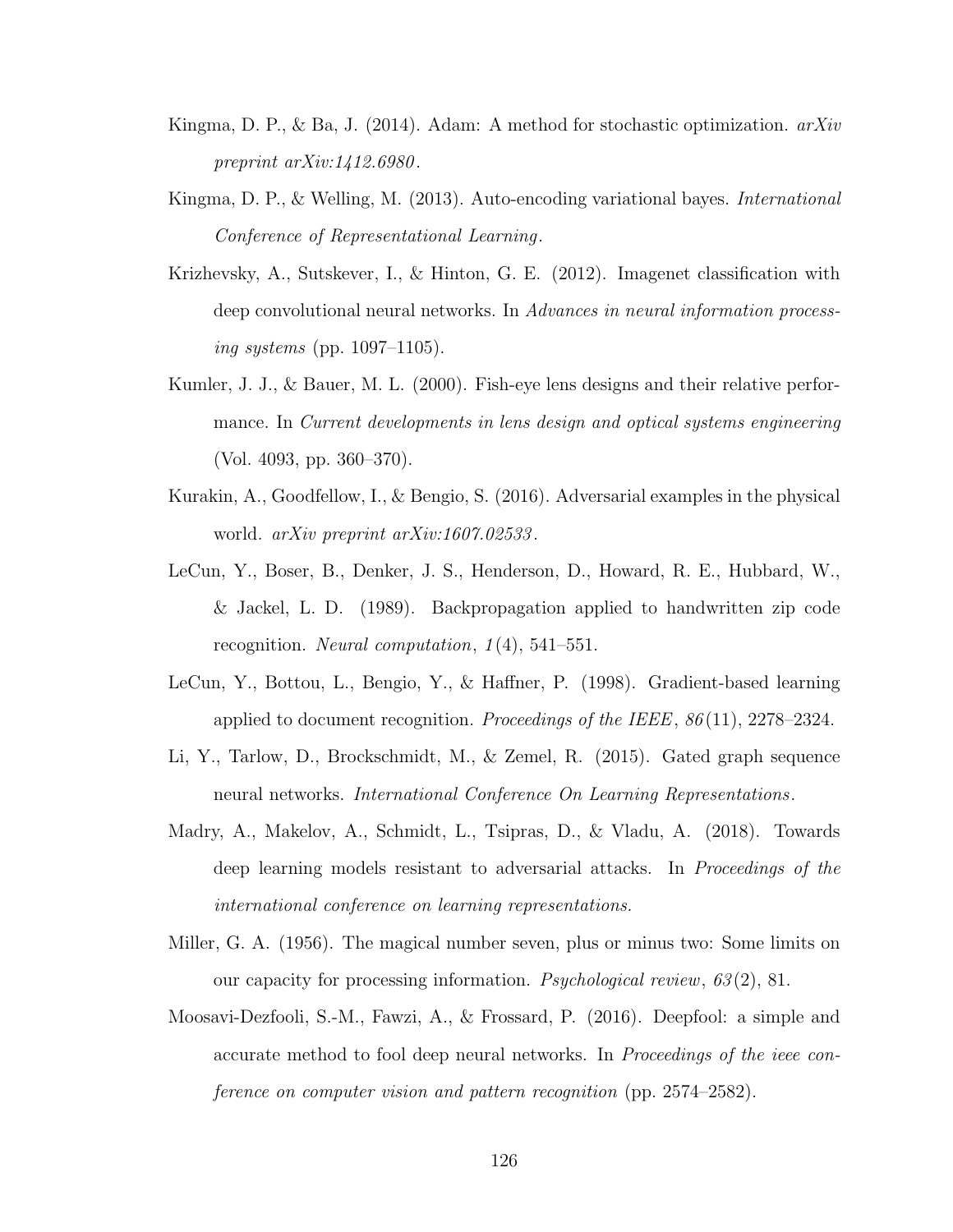Kingma, D. P., & Ba, J. (2014). Adam: A method for stochastic optimization. *arXiv preprint arXiv:1412.6980*.

Kingma, D. P., & Welling, M. (2013). Auto-encoding variational bayes. *International Conference of Representational Learning*.

Krizhevsky, A., Sutskever, I., & Hinton, G. E. (2012). Imagenet classification with deep convolutional neural networks. In *Advances in neural information processing systems* (pp. 1097–1105).

Kumler, J. J., & Bauer, M. L. (2000). Fish-eye lens designs and their relative performance. In *Current developments in lens design and optical systems engineering* (Vol. 4093, pp. 360–370).

Kurakin, A., Goodfellow, I., & Bengio, S. (2016). Adversarial examples in the physical world. *arXiv preprint arXiv:1607.02533*.

LeCun, Y., Boser, B., Denker, J. S., Henderson, D., Howard, R. E., Hubbard, W., & Jackel, L. D. (1989). Backpropagation applied to handwritten zip code recognition. *Neural computation*, *1*(4), 541–551.

LeCun, Y., Bottou, L., Bengio, Y., & Haffner, P. (1998). Gradient-based learning applied to document recognition. *Proceedings of the IEEE*, *86*(11), 2278–2324.

Li, Y., Tarlow, D., Brockschmidt, M., & Zemel, R. (2015). Gated graph sequence neural networks. *International Conference On Learning Representations*.

Madry, A., Makelov, A., Schmidt, L., Tsipras, D., & Vladu, A. (2018). Towards deep learning models resistant to adversarial attacks. In *Proceedings of the international conference on learning representations.*

Miller, G. A. (1956). The magical number seven, plus or minus two: Some limits on our capacity for processing information. *Psychological review*, *63*(2), 81.

Moosavi-Dezfooli, S.-M., Fawzi, A., & Frossard, P. (2016). Deepfool: a simple and accurate method to fool deep neural networks. In *Proceedings of the ieee conference on computer vision and pattern recognition* (pp. 2574–2582).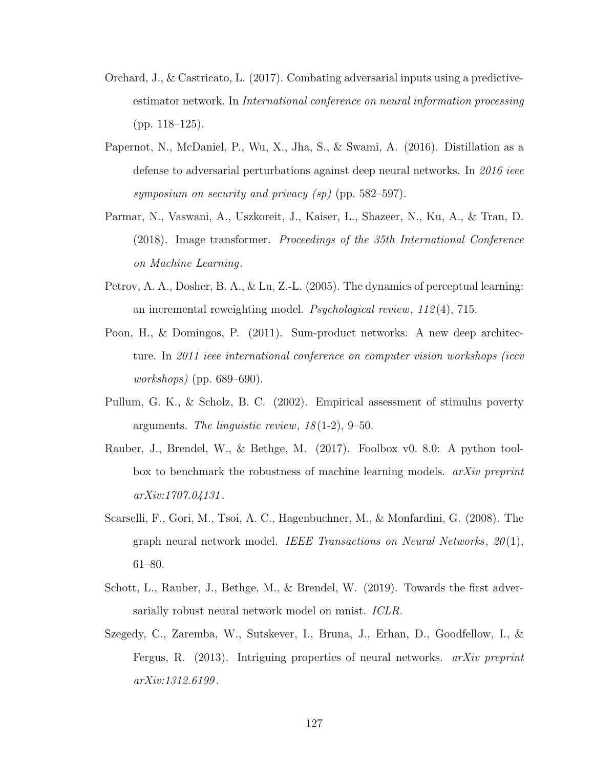Orchard, J., & Castricato, L. (2017). Combating adversarial inputs using a predictive-estimator network. In *International conference on neural information processing* (pp. 118–125).

Papernot, N., McDaniel, P., Wu, X., Jha, S., & Swami, A. (2016). Distillation as a defense to adversarial perturbations against deep neural networks. In *2016 ieee symposium on security and privacy (sp)* (pp. 582–597).

Parmar, N., Vaswani, A., Uszkoreit, J., Kaiser, Ł., Shazeer, N., Ku, A., & Tran, D. (2018). Image transformer. *Proceedings of the 35th International Conference on Machine Learning*.

Petrov, A. A., Dosher, B. A., & Lu, Z.-L. (2005). The dynamics of perceptual learning: an incremental reweighting model. *Psychological review*, *112*(4), 715.

Poon, H., & Domingos, P. (2011). Sum-product networks: A new deep architecture. In *2011 ieee international conference on computer vision workshops (iccv workshops)* (pp. 689–690).

Pullum, G. K., & Scholz, B. C. (2002). Empirical assessment of stimulus poverty arguments. *The linguistic review*, *18*(1-2), 9–50.

Rauber, J., Brendel, W., & Bethge, M. (2017). Foolbox v0. 8.0: A python toolbox to benchmark the robustness of machine learning models. *arXiv preprint arXiv:1707.04131*.

Scarselli, F., Gori, M., Tsoi, A. C., Hagenbuchner, M., & Monfardini, G. (2008). The graph neural network model. *IEEE Transactions on Neural Networks*, *20*(1), 61–80.

Schott, L., Rauber, J., Bethge, M., & Brendel, W. (2019). Towards the first adversarially robust neural network model on mnist. *ICLR*.

Szegedy, C., Zaremba, W., Sutskever, I., Bruna, J., Erhan, D., Goodfellow, I., & Fergus, R. (2013). Intriguing properties of neural networks. *arXiv preprint arXiv:1312.6199*.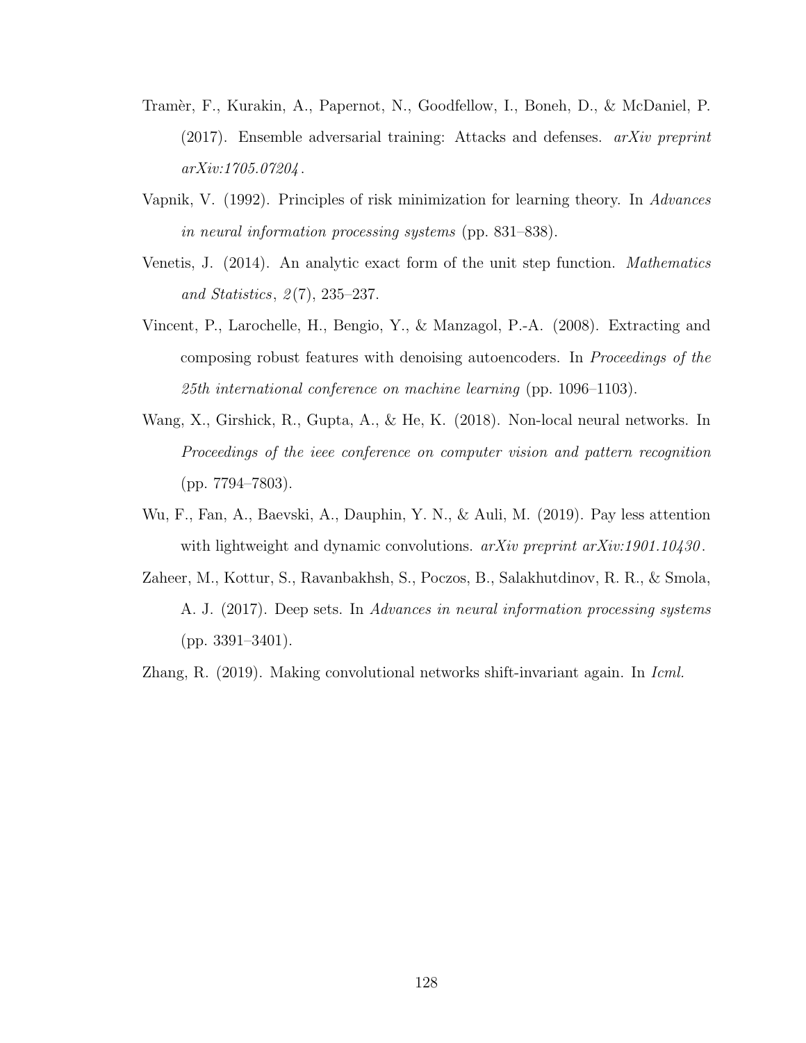Tramèr, F., Kurakin, A., Papernot, N., Goodfellow, I., Boneh, D., & McDaniel, P. (2017). Ensemble adversarial training: Attacks and defenses. *arXiv preprint arXiv:1705.07204*.

Vapnik, V. (1992). Principles of risk minimization for learning theory. In *Advances in neural information processing systems* (pp. 831–838).

Venetis, J. (2014). An analytic exact form of the unit step function. *Mathematics and Statistics*, *2*(7), 235–237.

Vincent, P., Larochelle, H., Bengio, Y., & Manzagol, P.-A. (2008). Extracting and composing robust features with denoising autoencoders. In *Proceedings of the 25th international conference on machine learning* (pp. 1096–1103).

Wang, X., Girshick, R., Gupta, A., & He, K. (2018). Non-local neural networks. In *Proceedings of the ieee conference on computer vision and pattern recognition* (pp. 7794–7803).

Wu, F., Fan, A., Baevski, A., Dauphin, Y. N., & Auli, M. (2019). Pay less attention with lightweight and dynamic convolutions. *arXiv preprint arXiv:1901.10430*.

Zaheer, M., Kottur, S., Ravanbakhsh, S., Poczos, B., Salakhutdinov, R. R., & Smola, A. J. (2017). Deep sets. In *Advances in neural information processing systems* (pp. 3391–3401).

Zhang, R. (2019). Making convolutional networks shift-invariant again. In *Icml.*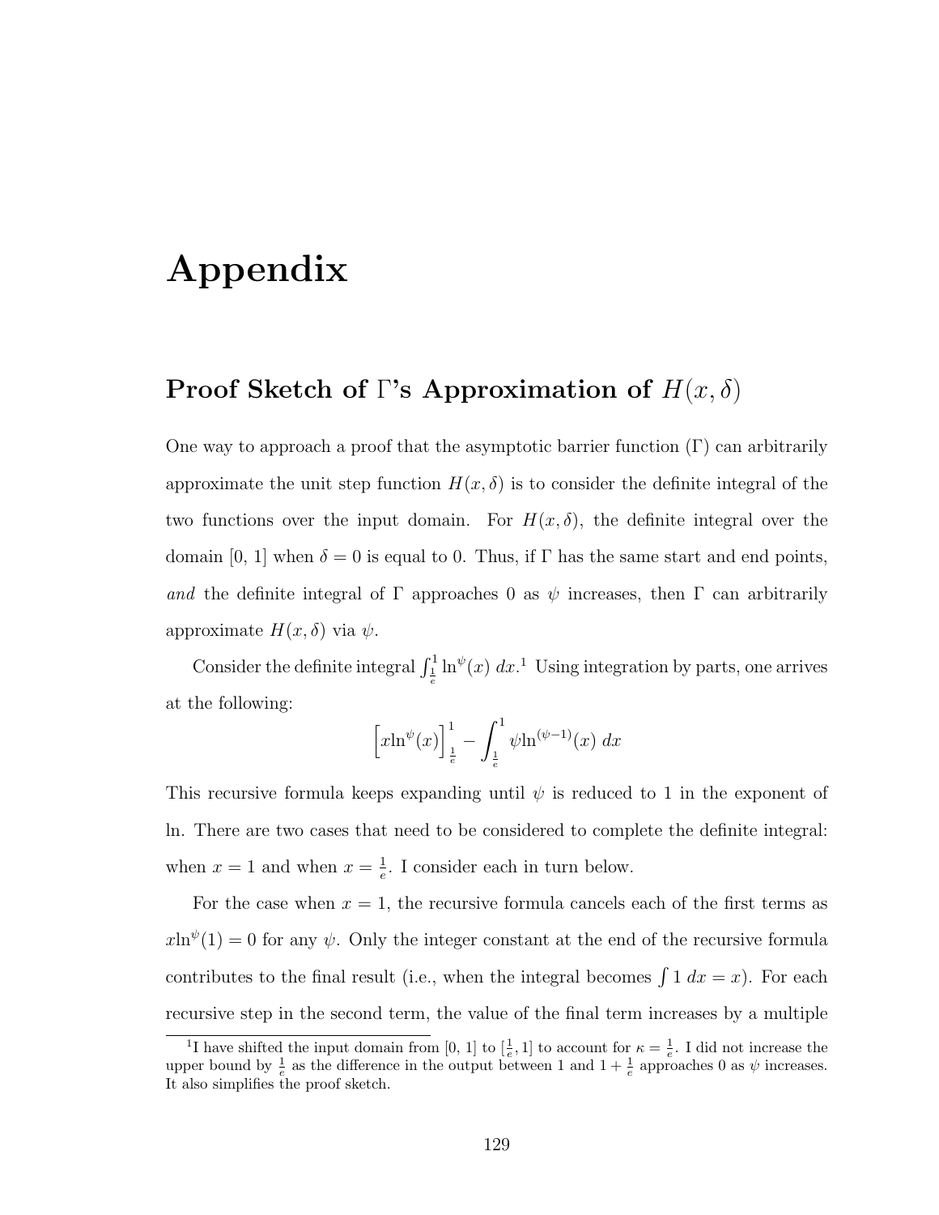# Appendix

## Proof Sketch of Γ's Approximation of $H(x, \delta)$

One way to approach a proof that the asymptotic barrier function (Γ) can arbitrarily approximate the unit step function $H(x, \delta)$ is to consider the definite integral of the two functions over the input domain. For $H(x, \delta)$, the definite integral over the domain [0, 1] when $\delta = 0$ is equal to 0. Thus, if Γ has the same start and end points, *and* the definite integral of Γ approaches 0 as $\psi$ increases, then Γ can arbitrarily approximate $H(x, \delta)$ via $\psi$.

Consider the definite integral $\int_{\frac{1}{e}}^{1} \ln^{\psi}(x)\ dx$.[1] Using integration by parts, one arrives at the following:

$$\Big[x\ln^{\psi}(x)\Big]_{\frac{1}{e}}^{1} - \int_{\frac{1}{e}}^{1} \psi \ln^{(\psi-1)}(x)\ dx$$

This recursive formula keeps expanding until $\psi$ is reduced to 1 in the exponent of ln. There are two cases that need to be considered to complete the definite integral: when $x = 1$ and when $x = \frac{1}{e}$. I consider each in turn below.

For the case when $x = 1$, the recursive formula cancels each of the first terms as $x\ln^{\psi}(1) = 0$ for any $\psi$. Only the integer constant at the end of the recursive formula contributes to the final result (i.e., when the integral becomes $\int 1\ dx = x$). For each recursive step in the second term, the value of the final term increases by a multiple

[1] I have shifted the input domain from [0, 1] to $[\frac{1}{e}, 1]$ to account for $\kappa = \frac{1}{e}$. I did not increase the upper bound by $\frac{1}{e}$ as the difference in the output between 1 and $1 + \frac{1}{e}$ approaches 0 as $\psi$ increases. It also simplifies the proof sketch.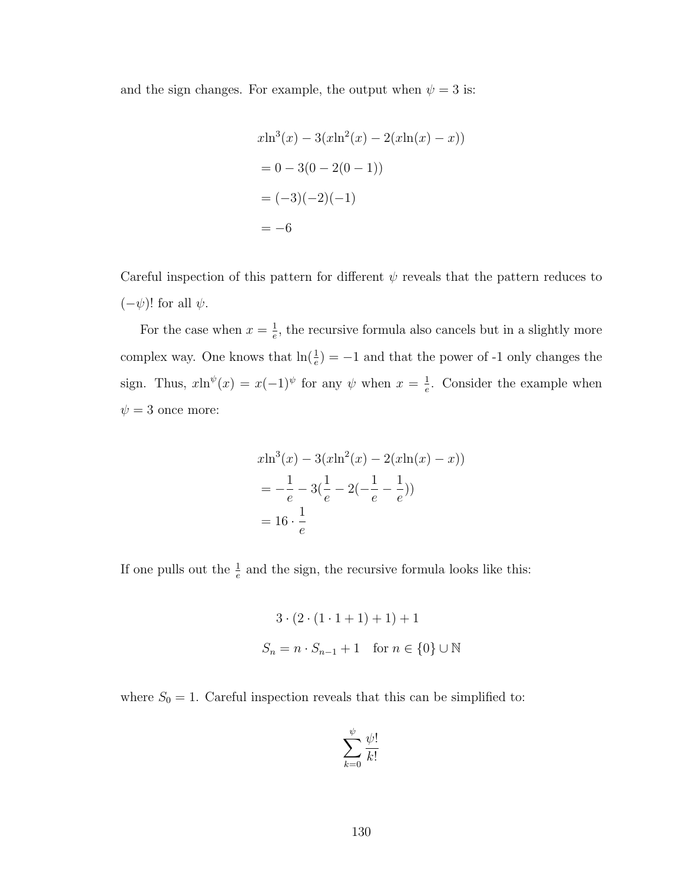and the sign changes. For example, the output when $\psi = 3$ is:

$$
\begin{aligned}
&x\ln^3(x) - 3(x\ln^2(x) - 2(x\ln(x) - x)) \\
&= 0 - 3(0 - 2(0 - 1)) \\
&= (-3)(-2)(-1) \\
&= -6
\end{aligned}
$$

Careful inspection of this pattern for different $\psi$ reveals that the pattern reduces to $(-\psi)!$ for all $\psi$.

For the case when $x = \frac{1}{e}$, the recursive formula also cancels but in a slightly more complex way. One knows that $\ln(\frac{1}{e}) = -1$ and that the power of -1 only changes the sign. Thus, $x\ln^{\psi}(x) = x(-1)^{\psi}$ for any $\psi$ when $x = \frac{1}{e}$. Consider the example when $\psi = 3$ once more:

$$
\begin{aligned}
&x\ln^3(x) - 3(x\ln^2(x) - 2(x\ln(x) - x)) \\
&= -\frac{1}{e} - 3(\frac{1}{e} - 2(-\frac{1}{e} - \frac{1}{e})) \\
&= 16 \cdot \frac{1}{e}
\end{aligned}
$$

If one pulls out the $\frac{1}{e}$ and the sign, the recursive formula looks like this:

$$
3 \cdot (2 \cdot (1 \cdot 1 + 1) + 1) + 1
$$

$$
S_n = n \cdot S_{n-1} + 1 \quad \text{for } n \in \{0\} \cup \mathbb{N}
$$

where $S_0 = 1$. Careful inspection reveals that this can be simplified to:

$$
\sum_{k=0}^{\psi} \frac{\psi!}{k!}
$$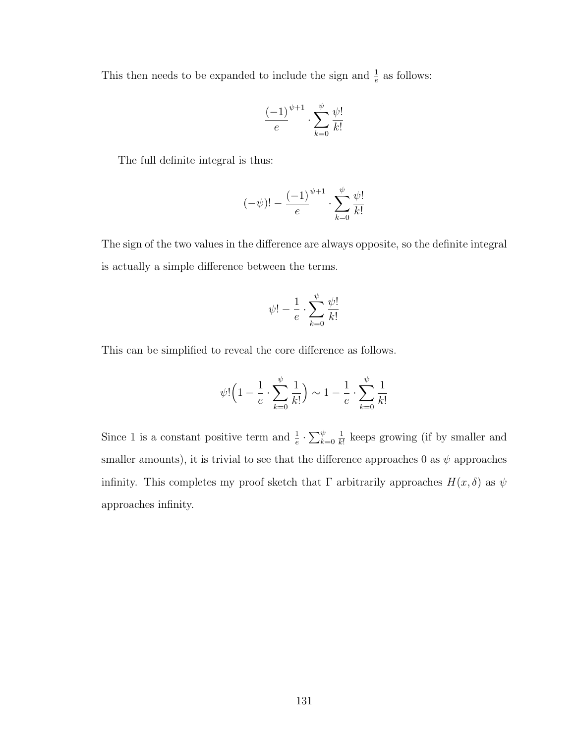This then needs to be expanded to include the sign and $\frac{1}{e}$ as follows:

$$\frac{(-1)}{e}^{\psi+1} \cdot \sum_{k=0}^{\psi} \frac{\psi!}{k!}$$

The full definite integral is thus:

$$(-\psi)! - \frac{(-1)}{e}^{\psi+1} \cdot \sum_{k=0}^{\psi} \frac{\psi!}{k!}$$

The sign of the two values in the difference are always opposite, so the definite integral is actually a simple difference between the terms.

$$\psi! - \frac{1}{e} \cdot \sum_{k=0}^{\psi} \frac{\psi!}{k!}$$

This can be simplified to reveal the core difference as follows.

$$\psi!\Big(1 - \frac{1}{e} \cdot \sum_{k=0}^{\psi} \frac{1}{k!}\Big) \sim 1 - \frac{1}{e} \cdot \sum_{k=0}^{\psi} \frac{1}{k!}$$

Since 1 is a constant positive term and $\frac{1}{e} \cdot \sum_{k=0}^{\psi} \frac{1}{k!}$ keeps growing (if by smaller and smaller amounts), it is trivial to see that the difference approaches 0 as $\psi$ approaches infinity. This completes my proof sketch that $\Gamma$ arbitrarily approaches $H(x, \delta)$ as $\psi$ approaches infinity.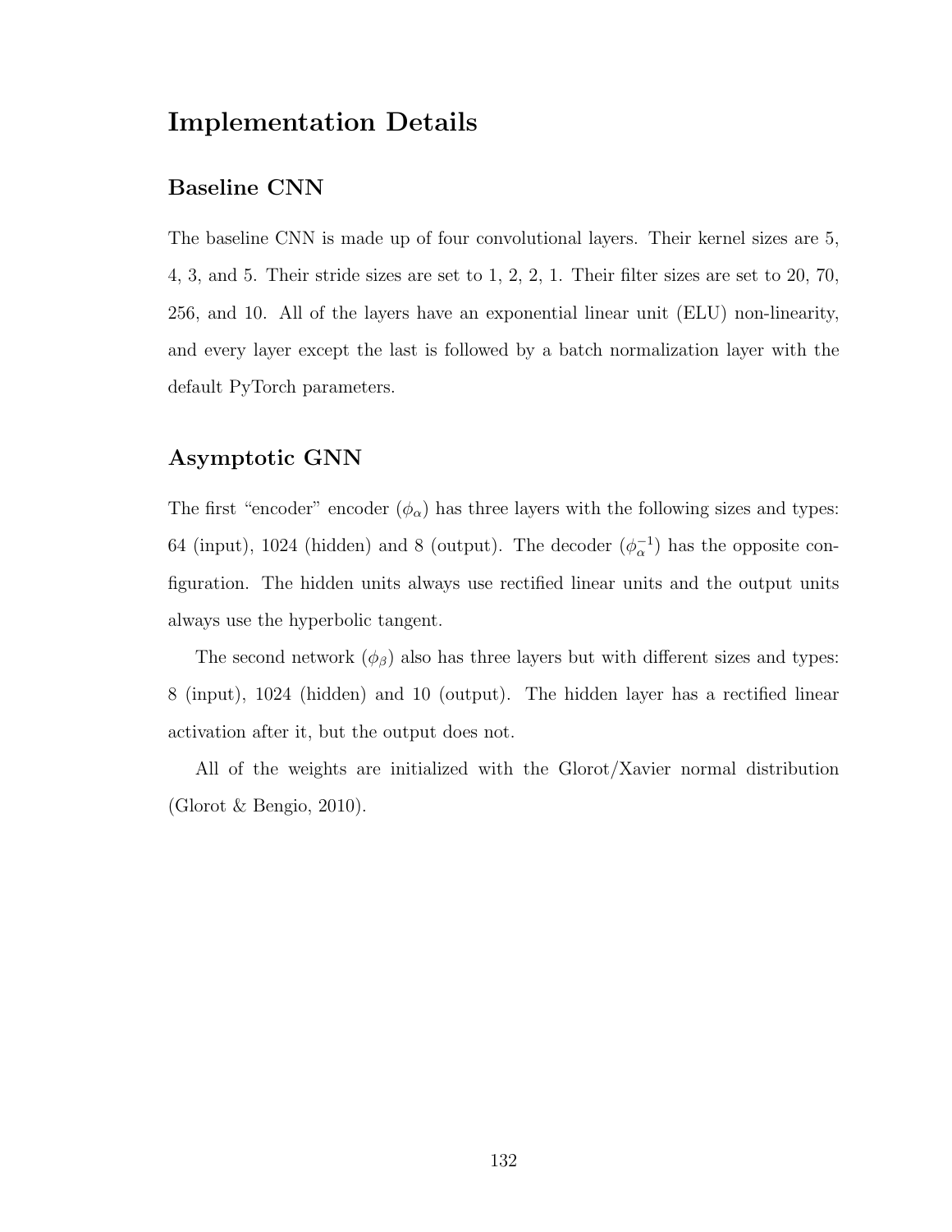# Implementation Details

## Baseline CNN

The baseline CNN is made up of four convolutional layers. Their kernel sizes are 5, 4, 3, and 5. Their stride sizes are set to 1, 2, 2, 1. Their filter sizes are set to 20, 70, 256, and 10. All of the layers have an exponential linear unit (ELU) non-linearity, and every layer except the last is followed by a batch normalization layer with the default PyTorch parameters.

## Asymptotic GNN

The first "encoder" encoder ($\phi_\alpha$) has three layers with the following sizes and types: 64 (input), 1024 (hidden) and 8 (output). The decoder ($\phi_\alpha^{-1}$) has the opposite configuration. The hidden units always use rectified linear units and the output units always use the hyperbolic tangent.

The second network ($\phi_\beta$) also has three layers but with different sizes and types: 8 (input), 1024 (hidden) and 10 (output). The hidden layer has a rectified linear activation after it, but the output does not.

All of the weights are initialized with the Glorot/Xavier normal distribution (Glorot & Bengio, 2010).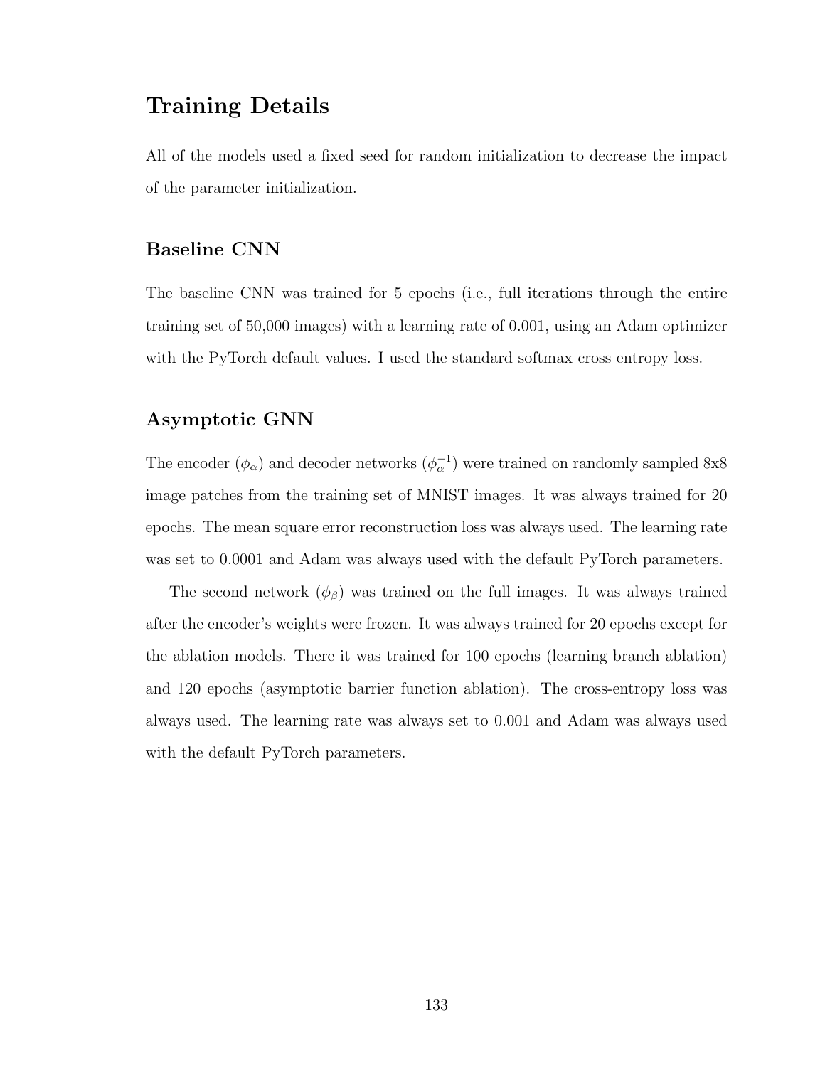## Training Details

All of the models used a fixed seed for random initialization to decrease the impact of the parameter initialization.

### Baseline CNN

The baseline CNN was trained for 5 epochs (i.e., full iterations through the entire training set of 50,000 images) with a learning rate of 0.001, using an Adam optimizer with the PyTorch default values. I used the standard softmax cross entropy loss.

### Asymptotic GNN

The encoder ($\phi_\alpha$) and decoder networks ($\phi_\alpha^{-1}$) were trained on randomly sampled 8x8 image patches from the training set of MNIST images. It was always trained for 20 epochs. The mean square error reconstruction loss was always used. The learning rate was set to 0.0001 and Adam was always used with the default PyTorch parameters.

The second network ($\phi_\beta$) was trained on the full images. It was always trained after the encoder's weights were frozen. It was always trained for 20 epochs except for the ablation models. There it was trained for 100 epochs (learning branch ablation) and 120 epochs (asymptotic barrier function ablation). The cross-entropy loss was always used. The learning rate was always set to 0.001 and Adam was always used with the default PyTorch parameters.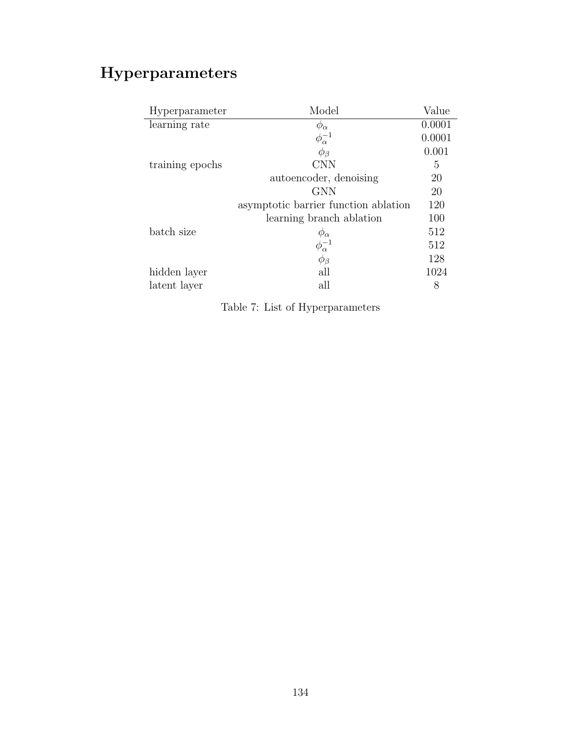# Hyperparameters

| Hyperparameter | Model | Value |
|---|---|---|
| learning rate | $\phi_\alpha$ | 0.0001 |
| | $\phi_\alpha^{-1}$ | 0.0001 |
| | $\phi_\beta$ | 0.001 |
| training epochs | CNN | 5 |
| | autoencoder, denoising | 20 |
| | GNN | 20 |
| | asymptotic barrier function ablation | 120 |
| | learning branch ablation | 100 |
| batch size | $\phi_\alpha$ | 512 |
| | $\phi_\alpha^{-1}$ | 512 |
| | $\phi_\beta$ | 128 |
| hidden layer | all | 1024 |
| latent layer | all | 8 |

Table 7: List of Hyperparameters